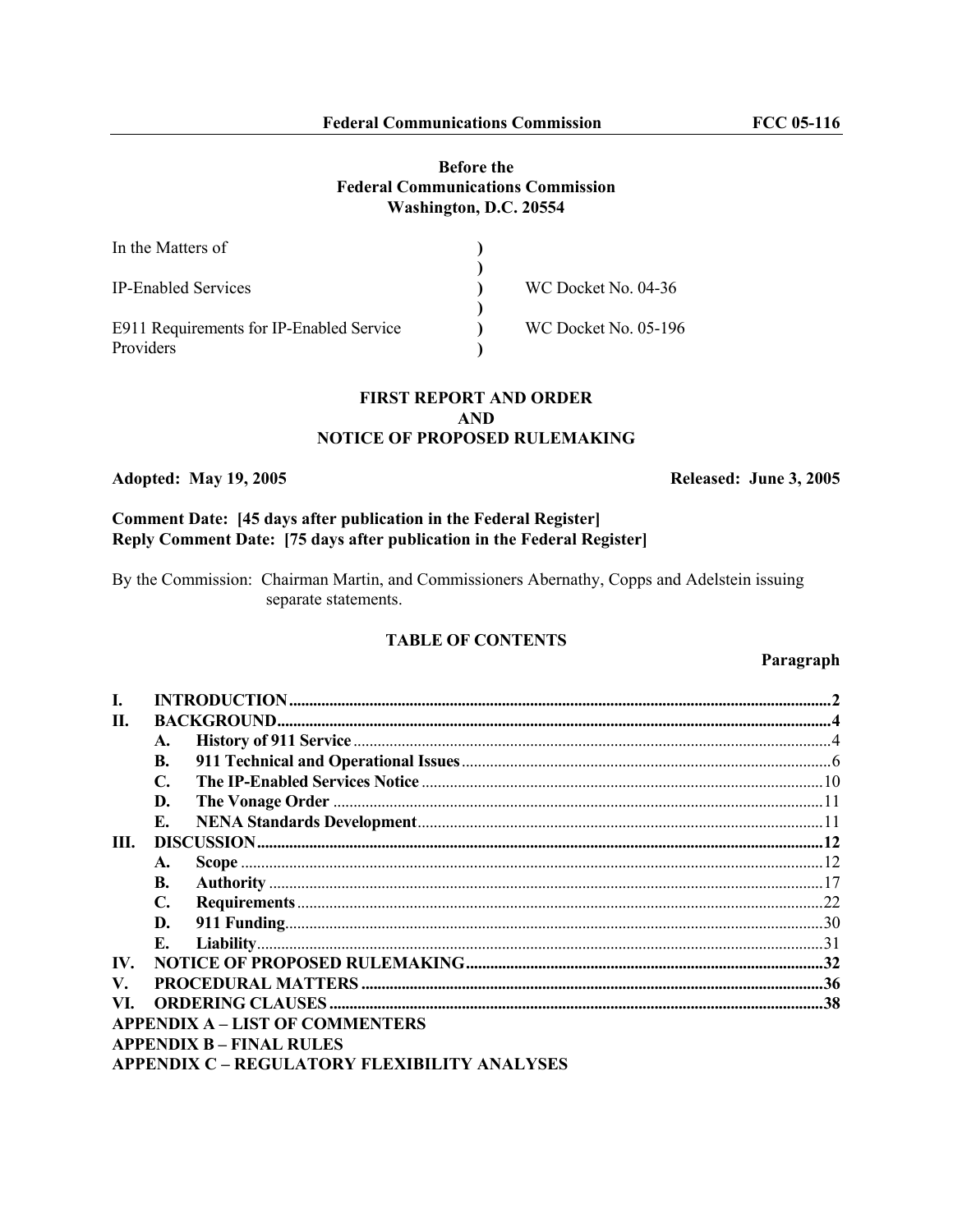**Before the**
**Federal Communications Commission**
**Washington, D.C. 20554**

| | | |
|---|---|---|
| In the Matters of | ) | |
| | ) | |
| IP-Enabled Services | ) | WC Docket No. 04-36 |
| | ) | |
| E911 Requirements for IP-Enabled Service Providers | ) | WC Docket No. 05-196 |
| | ) | |

# FIRST REPORT AND ORDER
# AND
# NOTICE OF PROPOSED RULEMAKING

**Adopted: May 19, 2005** **Released: June 3, 2005**

**Comment Date: [45 days after publication in the Federal Register]**
**Reply Comment Date: [75 days after publication in the Federal Register]**

By the Commission: Chairman Martin, and Commissioners Abernathy, Copps and Adelstein issuing separate statements.

## TABLE OF CONTENTS

| | | | Paragraph |
|---|---|---|---|
| **I.** | **INTRODUCTION** | | **2** |
| **II.** | **BACKGROUND** | | **4** |
| | **A.** | **History of 911 Service** | 4 |
| | **B.** | **911 Technical and Operational Issues** | 6 |
| | **C.** | **The IP-Enabled Services Notice** | 10 |
| | **D.** | **The Vonage Order** | 11 |
| | **E.** | **NENA Standards Development** | 11 |
| **III.** | **DISCUSSION** | | **12** |
| | **A.** | **Scope** | 12 |
| | **B.** | **Authority** | 17 |
| | **C.** | **Requirements** | 22 |
| | **D.** | **911 Funding** | 30 |
| | **E.** | **Liability** | 31 |
| **IV.** | **NOTICE OF PROPOSED RULEMAKING** | | **32** |
| **V.** | **PROCEDURAL MATTERS** | | **36** |
| **VI.** | **ORDERING CLAUSES** | | **38** |

**APPENDIX A – LIST OF COMMENTERS**
**APPENDIX B – FINAL RULES**
**APPENDIX C – REGULATORY FLEXIBILITY ANALYSES**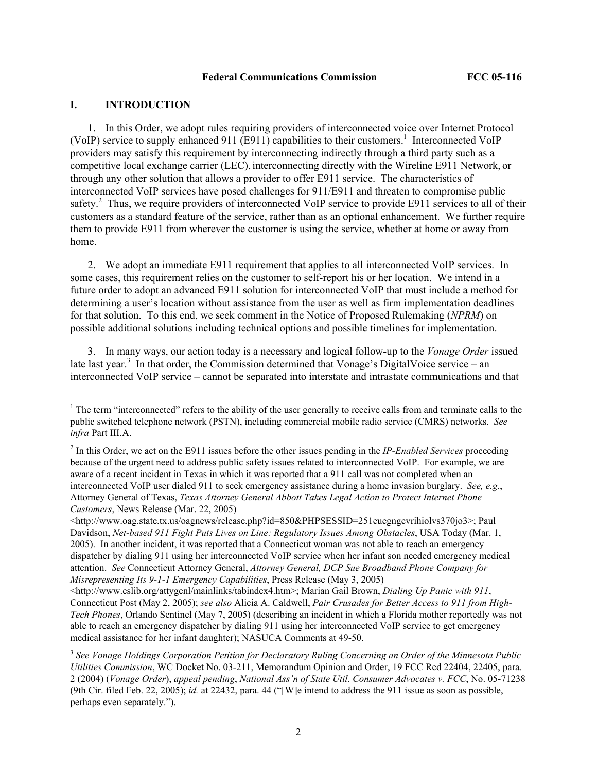## I. INTRODUCTION

1. In this Order, we adopt rules requiring providers of interconnected voice over Internet Protocol (VoIP) service to supply enhanced 911 (E911) capabilities to their customers.[1] Interconnected VoIP providers may satisfy this requirement by interconnecting indirectly through a third party such as a competitive local exchange carrier (LEC), interconnecting directly with the Wireline E911 Network, or through any other solution that allows a provider to offer E911 service. The characteristics of interconnected VoIP services have posed challenges for 911/E911 and threaten to compromise public safety.[2] Thus, we require providers of interconnected VoIP service to provide E911 services to all of their customers as a standard feature of the service, rather than as an optional enhancement. We further require them to provide E911 from wherever the customer is using the service, whether at home or away from home.

2. We adopt an immediate E911 requirement that applies to all interconnected VoIP services. In some cases, this requirement relies on the customer to self-report his or her location. We intend in a future order to adopt an advanced E911 solution for interconnected VoIP that must include a method for determining a user's location without assistance from the user as well as firm implementation deadlines for that solution. To this end, we seek comment in the Notice of Proposed Rulemaking (*NPRM*) on possible additional solutions including technical options and possible timelines for implementation.

3. In many ways, our action today is a necessary and logical follow-up to the *Vonage Order* issued late last year.[3] In that order, the Commission determined that Vonage's DigitalVoice service – an interconnected VoIP service – cannot be separated into interstate and intrastate communications and that

---

[1] The term "interconnected" refers to the ability of the user generally to receive calls from and terminate calls to the public switched telephone network (PSTN), including commercial mobile radio service (CMRS) networks. *See infra* Part III.A.

[2] In this Order, we act on the E911 issues before the other issues pending in the *IP-Enabled Services* proceeding because of the urgent need to address public safety issues related to interconnected VoIP. For example, we are aware of a recent incident in Texas in which it was reported that a 911 call was not completed when an interconnected VoIP user dialed 911 to seek emergency assistance during a home invasion burglary. *See, e.g.*, Attorney General of Texas, *Texas Attorney General Abbott Takes Legal Action to Protect Internet Phone Customers*, News Release (Mar. 22, 2005) <http://www.oag.state.tx.us/oagnews/release.php?id=850&PHPSESSID=251eucgngcvrihiolvs370jo3>; Paul Davidson, *Net-based 911 Fight Puts Lives on Line: Regulatory Issues Among Obstacles*, USA Today (Mar. 1, 2005). In another incident, it was reported that a Connecticut woman was not able to reach an emergency dispatcher by dialing 911 using her interconnected VoIP service when her infant son needed emergency medical attention. *See* Connecticut Attorney General, *Attorney General, DCP Sue Broadband Phone Company for Misrepresenting Its 9-1-1 Emergency Capabilities*, Press Release (May 3, 2005) <http://www.cslib.org/attygenl/mainlinks/tabindex4.htm>; Marian Gail Brown, *Dialing Up Panic with 911*, Connecticut Post (May 2, 2005); *see also* Alicia A. Caldwell, *Pair Crusades for Better Access to 911 from High-Tech Phones*, Orlando Sentinel (May 7, 2005) (describing an incident in which a Florida mother reportedly was not able to reach an emergency dispatcher by dialing 911 using her interconnected VoIP service to get emergency medical assistance for her infant daughter); NASUCA Comments at 49-50.

[3] *See Vonage Holdings Corporation Petition for Declaratory Ruling Concerning an Order of the Minnesota Public Utilities Commission*, WC Docket No. 03-211, Memorandum Opinion and Order, 19 FCC Rcd 22404, 22405, para. 2 (2004) (*Vonage Order*), *appeal pending*, *National Ass'n of State Util. Consumer Advocates v. FCC*, No. 05-71238 (9th Cir. filed Feb. 22, 2005); *id.* at 22432, para. 44 ("[W]e intend to address the 911 issue as soon as possible, perhaps even separately.").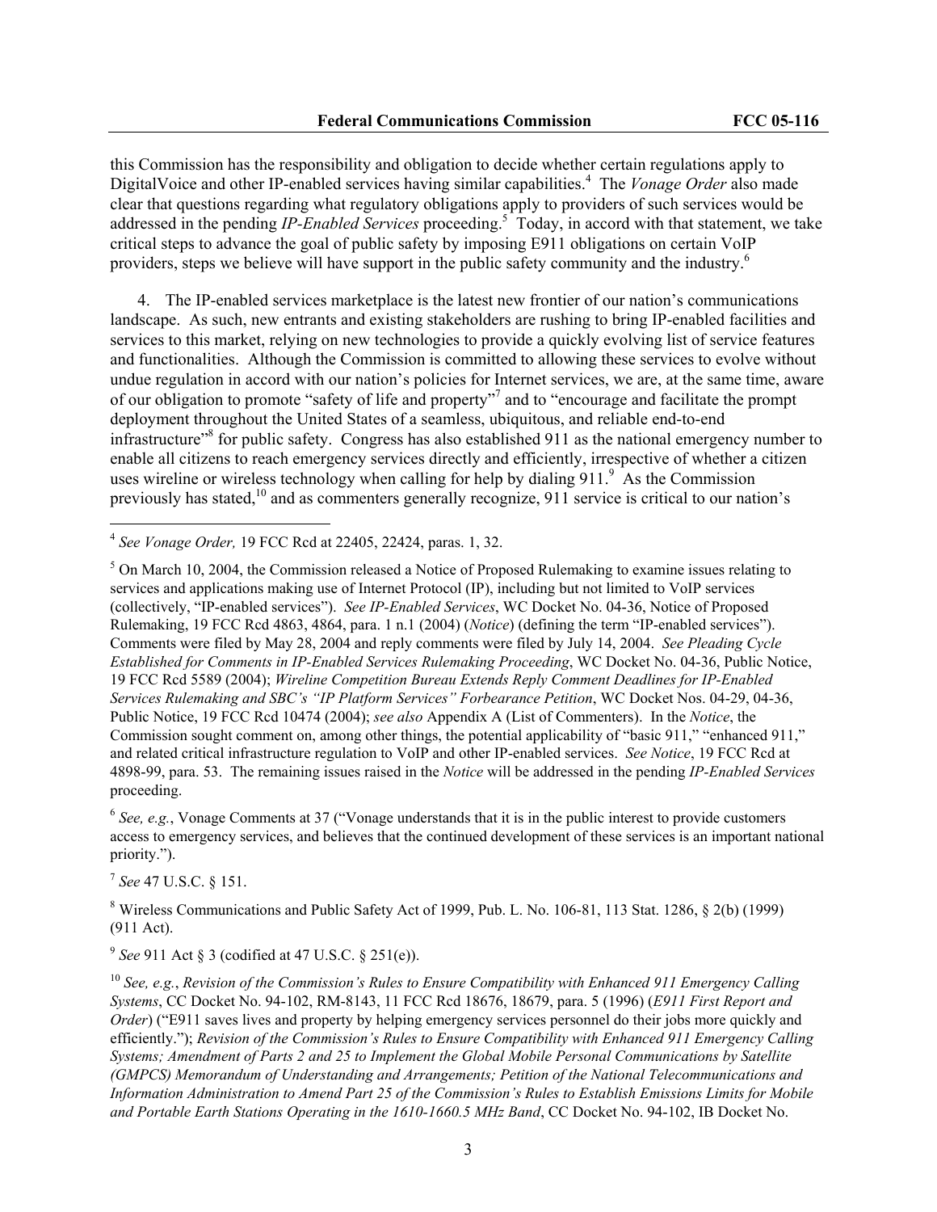this Commission has the responsibility and obligation to decide whether certain regulations apply to DigitalVoice and other IP-enabled services having similar capabilities.[4] The *Vonage Order* also made clear that questions regarding what regulatory obligations apply to providers of such services would be addressed in the pending *IP-Enabled Services* proceeding.[5] Today, in accord with that statement, we take critical steps to advance the goal of public safety by imposing E911 obligations on certain VoIP providers, steps we believe will have support in the public safety community and the industry.[6]

4. The IP-enabled services marketplace is the latest new frontier of our nation's communications landscape. As such, new entrants and existing stakeholders are rushing to bring IP-enabled facilities and services to this market, relying on new technologies to provide a quickly evolving list of service features and functionalities. Although the Commission is committed to allowing these services to evolve without undue regulation in accord with our nation's policies for Internet services, we are, at the same time, aware of our obligation to promote "safety of life and property"[7] and to "encourage and facilitate the prompt deployment throughout the United States of a seamless, ubiquitous, and reliable end-to-end infrastructure"[8] for public safety. Congress has also established 911 as the national emergency number to enable all citizens to reach emergency services directly and efficiently, irrespective of whether a citizen uses wireline or wireless technology when calling for help by dialing 911.[9] As the Commission previously has stated,[10] and as commenters generally recognize, 911 service is critical to our nation's

---

[4] *See Vonage Order,* 19 FCC Rcd at 22405, 22424, paras. 1, 32.

[5] On March 10, 2004, the Commission released a Notice of Proposed Rulemaking to examine issues relating to services and applications making use of Internet Protocol (IP), including but not limited to VoIP services (collectively, "IP-enabled services"). *See IP-Enabled Services*, WC Docket No. 04-36, Notice of Proposed Rulemaking, 19 FCC Rcd 4863, 4864, para. 1 n.1 (2004) (*Notice*) (defining the term "IP-enabled services"). Comments were filed by May 28, 2004 and reply comments were filed by July 14, 2004. *See Pleading Cycle Established for Comments in IP-Enabled Services Rulemaking Proceeding*, WC Docket No. 04-36, Public Notice, 19 FCC Rcd 5589 (2004); *Wireline Competition Bureau Extends Reply Comment Deadlines for IP-Enabled Services Rulemaking and SBC's "IP Platform Services" Forbearance Petition*, WC Docket Nos. 04-29, 04-36, Public Notice, 19 FCC Rcd 10474 (2004); *see also* Appendix A (List of Commenters). In the *Notice*, the Commission sought comment on, among other things, the potential applicability of "basic 911," "enhanced 911," and related critical infrastructure regulation to VoIP and other IP-enabled services. *See Notice*, 19 FCC Rcd at 4898-99, para. 53. The remaining issues raised in the *Notice* will be addressed in the pending *IP-Enabled Services* proceeding.

[6] *See, e.g.*, Vonage Comments at 37 ("Vonage understands that it is in the public interest to provide customers access to emergency services, and believes that the continued development of these services is an important national priority.").

[7] *See* 47 U.S.C. § 151.

[8] Wireless Communications and Public Safety Act of 1999, Pub. L. No. 106-81, 113 Stat. 1286, § 2(b) (1999) (911 Act).

[9] *See* 911 Act § 3 (codified at 47 U.S.C. § 251(e)).

[10] *See, e.g.*, *Revision of the Commission's Rules to Ensure Compatibility with Enhanced 911 Emergency Calling Systems*, CC Docket No. 94-102, RM-8143, 11 FCC Rcd 18676, 18679, para. 5 (1996) (*E911 First Report and Order*) ("E911 saves lives and property by helping emergency services personnel do their jobs more quickly and efficiently."); *Revision of the Commission's Rules to Ensure Compatibility with Enhanced 911 Emergency Calling Systems; Amendment of Parts 2 and 25 to Implement the Global Mobile Personal Communications by Satellite (GMPCS) Memorandum of Understanding and Arrangements; Petition of the National Telecommunications and Information Administration to Amend Part 25 of the Commission's Rules to Establish Emissions Limits for Mobile and Portable Earth Stations Operating in the 1610-1660.5 MHz Band*, CC Docket No. 94-102, IB Docket No.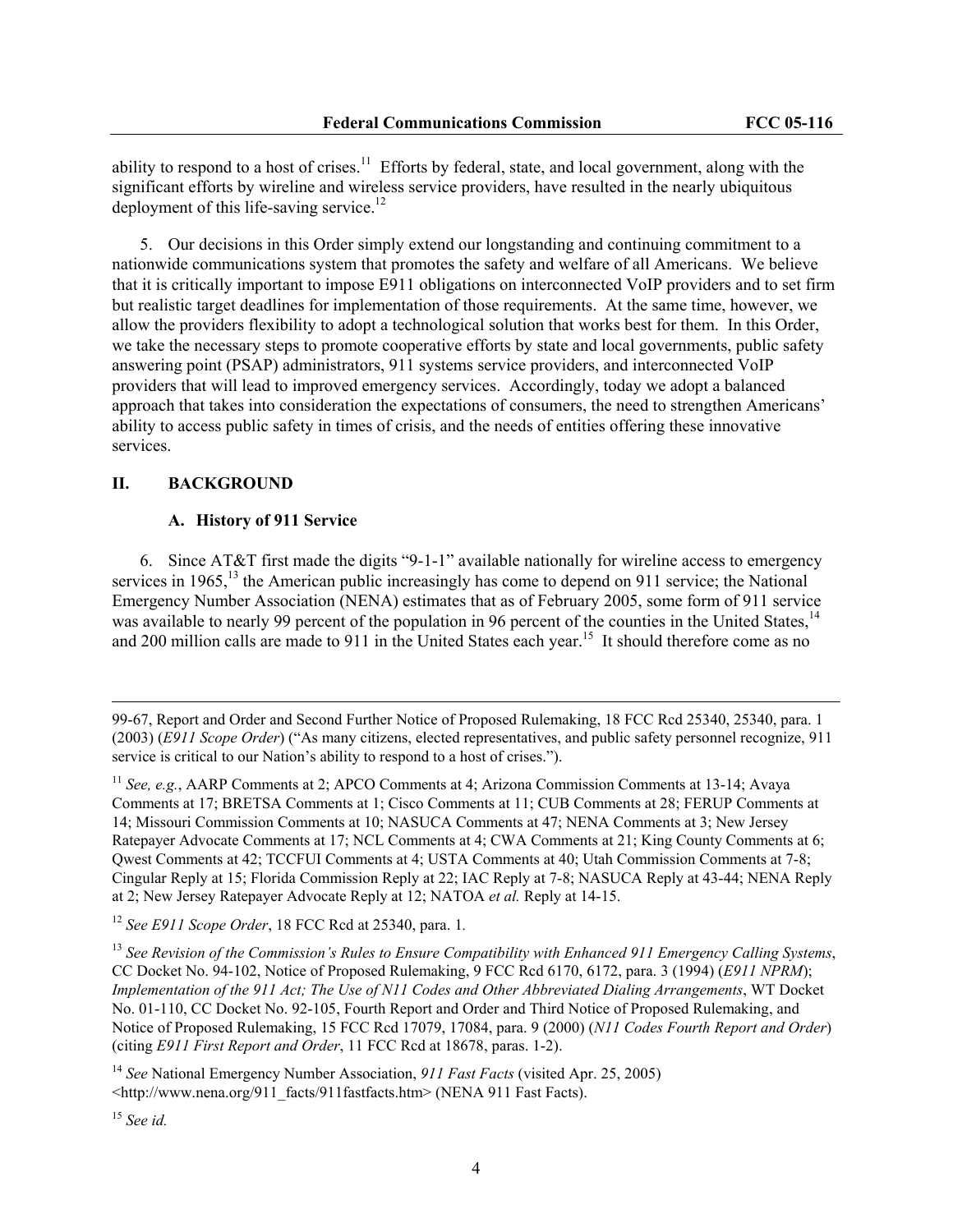ability to respond to a host of crises.[11] Efforts by federal, state, and local government, along with the significant efforts by wireline and wireless service providers, have resulted in the nearly ubiquitous deployment of this life-saving service.[12]

5. Our decisions in this Order simply extend our longstanding and continuing commitment to a nationwide communications system that promotes the safety and welfare of all Americans. We believe that it is critically important to impose E911 obligations on interconnected VoIP providers and to set firm but realistic target deadlines for implementation of those requirements. At the same time, however, we allow the providers flexibility to adopt a technological solution that works best for them. In this Order, we take the necessary steps to promote cooperative efforts by state and local governments, public safety answering point (PSAP) administrators, 911 systems service providers, and interconnected VoIP providers that will lead to improved emergency services. Accordingly, today we adopt a balanced approach that takes into consideration the expectations of consumers, the need to strengthen Americans' ability to access public safety in times of crisis, and the needs of entities offering these innovative services.

## II. BACKGROUND

### A. History of 911 Service

6. Since AT&T first made the digits "9-1-1" available nationally for wireline access to emergency services in 1965,[13] the American public increasingly has come to depend on 911 service; the National Emergency Number Association (NENA) estimates that as of February 2005, some form of 911 service was available to nearly 99 percent of the population in 96 percent of the counties in the United States,[14] and 200 million calls are made to 911 in the United States each year.[15] It should therefore come as no

---

99-67, Report and Order and Second Further Notice of Proposed Rulemaking, 18 FCC Rcd 25340, 25340, para. 1 (2003) (*E911 Scope Order*) ("As many citizens, elected representatives, and public safety personnel recognize, 911 service is critical to our Nation's ability to respond to a host of crises.").

[11] *See, e.g.*, AARP Comments at 2; APCO Comments at 4; Arizona Commission Comments at 13-14; Avaya Comments at 17; BRETSA Comments at 1; Cisco Comments at 11; CUB Comments at 28; FERUP Comments at 14; Missouri Commission Comments at 10; NASUCA Comments at 47; NENA Comments at 3; New Jersey Ratepayer Advocate Comments at 17; NCL Comments at 4; CWA Comments at 21; King County Comments at 6; Qwest Comments at 42; TCCFUI Comments at 4; USTA Comments at 40; Utah Commission Comments at 7-8; Cingular Reply at 15; Florida Commission Reply at 22; IAC Reply at 7-8; NASUCA Reply at 43-44; NENA Reply at 2; New Jersey Ratepayer Advocate Reply at 12; NATOA *et al.* Reply at 14-15.

[12] *See E911 Scope Order*, 18 FCC Rcd at 25340, para. 1.

[13] *See Revision of the Commission's Rules to Ensure Compatibility with Enhanced 911 Emergency Calling Systems*, CC Docket No. 94-102, Notice of Proposed Rulemaking, 9 FCC Rcd 6170, 6172, para. 3 (1994) (*E911 NPRM*); *Implementation of the 911 Act; The Use of N11 Codes and Other Abbreviated Dialing Arrangements*, WT Docket No. 01-110, CC Docket No. 92-105, Fourth Report and Order and Third Notice of Proposed Rulemaking, and Notice of Proposed Rulemaking, 15 FCC Rcd 17079, 17084, para. 9 (2000) (*N11 Codes Fourth Report and Order*) (citing *E911 First Report and Order*, 11 FCC Rcd at 18678, paras. 1-2).

[14] *See* National Emergency Number Association, *911 Fast Facts* (visited Apr. 25, 2005) <http://www.nena.org/911_facts/911fastfacts.htm> (NENA 911 Fast Facts).

[15] *See id.*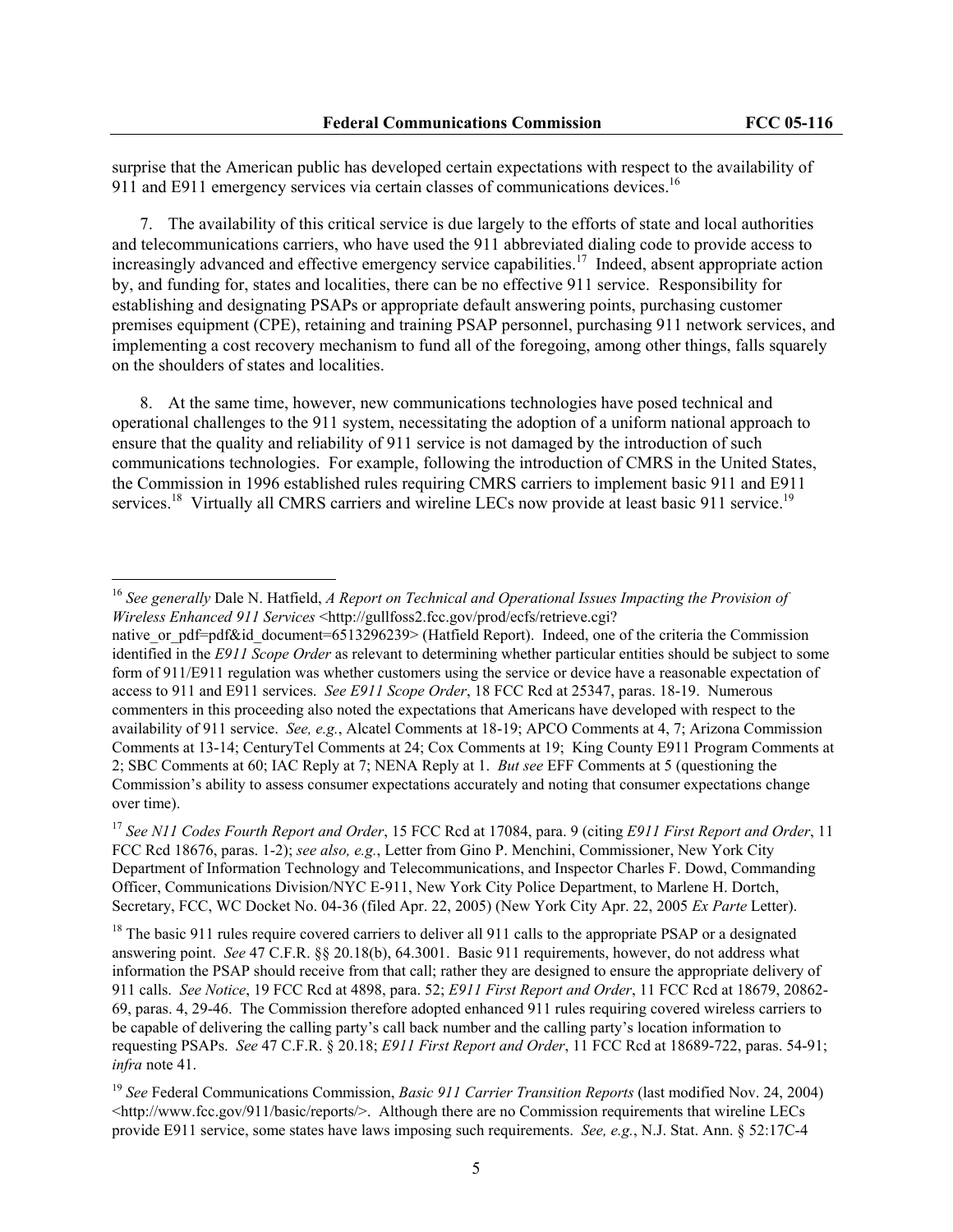surprise that the American public has developed certain expectations with respect to the availability of 911 and E911 emergency services via certain classes of communications devices.[16]

7. The availability of this critical service is due largely to the efforts of state and local authorities and telecommunications carriers, who have used the 911 abbreviated dialing code to provide access to increasingly advanced and effective emergency service capabilities.[17] Indeed, absent appropriate action by, and funding for, states and localities, there can be no effective 911 service. Responsibility for establishing and designating PSAPs or appropriate default answering points, purchasing customer premises equipment (CPE), retaining and training PSAP personnel, purchasing 911 network services, and implementing a cost recovery mechanism to fund all of the foregoing, among other things, falls squarely on the shoulders of states and localities.

8. At the same time, however, new communications technologies have posed technical and operational challenges to the 911 system, necessitating the adoption of a uniform national approach to ensure that the quality and reliability of 911 service is not damaged by the introduction of such communications technologies. For example, following the introduction of CMRS in the United States, the Commission in 1996 established rules requiring CMRS carriers to implement basic 911 and E911 services.[18] Virtually all CMRS carriers and wireline LECs now provide at least basic 911 service.[19]

---

[16] *See generally* Dale N. Hatfield, *A Report on Technical and Operational Issues Impacting the Provision of Wireless Enhanced 911 Services* <http://gullfoss2.fcc.gov/prod/ecfs/retrieve.cgi?native_or_pdf=pdf&id_document=6513296239> (Hatfield Report). Indeed, one of the criteria the Commission identified in the *E911 Scope Order* as relevant to determining whether particular entities should be subject to some form of 911/E911 regulation was whether customers using the service or device have a reasonable expectation of access to 911 and E911 services. *See E911 Scope Order*, 18 FCC Rcd at 25347, paras. 18-19. Numerous commenters in this proceeding also noted the expectations that Americans have developed with respect to the availability of 911 service. *See, e.g.*, Alcatel Comments at 18-19; APCO Comments at 4, 7; Arizona Commission Comments at 13-14; CenturyTel Comments at 24; Cox Comments at 19; King County E911 Program Comments at 2; SBC Comments at 60; IAC Reply at 7; NENA Reply at 1. *But see* EFF Comments at 5 (questioning the Commission's ability to assess consumer expectations accurately and noting that consumer expectations change over time).

[17] *See N11 Codes Fourth Report and Order*, 15 FCC Rcd at 17084, para. 9 (citing *E911 First Report and Order*, 11 FCC Rcd 18676, paras. 1-2); *see also, e.g.*, Letter from Gino P. Menchini, Commissioner, New York City Department of Information Technology and Telecommunications, and Inspector Charles F. Dowd, Commanding Officer, Communications Division/NYC E-911, New York City Police Department, to Marlene H. Dortch, Secretary, FCC, WC Docket No. 04-36 (filed Apr. 22, 2005) (New York City Apr. 22, 2005 *Ex Parte* Letter).

[18] The basic 911 rules require covered carriers to deliver all 911 calls to the appropriate PSAP or a designated answering point. *See* 47 C.F.R. §§ 20.18(b), 64.3001. Basic 911 requirements, however, do not address what information the PSAP should receive from that call; rather they are designed to ensure the appropriate delivery of 911 calls. *See Notice*, 19 FCC Rcd at 4898, para. 52; *E911 First Report and Order*, 11 FCC Rcd at 18679, 20862-69, paras. 4, 29-46. The Commission therefore adopted enhanced 911 rules requiring covered wireless carriers to be capable of delivering the calling party's call back number and the calling party's location information to requesting PSAPs. *See* 47 C.F.R. § 20.18; *E911 First Report and Order*, 11 FCC Rcd at 18689-722, paras. 54-91; *infra* note 41.

[19] *See* Federal Communications Commission, *Basic 911 Carrier Transition Reports* (last modified Nov. 24, 2004) <http://www.fcc.gov/911/basic/reports/>. Although there are no Commission requirements that wireline LECs provide E911 service, some states have laws imposing such requirements. *See, e.g.*, N.J. Stat. Ann. § 52:17C-4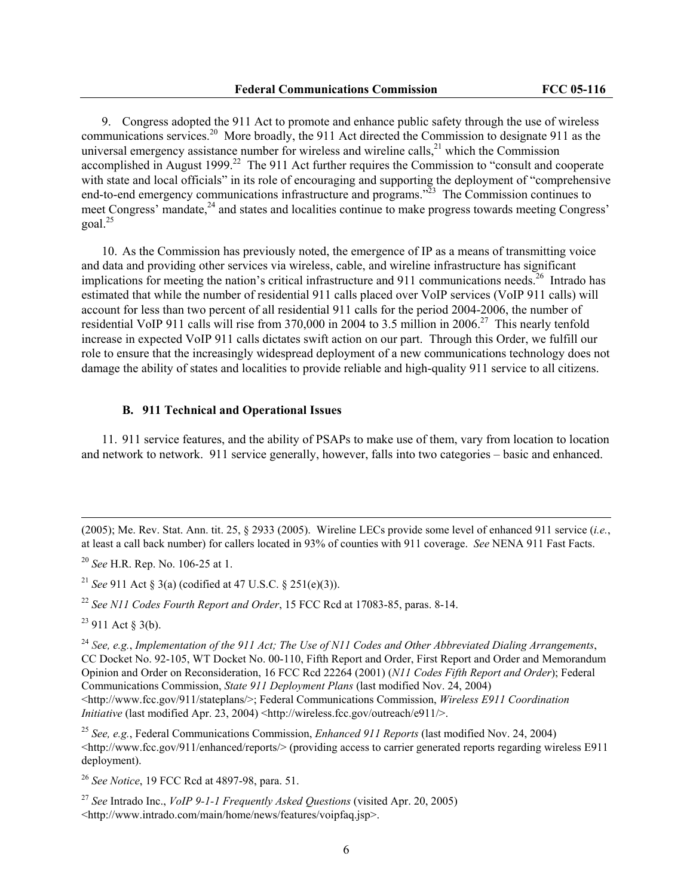9. Congress adopted the 911 Act to promote and enhance public safety through the use of wireless communications services.[20] More broadly, the 911 Act directed the Commission to designate 911 as the universal emergency assistance number for wireless and wireline calls,[21] which the Commission accomplished in August 1999.[22] The 911 Act further requires the Commission to "consult and cooperate with state and local officials" in its role of encouraging and supporting the deployment of "comprehensive end-to-end emergency communications infrastructure and programs."[23] The Commission continues to meet Congress' mandate,[24] and states and localities continue to make progress towards meeting Congress' goal.[25]

10. As the Commission has previously noted, the emergence of IP as a means of transmitting voice and data and providing other services via wireless, cable, and wireline infrastructure has significant implications for meeting the nation's critical infrastructure and 911 communications needs.[26] Intrado has estimated that while the number of residential 911 calls placed over VoIP services (VoIP 911 calls) will account for less than two percent of all residential 911 calls for the period 2004-2006, the number of residential VoIP 911 calls will rise from 370,000 in 2004 to 3.5 million in 2006.[27] This nearly tenfold increase in expected VoIP 911 calls dictates swift action on our part. Through this Order, we fulfill our role to ensure that the increasingly widespread deployment of a new communications technology does not damage the ability of states and localities to provide reliable and high-quality 911 service to all citizens.

### B. 911 Technical and Operational Issues

11. 911 service features, and the ability of PSAPs to make use of them, vary from location to location and network to network. 911 service generally, however, falls into two categories – basic and enhanced.

---

(2005); Me. Rev. Stat. Ann. tit. 25, § 2933 (2005). Wireline LECs provide some level of enhanced 911 service (*i.e.*, at least a call back number) for callers located in 93% of counties with 911 coverage. *See* NENA 911 Fast Facts.

[20] *See* H.R. Rep. No. 106-25 at 1.

[21] *See* 911 Act § 3(a) (codified at 47 U.S.C. § 251(e)(3)).

[22] *See N11 Codes Fourth Report and Order*, 15 FCC Rcd at 17083-85, paras. 8-14.

[23] 911 Act § 3(b).

[24] *See, e.g.*, *Implementation of the 911 Act; The Use of N11 Codes and Other Abbreviated Dialing Arrangements*, CC Docket No. 92-105, WT Docket No. 00-110, Fifth Report and Order, First Report and Order and Memorandum Opinion and Order on Reconsideration, 16 FCC Rcd 22264 (2001) (*N11 Codes Fifth Report and Order*); Federal Communications Commission, *State 911 Deployment Plans* (last modified Nov. 24, 2004) <http://www.fcc.gov/911/stateplans/>; Federal Communications Commission, *Wireless E911 Coordination Initiative* (last modified Apr. 23, 2004) <http://wireless.fcc.gov/outreach/e911/>.

[25] *See, e.g.*, Federal Communications Commission, *Enhanced 911 Reports* (last modified Nov. 24, 2004) <http://www.fcc.gov/911/enhanced/reports/> (providing access to carrier generated reports regarding wireless E911 deployment).

[26] *See Notice*, 19 FCC Rcd at 4897-98, para. 51.

[27] *See* Intrado Inc., *VoIP 9-1-1 Frequently Asked Questions* (visited Apr. 20, 2005) <http://www.intrado.com/main/home/news/features/voipfaq.jsp>.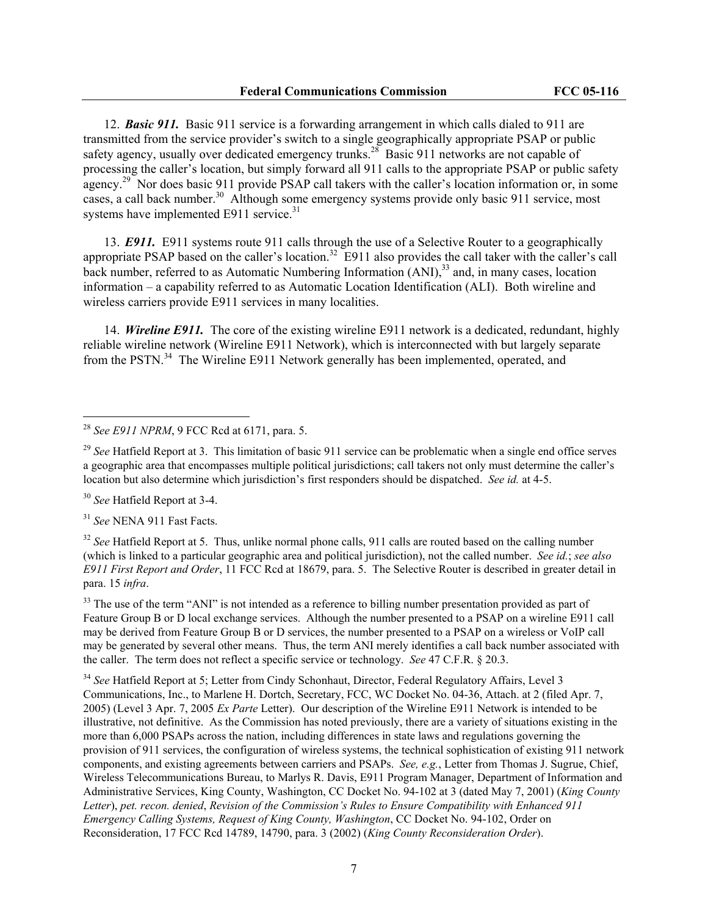12. ***Basic 911.*** Basic 911 service is a forwarding arrangement in which calls dialed to 911 are transmitted from the service provider's switch to a single geographically appropriate PSAP or public safety agency, usually over dedicated emergency trunks.[28] Basic 911 networks are not capable of processing the caller's location, but simply forward all 911 calls to the appropriate PSAP or public safety agency.[29] Nor does basic 911 provide PSAP call takers with the caller's location information or, in some cases, a call back number.[30] Although some emergency systems provide only basic 911 service, most systems have implemented E911 service.[31]

13. ***E911.*** E911 systems route 911 calls through the use of a Selective Router to a geographically appropriate PSAP based on the caller's location.[32] E911 also provides the call taker with the caller's call back number, referred to as Automatic Numbering Information (ANI),[33] and, in many cases, location information – a capability referred to as Automatic Location Identification (ALI). Both wireline and wireless carriers provide E911 services in many localities.

14. ***Wireline E911.*** The core of the existing wireline E911 network is a dedicated, redundant, highly reliable wireline network (Wireline E911 Network), which is interconnected with but largely separate from the PSTN.[34] The Wireline E911 Network generally has been implemented, operated, and

---

[28] *See E911 NPRM*, 9 FCC Rcd at 6171, para. 5.

[29] *See* Hatfield Report at 3. This limitation of basic 911 service can be problematic when a single end office serves a geographic area that encompasses multiple political jurisdictions; call takers not only must determine the caller's location but also determine which jurisdiction's first responders should be dispatched. *See id.* at 4-5.

[30] *See* Hatfield Report at 3-4.

[31] *See* NENA 911 Fast Facts.

[32] *See* Hatfield Report at 5. Thus, unlike normal phone calls, 911 calls are routed based on the calling number (which is linked to a particular geographic area and political jurisdiction), not the called number. *See id.*; *see also E911 First Report and Order*, 11 FCC Rcd at 18679, para. 5. The Selective Router is described in greater detail in para. 15 *infra*.

[33] The use of the term "ANI" is not intended as a reference to billing number presentation provided as part of Feature Group B or D local exchange services. Although the number presented to a PSAP on a wireline E911 call may be derived from Feature Group B or D services, the number presented to a PSAP on a wireless or VoIP call may be generated by several other means. Thus, the term ANI merely identifies a call back number associated with the caller. The term does not reflect a specific service or technology. *See* 47 C.F.R. § 20.3.

[34] *See* Hatfield Report at 5; Letter from Cindy Schonhaut, Director, Federal Regulatory Affairs, Level 3 Communications, Inc., to Marlene H. Dortch, Secretary, FCC, WC Docket No. 04-36, Attach. at 2 (filed Apr. 7, 2005) (Level 3 Apr. 7, 2005 *Ex Parte* Letter). Our description of the Wireline E911 Network is intended to be illustrative, not definitive. As the Commission has noted previously, there are a variety of situations existing in the more than 6,000 PSAPs across the nation, including differences in state laws and regulations governing the provision of 911 services, the configuration of wireless systems, the technical sophistication of existing 911 network components, and existing agreements between carriers and PSAPs. *See, e.g.*, Letter from Thomas J. Sugrue, Chief, Wireless Telecommunications Bureau, to Marlys R. Davis, E911 Program Manager, Department of Information and Administrative Services, King County, Washington, CC Docket No. 94-102 at 3 (dated May 7, 2001) (*King County Letter*), *pet. recon. denied*, *Revision of the Commission's Rules to Ensure Compatibility with Enhanced 911 Emergency Calling Systems, Request of King County, Washington*, CC Docket No. 94-102, Order on Reconsideration, 17 FCC Rcd 14789, 14790, para. 3 (2002) (*King County Reconsideration Order*).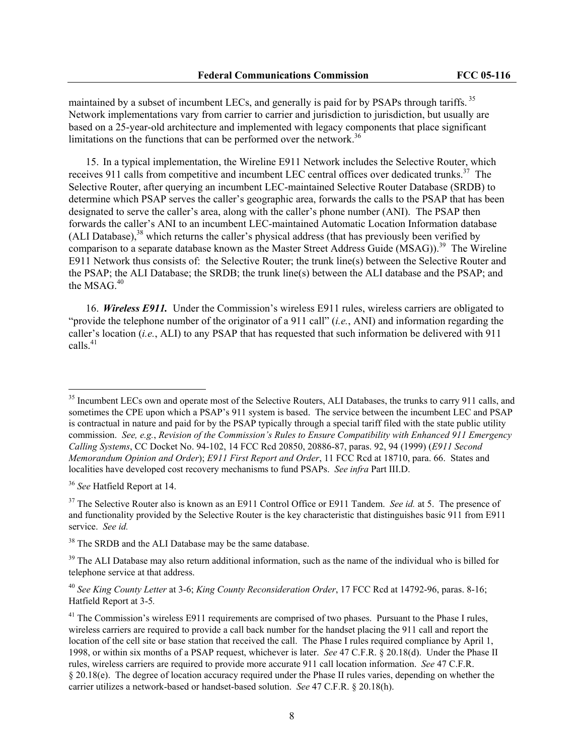maintained by a subset of incumbent LECs, and generally is paid for by PSAPs through tariffs.[35] Network implementations vary from carrier to carrier and jurisdiction to jurisdiction, but usually are based on a 25-year-old architecture and implemented with legacy components that place significant limitations on the functions that can be performed over the network.[36]

15. In a typical implementation, the Wireline E911 Network includes the Selective Router, which receives 911 calls from competitive and incumbent LEC central offices over dedicated trunks.[37] The Selective Router, after querying an incumbent LEC-maintained Selective Router Database (SRDB) to determine which PSAP serves the caller's geographic area, forwards the calls to the PSAP that has been designated to serve the caller's area, along with the caller's phone number (ANI). The PSAP then forwards the caller's ANI to an incumbent LEC-maintained Automatic Location Information database (ALI Database),[38] which returns the caller's physical address (that has previously been verified by comparison to a separate database known as the Master Street Address Guide (MSAG)).[39] The Wireline E911 Network thus consists of: the Selective Router; the trunk line(s) between the Selective Router and the PSAP; the ALI Database; the SRDB; the trunk line(s) between the ALI database and the PSAP; and the MSAG.[40]

16. ***Wireless E911.*** Under the Commission's wireless E911 rules, wireless carriers are obligated to "provide the telephone number of the originator of a 911 call" (*i.e.*, ANI) and information regarding the caller's location (*i.e.*, ALI) to any PSAP that has requested that such information be delivered with 911 calls.[41]

---

[35] Incumbent LECs own and operate most of the Selective Routers, ALI Databases, the trunks to carry 911 calls, and sometimes the CPE upon which a PSAP's 911 system is based. The service between the incumbent LEC and PSAP is contractual in nature and paid for by the PSAP typically through a special tariff filed with the state public utility commission. *See, e.g.*, *Revision of the Commission's Rules to Ensure Compatibility with Enhanced 911 Emergency Calling Systems*, CC Docket No. 94-102, 14 FCC Rcd 20850, 20886-87, paras. 92, 94 (1999) (*E911 Second Memorandum Opinion and Order*); *E911 First Report and Order*, 11 FCC Rcd at 18710, para. 66. States and localities have developed cost recovery mechanisms to fund PSAPs. *See infra* Part III.D.

[36] *See* Hatfield Report at 14.

[37] The Selective Router also is known as an E911 Control Office or E911 Tandem. *See id.* at 5. The presence of and functionality provided by the Selective Router is the key characteristic that distinguishes basic 911 from E911 service. *See id.*

[38] The SRDB and the ALI Database may be the same database.

[39] The ALI Database may also return additional information, such as the name of the individual who is billed for telephone service at that address.

[40] *See King County Letter* at 3-6; *King County Reconsideration Order*, 17 FCC Rcd at 14792-96, paras. 8-16; Hatfield Report at 3-5.

[41] The Commission's wireless E911 requirements are comprised of two phases. Pursuant to the Phase I rules, wireless carriers are required to provide a call back number for the handset placing the 911 call and report the location of the cell site or base station that received the call. The Phase I rules required compliance by April 1, 1998, or within six months of a PSAP request, whichever is later. *See* 47 C.F.R. § 20.18(d). Under the Phase II rules, wireless carriers are required to provide more accurate 911 call location information. *See* 47 C.F.R. § 20.18(e). The degree of location accuracy required under the Phase II rules varies, depending on whether the carrier utilizes a network-based or handset-based solution. *See* 47 C.F.R. § 20.18(h).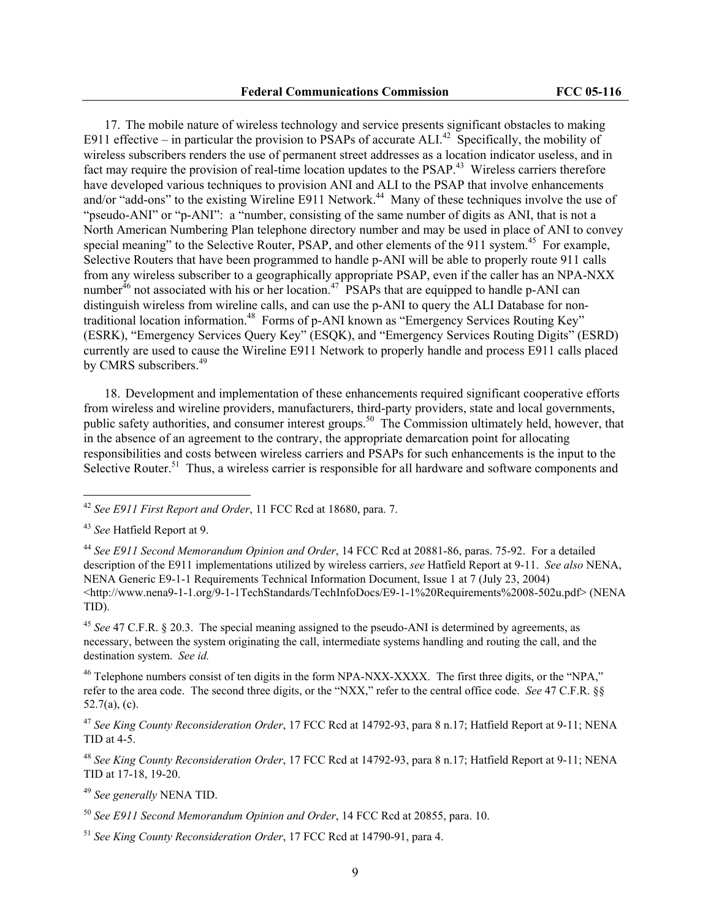17. The mobile nature of wireless technology and service presents significant obstacles to making E911 effective – in particular the provision to PSAPs of accurate ALI.[42] Specifically, the mobility of wireless subscribers renders the use of permanent street addresses as a location indicator useless, and in fact may require the provision of real-time location updates to the PSAP.[43] Wireless carriers therefore have developed various techniques to provision ANI and ALI to the PSAP that involve enhancements and/or "add-ons" to the existing Wireline E911 Network.[44] Many of these techniques involve the use of "pseudo-ANI" or "p-ANI": a "number, consisting of the same number of digits as ANI, that is not a North American Numbering Plan telephone directory number and may be used in place of ANI to convey special meaning" to the Selective Router, PSAP, and other elements of the 911 system.[45] For example, Selective Routers that have been programmed to handle p-ANI will be able to properly route 911 calls from any wireless subscriber to a geographically appropriate PSAP, even if the caller has an NPA-NXX number[46] not associated with his or her location.[47] PSAPs that are equipped to handle p-ANI can distinguish wireless from wireline calls, and can use the p-ANI to query the ALI Database for non-traditional location information.[48] Forms of p-ANI known as "Emergency Services Routing Key" (ESRK), "Emergency Services Query Key" (ESQK), and "Emergency Services Routing Digits" (ESRD) currently are used to cause the Wireline E911 Network to properly handle and process E911 calls placed by CMRS subscribers.[49]

18. Development and implementation of these enhancements required significant cooperative efforts from wireless and wireline providers, manufacturers, third-party providers, state and local governments, public safety authorities, and consumer interest groups.[50] The Commission ultimately held, however, that in the absence of an agreement to the contrary, the appropriate demarcation point for allocating responsibilities and costs between wireless carriers and PSAPs for such enhancements is the input to the Selective Router.[51] Thus, a wireless carrier is responsible for all hardware and software components and

---

[42] *See E911 First Report and Order*, 11 FCC Rcd at 18680, para. 7.

[43] *See* Hatfield Report at 9.

[44] *See E911 Second Memorandum Opinion and Order*, 14 FCC Rcd at 20881-86, paras. 75-92. For a detailed description of the E911 implementations utilized by wireless carriers, *see* Hatfield Report at 9-11. *See also* NENA, NENA Generic E9-1-1 Requirements Technical Information Document, Issue 1 at 7 (July 23, 2004) <http://www.nena9-1-1.org/9-1-1TechStandards/TechInfoDocs/E9-1-1%20Requirements%2008-502u.pdf> (NENA TID).

[45] *See* 47 C.F.R. § 20.3. The special meaning assigned to the pseudo-ANI is determined by agreements, as necessary, between the system originating the call, intermediate systems handling and routing the call, and the destination system. *See id.*

[46] Telephone numbers consist of ten digits in the form NPA-NXX-XXXX. The first three digits, or the "NPA," refer to the area code. The second three digits, or the "NXX," refer to the central office code. *See* 47 C.F.R. §§ 52.7(a), (c).

[47] *See King County Reconsideration Order*, 17 FCC Rcd at 14792-93, para 8 n.17; Hatfield Report at 9-11; NENA TID at 4-5.

[48] *See King County Reconsideration Order*, 17 FCC Rcd at 14792-93, para 8 n.17; Hatfield Report at 9-11; NENA TID at 17-18, 19-20.

[49] *See generally* NENA TID.

[50] *See E911 Second Memorandum Opinion and Order*, 14 FCC Rcd at 20855, para. 10.

[51] *See King County Reconsideration Order*, 17 FCC Rcd at 14790-91, para 4.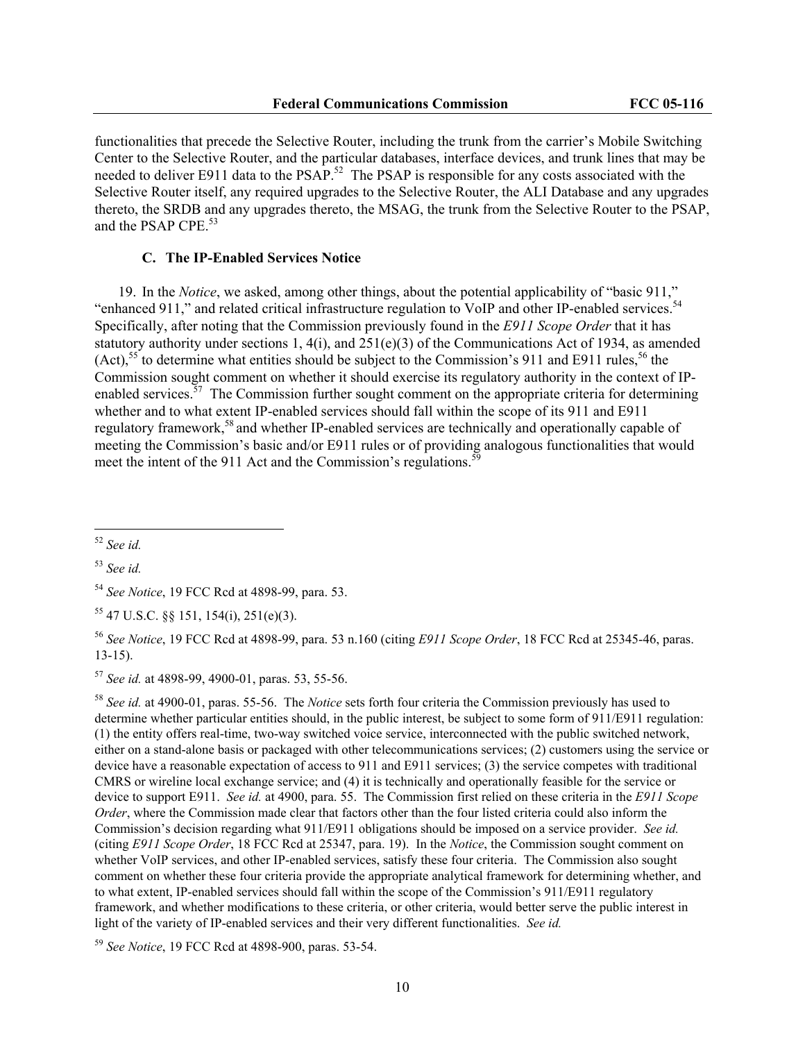functionalities that precede the Selective Router, including the trunk from the carrier's Mobile Switching Center to the Selective Router, and the particular databases, interface devices, and trunk lines that may be needed to deliver E911 data to the PSAP.[52] The PSAP is responsible for any costs associated with the Selective Router itself, any required upgrades to the Selective Router, the ALI Database and any upgrades thereto, the SRDB and any upgrades thereto, the MSAG, the trunk from the Selective Router to the PSAP, and the PSAP CPE.[53]

### C. The IP-Enabled Services Notice

19. In the *Notice*, we asked, among other things, about the potential applicability of "basic 911," "enhanced 911," and related critical infrastructure regulation to VoIP and other IP-enabled services.[54] Specifically, after noting that the Commission previously found in the *E911 Scope Order* that it has statutory authority under sections 1, 4(i), and 251(e)(3) of the Communications Act of 1934, as amended (Act),[55] to determine what entities should be subject to the Commission's 911 and E911 rules,[56] the Commission sought comment on whether it should exercise its regulatory authority in the context of IP-enabled services.[57] The Commission further sought comment on the appropriate criteria for determining whether and to what extent IP-enabled services should fall within the scope of its 911 and E911 regulatory framework,[58] and whether IP-enabled services are technically and operationally capable of meeting the Commission's basic and/or E911 rules or of providing analogous functionalities that would meet the intent of the 911 Act and the Commission's regulations.[59]

---

[52] *See id.*

[53] *See id.*

[54] *See Notice*, 19 FCC Rcd at 4898-99, para. 53.

[55] 47 U.S.C. §§ 151, 154(i), 251(e)(3).

[56] *See Notice*, 19 FCC Rcd at 4898-99, para. 53 n.160 (citing *E911 Scope Order*, 18 FCC Rcd at 25345-46, paras. 13-15).

[57] *See id.* at 4898-99, 4900-01, paras. 53, 55-56.

[58] *See id.* at 4900-01, paras. 55-56. The *Notice* sets forth four criteria the Commission previously has used to determine whether particular entities should, in the public interest, be subject to some form of 911/E911 regulation: (1) the entity offers real-time, two-way switched voice service, interconnected with the public switched network, either on a stand-alone basis or packaged with other telecommunications services; (2) customers using the service or device have a reasonable expectation of access to 911 and E911 services; (3) the service competes with traditional CMRS or wireline local exchange service; and (4) it is technically and operationally feasible for the service or device to support E911. *See id.* at 4900, para. 55. The Commission first relied on these criteria in the *E911 Scope Order*, where the Commission made clear that factors other than the four listed criteria could also inform the Commission's decision regarding what 911/E911 obligations should be imposed on a service provider. *See id.* (citing *E911 Scope Order*, 18 FCC Rcd at 25347, para. 19). In the *Notice*, the Commission sought comment on whether VoIP services, and other IP-enabled services, satisfy these four criteria. The Commission also sought comment on whether these four criteria provide the appropriate analytical framework for determining whether, and to what extent, IP-enabled services should fall within the scope of the Commission's 911/E911 regulatory framework, and whether modifications to these criteria, or other criteria, would better serve the public interest in light of the variety of IP-enabled services and their very different functionalities. *See id.*

[59] *See Notice*, 19 FCC Rcd at 4898-900, paras. 53-54.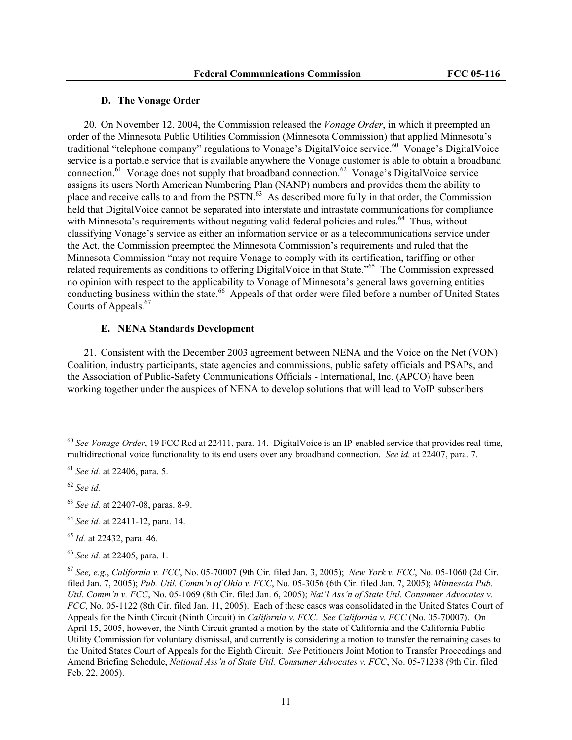### D. The Vonage Order

20. On November 12, 2004, the Commission released the *Vonage Order*, in which it preempted an order of the Minnesota Public Utilities Commission (Minnesota Commission) that applied Minnesota's traditional "telephone company" regulations to Vonage's DigitalVoice service.[60] Vonage's DigitalVoice service is a portable service that is available anywhere the Vonage customer is able to obtain a broadband connection.[61] Vonage does not supply that broadband connection.[62] Vonage's DigitalVoice service assigns its users North American Numbering Plan (NANP) numbers and provides them the ability to place and receive calls to and from the PSTN.[63] As described more fully in that order, the Commission held that DigitalVoice cannot be separated into interstate and intrastate communications for compliance with Minnesota's requirements without negating valid federal policies and rules.[64] Thus, without classifying Vonage's service as either an information service or as a telecommunications service under the Act, the Commission preempted the Minnesota Commission's requirements and ruled that the Minnesota Commission "may not require Vonage to comply with its certification, tariffing or other related requirements as conditions to offering DigitalVoice in that State."[65] The Commission expressed no opinion with respect to the applicability to Vonage of Minnesota's general laws governing entities conducting business within the state.[66] Appeals of that order were filed before a number of United States Courts of Appeals.[67]

### E. NENA Standards Development

21. Consistent with the December 2003 agreement between NENA and the Voice on the Net (VON) Coalition, industry participants, state agencies and commissions, public safety officials and PSAPs, and the Association of Public-Safety Communications Officials - International, Inc. (APCO) have been working together under the auspices of NENA to develop solutions that will lead to VoIP subscribers

---

[60] *See Vonage Order*, 19 FCC Rcd at 22411, para. 14. DigitalVoice is an IP-enabled service that provides real-time, multidirectional voice functionality to its end users over any broadband connection. *See id.* at 22407, para. 7.

[61] *See id.* at 22406, para. 5.

[62] *See id.*

[63] *See id.* at 22407-08, paras. 8-9.

[64] *See id.* at 22411-12, para. 14.

[65] *Id.* at 22432, para. 46.

[66] *See id.* at 22405, para. 1.

[67] *See, e.g.*, *California v. FCC*, No. 05-70007 (9th Cir. filed Jan. 3, 2005); *New York v. FCC*, No. 05-1060 (2d Cir. filed Jan. 7, 2005); *Pub. Util. Comm'n of Ohio v. FCC*, No. 05-3056 (6th Cir. filed Jan. 7, 2005); *Minnesota Pub. Util. Comm'n v. FCC*, No. 05-1069 (8th Cir. filed Jan. 6, 2005); *Nat'l Ass'n of State Util. Consumer Advocates v. FCC*, No. 05-1122 (8th Cir. filed Jan. 11, 2005). Each of these cases was consolidated in the United States Court of Appeals for the Ninth Circuit (Ninth Circuit) in *California v. FCC*. *See California v. FCC* (No. 05-70007). On April 15, 2005, however, the Ninth Circuit granted a motion by the state of California and the California Public Utility Commission for voluntary dismissal, and currently is considering a motion to transfer the remaining cases to the United States Court of Appeals for the Eighth Circuit. *See* Petitioners Joint Motion to Transfer Proceedings and Amend Briefing Schedule, *National Ass'n of State Util. Consumer Advocates v. FCC*, No. 05-71238 (9th Cir. filed Feb. 22, 2005).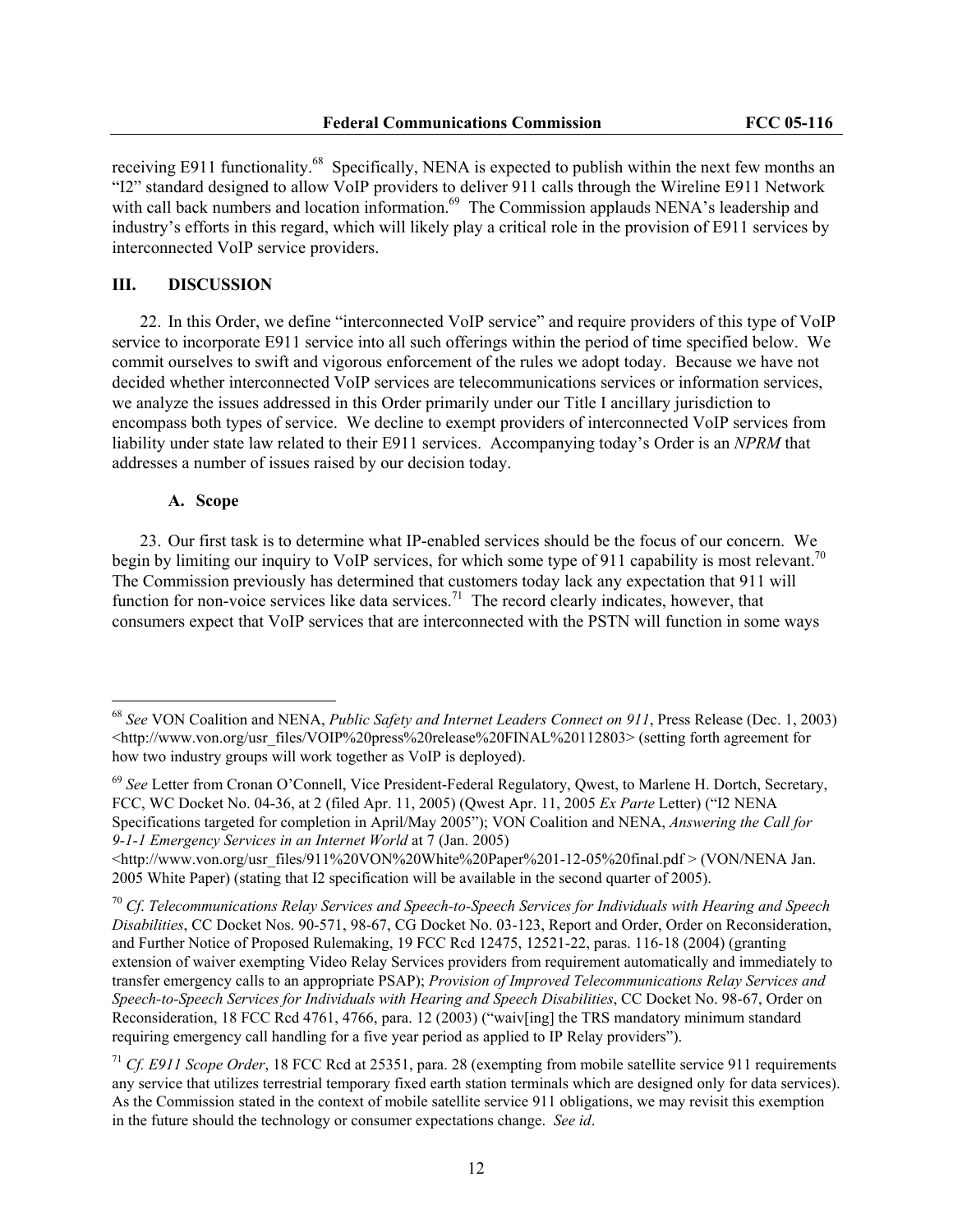receiving E911 functionality.[68] Specifically, NENA is expected to publish within the next few months an "I2" standard designed to allow VoIP providers to deliver 911 calls through the Wireline E911 Network with call back numbers and location information.[69] The Commission applauds NENA's leadership and industry's efforts in this regard, which will likely play a critical role in the provision of E911 services by interconnected VoIP service providers.

## III. DISCUSSION

22. In this Order, we define "interconnected VoIP service" and require providers of this type of VoIP service to incorporate E911 service into all such offerings within the period of time specified below. We commit ourselves to swift and vigorous enforcement of the rules we adopt today. Because we have not decided whether interconnected VoIP services are telecommunications services or information services, we analyze the issues addressed in this Order primarily under our Title I ancillary jurisdiction to encompass both types of service. We decline to exempt providers of interconnected VoIP services from liability under state law related to their E911 services. Accompanying today's Order is an *NPRM* that addresses a number of issues raised by our decision today.

### A. Scope

23. Our first task is to determine what IP-enabled services should be the focus of our concern. We begin by limiting our inquiry to VoIP services, for which some type of 911 capability is most relevant.[70] The Commission previously has determined that customers today lack any expectation that 911 will function for non-voice services like data services.[71] The record clearly indicates, however, that consumers expect that VoIP services that are interconnected with the PSTN will function in some ways

---

[68] *See* VON Coalition and NENA, *Public Safety and Internet Leaders Connect on 911*, Press Release (Dec. 1, 2003) <http://www.von.org/usr_files/VOIP%20press%20release%20FINAL%20112803> (setting forth agreement for how two industry groups will work together as VoIP is deployed).

[69] *See* Letter from Cronan O'Connell, Vice President-Federal Regulatory, Qwest, to Marlene H. Dortch, Secretary, FCC, WC Docket No. 04-36, at 2 (filed Apr. 11, 2005) (Qwest Apr. 11, 2005 *Ex Parte* Letter) ("I2 NENA Specifications targeted for completion in April/May 2005"); VON Coalition and NENA, *Answering the Call for 9-1-1 Emergency Services in an Internet World* at 7 (Jan. 2005) <http://www.von.org/usr_files/911%20VON%20White%20Paper%201-12-05%20final.pdf > (VON/NENA Jan. 2005 White Paper) (stating that I2 specification will be available in the second quarter of 2005).

[70] *Cf. Telecommunications Relay Services and Speech-to-Speech Services for Individuals with Hearing and Speech Disabilities*, CC Docket Nos. 90-571, 98-67, CG Docket No. 03-123, Report and Order, Order on Reconsideration, and Further Notice of Proposed Rulemaking, 19 FCC Rcd 12475, 12521-22, paras. 116-18 (2004) (granting extension of waiver exempting Video Relay Services providers from requirement automatically and immediately to transfer emergency calls to an appropriate PSAP); *Provision of Improved Telecommunications Relay Services and Speech-to-Speech Services for Individuals with Hearing and Speech Disabilities*, CC Docket No. 98-67, Order on Reconsideration, 18 FCC Rcd 4761, 4766, para. 12 (2003) ("waiv[ing] the TRS mandatory minimum standard requiring emergency call handling for a five year period as applied to IP Relay providers").

[71] *Cf. E911 Scope Order*, 18 FCC Rcd at 25351, para. 28 (exempting from mobile satellite service 911 requirements any service that utilizes terrestrial temporary fixed earth station terminals which are designed only for data services). As the Commission stated in the context of mobile satellite service 911 obligations, we may revisit this exemption in the future should the technology or consumer expectations change. *See id*.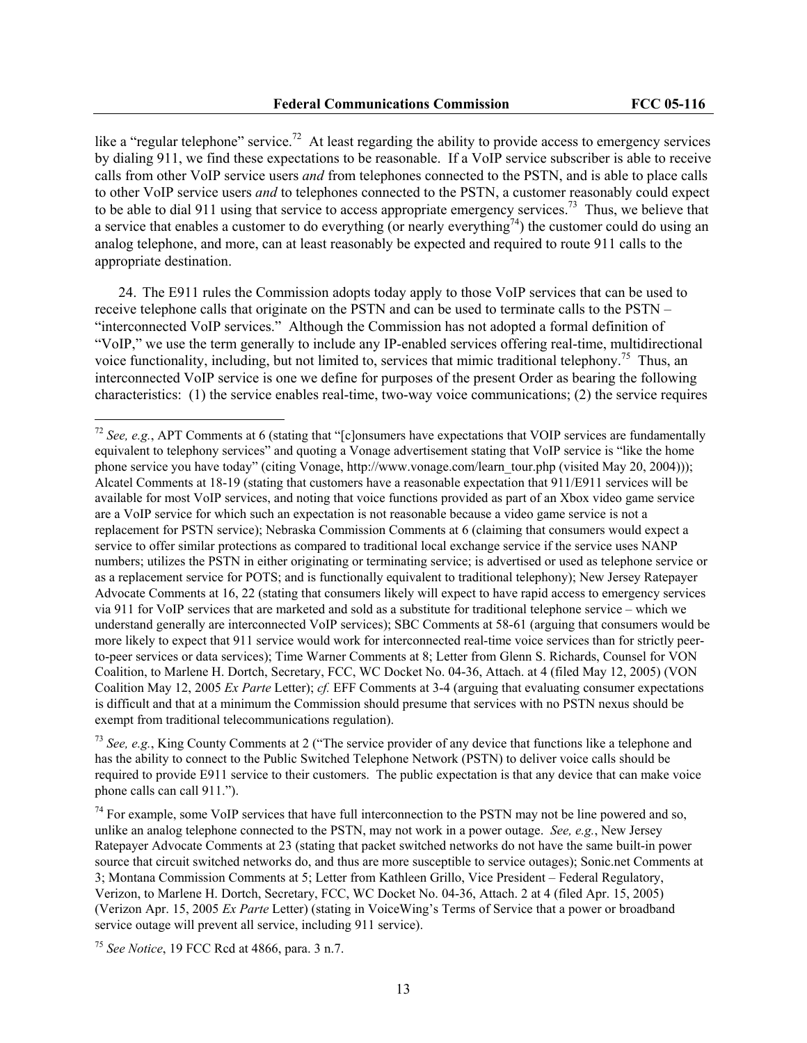like a "regular telephone" service.[72] At least regarding the ability to provide access to emergency services by dialing 911, we find these expectations to be reasonable. If a VoIP service subscriber is able to receive calls from other VoIP service users *and* from telephones connected to the PSTN, and is able to place calls to other VoIP service users *and* to telephones connected to the PSTN, a customer reasonably could expect to be able to dial 911 using that service to access appropriate emergency services.[73] Thus, we believe that a service that enables a customer to do everything (or nearly everything[74]) the customer could do using an analog telephone, and more, can at least reasonably be expected and required to route 911 calls to the appropriate destination.

24. The E911 rules the Commission adopts today apply to those VoIP services that can be used to receive telephone calls that originate on the PSTN and can be used to terminate calls to the PSTN – "interconnected VoIP services." Although the Commission has not adopted a formal definition of "VoIP," we use the term generally to include any IP-enabled services offering real-time, multidirectional voice functionality, including, but not limited to, services that mimic traditional telephony.[75] Thus, an interconnected VoIP service is one we define for purposes of the present Order as bearing the following characteristics: (1) the service enables real-time, two-way voice communications; (2) the service requires

---

[72] *See, e.g.*, APT Comments at 6 (stating that "[c]onsumers have expectations that VOIP services are fundamentally equivalent to telephony services" and quoting a Vonage advertisement stating that VoIP service is "like the home phone service you have today" (citing Vonage, http://www.vonage.com/learn_tour.php (visited May 20, 2004))); Alcatel Comments at 18-19 (stating that customers have a reasonable expectation that 911/E911 services will be available for most VoIP services, and noting that voice functions provided as part of an Xbox video game service are a VoIP service for which such an expectation is not reasonable because a video game service is not a replacement for PSTN service); Nebraska Commission Comments at 6 (claiming that consumers would expect a service to offer similar protections as compared to traditional local exchange service if the service uses NANP numbers; utilizes the PSTN in either originating or terminating service; is advertised or used as telephone service or as a replacement service for POTS; and is functionally equivalent to traditional telephony); New Jersey Ratepayer Advocate Comments at 16, 22 (stating that consumers likely will expect to have rapid access to emergency services via 911 for VoIP services that are marketed and sold as a substitute for traditional telephone service – which we understand generally are interconnected VoIP services); SBC Comments at 58-61 (arguing that consumers would be more likely to expect that 911 service would work for interconnected real-time voice services than for strictly peer-to-peer services or data services); Time Warner Comments at 8; Letter from Glenn S. Richards, Counsel for VON Coalition, to Marlene H. Dortch, Secretary, FCC, WC Docket No. 04-36, Attach. at 4 (filed May 12, 2005) (VON Coalition May 12, 2005 *Ex Parte* Letter); *cf.* EFF Comments at 3-4 (arguing that evaluating consumer expectations is difficult and that at a minimum the Commission should presume that services with no PSTN nexus should be exempt from traditional telecommunications regulation).

[73] *See, e.g.*, King County Comments at 2 ("The service provider of any device that functions like a telephone and has the ability to connect to the Public Switched Telephone Network (PSTN) to deliver voice calls should be required to provide E911 service to their customers. The public expectation is that any device that can make voice phone calls can call 911.").

[74] For example, some VoIP services that have full interconnection to the PSTN may not be line powered and so, unlike an analog telephone connected to the PSTN, may not work in a power outage. *See, e.g.*, New Jersey Ratepayer Advocate Comments at 23 (stating that packet switched networks do not have the same built-in power source that circuit switched networks do, and thus are more susceptible to service outages); Sonic.net Comments at 3; Montana Commission Comments at 5; Letter from Kathleen Grillo, Vice President – Federal Regulatory, Verizon, to Marlene H. Dortch, Secretary, FCC, WC Docket No. 04-36, Attach. 2 at 4 (filed Apr. 15, 2005) (Verizon Apr. 15, 2005 *Ex Parte* Letter) (stating in VoiceWing's Terms of Service that a power or broadband service outage will prevent all service, including 911 service).

[75] *See Notice*, 19 FCC Rcd at 4866, para. 3 n.7.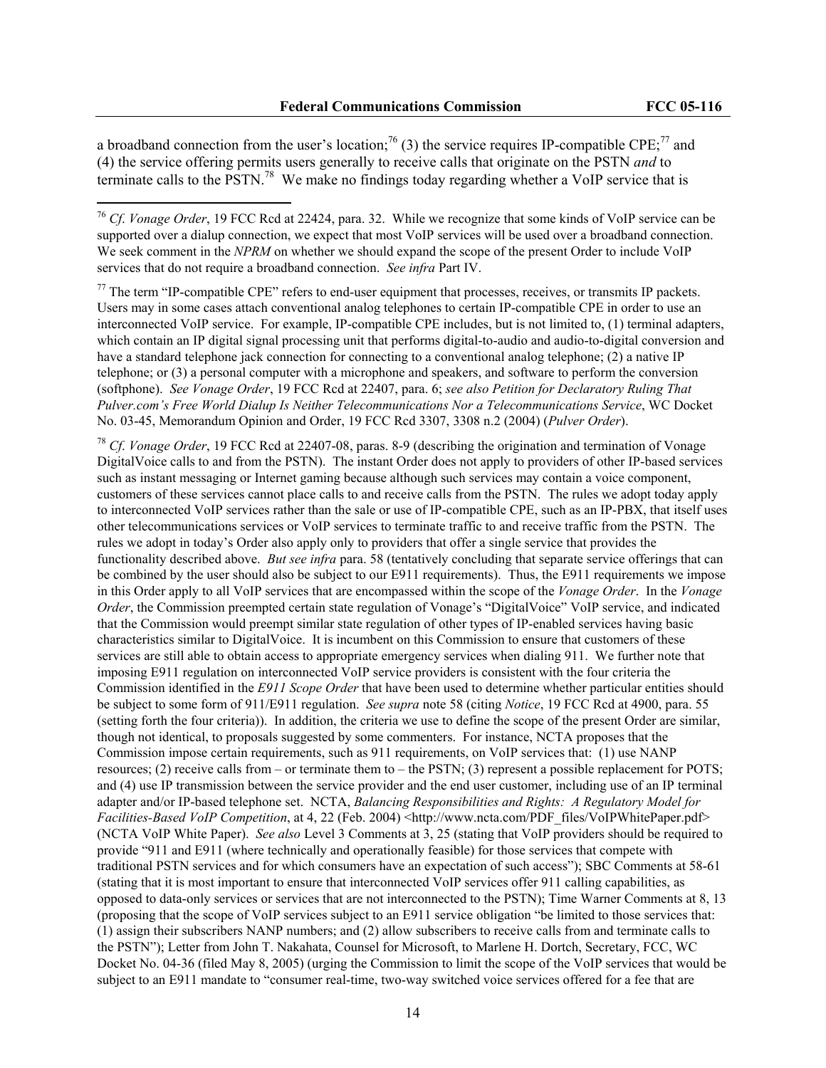a broadband connection from the user's location;[76] (3) the service requires IP-compatible CPE;[77] and (4) the service offering permits users generally to receive calls that originate on the PSTN *and* to terminate calls to the PSTN.[78] We make no findings today regarding whether a VoIP service that is

---

[76] *Cf. Vonage Order*, 19 FCC Rcd at 22424, para. 32. While we recognize that some kinds of VoIP service can be supported over a dialup connection, we expect that most VoIP services will be used over a broadband connection. We seek comment in the *NPRM* on whether we should expand the scope of the present Order to include VoIP services that do not require a broadband connection. *See infra* Part IV.

[77] The term "IP-compatible CPE" refers to end-user equipment that processes, receives, or transmits IP packets. Users may in some cases attach conventional analog telephones to certain IP-compatible CPE in order to use an interconnected VoIP service. For example, IP-compatible CPE includes, but is not limited to, (1) terminal adapters, which contain an IP digital signal processing unit that performs digital-to-audio and audio-to-digital conversion and have a standard telephone jack connection for connecting to a conventional analog telephone; (2) a native IP telephone; or (3) a personal computer with a microphone and speakers, and software to perform the conversion (softphone). *See Vonage Order*, 19 FCC Rcd at 22407, para. 6; *see also Petition for Declaratory Ruling That Pulver.com's Free World Dialup Is Neither Telecommunications Nor a Telecommunications Service*, WC Docket No. 03-45, Memorandum Opinion and Order, 19 FCC Rcd 3307, 3308 n.2 (2004) (*Pulver Order*).

[78] *Cf. Vonage Order*, 19 FCC Rcd at 22407-08, paras. 8-9 (describing the origination and termination of Vonage DigitalVoice calls to and from the PSTN). The instant Order does not apply to providers of other IP-based services such as instant messaging or Internet gaming because although such services may contain a voice component, customers of these services cannot place calls to and receive calls from the PSTN. The rules we adopt today apply to interconnected VoIP services rather than the sale or use of IP-compatible CPE, such as an IP-PBX, that itself uses other telecommunications services or VoIP services to terminate traffic to and receive traffic from the PSTN. The rules we adopt in today's Order also apply only to providers that offer a single service that provides the functionality described above. *But see infra* para. 58 (tentatively concluding that separate service offerings that can be combined by the user should also be subject to our E911 requirements). Thus, the E911 requirements we impose in this Order apply to all VoIP services that are encompassed within the scope of the *Vonage Order*. In the *Vonage Order*, the Commission preempted certain state regulation of Vonage's "DigitalVoice" VoIP service, and indicated that the Commission would preempt similar state regulation of other types of IP-enabled services having basic characteristics similar to DigitalVoice. It is incumbent on this Commission to ensure that customers of these services are still able to obtain access to appropriate emergency services when dialing 911. We further note that imposing E911 regulation on interconnected VoIP service providers is consistent with the four criteria the Commission identified in the *E911 Scope Order* that have been used to determine whether particular entities should be subject to some form of 911/E911 regulation. *See supra* note 58 (citing *Notice*, 19 FCC Rcd at 4900, para. 55 (setting forth the four criteria)). In addition, the criteria we use to define the scope of the present Order are similar, though not identical, to proposals suggested by some commenters. For instance, NCTA proposes that the Commission impose certain requirements, such as 911 requirements, on VoIP services that: (1) use NANP resources; (2) receive calls from – or terminate them to – the PSTN; (3) represent a possible replacement for POTS; and (4) use IP transmission between the service provider and the end user customer, including use of an IP terminal adapter and/or IP-based telephone set. NCTA, *Balancing Responsibilities and Rights: A Regulatory Model for Facilities-Based VoIP Competition*, at 4, 22 (Feb. 2004) <http://www.ncta.com/PDF_files/VoIPWhitePaper.pdf> (NCTA VoIP White Paper). *See also* Level 3 Comments at 3, 25 (stating that VoIP providers should be required to provide "911 and E911 (where technically and operationally feasible) for those services that compete with traditional PSTN services and for which consumers have an expectation of such access"); SBC Comments at 58-61 (stating that it is most important to ensure that interconnected VoIP services offer 911 calling capabilities, as opposed to data-only services or services that are not interconnected to the PSTN); Time Warner Comments at 8, 13 (proposing that the scope of VoIP services subject to an E911 service obligation "be limited to those services that: (1) assign their subscribers NANP numbers; and (2) allow subscribers to receive calls from and terminate calls to the PSTN"); Letter from John T. Nakahata, Counsel for Microsoft, to Marlene H. Dortch, Secretary, FCC, WC Docket No. 04-36 (filed May 8, 2005) (urging the Commission to limit the scope of the VoIP services that would be subject to an E911 mandate to "consumer real-time, two-way switched voice services offered for a fee that are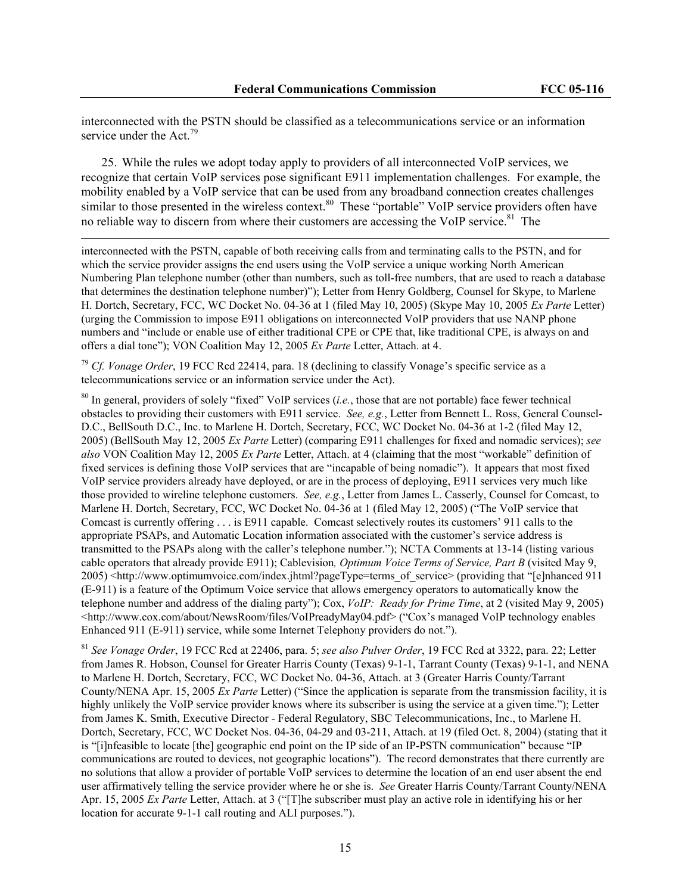interconnected with the PSTN should be classified as a telecommunications service or an information service under the Act.[79]

25. While the rules we adopt today apply to providers of all interconnected VoIP services, we recognize that certain VoIP services pose significant E911 implementation challenges. For example, the mobility enabled by a VoIP service that can be used from any broadband connection creates challenges similar to those presented in the wireless context.[80] These "portable" VoIP service providers often have no reliable way to discern from where their customers are accessing the VoIP service.[81] The

---

interconnected with the PSTN, capable of both receiving calls from and terminating calls to the PSTN, and for which the service provider assigns the end users using the VoIP service a unique working North American Numbering Plan telephone number (other than numbers, such as toll-free numbers, that are used to reach a database that determines the destination telephone number)"); Letter from Henry Goldberg, Counsel for Skype, to Marlene H. Dortch, Secretary, FCC, WC Docket No. 04-36 at 1 (filed May 10, 2005) (Skype May 10, 2005 *Ex Parte* Letter) (urging the Commission to impose E911 obligations on interconnected VoIP providers that use NANP phone numbers and "include or enable use of either traditional CPE or CPE that, like traditional CPE, is always on and offers a dial tone"); VON Coalition May 12, 2005 *Ex Parte* Letter, Attach. at 4.

[79] *Cf. Vonage Order*, 19 FCC Rcd 22414, para. 18 (declining to classify Vonage's specific service as a telecommunications service or an information service under the Act).

[80] In general, providers of solely "fixed" VoIP services (*i.e.*, those that are not portable) face fewer technical obstacles to providing their customers with E911 service. *See, e.g.*, Letter from Bennett L. Ross, General Counsel-D.C., BellSouth D.C., Inc. to Marlene H. Dortch, Secretary, FCC, WC Docket No. 04-36 at 1-2 (filed May 12, 2005) (BellSouth May 12, 2005 *Ex Parte* Letter) (comparing E911 challenges for fixed and nomadic services); *see also* VON Coalition May 12, 2005 *Ex Parte* Letter, Attach. at 4 (claiming that the most "workable" definition of fixed services is defining those VoIP services that are "incapable of being nomadic"). It appears that most fixed VoIP service providers already have deployed, or are in the process of deploying, E911 services very much like those provided to wireline telephone customers. *See, e.g.*, Letter from James L. Casserly, Counsel for Comcast, to Marlene H. Dortch, Secretary, FCC, WC Docket No. 04-36 at 1 (filed May 12, 2005) ("The VoIP service that Comcast is currently offering . . . is E911 capable. Comcast selectively routes its customers' 911 calls to the appropriate PSAPs, and Automatic Location information associated with the customer's service address is transmitted to the PSAPs along with the caller's telephone number."); NCTA Comments at 13-14 (listing various cable operators that already provide E911); Cablevision*, Optimum Voice Terms of Service, Part B* (visited May 9, 2005) <http://www.optimumvoice.com/index.jhtml?pageType=terms_of_service> (providing that "[e]nhanced 911 (E-911) is a feature of the Optimum Voice service that allows emergency operators to automatically know the telephone number and address of the dialing party"); Cox, *VoIP: Ready for Prime Time*, at 2 (visited May 9, 2005) <http://www.cox.com/about/NewsRoom/files/VoIPreadyMay04.pdf> ("Cox's managed VoIP technology enables Enhanced 911 (E-911) service, while some Internet Telephony providers do not.").

[81] *See Vonage Order*, 19 FCC Rcd at 22406, para. 5; *see also Pulver Order*, 19 FCC Rcd at 3322, para. 22; Letter from James R. Hobson, Counsel for Greater Harris County (Texas) 9-1-1, Tarrant County (Texas) 9-1-1, and NENA to Marlene H. Dortch, Secretary, FCC, WC Docket No. 04-36, Attach. at 3 (Greater Harris County/Tarrant County/NENA Apr. 15, 2005 *Ex Parte* Letter) ("Since the application is separate from the transmission facility, it is highly unlikely the VoIP service provider knows where its subscriber is using the service at a given time."); Letter from James K. Smith, Executive Director - Federal Regulatory, SBC Telecommunications, Inc., to Marlene H. Dortch, Secretary, FCC, WC Docket Nos. 04-36, 04-29 and 03-211, Attach. at 19 (filed Oct. 8, 2004) (stating that it is "[i]nfeasible to locate [the] geographic end point on the IP side of an IP-PSTN communication" because "IP communications are routed to devices, not geographic locations"). The record demonstrates that there currently are no solutions that allow a provider of portable VoIP services to determine the location of an end user absent the end user affirmatively telling the service provider where he or she is. *See* Greater Harris County/Tarrant County/NENA Apr. 15, 2005 *Ex Parte* Letter, Attach. at 3 ("[T]he subscriber must play an active role in identifying his or her location for accurate 9-1-1 call routing and ALI purposes.").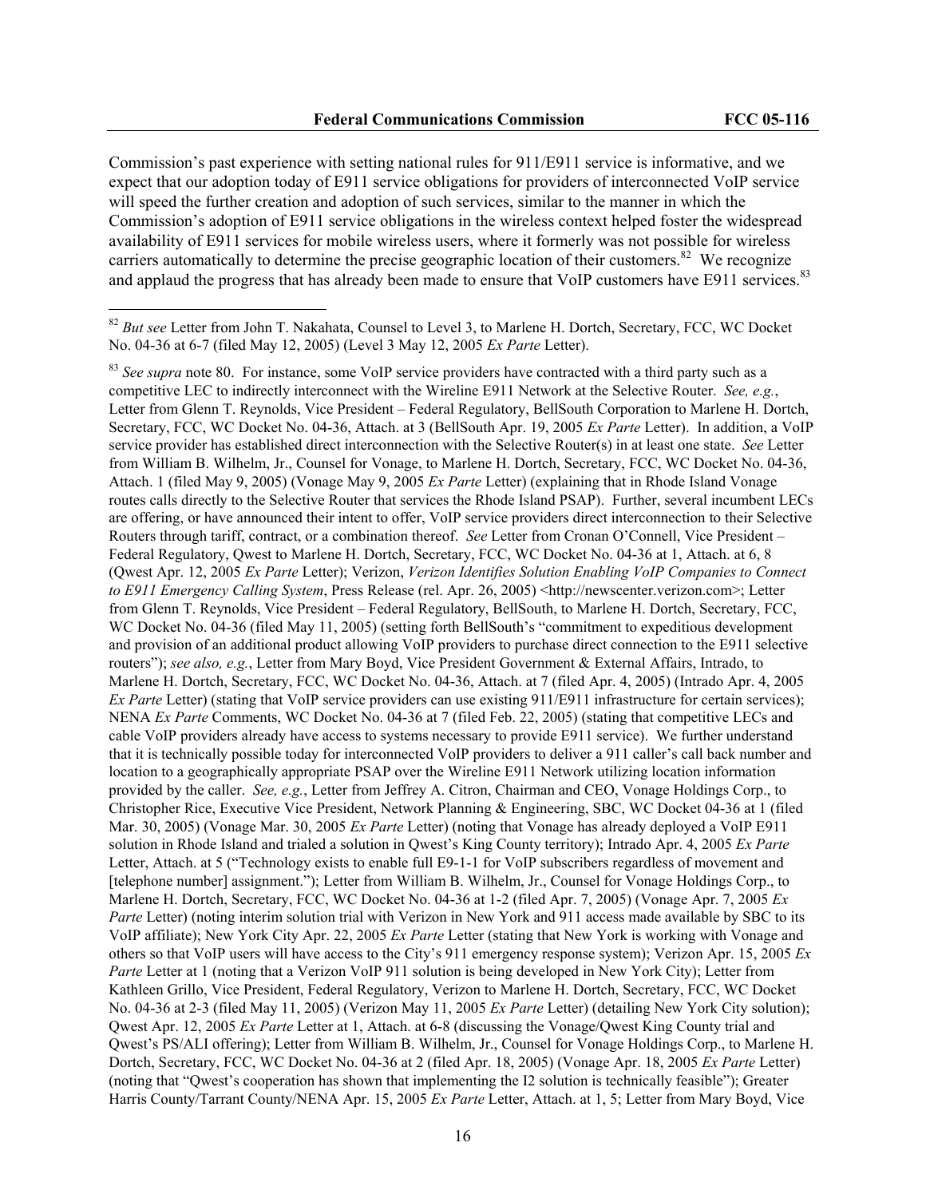Commission's past experience with setting national rules for 911/E911 service is informative, and we expect that our adoption today of E911 service obligations for providers of interconnected VoIP service will speed the further creation and adoption of such services, similar to the manner in which the Commission's adoption of E911 service obligations in the wireless context helped foster the widespread availability of E911 services for mobile wireless users, where it formerly was not possible for wireless carriers automatically to determine the precise geographic location of their customers.[82] We recognize and applaud the progress that has already been made to ensure that VoIP customers have E911 services.[83]

---

[82] *But see* Letter from John T. Nakahata, Counsel to Level 3, to Marlene H. Dortch, Secretary, FCC, WC Docket No. 04-36 at 6-7 (filed May 12, 2005) (Level 3 May 12, 2005 *Ex Parte* Letter).

[83] *See supra* note 80. For instance, some VoIP service providers have contracted with a third party such as a competitive LEC to indirectly interconnect with the Wireline E911 Network at the Selective Router. *See, e.g.*, Letter from Glenn T. Reynolds, Vice President – Federal Regulatory, BellSouth Corporation to Marlene H. Dortch, Secretary, FCC, WC Docket No. 04-36, Attach. at 3 (BellSouth Apr. 19, 2005 *Ex Parte* Letter). In addition, a VoIP service provider has established direct interconnection with the Selective Router(s) in at least one state. *See* Letter from William B. Wilhelm, Jr., Counsel for Vonage, to Marlene H. Dortch, Secretary, FCC, WC Docket No. 04-36, Attach. 1 (filed May 9, 2005) (Vonage May 9, 2005 *Ex Parte* Letter) (explaining that in Rhode Island Vonage routes calls directly to the Selective Router that services the Rhode Island PSAP). Further, several incumbent LECs are offering, or have announced their intent to offer, VoIP service providers direct interconnection to their Selective Routers through tariff, contract, or a combination thereof. *See* Letter from Cronan O'Connell, Vice President – Federal Regulatory, Qwest to Marlene H. Dortch, Secretary, FCC, WC Docket No. 04-36 at 1, Attach. at 6, 8 (Qwest Apr. 12, 2005 *Ex Parte* Letter); Verizon, *Verizon Identifies Solution Enabling VoIP Companies to Connect to E911 Emergency Calling System*, Press Release (rel. Apr. 26, 2005) <http://newscenter.verizon.com>; Letter from Glenn T. Reynolds, Vice President – Federal Regulatory, BellSouth, to Marlene H. Dortch, Secretary, FCC, WC Docket No. 04-36 (filed May 11, 2005) (setting forth BellSouth's "commitment to expeditious development and provision of an additional product allowing VoIP providers to purchase direct connection to the E911 selective routers"); *see also, e.g.*, Letter from Mary Boyd, Vice President Government & External Affairs, Intrado, to Marlene H. Dortch, Secretary, FCC, WC Docket No. 04-36, Attach. at 7 (filed Apr. 4, 2005) (Intrado Apr. 4, 2005 *Ex Parte* Letter) (stating that VoIP service providers can use existing 911/E911 infrastructure for certain services); NENA *Ex Parte* Comments, WC Docket No. 04-36 at 7 (filed Feb. 22, 2005) (stating that competitive LECs and cable VoIP providers already have access to systems necessary to provide E911 service). We further understand that it is technically possible today for interconnected VoIP providers to deliver a 911 caller's call back number and location to a geographically appropriate PSAP over the Wireline E911 Network utilizing location information provided by the caller. *See, e.g.*, Letter from Jeffrey A. Citron, Chairman and CEO, Vonage Holdings Corp., to Christopher Rice, Executive Vice President, Network Planning & Engineering, SBC, WC Docket 04-36 at 1 (filed Mar. 30, 2005) (Vonage Mar. 30, 2005 *Ex Parte* Letter) (noting that Vonage has already deployed a VoIP E911 solution in Rhode Island and trialed a solution in Qwest's King County territory); Intrado Apr. 4, 2005 *Ex Parte* Letter, Attach. at 5 ("Technology exists to enable full E9-1-1 for VoIP subscribers regardless of movement and [telephone number] assignment."); Letter from William B. Wilhelm, Jr., Counsel for Vonage Holdings Corp., to Marlene H. Dortch, Secretary, FCC, WC Docket No. 04-36 at 1-2 (filed Apr. 7, 2005) (Vonage Apr. 7, 2005 *Ex Parte* Letter) (noting interim solution trial with Verizon in New York and 911 access made available by SBC to its VoIP affiliate); New York City Apr. 22, 2005 *Ex Parte* Letter (stating that New York is working with Vonage and others so that VoIP users will have access to the City's 911 emergency response system); Verizon Apr. 15, 2005 *Ex Parte* Letter at 1 (noting that a Verizon VoIP 911 solution is being developed in New York City); Letter from Kathleen Grillo, Vice President, Federal Regulatory, Verizon to Marlene H. Dortch, Secretary, FCC, WC Docket No. 04-36 at 2-3 (filed May 11, 2005) (Verizon May 11, 2005 *Ex Parte* Letter) (detailing New York City solution); Qwest Apr. 12, 2005 *Ex Parte* Letter at 1, Attach. at 6-8 (discussing the Vonage/Qwest King County trial and Qwest's PS/ALI offering); Letter from William B. Wilhelm, Jr., Counsel for Vonage Holdings Corp., to Marlene H. Dortch, Secretary, FCC, WC Docket No. 04-36 at 2 (filed Apr. 18, 2005) (Vonage Apr. 18, 2005 *Ex Parte* Letter) (noting that "Qwest's cooperation has shown that implementing the I2 solution is technically feasible"); Greater Harris County/Tarrant County/NENA Apr. 15, 2005 *Ex Parte* Letter, Attach. at 1, 5; Letter from Mary Boyd, Vice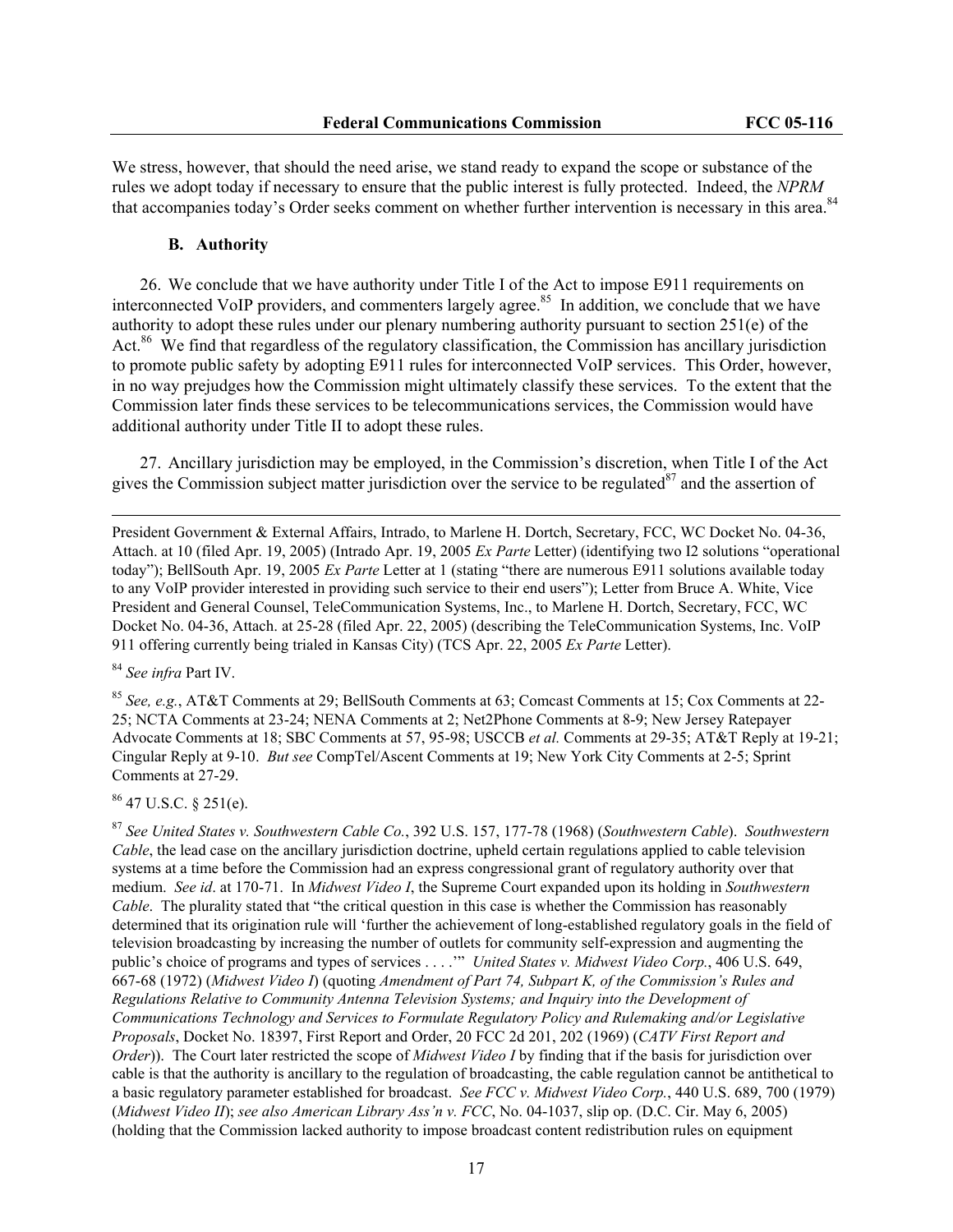We stress, however, that should the need arise, we stand ready to expand the scope or substance of the rules we adopt today if necessary to ensure that the public interest is fully protected. Indeed, the *NPRM* that accompanies today's Order seeks comment on whether further intervention is necessary in this area.[84]

### B. Authority

26. We conclude that we have authority under Title I of the Act to impose E911 requirements on interconnected VoIP providers, and commenters largely agree.[85] In addition, we conclude that we have authority to adopt these rules under our plenary numbering authority pursuant to section 251(e) of the Act.[86] We find that regardless of the regulatory classification, the Commission has ancillary jurisdiction to promote public safety by adopting E911 rules for interconnected VoIP services. This Order, however, in no way prejudges how the Commission might ultimately classify these services. To the extent that the Commission later finds these services to be telecommunications services, the Commission would have additional authority under Title II to adopt these rules.

27. Ancillary jurisdiction may be employed, in the Commission's discretion, when Title I of the Act gives the Commission subject matter jurisdiction over the service to be regulated[87] and the assertion of

---

President Government & External Affairs, Intrado, to Marlene H. Dortch, Secretary, FCC, WC Docket No. 04-36, Attach. at 10 (filed Apr. 19, 2005) (Intrado Apr. 19, 2005 *Ex Parte* Letter) (identifying two I2 solutions "operational today"); BellSouth Apr. 19, 2005 *Ex Parte* Letter at 1 (stating "there are numerous E911 solutions available today to any VoIP provider interested in providing such service to their end users"); Letter from Bruce A. White, Vice President and General Counsel, TeleCommunication Systems, Inc., to Marlene H. Dortch, Secretary, FCC, WC Docket No. 04-36, Attach. at 25-28 (filed Apr. 22, 2005) (describing the TeleCommunication Systems, Inc. VoIP 911 offering currently being trialed in Kansas City) (TCS Apr. 22, 2005 *Ex Parte* Letter).

[84] *See infra* Part IV.

[85] *See, e.g.*, AT&T Comments at 29; BellSouth Comments at 63; Comcast Comments at 15; Cox Comments at 22-25; NCTA Comments at 23-24; NENA Comments at 2; Net2Phone Comments at 8-9; New Jersey Ratepayer Advocate Comments at 18; SBC Comments at 57, 95-98; USCCB *et al.* Comments at 29-35; AT&T Reply at 19-21; Cingular Reply at 9-10. *But see* CompTel/Ascent Comments at 19; New York City Comments at 2-5; Sprint Comments at 27-29.

[86] 47 U.S.C. § 251(e).

[87] *See United States v. Southwestern Cable Co.*, 392 U.S. 157, 177-78 (1968) (*Southwestern Cable*). *Southwestern Cable*, the lead case on the ancillary jurisdiction doctrine, upheld certain regulations applied to cable television systems at a time before the Commission had an express congressional grant of regulatory authority over that medium. *See id*. at 170-71. In *Midwest Video I*, the Supreme Court expanded upon its holding in *Southwestern Cable*. The plurality stated that "the critical question in this case is whether the Commission has reasonably determined that its origination rule will 'further the achievement of long-established regulatory goals in the field of television broadcasting by increasing the number of outlets for community self-expression and augmenting the public's choice of programs and types of services . . . .'" *United States v. Midwest Video Corp.*, 406 U.S. 649, 667-68 (1972) (*Midwest Video I*) (quoting *Amendment of Part 74, Subpart K, of the Commission's Rules and Regulations Relative to Community Antenna Television Systems; and Inquiry into the Development of Communications Technology and Services to Formulate Regulatory Policy and Rulemaking and/or Legislative Proposals*, Docket No. 18397, First Report and Order, 20 FCC 2d 201, 202 (1969) (*CATV First Report and Order*)). The Court later restricted the scope of *Midwest Video I* by finding that if the basis for jurisdiction over cable is that the authority is ancillary to the regulation of broadcasting, the cable regulation cannot be antithetical to a basic regulatory parameter established for broadcast. *See FCC v. Midwest Video Corp.*, 440 U.S. 689, 700 (1979) (*Midwest Video II*); *see also American Library Ass'n v. FCC*, No. 04-1037, slip op. (D.C. Cir. May 6, 2005) (holding that the Commission lacked authority to impose broadcast content redistribution rules on equipment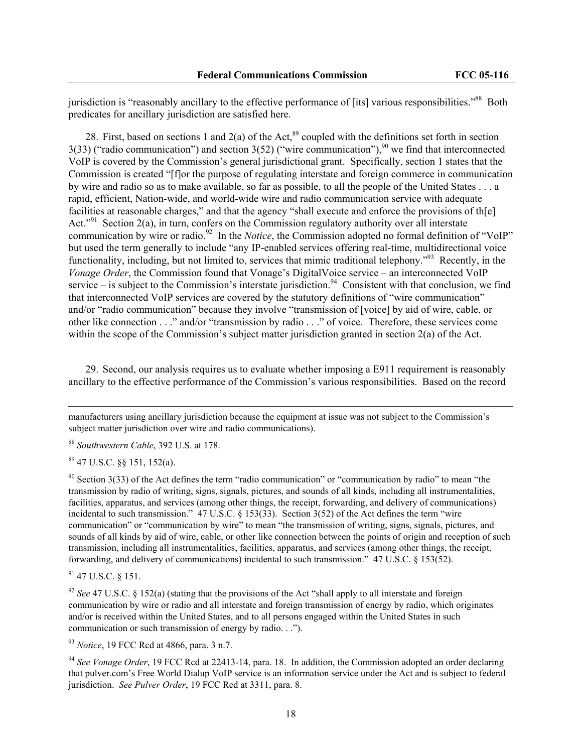jurisdiction is "reasonably ancillary to the effective performance of [its] various responsibilities."[88] Both predicates for ancillary jurisdiction are satisfied here.

28. First, based on sections 1 and 2(a) of the Act,[89] coupled with the definitions set forth in section 3(33) ("radio communication") and section 3(52) ("wire communication"),[90] we find that interconnected VoIP is covered by the Commission's general jurisdictional grant. Specifically, section 1 states that the Commission is created "[f]or the purpose of regulating interstate and foreign commerce in communication by wire and radio so as to make available, so far as possible, to all the people of the United States . . . a rapid, efficient, Nation-wide, and world-wide wire and radio communication service with adequate facilities at reasonable charges," and that the agency "shall execute and enforce the provisions of th[e] Act."[91] Section 2(a), in turn, confers on the Commission regulatory authority over all interstate communication by wire or radio.[92] In the *Notice*, the Commission adopted no formal definition of "VoIP" but used the term generally to include "any IP-enabled services offering real-time, multidirectional voice functionality, including, but not limited to, services that mimic traditional telephony."[93] Recently, in the *Vonage Order*, the Commission found that Vonage's DigitalVoice service – an interconnected VoIP service – is subject to the Commission's interstate jurisdiction.[94] Consistent with that conclusion, we find that interconnected VoIP services are covered by the statutory definitions of "wire communication" and/or "radio communication" because they involve "transmission of [voice] by aid of wire, cable, or other like connection . . ." and/or "transmission by radio . . ." of voice. Therefore, these services come within the scope of the Commission's subject matter jurisdiction granted in section 2(a) of the Act.

29. Second, our analysis requires us to evaluate whether imposing a E911 requirement is reasonably ancillary to the effective performance of the Commission's various responsibilities. Based on the record

---

manufacturers using ancillary jurisdiction because the equipment at issue was not subject to the Commission's subject matter jurisdiction over wire and radio communications).

[88] *Southwestern Cable*, 392 U.S. at 178.

[89] 47 U.S.C. §§ 151, 152(a).

[90] Section 3(33) of the Act defines the term "radio communication" or "communication by radio" to mean "the transmission by radio of writing, signs, signals, pictures, and sounds of all kinds, including all instrumentalities, facilities, apparatus, and services (among other things, the receipt, forwarding, and delivery of communications) incidental to such transmission." 47 U.S.C. § 153(33). Section 3(52) of the Act defines the term "wire communication" or "communication by wire" to mean "the transmission of writing, signs, signals, pictures, and sounds of all kinds by aid of wire, cable, or other like connection between the points of origin and reception of such transmission, including all instrumentalities, facilities, apparatus, and services (among other things, the receipt, forwarding, and delivery of communications) incidental to such transmission." 47 U.S.C. § 153(52).

[91] 47 U.S.C. § 151.

[92] *See* 47 U.S.C. § 152(a) (stating that the provisions of the Act "shall apply to all interstate and foreign communication by wire or radio and all interstate and foreign transmission of energy by radio, which originates and/or is received within the United States, and to all persons engaged within the United States in such communication or such transmission of energy by radio. . .").

[93] *Notice*, 19 FCC Rcd at 4866, para. 3 n.7.

[94] *See Vonage Order*, 19 FCC Rcd at 22413-14, para. 18. In addition, the Commission adopted an order declaring that pulver.com's Free World Dialup VoIP service is an information service under the Act and is subject to federal jurisdiction. *See Pulver Order*, 19 FCC Rcd at 3311, para. 8.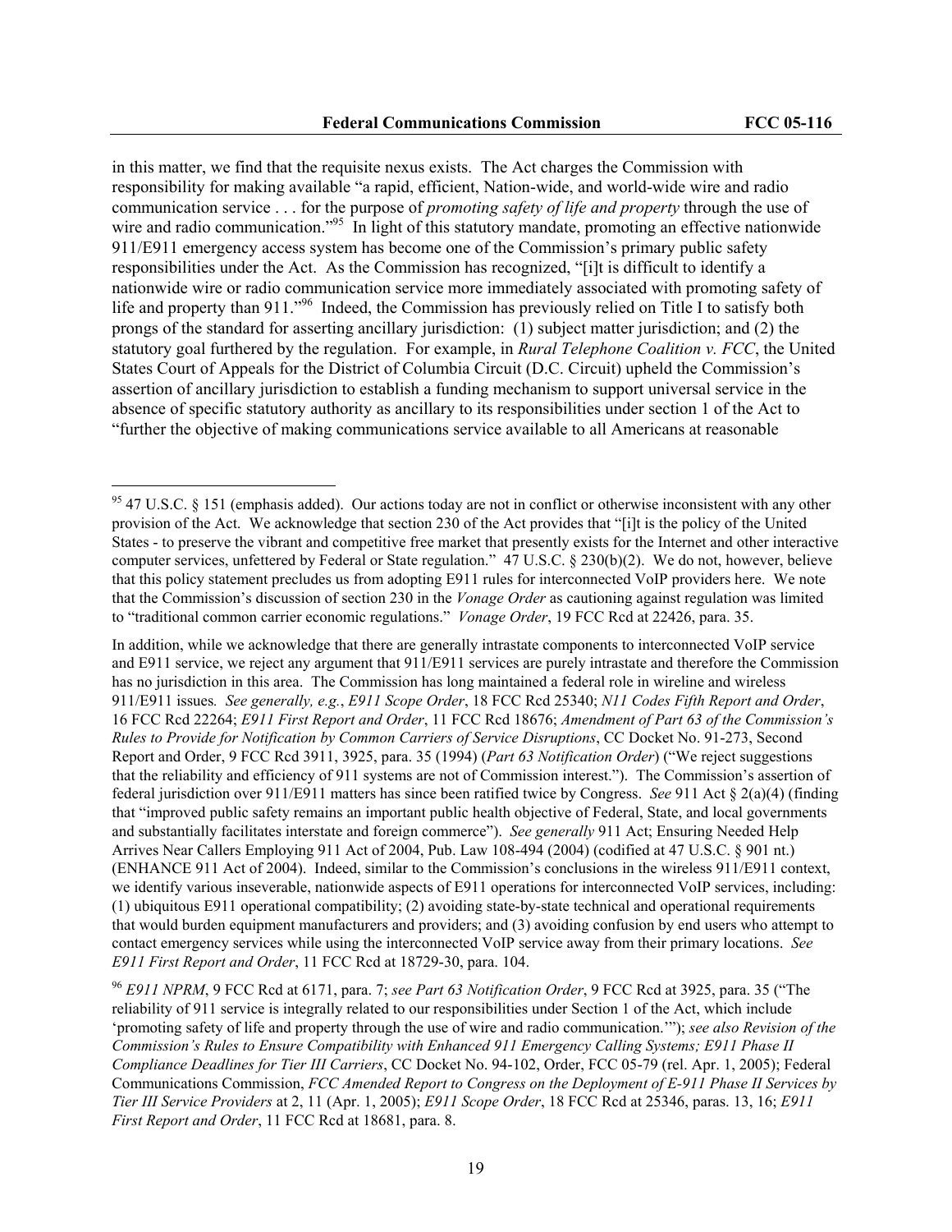in this matter, we find that the requisite nexus exists. The Act charges the Commission with responsibility for making available "a rapid, efficient, Nation-wide, and world-wide wire and radio communication service . . . for the purpose of *promoting safety of life and property* through the use of wire and radio communication."[95] In light of this statutory mandate, promoting an effective nationwide 911/E911 emergency access system has become one of the Commission's primary public safety responsibilities under the Act. As the Commission has recognized, "[i]t is difficult to identify a nationwide wire or radio communication service more immediately associated with promoting safety of life and property than 911."[96] Indeed, the Commission has previously relied on Title I to satisfy both prongs of the standard for asserting ancillary jurisdiction: (1) subject matter jurisdiction; and (2) the statutory goal furthered by the regulation. For example, in *Rural Telephone Coalition v. FCC*, the United States Court of Appeals for the District of Columbia Circuit (D.C. Circuit) upheld the Commission's assertion of ancillary jurisdiction to establish a funding mechanism to support universal service in the absence of specific statutory authority as ancillary to its responsibilities under section 1 of the Act to "further the objective of making communications service available to all Americans at reasonable

---

[95] 47 U.S.C. § 151 (emphasis added). Our actions today are not in conflict or otherwise inconsistent with any other provision of the Act. We acknowledge that section 230 of the Act provides that "[i]t is the policy of the United States - to preserve the vibrant and competitive free market that presently exists for the Internet and other interactive computer services, unfettered by Federal or State regulation." 47 U.S.C. § 230(b)(2). We do not, however, believe that this policy statement precludes us from adopting E911 rules for interconnected VoIP providers here. We note that the Commission's discussion of section 230 in the *Vonage Order* as cautioning against regulation was limited to "traditional common carrier economic regulations." *Vonage Order*, 19 FCC Rcd at 22426, para. 35.

In addition, while we acknowledge that there are generally intrastate components to interconnected VoIP service and E911 service, we reject any argument that 911/E911 services are purely intrastate and therefore the Commission has no jurisdiction in this area. The Commission has long maintained a federal role in wireline and wireless 911/E911 issues*. See generally, e.g.*, *E911 Scope Order*, 18 FCC Rcd 25340; *N11 Codes Fifth Report and Order*, 16 FCC Rcd 22264; *E911 First Report and Order*, 11 FCC Rcd 18676; *Amendment of Part 63 of the Commission's Rules to Provide for Notification by Common Carriers of Service Disruptions*, CC Docket No. 91-273, Second Report and Order, 9 FCC Rcd 3911, 3925, para. 35 (1994) (*Part 63 Notification Order*) ("We reject suggestions that the reliability and efficiency of 911 systems are not of Commission interest."). The Commission's assertion of federal jurisdiction over 911/E911 matters has since been ratified twice by Congress. *See* 911 Act § 2(a)(4) (finding that "improved public safety remains an important public health objective of Federal, State, and local governments and substantially facilitates interstate and foreign commerce"). *See generally* 911 Act; Ensuring Needed Help Arrives Near Callers Employing 911 Act of 2004, Pub. Law 108-494 (2004) (codified at 47 U.S.C. § 901 nt.) (ENHANCE 911 Act of 2004). Indeed, similar to the Commission's conclusions in the wireless 911/E911 context, we identify various inseverable, nationwide aspects of E911 operations for interconnected VoIP services, including: (1) ubiquitous E911 operational compatibility; (2) avoiding state-by-state technical and operational requirements that would burden equipment manufacturers and providers; and (3) avoiding confusion by end users who attempt to contact emergency services while using the interconnected VoIP service away from their primary locations. *See E911 First Report and Order*, 11 FCC Rcd at 18729-30, para. 104.

[96] *E911 NPRM*, 9 FCC Rcd at 6171, para. 7; *see Part 63 Notification Order*, 9 FCC Rcd at 3925, para. 35 ("The reliability of 911 service is integrally related to our responsibilities under Section 1 of the Act, which include 'promoting safety of life and property through the use of wire and radio communication.'"); *see also Revision of the Commission's Rules to Ensure Compatibility with Enhanced 911 Emergency Calling Systems; E911 Phase II Compliance Deadlines for Tier III Carriers*, CC Docket No. 94-102, Order, FCC 05-79 (rel. Apr. 1, 2005); Federal Communications Commission, *FCC Amended Report to Congress on the Deployment of E-911 Phase II Services by Tier III Service Providers* at 2, 11 (Apr. 1, 2005); *E911 Scope Order*, 18 FCC Rcd at 25346, paras. 13, 16; *E911 First Report and Order*, 11 FCC Rcd at 18681, para. 8.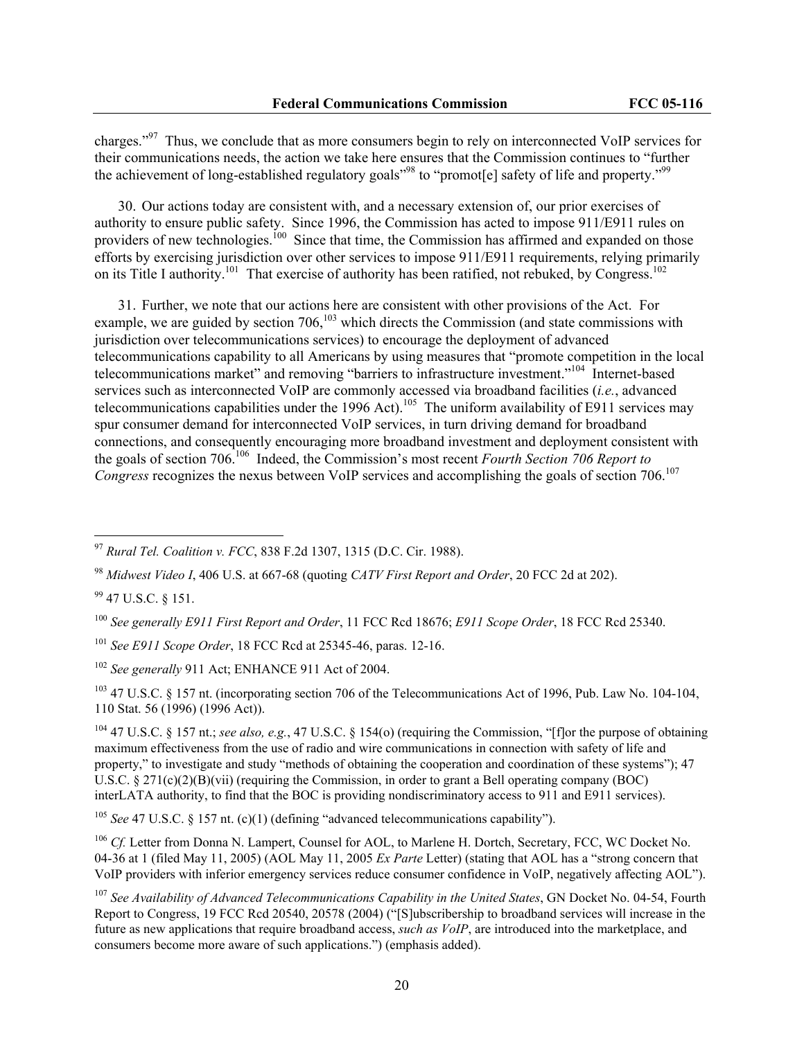charges."[97] Thus, we conclude that as more consumers begin to rely on interconnected VoIP services for their communications needs, the action we take here ensures that the Commission continues to "further the achievement of long-established regulatory goals"[98] to "promot[e] safety of life and property."[99]

30. Our actions today are consistent with, and a necessary extension of, our prior exercises of authority to ensure public safety. Since 1996, the Commission has acted to impose 911/E911 rules on providers of new technologies.[100] Since that time, the Commission has affirmed and expanded on those efforts by exercising jurisdiction over other services to impose 911/E911 requirements, relying primarily on its Title I authority.[101] That exercise of authority has been ratified, not rebuked, by Congress.[102]

31. Further, we note that our actions here are consistent with other provisions of the Act. For example, we are guided by section 706,[103] which directs the Commission (and state commissions with jurisdiction over telecommunications services) to encourage the deployment of advanced telecommunications capability to all Americans by using measures that "promote competition in the local telecommunications market" and removing "barriers to infrastructure investment."[104] Internet-based services such as interconnected VoIP are commonly accessed via broadband facilities (*i.e.*, advanced telecommunications capabilities under the 1996 Act).[105] The uniform availability of E911 services may spur consumer demand for interconnected VoIP services, in turn driving demand for broadband connections, and consequently encouraging more broadband investment and deployment consistent with the goals of section 706.[106] Indeed, the Commission's most recent *Fourth Section 706 Report to Congress* recognizes the nexus between VoIP services and accomplishing the goals of section 706.[107]

---

[97] *Rural Tel. Coalition v. FCC*, 838 F.2d 1307, 1315 (D.C. Cir. 1988).

[98] *Midwest Video I*, 406 U.S. at 667-68 (quoting *CATV First Report and Order*, 20 FCC 2d at 202).

[99] 47 U.S.C. § 151.

[100] *See generally E911 First Report and Order*, 11 FCC Rcd 18676; *E911 Scope Order*, 18 FCC Rcd 25340.

[101] *See E911 Scope Order*, 18 FCC Rcd at 25345-46, paras. 12-16.

[102] *See generally* 911 Act; ENHANCE 911 Act of 2004.

[103] 47 U.S.C. § 157 nt. (incorporating section 706 of the Telecommunications Act of 1996, Pub. Law No. 104-104, 110 Stat. 56 (1996) (1996 Act)).

[104] 47 U.S.C. § 157 nt.; *see also, e.g.*, 47 U.S.C. § 154(o) (requiring the Commission, "[f]or the purpose of obtaining maximum effectiveness from the use of radio and wire communications in connection with safety of life and property," to investigate and study "methods of obtaining the cooperation and coordination of these systems"); 47 U.S.C. § 271(c)(2)(B)(vii) (requiring the Commission, in order to grant a Bell operating company (BOC) interLATA authority, to find that the BOC is providing nondiscriminatory access to 911 and E911 services).

[105] *See* 47 U.S.C. § 157 nt. (c)(1) (defining "advanced telecommunications capability").

[106] *Cf.* Letter from Donna N. Lampert, Counsel for AOL, to Marlene H. Dortch, Secretary, FCC, WC Docket No. 04-36 at 1 (filed May 11, 2005) (AOL May 11, 2005 *Ex Parte* Letter) (stating that AOL has a "strong concern that VoIP providers with inferior emergency services reduce consumer confidence in VoIP, negatively affecting AOL").

[107] *See Availability of Advanced Telecommunications Capability in the United States*, GN Docket No. 04-54, Fourth Report to Congress, 19 FCC Rcd 20540, 20578 (2004) ("[S]ubscribership to broadband services will increase in the future as new applications that require broadband access, *such as VoIP*, are introduced into the marketplace, and consumers become more aware of such applications.") (emphasis added).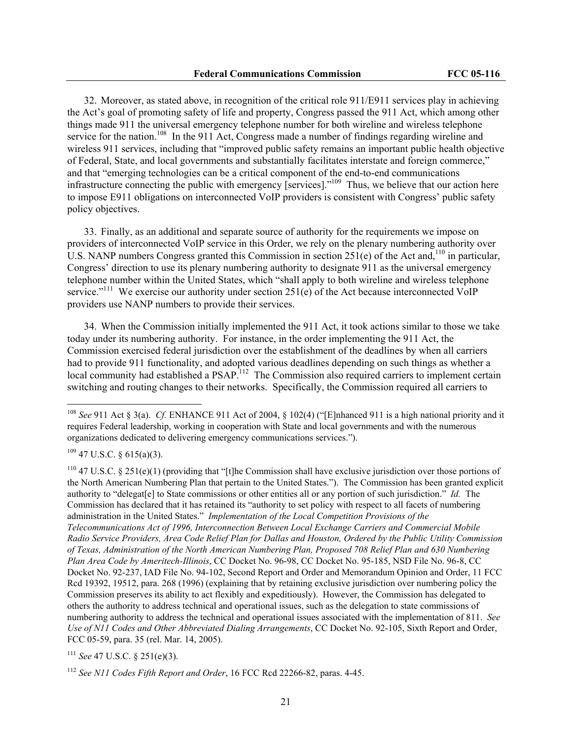32. Moreover, as stated above, in recognition of the critical role 911/E911 services play in achieving the Act's goal of promoting safety of life and property, Congress passed the 911 Act, which among other things made 911 the universal emergency telephone number for both wireline and wireless telephone service for the nation.[108] In the 911 Act, Congress made a number of findings regarding wireline and wireless 911 services, including that "improved public safety remains an important public health objective of Federal, State, and local governments and substantially facilitates interstate and foreign commerce," and that "emerging technologies can be a critical component of the end-to-end communications infrastructure connecting the public with emergency [services]."[109] Thus, we believe that our action here to impose E911 obligations on interconnected VoIP providers is consistent with Congress' public safety policy objectives.

33. Finally, as an additional and separate source of authority for the requirements we impose on providers of interconnected VoIP service in this Order, we rely on the plenary numbering authority over U.S. NANP numbers Congress granted this Commission in section 251(e) of the Act and,[110] in particular, Congress' direction to use its plenary numbering authority to designate 911 as the universal emergency telephone number within the United States, which "shall apply to both wireline and wireless telephone service."[111] We exercise our authority under section 251(e) of the Act because interconnected VoIP providers use NANP numbers to provide their services.

34. When the Commission initially implemented the 911 Act, it took actions similar to those we take today under its numbering authority. For instance, in the order implementing the 911 Act, the Commission exercised federal jurisdiction over the establishment of the deadlines by when all carriers had to provide 911 functionality, and adopted various deadlines depending on such things as whether a local community had established a PSAP.[112] The Commission also required carriers to implement certain switching and routing changes to their networks. Specifically, the Commission required all carriers to

---

[108] *See* 911 Act § 3(a). *Cf.* ENHANCE 911 Act of 2004, § 102(4) ("[E]nhanced 911 is a high national priority and it requires Federal leadership, working in cooperation with State and local governments and with the numerous organizations dedicated to delivering emergency communications services.").

[109] 47 U.S.C. § 615(a)(3).

[110] 47 U.S.C. § 251(e)(1) (providing that "[t]he Commission shall have exclusive jurisdiction over those portions of the North American Numbering Plan that pertain to the United States."). The Commission has been granted explicit authority to "delegat[e] to State commissions or other entities all or any portion of such jurisdiction." *Id.* The Commission has declared that it has retained its "authority to set policy with respect to all facets of numbering administration in the United States." *Implementation of the Local Competition Provisions of the Telecommunications Act of 1996, Interconnection Between Local Exchange Carriers and Commercial Mobile Radio Service Providers, Area Code Relief Plan for Dallas and Houston, Ordered by the Public Utility Commission of Texas, Administration of the North American Numbering Plan, Proposed 708 Relief Plan and 630 Numbering Plan Area Code by Ameritech-Illinois*, CC Docket No. 96-98, CC Docket No. 95-185, NSD File No. 96-8, CC Docket No. 92-237, IAD File No. 94-102, Second Report and Order and Memorandum Opinion and Order, 11 FCC Rcd 19392, 19512, para. 268 (1996) (explaining that by retaining exclusive jurisdiction over numbering policy the Commission preserves its ability to act flexibly and expeditiously). However, the Commission has delegated to others the authority to address technical and operational issues, such as the delegation to state commissions of numbering authority to address the technical and operational issues associated with the implementation of 811. *See Use of N11 Codes and Other Abbreviated Dialing Arrangements*, CC Docket No. 92-105, Sixth Report and Order, FCC 05-59, para. 35 (rel. Mar. 14, 2005).

[111] *See* 47 U.S.C. § 251(e)(3).

[112] *See N11 Codes Fifth Report and Order*, 16 FCC Rcd 22266-82, paras. 4-45.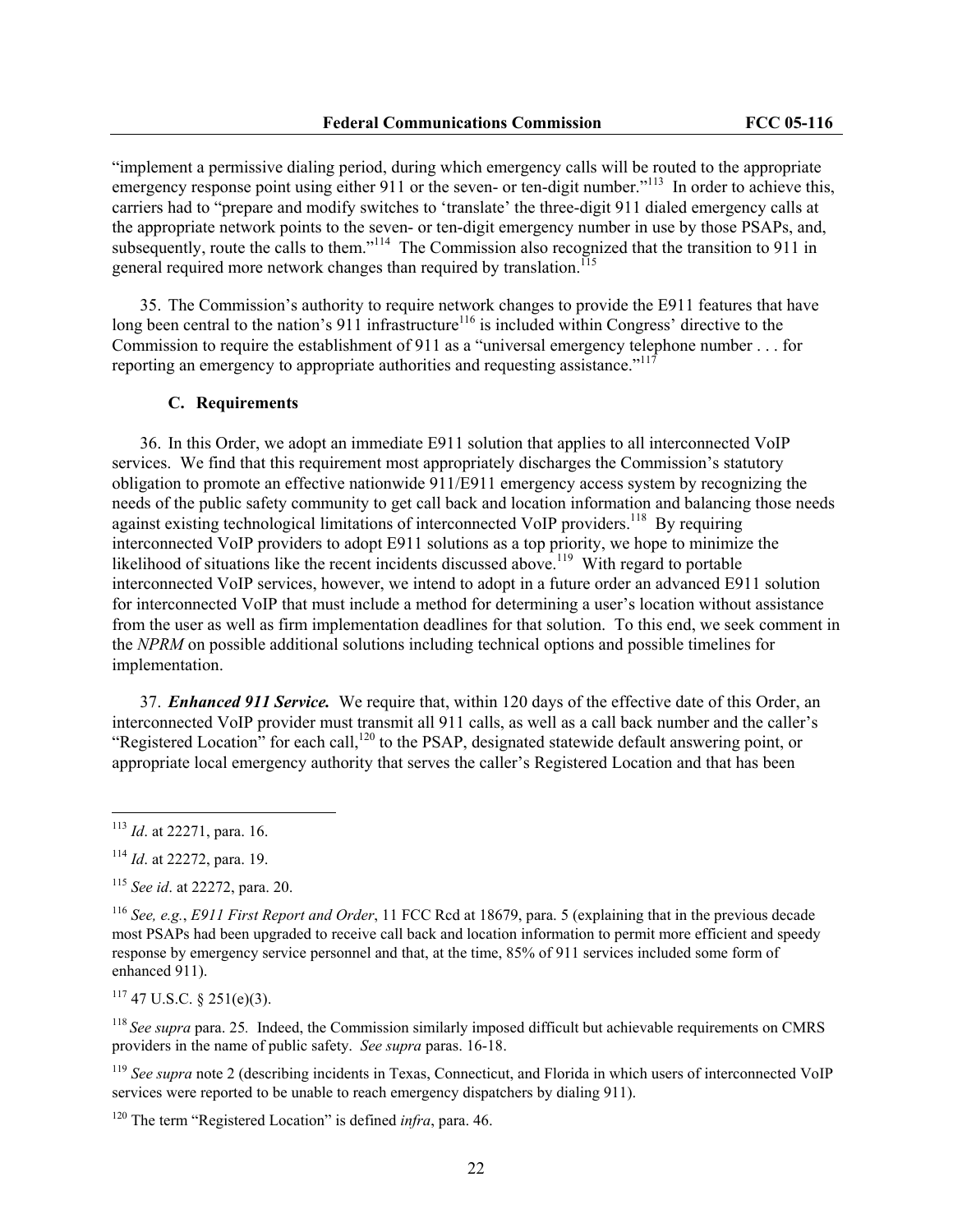"implement a permissive dialing period, during which emergency calls will be routed to the appropriate emergency response point using either 911 or the seven- or ten-digit number."[113] In order to achieve this, carriers had to "prepare and modify switches to 'translate' the three-digit 911 dialed emergency calls at the appropriate network points to the seven- or ten-digit emergency number in use by those PSAPs, and, subsequently, route the calls to them."[114] The Commission also recognized that the transition to 911 in general required more network changes than required by translation.[115]

35. The Commission's authority to require network changes to provide the E911 features that have long been central to the nation's 911 infrastructure[116] is included within Congress' directive to the Commission to require the establishment of 911 as a "universal emergency telephone number . . . for reporting an emergency to appropriate authorities and requesting assistance."[117]

### C. Requirements

36. In this Order, we adopt an immediate E911 solution that applies to all interconnected VoIP services. We find that this requirement most appropriately discharges the Commission's statutory obligation to promote an effective nationwide 911/E911 emergency access system by recognizing the needs of the public safety community to get call back and location information and balancing those needs against existing technological limitations of interconnected VoIP providers.[118] By requiring interconnected VoIP providers to adopt E911 solutions as a top priority, we hope to minimize the likelihood of situations like the recent incidents discussed above.[119] With regard to portable interconnected VoIP services, however, we intend to adopt in a future order an advanced E911 solution for interconnected VoIP that must include a method for determining a user's location without assistance from the user as well as firm implementation deadlines for that solution. To this end, we seek comment in the *NPRM* on possible additional solutions including technical options and possible timelines for implementation.

37. ***Enhanced 911 Service.*** We require that, within 120 days of the effective date of this Order, an interconnected VoIP provider must transmit all 911 calls, as well as a call back number and the caller's "Registered Location" for each call,[120] to the PSAP, designated statewide default answering point, or appropriate local emergency authority that serves the caller's Registered Location and that has been

---

[113] *Id*. at 22271, para. 16.

[114] *Id*. at 22272, para. 19.

[115] *See id*. at 22272, para. 20.

[116] *See, e.g.*, *E911 First Report and Order*, 11 FCC Rcd at 18679, para. 5 (explaining that in the previous decade most PSAPs had been upgraded to receive call back and location information to permit more efficient and speedy response by emergency service personnel and that, at the time, 85% of 911 services included some form of enhanced 911).

[117] 47 U.S.C. § 251(e)(3).

[118] *See supra* para. 25. Indeed, the Commission similarly imposed difficult but achievable requirements on CMRS providers in the name of public safety. *See supra* paras. 16-18.

[119] *See supra* note 2 (describing incidents in Texas, Connecticut, and Florida in which users of interconnected VoIP services were reported to be unable to reach emergency dispatchers by dialing 911).

[120] The term "Registered Location" is defined *infra*, para. 46.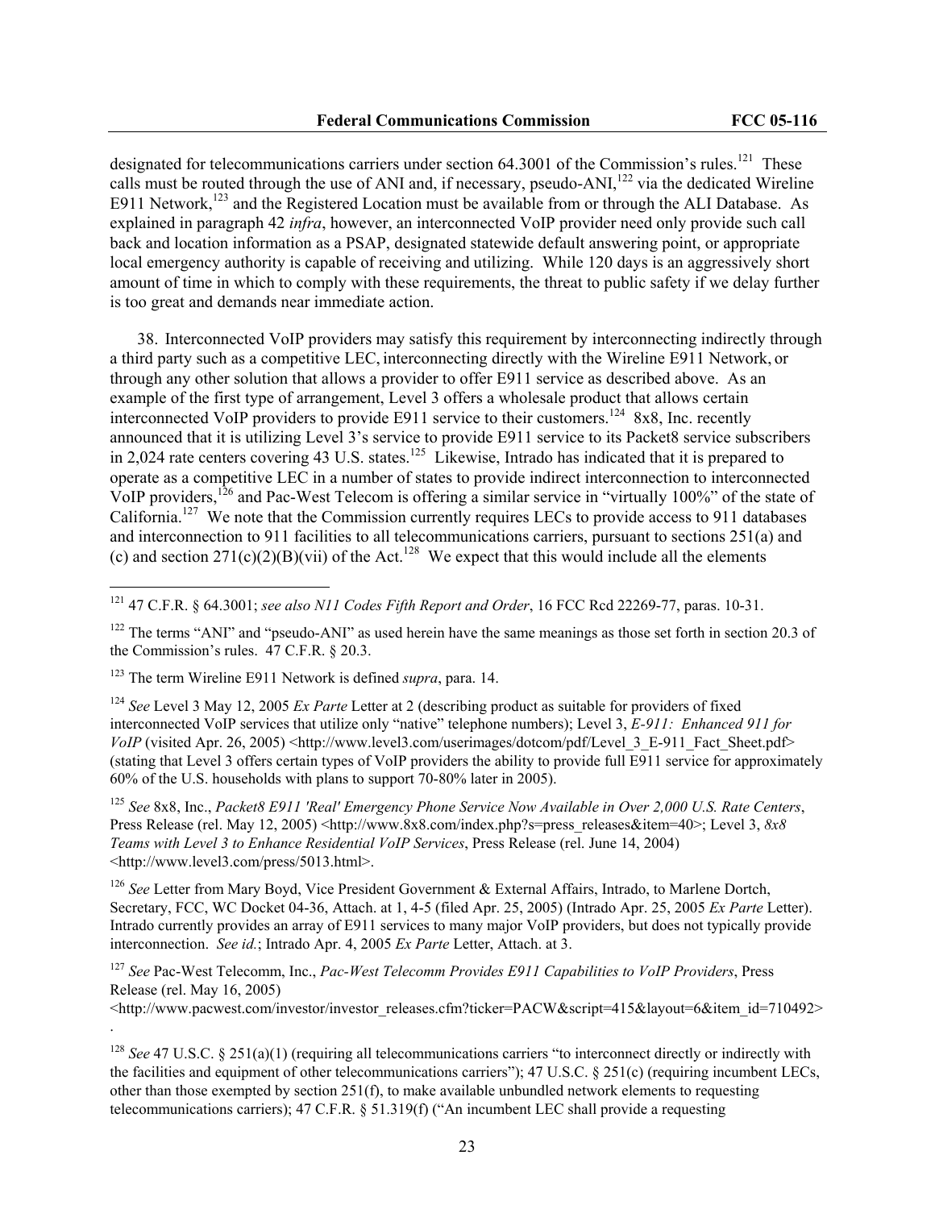designated for telecommunications carriers under section 64.3001 of the Commission's rules.[121] These calls must be routed through the use of ANI and, if necessary, pseudo-ANI,[122] via the dedicated Wireline E911 Network,[123] and the Registered Location must be available from or through the ALI Database. As explained in paragraph 42 *infra*, however, an interconnected VoIP provider need only provide such call back and location information as a PSAP, designated statewide default answering point, or appropriate local emergency authority is capable of receiving and utilizing. While 120 days is an aggressively short amount of time in which to comply with these requirements, the threat to public safety if we delay further is too great and demands near immediate action.

38. Interconnected VoIP providers may satisfy this requirement by interconnecting indirectly through a third party such as a competitive LEC, interconnecting directly with the Wireline E911 Network, or through any other solution that allows a provider to offer E911 service as described above. As an example of the first type of arrangement, Level 3 offers a wholesale product that allows certain interconnected VoIP providers to provide E911 service to their customers.[124] 8x8, Inc. recently announced that it is utilizing Level 3's service to provide E911 service to its Packet8 service subscribers in 2,024 rate centers covering 43 U.S. states.[125] Likewise, Intrado has indicated that it is prepared to operate as a competitive LEC in a number of states to provide indirect interconnection to interconnected VoIP providers,[126] and Pac-West Telecom is offering a similar service in "virtually 100%" of the state of California.[127] We note that the Commission currently requires LECs to provide access to 911 databases and interconnection to 911 facilities to all telecommunications carriers, pursuant to sections 251(a) and (c) and section 271(c)(2)(B)(vii) of the Act.[128] We expect that this would include all the elements

---

[121] 47 C.F.R. § 64.3001; *see also N11 Codes Fifth Report and Order*, 16 FCC Rcd 22269-77, paras. 10-31.

[122] The terms "ANI" and "pseudo-ANI" as used herein have the same meanings as those set forth in section 20.3 of the Commission's rules. 47 C.F.R. § 20.3.

[123] The term Wireline E911 Network is defined *supra*, para. 14.

[124] *See* Level 3 May 12, 2005 *Ex Parte* Letter at 2 (describing product as suitable for providers of fixed interconnected VoIP services that utilize only "native" telephone numbers); Level 3, *E-911: Enhanced 911 for VoIP* (visited Apr. 26, 2005) <http://www.level3.com/userimages/dotcom/pdf/Level_3_E-911_Fact_Sheet.pdf> (stating that Level 3 offers certain types of VoIP providers the ability to provide full E911 service for approximately 60% of the U.S. households with plans to support 70-80% later in 2005).

[125] *See* 8x8, Inc., *Packet8 E911 'Real' Emergency Phone Service Now Available in Over 2,000 U.S. Rate Centers*, Press Release (rel. May 12, 2005) <http://www.8x8.com/index.php?s=press_releases&item=40>; Level 3, *8x8 Teams with Level 3 to Enhance Residential VoIP Services*, Press Release (rel. June 14, 2004) <http://www.level3.com/press/5013.html>.

[126] *See* Letter from Mary Boyd, Vice President Government & External Affairs, Intrado, to Marlene Dortch, Secretary, FCC, WC Docket 04-36, Attach. at 1, 4-5 (filed Apr. 25, 2005) (Intrado Apr. 25, 2005 *Ex Parte* Letter). Intrado currently provides an array of E911 services to many major VoIP providers, but does not typically provide interconnection. *See id.*; Intrado Apr. 4, 2005 *Ex Parte* Letter, Attach. at 3.

[127] *See* Pac-West Telecomm, Inc., *Pac-West Telecomm Provides E911 Capabilities to VoIP Providers*, Press Release (rel. May 16, 2005) <http://www.pacwest.com/investor/investor_releases.cfm?ticker=PACW&script=415&layout=6&item_id=710492>.

[128] *See* 47 U.S.C. § 251(a)(1) (requiring all telecommunications carriers "to interconnect directly or indirectly with the facilities and equipment of other telecommunications carriers"); 47 U.S.C. § 251(c) (requiring incumbent LECs, other than those exempted by section 251(f), to make available unbundled network elements to requesting telecommunications carriers); 47 C.F.R. § 51.319(f) ("An incumbent LEC shall provide a requesting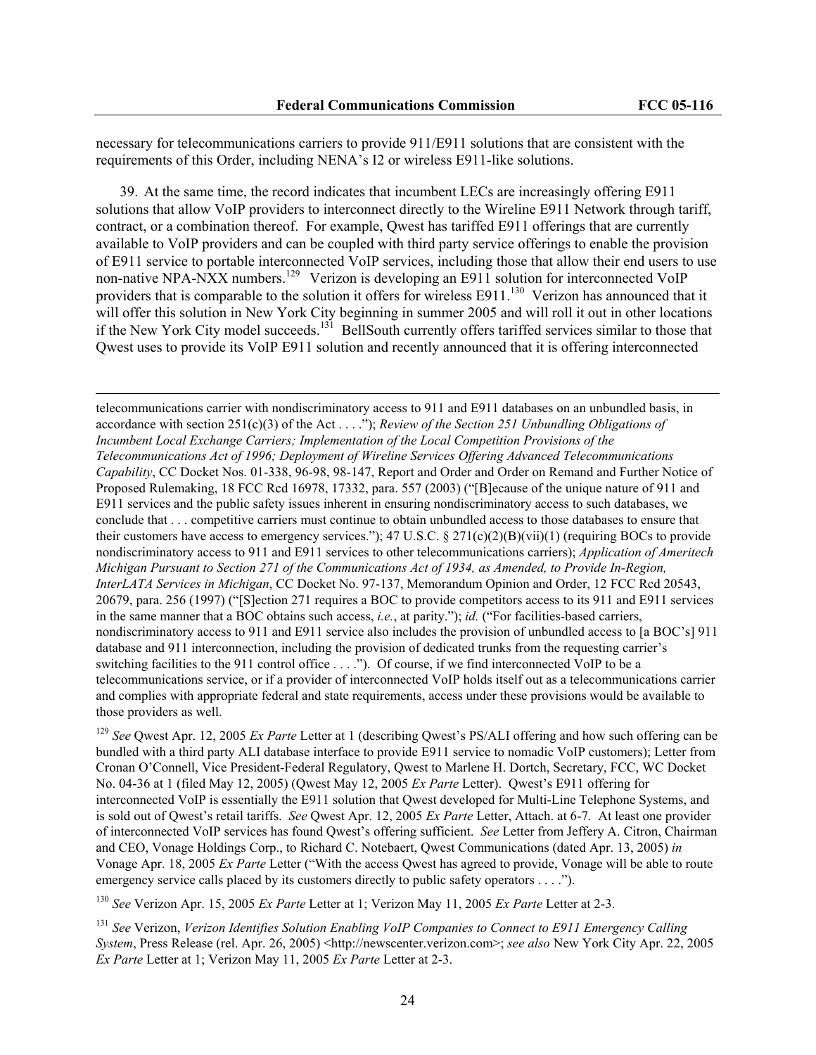necessary for telecommunications carriers to provide 911/E911 solutions that are consistent with the requirements of this Order, including NENA's I2 or wireless E911-like solutions.

39. At the same time, the record indicates that incumbent LECs are increasingly offering E911 solutions that allow VoIP providers to interconnect directly to the Wireline E911 Network through tariff, contract, or a combination thereof. For example, Qwest has tariffed E911 offerings that are currently available to VoIP providers and can be coupled with third party service offerings to enable the provision of E911 service to portable interconnected VoIP services, including those that allow their end users to use non-native NPA-NXX numbers.[129] Verizon is developing an E911 solution for interconnected VoIP providers that is comparable to the solution it offers for wireless E911.[130] Verizon has announced that it will offer this solution in New York City beginning in summer 2005 and will roll it out in other locations if the New York City model succeeds.[131] BellSouth currently offers tariffed services similar to those that Qwest uses to provide its VoIP E911 solution and recently announced that it is offering interconnected

---

telecommunications carrier with nondiscriminatory access to 911 and E911 databases on an unbundled basis, in accordance with section 251(c)(3) of the Act . . . ."); *Review of the Section 251 Unbundling Obligations of Incumbent Local Exchange Carriers; Implementation of the Local Competition Provisions of the Telecommunications Act of 1996; Deployment of Wireline Services Offering Advanced Telecommunications Capability*, CC Docket Nos. 01-338, 96-98, 98-147, Report and Order and Order on Remand and Further Notice of Proposed Rulemaking, 18 FCC Rcd 16978, 17332, para. 557 (2003) ("[B]ecause of the unique nature of 911 and E911 services and the public safety issues inherent in ensuring nondiscriminatory access to such databases, we conclude that . . . competitive carriers must continue to obtain unbundled access to those databases to ensure that their customers have access to emergency services."); 47 U.S.C. § 271(c)(2)(B)(vii)(1) (requiring BOCs to provide nondiscriminatory access to 911 and E911 services to other telecommunications carriers); *Application of Ameritech Michigan Pursuant to Section 271 of the Communications Act of 1934, as Amended, to Provide In-Region, InterLATA Services in Michigan*, CC Docket No. 97-137, Memorandum Opinion and Order, 12 FCC Rcd 20543, 20679, para. 256 (1997) ("[S]ection 271 requires a BOC to provide competitors access to its 911 and E911 services in the same manner that a BOC obtains such access, *i.e.*, at parity."); *id.* ("For facilities-based carriers, nondiscriminatory access to 911 and E911 service also includes the provision of unbundled access to [a BOC's] 911 database and 911 interconnection, including the provision of dedicated trunks from the requesting carrier's switching facilities to the 911 control office . . . ."). Of course, if we find interconnected VoIP to be a telecommunications service, or if a provider of interconnected VoIP holds itself out as a telecommunications carrier and complies with appropriate federal and state requirements, access under these provisions would be available to those providers as well.

[129] *See* Qwest Apr. 12, 2005 *Ex Parte* Letter at 1 (describing Qwest's PS/ALI offering and how such offering can be bundled with a third party ALI database interface to provide E911 service to nomadic VoIP customers); Letter from Cronan O'Connell, Vice President-Federal Regulatory, Qwest to Marlene H. Dortch, Secretary, FCC, WC Docket No. 04-36 at 1 (filed May 12, 2005) (Qwest May 12, 2005 *Ex Parte* Letter). Qwest's E911 offering for interconnected VoIP is essentially the E911 solution that Qwest developed for Multi-Line Telephone Systems, and is sold out of Qwest's retail tariffs. *See* Qwest Apr. 12, 2005 *Ex Parte* Letter, Attach. at 6-7. At least one provider of interconnected VoIP services has found Qwest's offering sufficient. *See* Letter from Jeffery A. Citron, Chairman and CEO, Vonage Holdings Corp., to Richard C. Notebaert, Qwest Communications (dated Apr. 13, 2005) *in* Vonage Apr. 18, 2005 *Ex Parte* Letter ("With the access Qwest has agreed to provide, Vonage will be able to route emergency service calls placed by its customers directly to public safety operators . . . .").

[130] *See* Verizon Apr. 15, 2005 *Ex Parte* Letter at 1; Verizon May 11, 2005 *Ex Parte* Letter at 2-3.

[131] *See* Verizon, *Verizon Identifies Solution Enabling VoIP Companies to Connect to E911 Emergency Calling System*, Press Release (rel. Apr. 26, 2005) <http://newscenter.verizon.com>; *see also* New York City Apr. 22, 2005 *Ex Parte* Letter at 1; Verizon May 11, 2005 *Ex Parte* Letter at 2-3.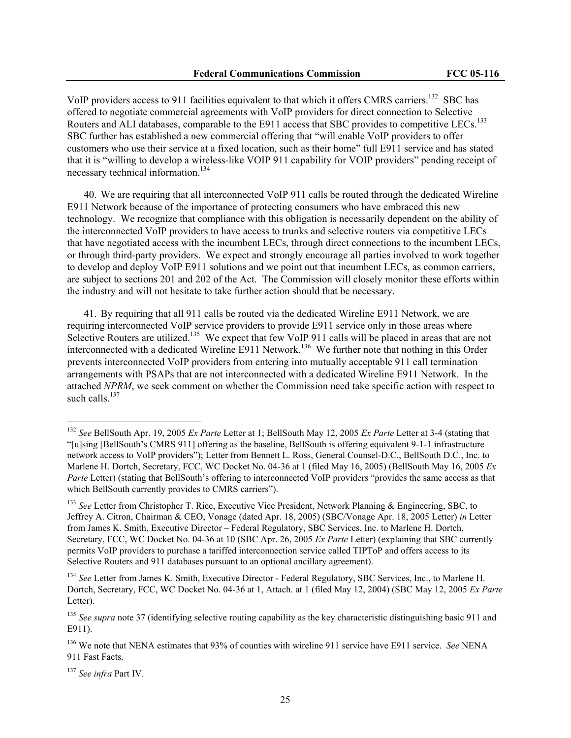VoIP providers access to 911 facilities equivalent to that which it offers CMRS carriers.[132] SBC has offered to negotiate commercial agreements with VoIP providers for direct connection to Selective Routers and ALI databases, comparable to the E911 access that SBC provides to competitive LECs.[133] SBC further has established a new commercial offering that "will enable VoIP providers to offer customers who use their service at a fixed location, such as their home" full E911 service and has stated that it is "willing to develop a wireless-like VOIP 911 capability for VOIP providers" pending receipt of necessary technical information.[134]

40. We are requiring that all interconnected VoIP 911 calls be routed through the dedicated Wireline E911 Network because of the importance of protecting consumers who have embraced this new technology. We recognize that compliance with this obligation is necessarily dependent on the ability of the interconnected VoIP providers to have access to trunks and selective routers via competitive LECs that have negotiated access with the incumbent LECs, through direct connections to the incumbent LECs, or through third-party providers. We expect and strongly encourage all parties involved to work together to develop and deploy VoIP E911 solutions and we point out that incumbent LECs, as common carriers, are subject to sections 201 and 202 of the Act. The Commission will closely monitor these efforts within the industry and will not hesitate to take further action should that be necessary.

41. By requiring that all 911 calls be routed via the dedicated Wireline E911 Network, we are requiring interconnected VoIP service providers to provide E911 service only in those areas where Selective Routers are utilized.[135] We expect that few VoIP 911 calls will be placed in areas that are not interconnected with a dedicated Wireline E911 Network.[136] We further note that nothing in this Order prevents interconnected VoIP providers from entering into mutually acceptable 911 call termination arrangements with PSAPs that are not interconnected with a dedicated Wireline E911 Network. In the attached *NPRM*, we seek comment on whether the Commission need take specific action with respect to such calls.[137]

---

[132] *See* BellSouth Apr. 19, 2005 *Ex Parte* Letter at 1; BellSouth May 12, 2005 *Ex Parte* Letter at 3-4 (stating that "[u]sing [BellSouth's CMRS 911] offering as the baseline, BellSouth is offering equivalent 9-1-1 infrastructure network access to VoIP providers"); Letter from Bennett L. Ross, General Counsel-D.C., BellSouth D.C., Inc. to Marlene H. Dortch, Secretary, FCC, WC Docket No. 04-36 at 1 (filed May 16, 2005) (BellSouth May 16, 2005 *Ex Parte* Letter) (stating that BellSouth's offering to interconnected VoIP providers "provides the same access as that which BellSouth currently provides to CMRS carriers").

[133] *See* Letter from Christopher T. Rice, Executive Vice President, Network Planning & Engineering, SBC, to Jeffrey A. Citron, Chairman & CEO, Vonage (dated Apr. 18, 2005) (SBC/Vonage Apr. 18, 2005 Letter) *in* Letter from James K. Smith, Executive Director – Federal Regulatory, SBC Services, Inc. to Marlene H. Dortch, Secretary, FCC, WC Docket No. 04-36 at 10 (SBC Apr. 26, 2005 *Ex Parte* Letter) (explaining that SBC currently permits VoIP providers to purchase a tariffed interconnection service called TIPToP and offers access to its Selective Routers and 911 databases pursuant to an optional ancillary agreement).

[134] *See* Letter from James K. Smith, Executive Director - Federal Regulatory, SBC Services, Inc., to Marlene H. Dortch, Secretary, FCC, WC Docket No. 04-36 at 1, Attach. at 1 (filed May 12, 2004) (SBC May 12, 2005 *Ex Parte* Letter).

[135] *See supra* note 37 (identifying selective routing capability as the key characteristic distinguishing basic 911 and E911).

[136] We note that NENA estimates that 93% of counties with wireline 911 service have E911 service. *See* NENA 911 Fast Facts.

[137] *See infra* Part IV.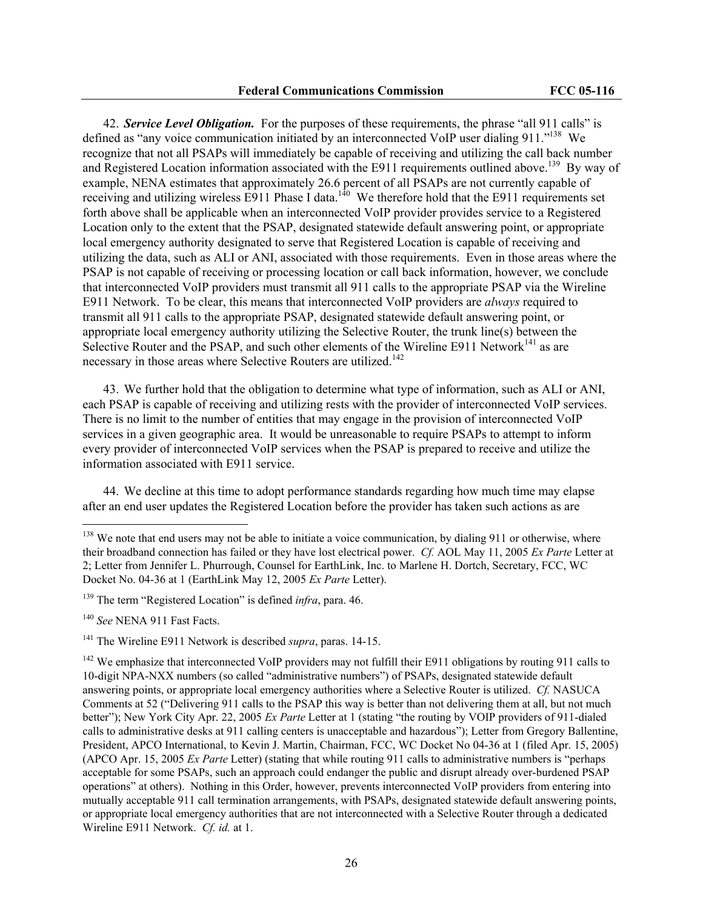42. ***Service Level Obligation.*** For the purposes of these requirements, the phrase "all 911 calls" is defined as "any voice communication initiated by an interconnected VoIP user dialing 911."[138] We recognize that not all PSAPs will immediately be capable of receiving and utilizing the call back number and Registered Location information associated with the E911 requirements outlined above.[139] By way of example, NENA estimates that approximately 26.6 percent of all PSAPs are not currently capable of receiving and utilizing wireless E911 Phase I data.[140] We therefore hold that the E911 requirements set forth above shall be applicable when an interconnected VoIP provider provides service to a Registered Location only to the extent that the PSAP, designated statewide default answering point, or appropriate local emergency authority designated to serve that Registered Location is capable of receiving and utilizing the data, such as ALI or ANI, associated with those requirements. Even in those areas where the PSAP is not capable of receiving or processing location or call back information, however, we conclude that interconnected VoIP providers must transmit all 911 calls to the appropriate PSAP via the Wireline E911 Network. To be clear, this means that interconnected VoIP providers are *always* required to transmit all 911 calls to the appropriate PSAP, designated statewide default answering point, or appropriate local emergency authority utilizing the Selective Router, the trunk line(s) between the Selective Router and the PSAP, and such other elements of the Wireline E911 Network[141] as are necessary in those areas where Selective Routers are utilized.[142]

43. We further hold that the obligation to determine what type of information, such as ALI or ANI, each PSAP is capable of receiving and utilizing rests with the provider of interconnected VoIP services. There is no limit to the number of entities that may engage in the provision of interconnected VoIP services in a given geographic area. It would be unreasonable to require PSAPs to attempt to inform every provider of interconnected VoIP services when the PSAP is prepared to receive and utilize the information associated with E911 service.

44. We decline at this time to adopt performance standards regarding how much time may elapse after an end user updates the Registered Location before the provider has taken such actions as are

---

[138] We note that end users may not be able to initiate a voice communication, by dialing 911 or otherwise, where their broadband connection has failed or they have lost electrical power. *Cf.* AOL May 11, 2005 *Ex Parte* Letter at 2; Letter from Jennifer L. Phurrough, Counsel for EarthLink, Inc. to Marlene H. Dortch, Secretary, FCC, WC Docket No. 04-36 at 1 (EarthLink May 12, 2005 *Ex Parte* Letter).

[139] The term "Registered Location" is defined *infra*, para. 46.

[140] *See* NENA 911 Fast Facts.

[141] The Wireline E911 Network is described *supra*, paras. 14-15.

[142] We emphasize that interconnected VoIP providers may not fulfill their E911 obligations by routing 911 calls to 10-digit NPA-NXX numbers (so called "administrative numbers") of PSAPs, designated statewide default answering points, or appropriate local emergency authorities where a Selective Router is utilized. *Cf.* NASUCA Comments at 52 ("Delivering 911 calls to the PSAP this way is better than not delivering them at all, but not much better"); New York City Apr. 22, 2005 *Ex Parte* Letter at 1 (stating "the routing by VOIP providers of 911-dialed calls to administrative desks at 911 calling centers is unacceptable and hazardous"); Letter from Gregory Ballentine, President, APCO International, to Kevin J. Martin, Chairman, FCC, WC Docket No 04-36 at 1 (filed Apr. 15, 2005) (APCO Apr. 15, 2005 *Ex Parte* Letter) (stating that while routing 911 calls to administrative numbers is "perhaps acceptable for some PSAPs, such an approach could endanger the public and disrupt already over-burdened PSAP operations" at others). Nothing in this Order, however, prevents interconnected VoIP providers from entering into mutually acceptable 911 call termination arrangements, with PSAPs, designated statewide default answering points, or appropriate local emergency authorities that are not interconnected with a Selective Router through a dedicated Wireline E911 Network. *Cf. id.* at 1.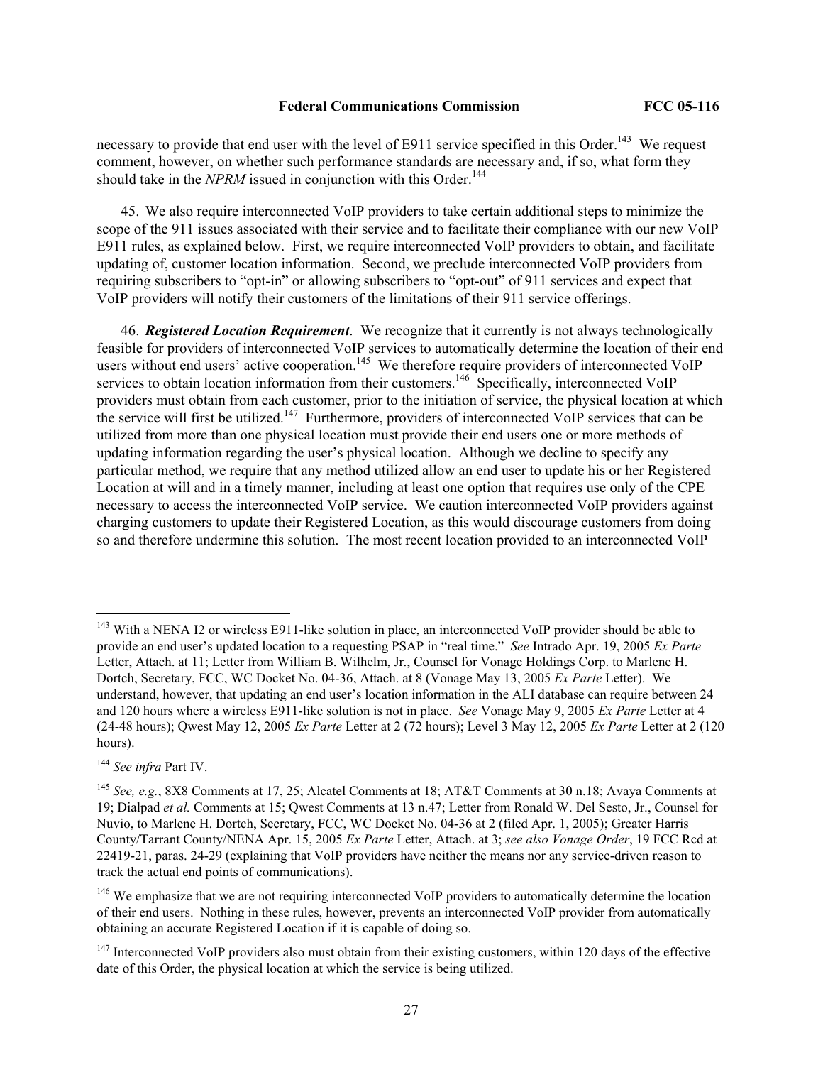necessary to provide that end user with the level of E911 service specified in this Order.[143] We request comment, however, on whether such performance standards are necessary and, if so, what form they should take in the *NPRM* issued in conjunction with this Order.[144]

45. We also require interconnected VoIP providers to take certain additional steps to minimize the scope of the 911 issues associated with their service and to facilitate their compliance with our new VoIP E911 rules, as explained below. First, we require interconnected VoIP providers to obtain, and facilitate updating of, customer location information. Second, we preclude interconnected VoIP providers from requiring subscribers to "opt-in" or allowing subscribers to "opt-out" of 911 services and expect that VoIP providers will notify their customers of the limitations of their 911 service offerings.

46. ***Registered Location Requirement***. We recognize that it currently is not always technologically feasible for providers of interconnected VoIP services to automatically determine the location of their end users without end users' active cooperation.[145] We therefore require providers of interconnected VoIP services to obtain location information from their customers.[146] Specifically, interconnected VoIP providers must obtain from each customer, prior to the initiation of service, the physical location at which the service will first be utilized.[147] Furthermore, providers of interconnected VoIP services that can be utilized from more than one physical location must provide their end users one or more methods of updating information regarding the user's physical location. Although we decline to specify any particular method, we require that any method utilized allow an end user to update his or her Registered Location at will and in a timely manner, including at least one option that requires use only of the CPE necessary to access the interconnected VoIP service. We caution interconnected VoIP providers against charging customers to update their Registered Location, as this would discourage customers from doing so and therefore undermine this solution. The most recent location provided to an interconnected VoIP

---

[143] With a NENA I2 or wireless E911-like solution in place, an interconnected VoIP provider should be able to provide an end user's updated location to a requesting PSAP in "real time." *See* Intrado Apr. 19, 2005 *Ex Parte* Letter, Attach. at 11; Letter from William B. Wilhelm, Jr., Counsel for Vonage Holdings Corp. to Marlene H. Dortch, Secretary, FCC, WC Docket No. 04-36, Attach. at 8 (Vonage May 13, 2005 *Ex Parte* Letter). We understand, however, that updating an end user's location information in the ALI database can require between 24 and 120 hours where a wireless E911-like solution is not in place. *See* Vonage May 9, 2005 *Ex Parte* Letter at 4 (24-48 hours); Qwest May 12, 2005 *Ex Parte* Letter at 2 (72 hours); Level 3 May 12, 2005 *Ex Parte* Letter at 2 (120 hours).

[144] *See infra* Part IV.

[145] *See, e.g.*, 8X8 Comments at 17, 25; Alcatel Comments at 18; AT&T Comments at 30 n.18; Avaya Comments at 19; Dialpad *et al.* Comments at 15; Qwest Comments at 13 n.47; Letter from Ronald W. Del Sesto, Jr., Counsel for Nuvio, to Marlene H. Dortch, Secretary, FCC, WC Docket No. 04-36 at 2 (filed Apr. 1, 2005); Greater Harris County/Tarrant County/NENA Apr. 15, 2005 *Ex Parte* Letter, Attach. at 3; *see also Vonage Order*, 19 FCC Rcd at 22419-21, paras. 24-29 (explaining that VoIP providers have neither the means nor any service-driven reason to track the actual end points of communications).

[146] We emphasize that we are not requiring interconnected VoIP providers to automatically determine the location of their end users. Nothing in these rules, however, prevents an interconnected VoIP provider from automatically obtaining an accurate Registered Location if it is capable of doing so.

[147] Interconnected VoIP providers also must obtain from their existing customers, within 120 days of the effective date of this Order, the physical location at which the service is being utilized.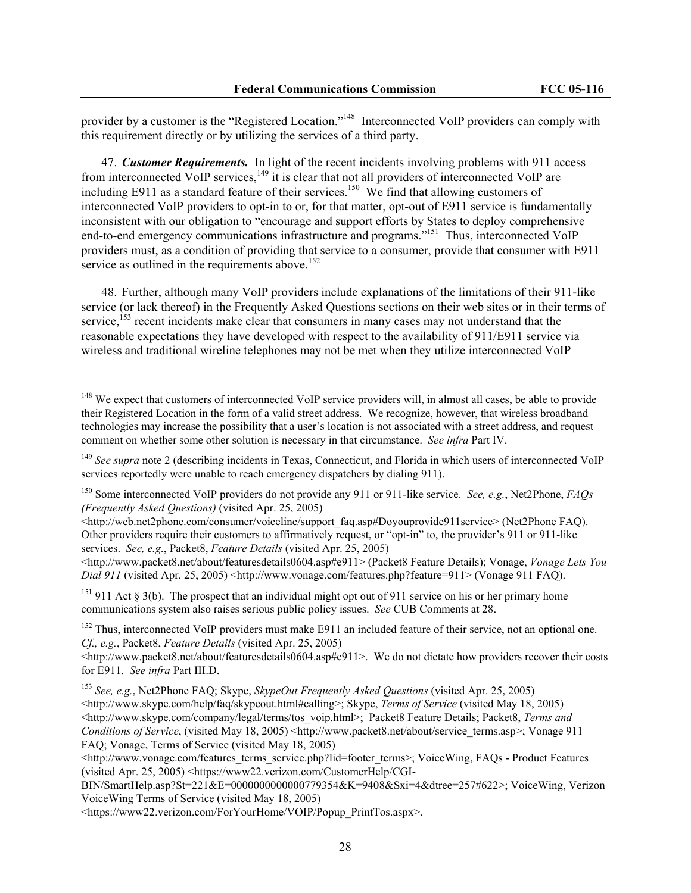provider by a customer is the "Registered Location."[148] Interconnected VoIP providers can comply with this requirement directly or by utilizing the services of a third party.

47. ***Customer Requirements.*** In light of the recent incidents involving problems with 911 access from interconnected VoIP services,[149] it is clear that not all providers of interconnected VoIP are including E911 as a standard feature of their services.[150] We find that allowing customers of interconnected VoIP providers to opt-in to or, for that matter, opt-out of E911 service is fundamentally inconsistent with our obligation to "encourage and support efforts by States to deploy comprehensive end-to-end emergency communications infrastructure and programs."[151] Thus, interconnected VoIP providers must, as a condition of providing that service to a consumer, provide that consumer with E911 service as outlined in the requirements above.[152]

48. Further, although many VoIP providers include explanations of the limitations of their 911-like service (or lack thereof) in the Frequently Asked Questions sections on their web sites or in their terms of service,[153] recent incidents make clear that consumers in many cases may not understand that the reasonable expectations they have developed with respect to the availability of 911/E911 service via wireless and traditional wireline telephones may not be met when they utilize interconnected VoIP

---

[148] We expect that customers of interconnected VoIP service providers will, in almost all cases, be able to provide their Registered Location in the form of a valid street address. We recognize, however, that wireless broadband technologies may increase the possibility that a user's location is not associated with a street address, and request comment on whether some other solution is necessary in that circumstance. *See infra* Part IV.

[149] *See supra* note 2 (describing incidents in Texas, Connecticut, and Florida in which users of interconnected VoIP services reportedly were unable to reach emergency dispatchers by dialing 911).

[150] Some interconnected VoIP providers do not provide any 911 or 911-like service. *See, e.g.*, Net2Phone, *FAQs (Frequently Asked Questions)* (visited Apr. 25, 2005) <http://web.net2phone.com/consumer/voiceline/support_faq.asp#Doyouprovide911service> (Net2Phone FAQ). Other providers require their customers to affirmatively request, or "opt-in" to, the provider's 911 or 911-like services. *See, e.g.*, Packet8, *Feature Details* (visited Apr. 25, 2005) <http://www.packet8.net/about/featuresdetails0604.asp#e911> (Packet8 Feature Details); Vonage, *Vonage Lets You Dial 911* (visited Apr. 25, 2005) <http://www.vonage.com/features.php?feature=911> (Vonage 911 FAQ).

[151] 911 Act § 3(b). The prospect that an individual might opt out of 911 service on his or her primary home communications system also raises serious public policy issues. *See* CUB Comments at 28.

[152] Thus, interconnected VoIP providers must make E911 an included feature of their service, not an optional one. *Cf., e.g.*, Packet8, *Feature Details* (visited Apr. 25, 2005) <http://www.packet8.net/about/featuresdetails0604.asp#e911>. We do not dictate how providers recover their costs for E911. *See infra* Part III.D.

[153] *See, e.g.*, Net2Phone FAQ; Skype, *SkypeOut Frequently Asked Questions* (visited Apr. 25, 2005) <http://www.skype.com/help/faq/skypeout.html#calling>; Skype, *Terms of Service* (visited May 18, 2005) <http://www.skype.com/company/legal/terms/tos_voip.html>; Packet8 Feature Details; Packet8, *Terms and Conditions of Service*, (visited May 18, 2005) <http://www.packet8.net/about/service_terms.asp>; Vonage 911 FAQ; Vonage, Terms of Service (visited May 18, 2005) <http://www.vonage.com/features_terms_service.php?lid=footer_terms>; VoiceWing, FAQs - Product Features (visited Apr. 25, 2005) <https://www22.verizon.com/CustomerHelp/CGI-BIN/SmartHelp.asp?St=221&E=0000000000000779354&K=9408&Sxi=4&dtree=257#622>; VoiceWing, Verizon VoiceWing Terms of Service (visited May 18, 2005) <https://www22.verizon.com/ForYourHome/VOIP/Popup_PrintTos.aspx>.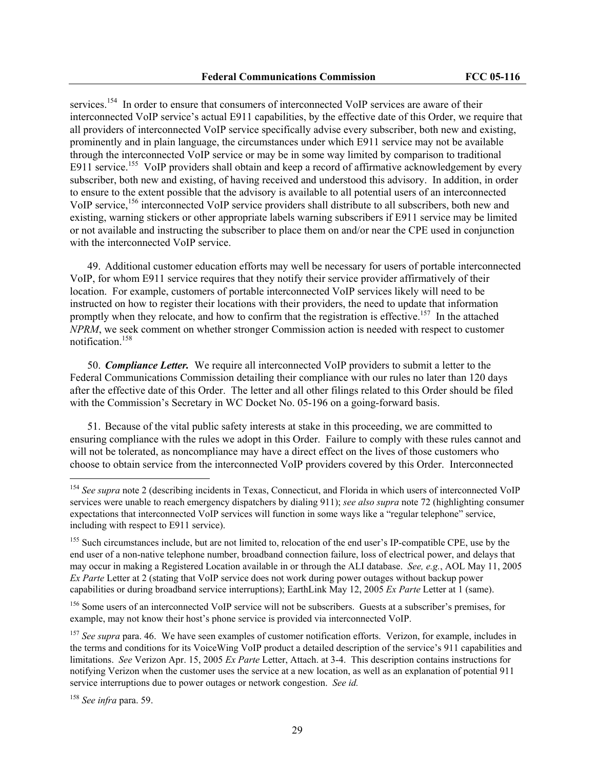services.[154] In order to ensure that consumers of interconnected VoIP services are aware of their interconnected VoIP service's actual E911 capabilities, by the effective date of this Order, we require that all providers of interconnected VoIP service specifically advise every subscriber, both new and existing, prominently and in plain language, the circumstances under which E911 service may not be available through the interconnected VoIP service or may be in some way limited by comparison to traditional E911 service.[155] VoIP providers shall obtain and keep a record of affirmative acknowledgement by every subscriber, both new and existing, of having received and understood this advisory. In addition, in order to ensure to the extent possible that the advisory is available to all potential users of an interconnected VoIP service,[156] interconnected VoIP service providers shall distribute to all subscribers, both new and existing, warning stickers or other appropriate labels warning subscribers if E911 service may be limited or not available and instructing the subscriber to place them on and/or near the CPE used in conjunction with the interconnected VoIP service.

49. Additional customer education efforts may well be necessary for users of portable interconnected VoIP, for whom E911 service requires that they notify their service provider affirmatively of their location. For example, customers of portable interconnected VoIP services likely will need to be instructed on how to register their locations with their providers, the need to update that information promptly when they relocate, and how to confirm that the registration is effective.[157] In the attached *NPRM*, we seek comment on whether stronger Commission action is needed with respect to customer notification.[158]

50. ***Compliance Letter.*** We require all interconnected VoIP providers to submit a letter to the Federal Communications Commission detailing their compliance with our rules no later than 120 days after the effective date of this Order. The letter and all other filings related to this Order should be filed with the Commission's Secretary in WC Docket No. 05-196 on a going-forward basis.

51. Because of the vital public safety interests at stake in this proceeding, we are committed to ensuring compliance with the rules we adopt in this Order. Failure to comply with these rules cannot and will not be tolerated, as noncompliance may have a direct effect on the lives of those customers who choose to obtain service from the interconnected VoIP providers covered by this Order. Interconnected

---

[154] *See supra* note 2 (describing incidents in Texas, Connecticut, and Florida in which users of interconnected VoIP services were unable to reach emergency dispatchers by dialing 911); *see also supra* note 72 (highlighting consumer expectations that interconnected VoIP services will function in some ways like a "regular telephone" service, including with respect to E911 service).

[155] Such circumstances include, but are not limited to, relocation of the end user's IP-compatible CPE, use by the end user of a non-native telephone number, broadband connection failure, loss of electrical power, and delays that may occur in making a Registered Location available in or through the ALI database. *See, e.g.*, AOL May 11, 2005 *Ex Parte* Letter at 2 (stating that VoIP service does not work during power outages without backup power capabilities or during broadband service interruptions); EarthLink May 12, 2005 *Ex Parte* Letter at 1 (same).

[156] Some users of an interconnected VoIP service will not be subscribers. Guests at a subscriber's premises, for example, may not know their host's phone service is provided via interconnected VoIP.

[157] *See supra* para. 46. We have seen examples of customer notification efforts. Verizon, for example, includes in the terms and conditions for its VoiceWing VoIP product a detailed description of the service's 911 capabilities and limitations. *See* Verizon Apr. 15, 2005 *Ex Parte* Letter, Attach. at 3-4. This description contains instructions for notifying Verizon when the customer uses the service at a new location, as well as an explanation of potential 911 service interruptions due to power outages or network congestion. *See id.*

[158] *See infra* para. 59.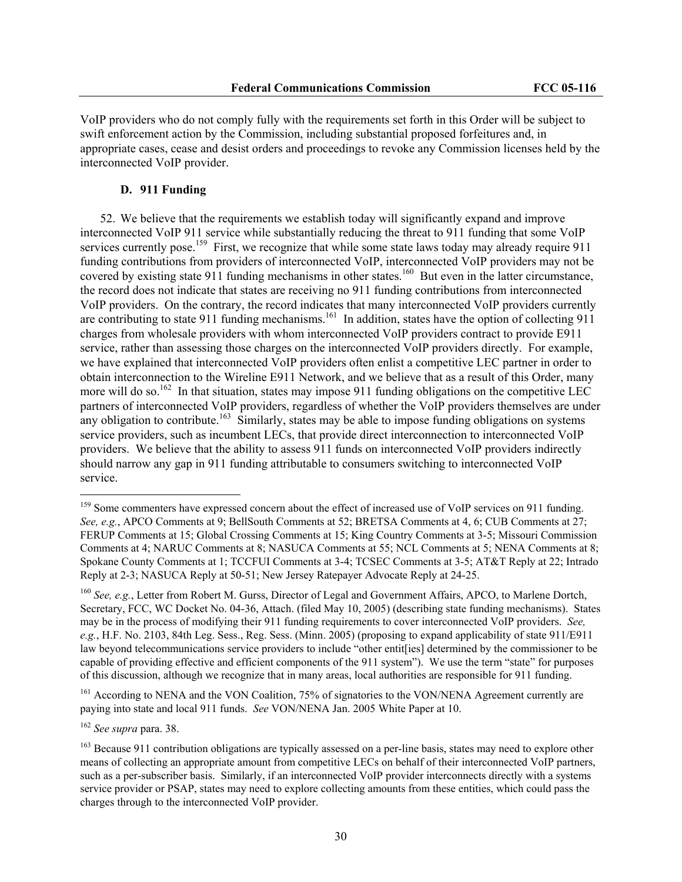VoIP providers who do not comply fully with the requirements set forth in this Order will be subject to swift enforcement action by the Commission, including substantial proposed forfeitures and, in appropriate cases, cease and desist orders and proceedings to revoke any Commission licenses held by the interconnected VoIP provider.

### D. 911 Funding

52. We believe that the requirements we establish today will significantly expand and improve interconnected VoIP 911 service while substantially reducing the threat to 911 funding that some VoIP services currently pose.[159] First, we recognize that while some state laws today may already require 911 funding contributions from providers of interconnected VoIP, interconnected VoIP providers may not be covered by existing state 911 funding mechanisms in other states.[160] But even in the latter circumstance, the record does not indicate that states are receiving no 911 funding contributions from interconnected VoIP providers. On the contrary, the record indicates that many interconnected VoIP providers currently are contributing to state 911 funding mechanisms.[161] In addition, states have the option of collecting 911 charges from wholesale providers with whom interconnected VoIP providers contract to provide E911 service, rather than assessing those charges on the interconnected VoIP providers directly. For example, we have explained that interconnected VoIP providers often enlist a competitive LEC partner in order to obtain interconnection to the Wireline E911 Network, and we believe that as a result of this Order, many more will do so.[162] In that situation, states may impose 911 funding obligations on the competitive LEC partners of interconnected VoIP providers, regardless of whether the VoIP providers themselves are under any obligation to contribute.[163] Similarly, states may be able to impose funding obligations on systems service providers, such as incumbent LECs, that provide direct interconnection to interconnected VoIP providers. We believe that the ability to assess 911 funds on interconnected VoIP providers indirectly should narrow any gap in 911 funding attributable to consumers switching to interconnected VoIP service.

---

[159] Some commenters have expressed concern about the effect of increased use of VoIP services on 911 funding. *See, e.g.*, APCO Comments at 9; BellSouth Comments at 52; BRETSA Comments at 4, 6; CUB Comments at 27; FERUP Comments at 15; Global Crossing Comments at 15; King Country Comments at 3-5; Missouri Commission Comments at 4; NARUC Comments at 8; NASUCA Comments at 55; NCL Comments at 5; NENA Comments at 8; Spokane County Comments at 1; TCCFUI Comments at 3-4; TCSEC Comments at 3-5; AT&T Reply at 22; Intrado Reply at 2-3; NASUCA Reply at 50-51; New Jersey Ratepayer Advocate Reply at 24-25.

[160] *See, e.g.*, Letter from Robert M. Gurss, Director of Legal and Government Affairs, APCO, to Marlene Dortch, Secretary, FCC, WC Docket No. 04-36, Attach. (filed May 10, 2005) (describing state funding mechanisms). States may be in the process of modifying their 911 funding requirements to cover interconnected VoIP providers. *See, e.g.*, H.F. No. 2103, 84th Leg. Sess., Reg. Sess. (Minn. 2005) (proposing to expand applicability of state 911/E911 law beyond telecommunications service providers to include "other entit[ies] determined by the commissioner to be capable of providing effective and efficient components of the 911 system"). We use the term "state" for purposes of this discussion, although we recognize that in many areas, local authorities are responsible for 911 funding.

[161] According to NENA and the VON Coalition, 75% of signatories to the VON/NENA Agreement currently are paying into state and local 911 funds. *See* VON/NENA Jan. 2005 White Paper at 10.

[162] *See supra* para. 38.

[163] Because 911 contribution obligations are typically assessed on a per-line basis, states may need to explore other means of collecting an appropriate amount from competitive LECs on behalf of their interconnected VoIP partners, such as a per-subscriber basis. Similarly, if an interconnected VoIP provider interconnects directly with a systems service provider or PSAP, states may need to explore collecting amounts from these entities, which could pass the charges through to the interconnected VoIP provider.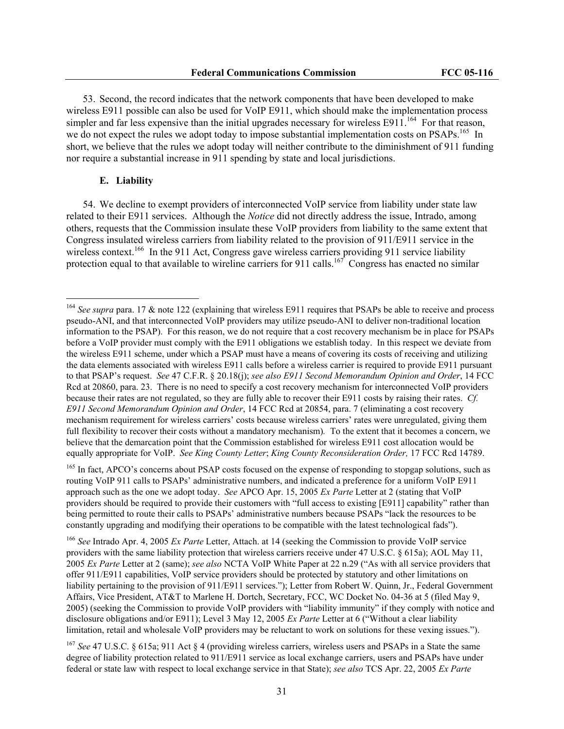53. Second, the record indicates that the network components that have been developed to make wireless E911 possible can also be used for VoIP E911, which should make the implementation process simpler and far less expensive than the initial upgrades necessary for wireless E911.[164] For that reason, we do not expect the rules we adopt today to impose substantial implementation costs on PSAPs.[165] In short, we believe that the rules we adopt today will neither contribute to the diminishment of 911 funding nor require a substantial increase in 911 spending by state and local jurisdictions.

### E. Liability

54. We decline to exempt providers of interconnected VoIP service from liability under state law related to their E911 services. Although the *Notice* did not directly address the issue, Intrado, among others, requests that the Commission insulate these VoIP providers from liability to the same extent that Congress insulated wireless carriers from liability related to the provision of 911/E911 service in the wireless context.[166] In the 911 Act, Congress gave wireless carriers providing 911 service liability protection equal to that available to wireline carriers for 911 calls.[167] Congress has enacted no similar

---

[164] *See supra* para. 17 & note 122 (explaining that wireless E911 requires that PSAPs be able to receive and process pseudo-ANI, and that interconnected VoIP providers may utilize pseudo-ANI to deliver non-traditional location information to the PSAP). For this reason, we do not require that a cost recovery mechanism be in place for PSAPs before a VoIP provider must comply with the E911 obligations we establish today. In this respect we deviate from the wireless E911 scheme, under which a PSAP must have a means of covering its costs of receiving and utilizing the data elements associated with wireless E911 calls before a wireless carrier is required to provide E911 pursuant to that PSAP's request. *See* 47 C.F.R. § 20.18(j); *see also E911 Second Memorandum Opinion and Order*, 14 FCC Rcd at 20860, para. 23. There is no need to specify a cost recovery mechanism for interconnected VoIP providers because their rates are not regulated, so they are fully able to recover their E911 costs by raising their rates. *Cf. E911 Second Memorandum Opinion and Order*, 14 FCC Rcd at 20854, para. 7 (eliminating a cost recovery mechanism requirement for wireless carriers' costs because wireless carriers' rates were unregulated, giving them full flexibility to recover their costs without a mandatory mechanism). To the extent that it becomes a concern, we believe that the demarcation point that the Commission established for wireless E911 cost allocation would be equally appropriate for VoIP. *See King County Letter*; *King County Reconsideration Order,* 17 FCC Rcd 14789.

[165] In fact, APCO's concerns about PSAP costs focused on the expense of responding to stopgap solutions, such as routing VoIP 911 calls to PSAPs' administrative numbers, and indicated a preference for a uniform VoIP E911 approach such as the one we adopt today. *See* APCO Apr. 15, 2005 *Ex Parte* Letter at 2 (stating that VoIP providers should be required to provide their customers with "full access to existing [E911] capability" rather than being permitted to route their calls to PSAPs' administrative numbers because PSAPs "lack the resources to be constantly upgrading and modifying their operations to be compatible with the latest technological fads").

[166] *See* Intrado Apr. 4, 2005 *Ex Parte* Letter, Attach. at 14 (seeking the Commission to provide VoIP service providers with the same liability protection that wireless carriers receive under 47 U.S.C. § 615a); AOL May 11, 2005 *Ex Parte* Letter at 2 (same); *see also* NCTA VoIP White Paper at 22 n.29 ("As with all service providers that offer 911/E911 capabilities, VoIP service providers should be protected by statutory and other limitations on liability pertaining to the provision of 911/E911 services."); Letter from Robert W. Quinn, Jr., Federal Government Affairs, Vice President, AT&T to Marlene H. Dortch, Secretary, FCC, WC Docket No. 04-36 at 5 (filed May 9, 2005) (seeking the Commission to provide VoIP providers with "liability immunity" if they comply with notice and disclosure obligations and/or E911); Level 3 May 12, 2005 *Ex Parte* Letter at 6 ("Without a clear liability limitation, retail and wholesale VoIP providers may be reluctant to work on solutions for these vexing issues.").

[167] *See* 47 U.S.C. § 615a; 911 Act § 4 (providing wireless carriers, wireless users and PSAPs in a State the same degree of liability protection related to 911/E911 service as local exchange carriers, users and PSAPs have under federal or state law with respect to local exchange service in that State); *see also* TCS Apr. 22, 2005 *Ex Parte*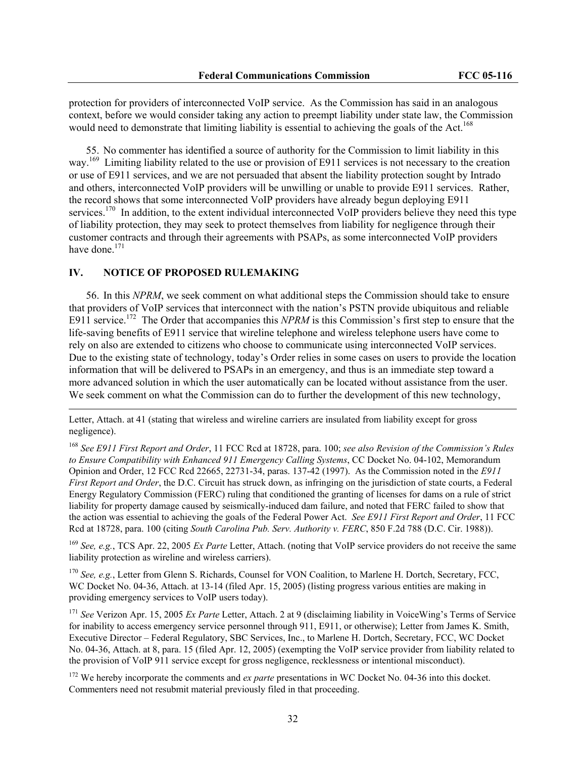protection for providers of interconnected VoIP service. As the Commission has said in an analogous context, before we would consider taking any action to preempt liability under state law, the Commission would need to demonstrate that limiting liability is essential to achieving the goals of the Act.[168]

55. No commenter has identified a source of authority for the Commission to limit liability in this way.[169] Limiting liability related to the use or provision of E911 services is not necessary to the creation or use of E911 services, and we are not persuaded that absent the liability protection sought by Intrado and others, interconnected VoIP providers will be unwilling or unable to provide E911 services. Rather, the record shows that some interconnected VoIP providers have already begun deploying E911 services.[170] In addition, to the extent individual interconnected VoIP providers believe they need this type of liability protection, they may seek to protect themselves from liability for negligence through their customer contracts and through their agreements with PSAPs, as some interconnected VoIP providers have done.[171]

## IV. NOTICE OF PROPOSED RULEMAKING

56. In this *NPRM*, we seek comment on what additional steps the Commission should take to ensure that providers of VoIP services that interconnect with the nation's PSTN provide ubiquitous and reliable E911 service.[172] The Order that accompanies this *NPRM* is this Commission's first step to ensure that the life-saving benefits of E911 service that wireline telephone and wireless telephone users have come to rely on also are extended to citizens who choose to communicate using interconnected VoIP services. Due to the existing state of technology, today's Order relies in some cases on users to provide the location information that will be delivered to PSAPs in an emergency, and thus is an immediate step toward a more advanced solution in which the user automatically can be located without assistance from the user. We seek comment on what the Commission can do to further the development of this new technology,

---

Letter, Attach. at 41 (stating that wireless and wireline carriers are insulated from liability except for gross negligence).

[168] *See E911 First Report and Order*, 11 FCC Rcd at 18728, para. 100; *see also Revision of the Commission's Rules to Ensure Compatibility with Enhanced 911 Emergency Calling Systems*, CC Docket No. 04-102, Memorandum Opinion and Order, 12 FCC Rcd 22665, 22731-34, paras. 137-42 (1997). As the Commission noted in the *E911 First Report and Order*, the D.C. Circuit has struck down, as infringing on the jurisdiction of state courts, a Federal Energy Regulatory Commission (FERC) ruling that conditioned the granting of licenses for dams on a rule of strict liability for property damage caused by seismically-induced dam failure, and noted that FERC failed to show that the action was essential to achieving the goals of the Federal Power Act. *See E911 First Report and Order*, 11 FCC Rcd at 18728, para. 100 (citing *South Carolina Pub. Serv. Authority v. FERC*, 850 F.2d 788 (D.C. Cir. 1988)).

[169] *See, e.g.*, TCS Apr. 22, 2005 *Ex Parte* Letter, Attach. (noting that VoIP service providers do not receive the same liability protection as wireline and wireless carriers).

[170] *See, e.g.*, Letter from Glenn S. Richards, Counsel for VON Coalition, to Marlene H. Dortch, Secretary, FCC, WC Docket No. 04-36, Attach. at 13-14 (filed Apr. 15, 2005) (listing progress various entities are making in providing emergency services to VoIP users today).

[171] *See* Verizon Apr. 15, 2005 *Ex Parte* Letter, Attach. 2 at 9 (disclaiming liability in VoiceWing's Terms of Service for inability to access emergency service personnel through 911, E911, or otherwise); Letter from James K. Smith, Executive Director – Federal Regulatory, SBC Services, Inc., to Marlene H. Dortch, Secretary, FCC, WC Docket No. 04-36, Attach. at 8, para. 15 (filed Apr. 12, 2005) (exempting the VoIP service provider from liability related to the provision of VoIP 911 service except for gross negligence, recklessness or intentional misconduct).

[172] We hereby incorporate the comments and *ex parte* presentations in WC Docket No. 04-36 into this docket. Commenters need not resubmit material previously filed in that proceeding.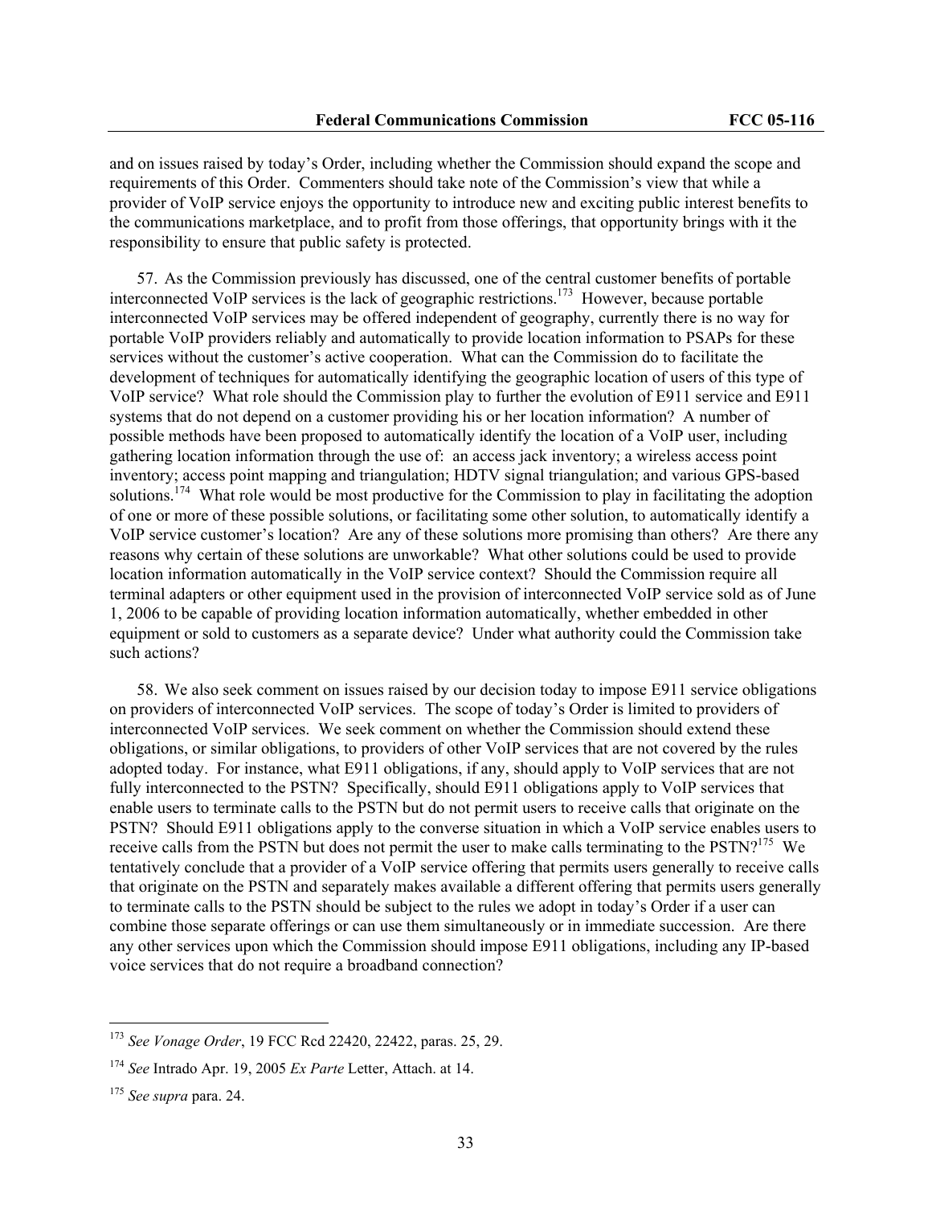and on issues raised by today's Order, including whether the Commission should expand the scope and requirements of this Order. Commenters should take note of the Commission's view that while a provider of VoIP service enjoys the opportunity to introduce new and exciting public interest benefits to the communications marketplace, and to profit from those offerings, that opportunity brings with it the responsibility to ensure that public safety is protected.

57. As the Commission previously has discussed, one of the central customer benefits of portable interconnected VoIP services is the lack of geographic restrictions.[173] However, because portable interconnected VoIP services may be offered independent of geography, currently there is no way for portable VoIP providers reliably and automatically to provide location information to PSAPs for these services without the customer's active cooperation. What can the Commission do to facilitate the development of techniques for automatically identifying the geographic location of users of this type of VoIP service? What role should the Commission play to further the evolution of E911 service and E911 systems that do not depend on a customer providing his or her location information? A number of possible methods have been proposed to automatically identify the location of a VoIP user, including gathering location information through the use of: an access jack inventory; a wireless access point inventory; access point mapping and triangulation; HDTV signal triangulation; and various GPS-based solutions.[174] What role would be most productive for the Commission to play in facilitating the adoption of one or more of these possible solutions, or facilitating some other solution, to automatically identify a VoIP service customer's location? Are any of these solutions more promising than others? Are there any reasons why certain of these solutions are unworkable? What other solutions could be used to provide location information automatically in the VoIP service context? Should the Commission require all terminal adapters or other equipment used in the provision of interconnected VoIP service sold as of June 1, 2006 to be capable of providing location information automatically, whether embedded in other equipment or sold to customers as a separate device? Under what authority could the Commission take such actions?

58. We also seek comment on issues raised by our decision today to impose E911 service obligations on providers of interconnected VoIP services. The scope of today's Order is limited to providers of interconnected VoIP services. We seek comment on whether the Commission should extend these obligations, or similar obligations, to providers of other VoIP services that are not covered by the rules adopted today. For instance, what E911 obligations, if any, should apply to VoIP services that are not fully interconnected to the PSTN? Specifically, should E911 obligations apply to VoIP services that enable users to terminate calls to the PSTN but do not permit users to receive calls that originate on the PSTN? Should E911 obligations apply to the converse situation in which a VoIP service enables users to receive calls from the PSTN but does not permit the user to make calls terminating to the PSTN?[175] We tentatively conclude that a provider of a VoIP service offering that permits users generally to receive calls that originate on the PSTN and separately makes available a different offering that permits users generally to terminate calls to the PSTN should be subject to the rules we adopt in today's Order if a user can combine those separate offerings or can use them simultaneously or in immediate succession. Are there any other services upon which the Commission should impose E911 obligations, including any IP-based voice services that do not require a broadband connection?

---

[173] *See Vonage Order*, 19 FCC Rcd 22420, 22422, paras. 25, 29.

[174] *See* Intrado Apr. 19, 2005 *Ex Parte* Letter, Attach. at 14.

[175] *See supra* para. 24.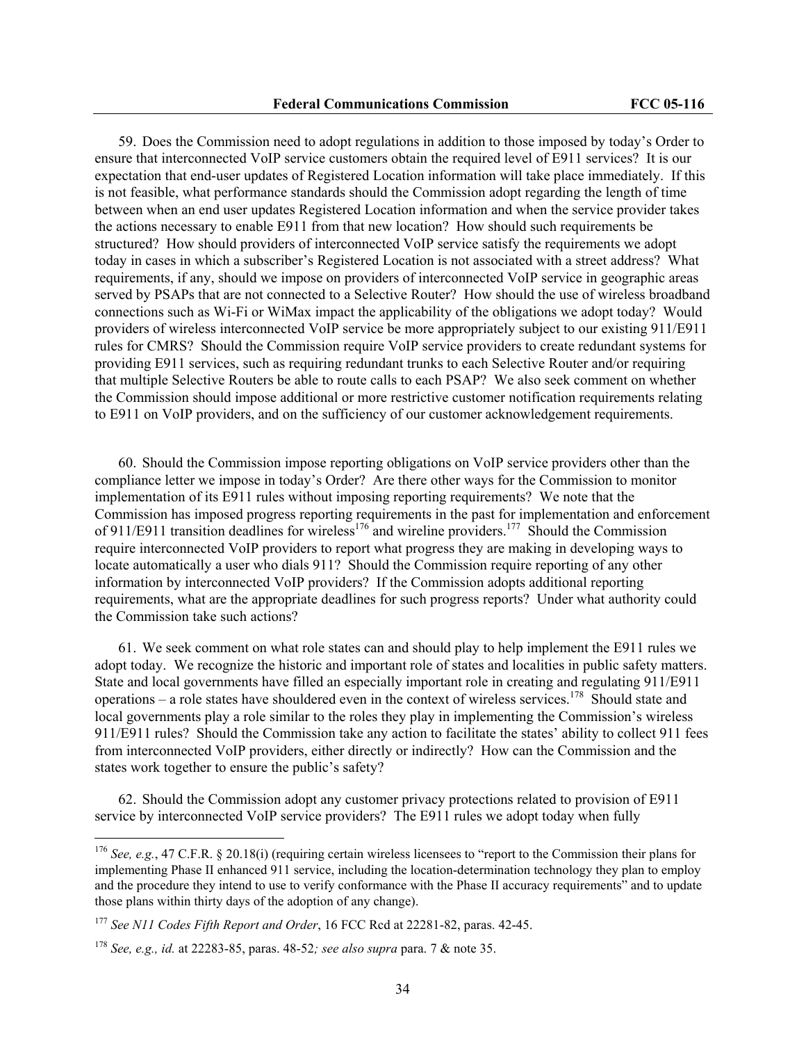59. Does the Commission need to adopt regulations in addition to those imposed by today's Order to ensure that interconnected VoIP service customers obtain the required level of E911 services? It is our expectation that end-user updates of Registered Location information will take place immediately. If this is not feasible, what performance standards should the Commission adopt regarding the length of time between when an end user updates Registered Location information and when the service provider takes the actions necessary to enable E911 from that new location? How should such requirements be structured? How should providers of interconnected VoIP service satisfy the requirements we adopt today in cases in which a subscriber's Registered Location is not associated with a street address? What requirements, if any, should we impose on providers of interconnected VoIP service in geographic areas served by PSAPs that are not connected to a Selective Router? How should the use of wireless broadband connections such as Wi-Fi or WiMax impact the applicability of the obligations we adopt today? Would providers of wireless interconnected VoIP service be more appropriately subject to our existing 911/E911 rules for CMRS? Should the Commission require VoIP service providers to create redundant systems for providing E911 services, such as requiring redundant trunks to each Selective Router and/or requiring that multiple Selective Routers be able to route calls to each PSAP? We also seek comment on whether the Commission should impose additional or more restrictive customer notification requirements relating to E911 on VoIP providers, and on the sufficiency of our customer acknowledgement requirements.

60. Should the Commission impose reporting obligations on VoIP service providers other than the compliance letter we impose in today's Order? Are there other ways for the Commission to monitor implementation of its E911 rules without imposing reporting requirements? We note that the Commission has imposed progress reporting requirements in the past for implementation and enforcement of 911/E911 transition deadlines for wireless[176] and wireline providers.[177] Should the Commission require interconnected VoIP providers to report what progress they are making in developing ways to locate automatically a user who dials 911? Should the Commission require reporting of any other information by interconnected VoIP providers? If the Commission adopts additional reporting requirements, what are the appropriate deadlines for such progress reports? Under what authority could the Commission take such actions?

61. We seek comment on what role states can and should play to help implement the E911 rules we adopt today. We recognize the historic and important role of states and localities in public safety matters. State and local governments have filled an especially important role in creating and regulating 911/E911 operations – a role states have shouldered even in the context of wireless services.[178] Should state and local governments play a role similar to the roles they play in implementing the Commission's wireless 911/E911 rules? Should the Commission take any action to facilitate the states' ability to collect 911 fees from interconnected VoIP providers, either directly or indirectly? How can the Commission and the states work together to ensure the public's safety?

62. Should the Commission adopt any customer privacy protections related to provision of E911 service by interconnected VoIP service providers? The E911 rules we adopt today when fully

---

[176] *See, e.g.*, 47 C.F.R. § 20.18(i) (requiring certain wireless licensees to "report to the Commission their plans for implementing Phase II enhanced 911 service, including the location-determination technology they plan to employ and the procedure they intend to use to verify conformance with the Phase II accuracy requirements" and to update those plans within thirty days of the adoption of any change).

[177] *See N11 Codes Fifth Report and Order*, 16 FCC Rcd at 22281-82, paras. 42-45.

[178] *See, e.g., id.* at 22283-85, paras. 48-52*; see also supra* para. 7 & note 35.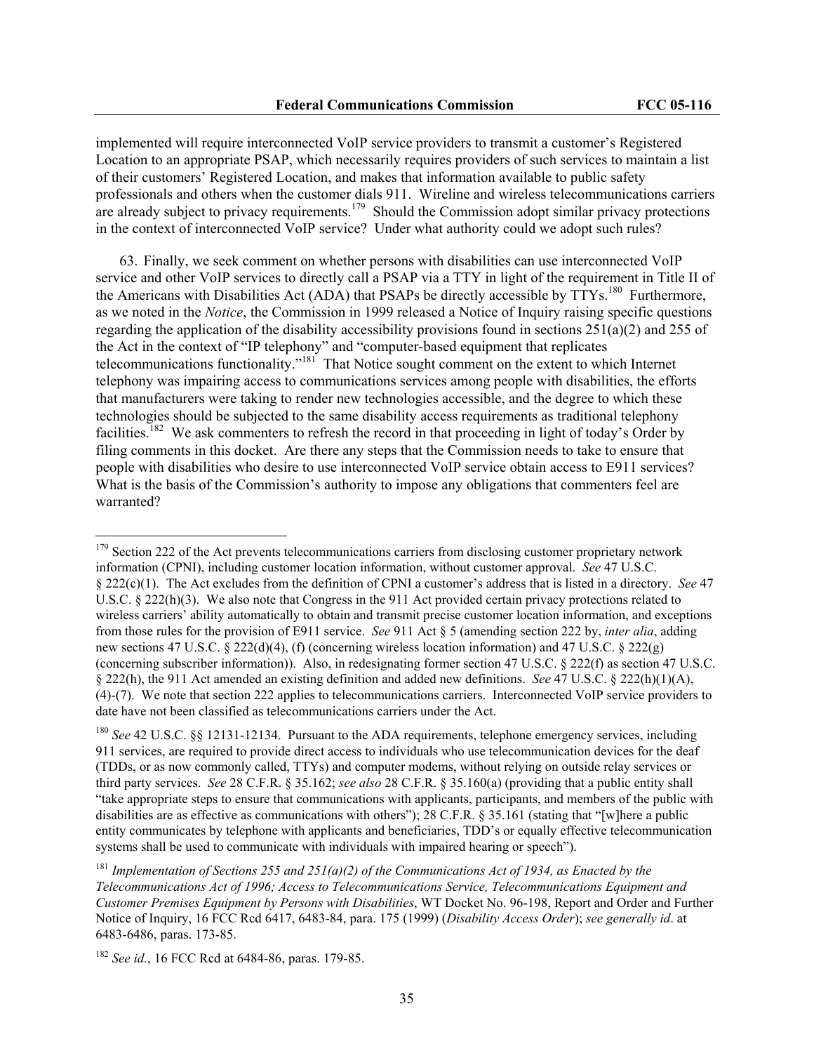implemented will require interconnected VoIP service providers to transmit a customer's Registered Location to an appropriate PSAP, which necessarily requires providers of such services to maintain a list of their customers' Registered Location, and makes that information available to public safety professionals and others when the customer dials 911. Wireline and wireless telecommunications carriers are already subject to privacy requirements.[179] Should the Commission adopt similar privacy protections in the context of interconnected VoIP service? Under what authority could we adopt such rules?

63. Finally, we seek comment on whether persons with disabilities can use interconnected VoIP service and other VoIP services to directly call a PSAP via a TTY in light of the requirement in Title II of the Americans with Disabilities Act (ADA) that PSAPs be directly accessible by TTYs.[180] Furthermore, as we noted in the *Notice*, the Commission in 1999 released a Notice of Inquiry raising specific questions regarding the application of the disability accessibility provisions found in sections 251(a)(2) and 255 of the Act in the context of "IP telephony" and "computer-based equipment that replicates telecommunications functionality."[181] That Notice sought comment on the extent to which Internet telephony was impairing access to communications services among people with disabilities, the efforts that manufacturers were taking to render new technologies accessible, and the degree to which these technologies should be subjected to the same disability access requirements as traditional telephony facilities.[182] We ask commenters to refresh the record in that proceeding in light of today's Order by filing comments in this docket. Are there any steps that the Commission needs to take to ensure that people with disabilities who desire to use interconnected VoIP service obtain access to E911 services? What is the basis of the Commission's authority to impose any obligations that commenters feel are warranted?

---

[179] Section 222 of the Act prevents telecommunications carriers from disclosing customer proprietary network information (CPNI), including customer location information, without customer approval. *See* 47 U.S.C. § 222(c)(1). The Act excludes from the definition of CPNI a customer's address that is listed in a directory. *See* 47 U.S.C. § 222(h)(3). We also note that Congress in the 911 Act provided certain privacy protections related to wireless carriers' ability automatically to obtain and transmit precise customer location information, and exceptions from those rules for the provision of E911 service. *See* 911 Act § 5 (amending section 222 by, *inter alia*, adding new sections 47 U.S.C. § 222(d)(4), (f) (concerning wireless location information) and 47 U.S.C. § 222(g) (concerning subscriber information)). Also, in redesignating former section 47 U.S.C. § 222(f) as section 47 U.S.C. § 222(h), the 911 Act amended an existing definition and added new definitions. *See* 47 U.S.C. § 222(h)(1)(A), (4)-(7). We note that section 222 applies to telecommunications carriers. Interconnected VoIP service providers to date have not been classified as telecommunications carriers under the Act.

[180] *See* 42 U.S.C. §§ 12131-12134. Pursuant to the ADA requirements, telephone emergency services, including 911 services, are required to provide direct access to individuals who use telecommunication devices for the deaf (TDDs, or as now commonly called, TTYs) and computer modems, without relying on outside relay services or third party services. *See* 28 C.F.R. § 35.162; *see also* 28 C.F.R. § 35.160(a) (providing that a public entity shall "take appropriate steps to ensure that communications with applicants, participants, and members of the public with disabilities are as effective as communications with others"); 28 C.F.R. § 35.161 (stating that "[w]here a public entity communicates by telephone with applicants and beneficiaries, TDD's or equally effective telecommunication systems shall be used to communicate with individuals with impaired hearing or speech").

[181] *Implementation of Sections 255 and 251(a)(2) of the Communications Act of 1934, as Enacted by the Telecommunications Act of 1996; Access to Telecommunications Service, Telecommunications Equipment and Customer Premises Equipment by Persons with Disabilities*, WT Docket No. 96-198, Report and Order and Further Notice of Inquiry, 16 FCC Rcd 6417, 6483-84, para. 175 (1999) (*Disability Access Order*); *see generally id*. at 6483-6486, paras. 173-85.

[182] *See id.*, 16 FCC Rcd at 6484-86, paras. 179-85.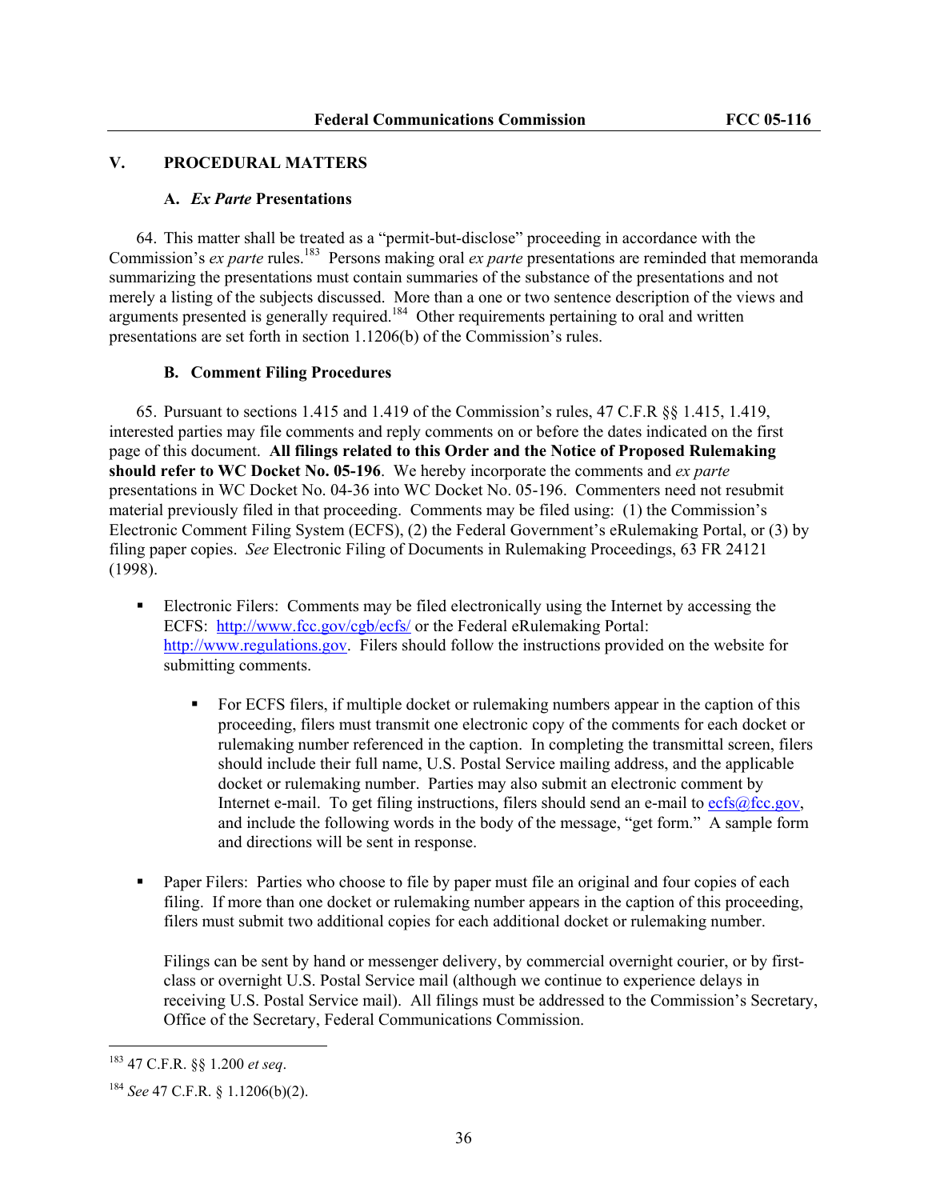## V. PROCEDURAL MATTERS

### A. *Ex Parte* Presentations

64. This matter shall be treated as a "permit-but-disclose" proceeding in accordance with the Commission's *ex parte* rules.[183] Persons making oral *ex parte* presentations are reminded that memoranda summarizing the presentations must contain summaries of the substance of the presentations and not merely a listing of the subjects discussed. More than a one or two sentence description of the views and arguments presented is generally required.[184] Other requirements pertaining to oral and written presentations are set forth in section 1.1206(b) of the Commission's rules.

### B. Comment Filing Procedures

65. Pursuant to sections 1.415 and 1.419 of the Commission's rules, 47 C.F.R §§ 1.415, 1.419, interested parties may file comments and reply comments on or before the dates indicated on the first page of this document. **All filings related to this Order and the Notice of Proposed Rulemaking should refer to WC Docket No. 05-196**. We hereby incorporate the comments and *ex parte* presentations in WC Docket No. 04-36 into WC Docket No. 05-196. Commenters need not resubmit material previously filed in that proceeding. Comments may be filed using: (1) the Commission's Electronic Comment Filing System (ECFS), (2) the Federal Government's eRulemaking Portal, or (3) by filing paper copies. *See* Electronic Filing of Documents in Rulemaking Proceedings, 63 FR 24121 (1998).

- Electronic Filers: Comments may be filed electronically using the Internet by accessing the ECFS: http://www.fcc.gov/cgb/ecfs/ or the Federal eRulemaking Portal: http://www.regulations.gov. Filers should follow the instructions provided on the website for submitting comments.

    - For ECFS filers, if multiple docket or rulemaking numbers appear in the caption of this proceeding, filers must transmit one electronic copy of the comments for each docket or rulemaking number referenced in the caption. In completing the transmittal screen, filers should include their full name, U.S. Postal Service mailing address, and the applicable docket or rulemaking number. Parties may also submit an electronic comment by Internet e-mail. To get filing instructions, filers should send an e-mail to ecfs@fcc.gov, and include the following words in the body of the message, "get form." A sample form and directions will be sent in response.

- Paper Filers: Parties who choose to file by paper must file an original and four copies of each filing. If more than one docket or rulemaking number appears in the caption of this proceeding, filers must submit two additional copies for each additional docket or rulemaking number.

  Filings can be sent by hand or messenger delivery, by commercial overnight courier, or by first-class or overnight U.S. Postal Service mail (although we continue to experience delays in receiving U.S. Postal Service mail). All filings must be addressed to the Commission's Secretary, Office of the Secretary, Federal Communications Commission.

---

[183] 47 C.F.R. §§ 1.200 *et seq*.

[184] *See* 47 C.F.R. § 1.1206(b)(2).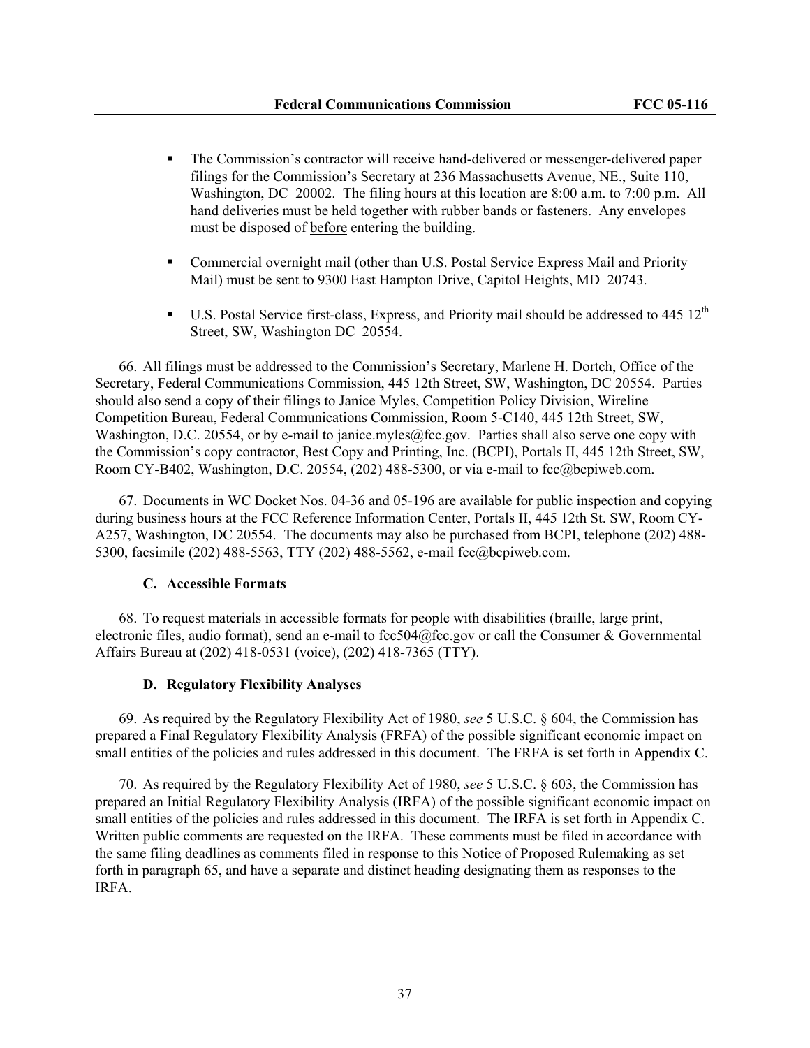- The Commission's contractor will receive hand-delivered or messenger-delivered paper filings for the Commission's Secretary at 236 Massachusetts Avenue, NE., Suite 110, Washington, DC 20002. The filing hours at this location are 8:00 a.m. to 7:00 p.m. All hand deliveries must be held together with rubber bands or fasteners. Any envelopes must be disposed of before entering the building.

- Commercial overnight mail (other than U.S. Postal Service Express Mail and Priority Mail) must be sent to 9300 East Hampton Drive, Capitol Heights, MD 20743.

- U.S. Postal Service first-class, Express, and Priority mail should be addressed to 445 12th Street, SW, Washington DC 20554.

66. All filings must be addressed to the Commission's Secretary, Marlene H. Dortch, Office of the Secretary, Federal Communications Commission, 445 12th Street, SW, Washington, DC 20554. Parties should also send a copy of their filings to Janice Myles, Competition Policy Division, Wireline Competition Bureau, Federal Communications Commission, Room 5-C140, 445 12th Street, SW, Washington, D.C. 20554, or by e-mail to janice.myles@fcc.gov. Parties shall also serve one copy with the Commission's copy contractor, Best Copy and Printing, Inc. (BCPI), Portals II, 445 12th Street, SW, Room CY-B402, Washington, D.C. 20554, (202) 488-5300, or via e-mail to fcc@bcpiweb.com.

67. Documents in WC Docket Nos. 04-36 and 05-196 are available for public inspection and copying during business hours at the FCC Reference Information Center, Portals II, 445 12th St. SW, Room CY-A257, Washington, DC 20554. The documents may also be purchased from BCPI, telephone (202) 488-5300, facsimile (202) 488-5563, TTY (202) 488-5562, e-mail fcc@bcpiweb.com.

### C. Accessible Formats

68. To request materials in accessible formats for people with disabilities (braille, large print, electronic files, audio format), send an e-mail to fcc504@fcc.gov or call the Consumer & Governmental Affairs Bureau at (202) 418-0531 (voice), (202) 418-7365 (TTY).

### D. Regulatory Flexibility Analyses

69. As required by the Regulatory Flexibility Act of 1980, *see* 5 U.S.C. § 604, the Commission has prepared a Final Regulatory Flexibility Analysis (FRFA) of the possible significant economic impact on small entities of the policies and rules addressed in this document. The FRFA is set forth in Appendix C.

70. As required by the Regulatory Flexibility Act of 1980, *see* 5 U.S.C. § 603, the Commission has prepared an Initial Regulatory Flexibility Analysis (IRFA) of the possible significant economic impact on small entities of the policies and rules addressed in this document. The IRFA is set forth in Appendix C. Written public comments are requested on the IRFA. These comments must be filed in accordance with the same filing deadlines as comments filed in response to this Notice of Proposed Rulemaking as set forth in paragraph 65, and have a separate and distinct heading designating them as responses to the IRFA.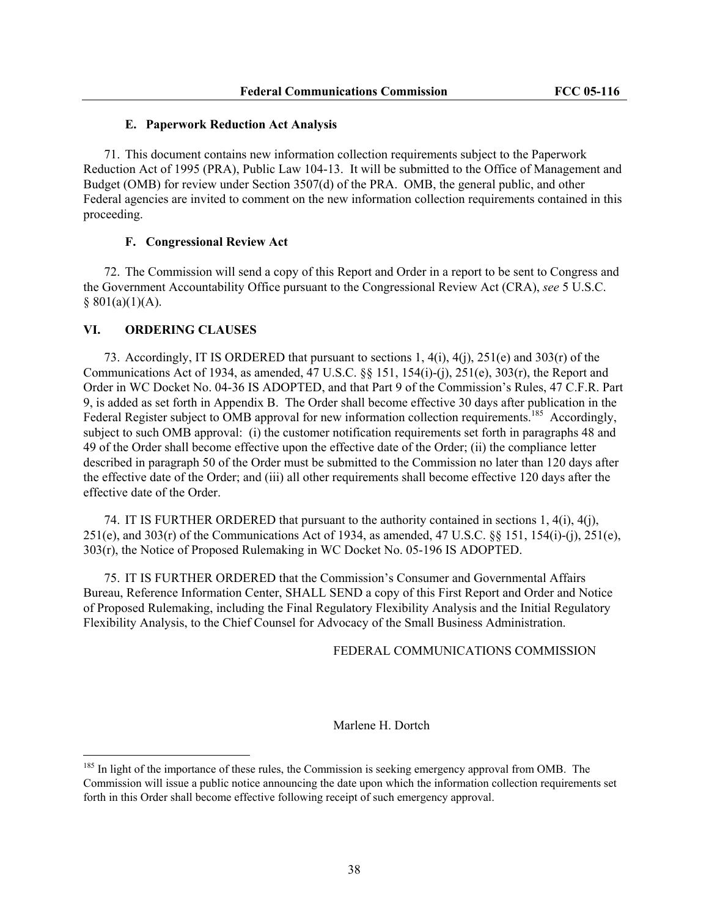### E. Paperwork Reduction Act Analysis

71. This document contains new information collection requirements subject to the Paperwork Reduction Act of 1995 (PRA), Public Law 104-13. It will be submitted to the Office of Management and Budget (OMB) for review under Section 3507(d) of the PRA. OMB, the general public, and other Federal agencies are invited to comment on the new information collection requirements contained in this proceeding.

### F. Congressional Review Act

72. The Commission will send a copy of this Report and Order in a report to be sent to Congress and the Government Accountability Office pursuant to the Congressional Review Act (CRA), *see* 5 U.S.C. § 801(a)(1)(A).

## VI. ORDERING CLAUSES

73. Accordingly, IT IS ORDERED that pursuant to sections 1, 4(i), 4(j), 251(e) and 303(r) of the Communications Act of 1934, as amended, 47 U.S.C. §§ 151, 154(i)-(j), 251(e), 303(r), the Report and Order in WC Docket No. 04-36 IS ADOPTED, and that Part 9 of the Commission's Rules, 47 C.F.R. Part 9, is added as set forth in Appendix B. The Order shall become effective 30 days after publication in the Federal Register subject to OMB approval for new information collection requirements.[185] Accordingly, subject to such OMB approval: (i) the customer notification requirements set forth in paragraphs 48 and 49 of the Order shall become effective upon the effective date of the Order; (ii) the compliance letter described in paragraph 50 of the Order must be submitted to the Commission no later than 120 days after the effective date of the Order; and (iii) all other requirements shall become effective 120 days after the effective date of the Order.

74. IT IS FURTHER ORDERED that pursuant to the authority contained in sections 1, 4(i), 4(j), 251(e), and 303(r) of the Communications Act of 1934, as amended, 47 U.S.C. §§ 151, 154(i)-(j), 251(e), 303(r), the Notice of Proposed Rulemaking in WC Docket No. 05-196 IS ADOPTED.

75. IT IS FURTHER ORDERED that the Commission's Consumer and Governmental Affairs Bureau, Reference Information Center, SHALL SEND a copy of this First Report and Order and Notice of Proposed Rulemaking, including the Final Regulatory Flexibility Analysis and the Initial Regulatory Flexibility Analysis, to the Chief Counsel for Advocacy of the Small Business Administration.

FEDERAL COMMUNICATIONS COMMISSION

Marlene H. Dortch

---

[185] In light of the importance of these rules, the Commission is seeking emergency approval from OMB. The Commission will issue a public notice announcing the date upon which the information collection requirements set forth in this Order shall become effective following receipt of such emergency approval.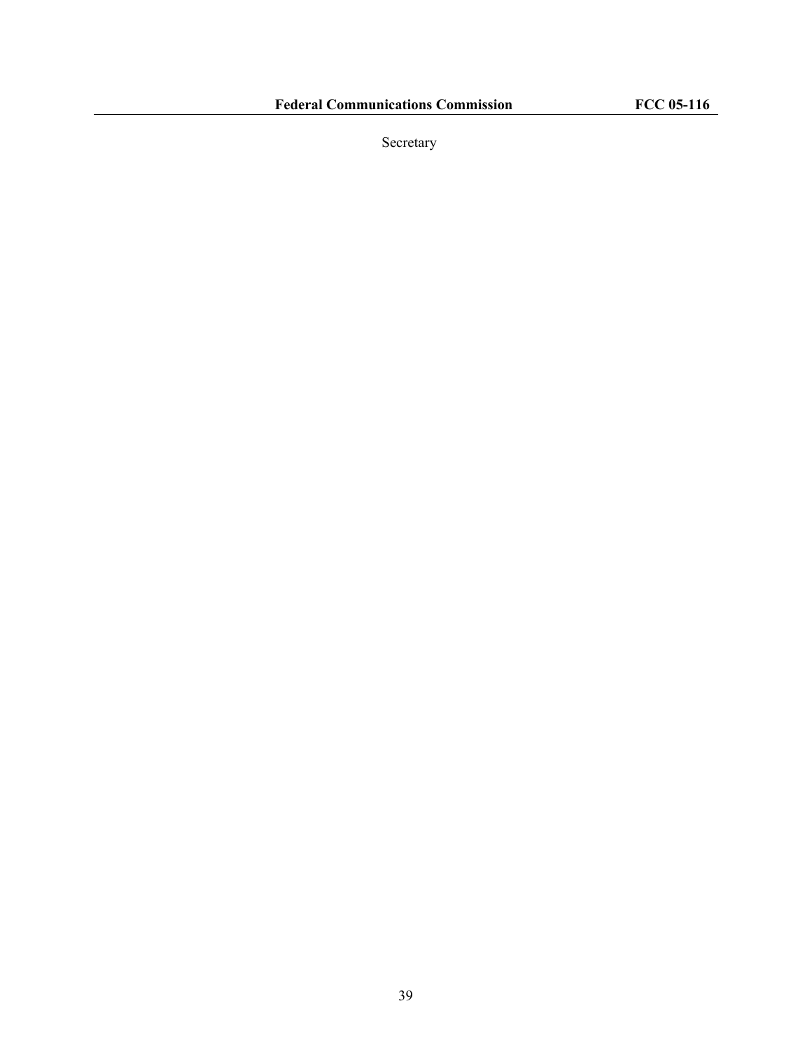Secretary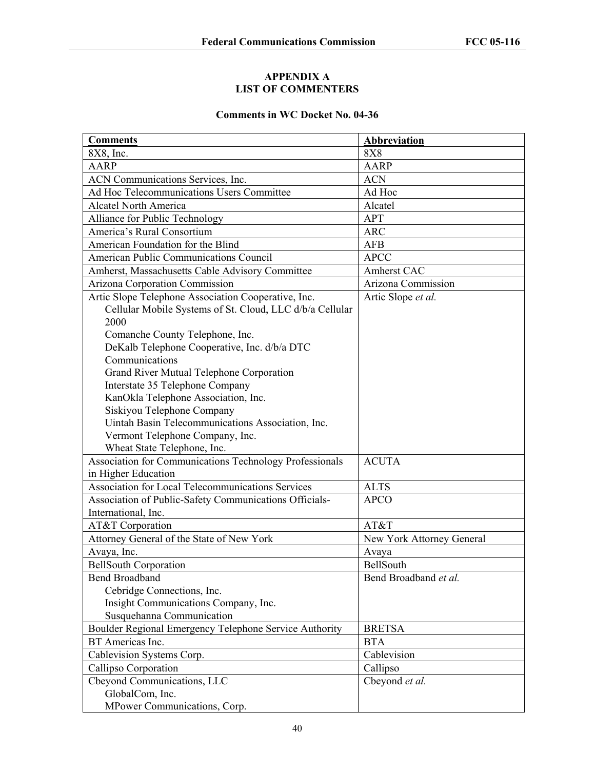## APPENDIX A
## LIST OF COMMENTERS

### Comments in WC Docket No. 04-36

| **Comments** | **Abbreviation** |
|---|---|
| 8X8, Inc. | 8X8 |
| AARP | AARP |
| ACN Communications Services, Inc. | ACN |
| Ad Hoc Telecommunications Users Committee | Ad Hoc |
| Alcatel North America | Alcatel |
| Alliance for Public Technology | APT |
| America's Rural Consortium | ARC |
| American Foundation for the Blind | AFB |
| American Public Communications Council | APCC |
| Amherst, Massachusetts Cable Advisory Committee | Amherst CAC |
| Arizona Corporation Commission | Arizona Commission |
| Artic Slope Telephone Association Cooperative, Inc.<br>Cellular Mobile Systems of St. Cloud, LLC d/b/a Cellular 2000<br>Comanche County Telephone, Inc.<br>DeKalb Telephone Cooperative, Inc. d/b/a DTC Communications<br>Grand River Mutual Telephone Corporation<br>Interstate 35 Telephone Company<br>KanOkla Telephone Association, Inc.<br>Siskiyou Telephone Company<br>Uintah Basin Telecommunications Association, Inc.<br>Vermont Telephone Company, Inc.<br>Wheat State Telephone, Inc. | Artic Slope *et al.* |
| Association for Communications Technology Professionals in Higher Education | ACUTA |
| Association for Local Telecommunications Services | ALTS |
| Association of Public-Safety Communications Officials-International, Inc. | APCO |
| AT&T Corporation | AT&T |
| Attorney General of the State of New York | New York Attorney General |
| Avaya, Inc. | Avaya |
| BellSouth Corporation | BellSouth |
| Bend Broadband<br>Cebridge Connections, Inc.<br>Insight Communications Company, Inc.<br>Susquehanna Communication | Bend Broadband *et al.* |
| Boulder Regional Emergency Telephone Service Authority | BRETSA |
| BT Americas Inc. | BTA |
| Cablevision Systems Corp. | Cablevision |
| Callipso Corporation | Callipso |
| Cbeyond Communications, LLC<br>GlobalCom, Inc.<br>MPower Communications, Corp. | Cbeyond *et al.* |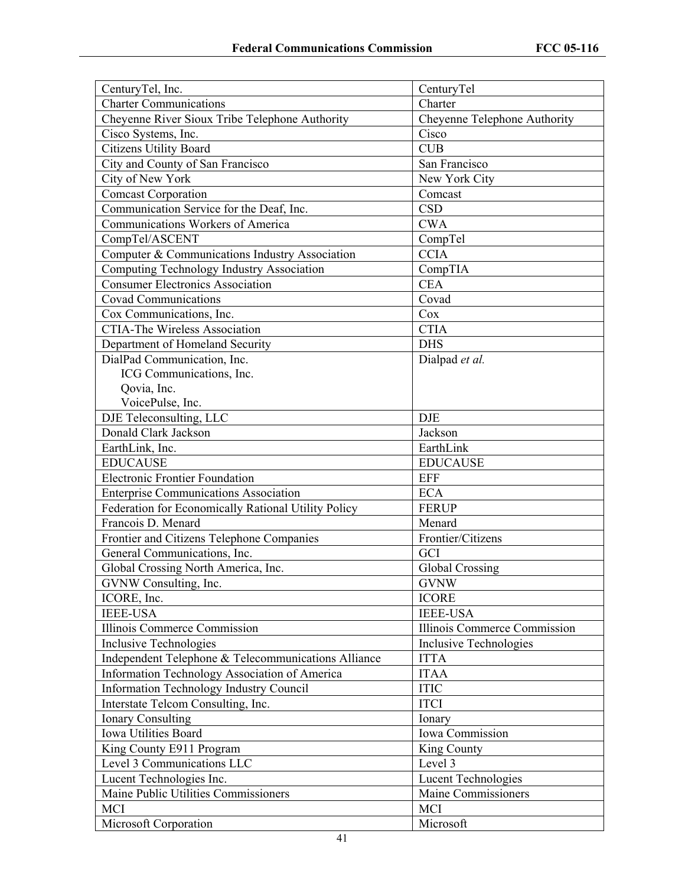| | |
|---|---|
| CenturyTel, Inc. | CenturyTel |
| Charter Communications | Charter |
| Cheyenne River Sioux Tribe Telephone Authority | Cheyenne Telephone Authority |
| Cisco Systems, Inc. | Cisco |
| Citizens Utility Board | CUB |
| City and County of San Francisco | San Francisco |
| City of New York | New York City |
| Comcast Corporation | Comcast |
| Communication Service for the Deaf, Inc. | CSD |
| Communications Workers of America | CWA |
| CompTel/ASCENT | CompTel |
| Computer & Communications Industry Association | CCIA |
| Computing Technology Industry Association | CompTIA |
| Consumer Electronics Association | CEA |
| Covad Communications | Covad |
| Cox Communications, Inc. | Cox |
| CTIA-The Wireless Association | CTIA |
| Department of Homeland Security | DHS |
| DialPad Communication, Inc.<br>ICG Communications, Inc.<br>Qovia, Inc.<br>VoicePulse, Inc. | Dialpad *et al.* |
| DJE Teleconsulting, LLC | DJE |
| Donald Clark Jackson | Jackson |
| EarthLink, Inc. | EarthLink |
| EDUCAUSE | EDUCAUSE |
| Electronic Frontier Foundation | EFF |
| Enterprise Communications Association | ECA |
| Federation for Economically Rational Utility Policy | FERUP |
| Francois D. Menard | Menard |
| Frontier and Citizens Telephone Companies | Frontier/Citizens |
| General Communications, Inc. | GCI |
| Global Crossing North America, Inc. | Global Crossing |
| GVNW Consulting, Inc. | GVNW |
| ICORE, Inc. | ICORE |
| IEEE-USA | IEEE-USA |
| Illinois Commerce Commission | Illinois Commerce Commission |
| Inclusive Technologies | Inclusive Technologies |
| Independent Telephone & Telecommunications Alliance | ITTA |
| Information Technology Association of America | ITAA |
| Information Technology Industry Council | ITIC |
| Interstate Telcom Consulting, Inc. | ITCI |
| Ionary Consulting | Ionary |
| Iowa Utilities Board | Iowa Commission |
| King County E911 Program | King County |
| Level 3 Communications LLC | Level 3 |
| Lucent Technologies Inc. | Lucent Technologies |
| Maine Public Utilities Commissioners | Maine Commissioners |
| MCI | MCI |
| Microsoft Corporation | Microsoft |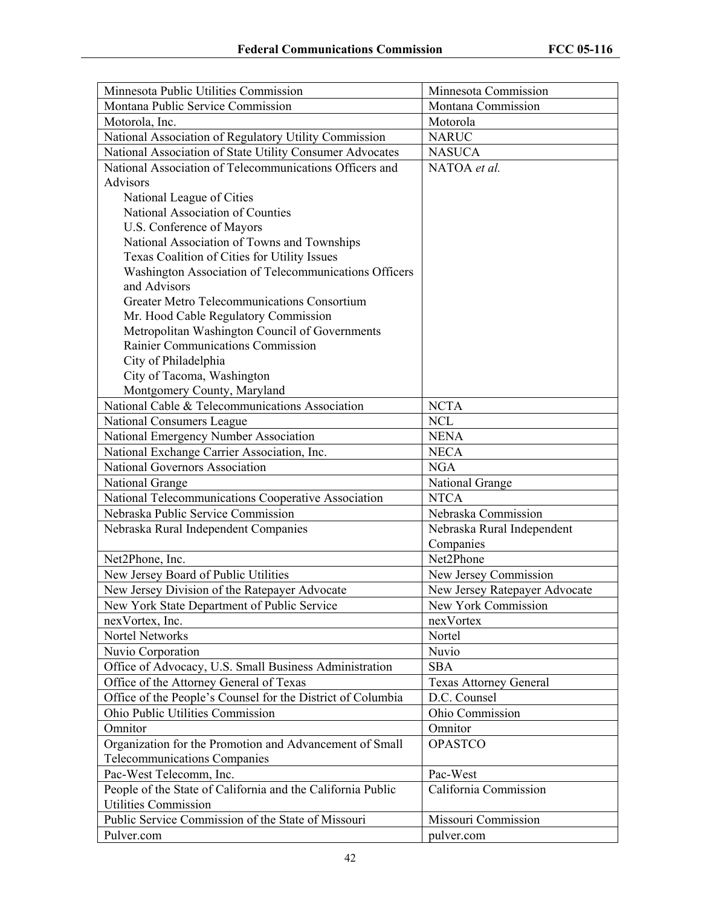| | |
|---|---|
| Minnesota Public Utilities Commission | Minnesota Commission |
| Montana Public Service Commission | Montana Commission |
| Motorola, Inc. | Motorola |
| National Association of Regulatory Utility Commission | NARUC |
| National Association of State Utility Consumer Advocates | NASUCA |
| National Association of Telecommunications Officers and Advisors<br>National League of Cities<br>National Association of Counties<br>U.S. Conference of Mayors<br>National Association of Towns and Townships<br>Texas Coalition of Cities for Utility Issues<br>Washington Association of Telecommunications Officers and Advisors<br>Greater Metro Telecommunications Consortium<br>Mr. Hood Cable Regulatory Commission<br>Metropolitan Washington Council of Governments<br>Rainier Communications Commission<br>City of Philadelphia<br>City of Tacoma, Washington<br>Montgomery County, Maryland | NATOA *et al.* |
| National Cable & Telecommunications Association | NCTA |
| National Consumers League | NCL |
| National Emergency Number Association | NENA |
| National Exchange Carrier Association, Inc. | NECA |
| National Governors Association | NGA |
| National Grange | National Grange |
| National Telecommunications Cooperative Association | NTCA |
| Nebraska Public Service Commission | Nebraska Commission |
| Nebraska Rural Independent Companies | Nebraska Rural Independent Companies |
| Net2Phone, Inc. | Net2Phone |
| New Jersey Board of Public Utilities | New Jersey Commission |
| New Jersey Division of the Ratepayer Advocate | New Jersey Ratepayer Advocate |
| New York State Department of Public Service | New York Commission |
| nexVortex, Inc. | nexVortex |
| Nortel Networks | Nortel |
| Nuvio Corporation | Nuvio |
| Office of Advocacy, U.S. Small Business Administration | SBA |
| Office of the Attorney General of Texas | Texas Attorney General |
| Office of the People's Counsel for the District of Columbia | D.C. Counsel |
| Ohio Public Utilities Commission | Ohio Commission |
| Omnitor | Omnitor |
| Organization for the Promotion and Advancement of Small Telecommunications Companies | OPASTCO |
| Pac-West Telecomm, Inc. | Pac-West |
| People of the State of California and the California Public Utilities Commission | California Commission |
| Public Service Commission of the State of Missouri | Missouri Commission |
| Pulver.com | pulver.com |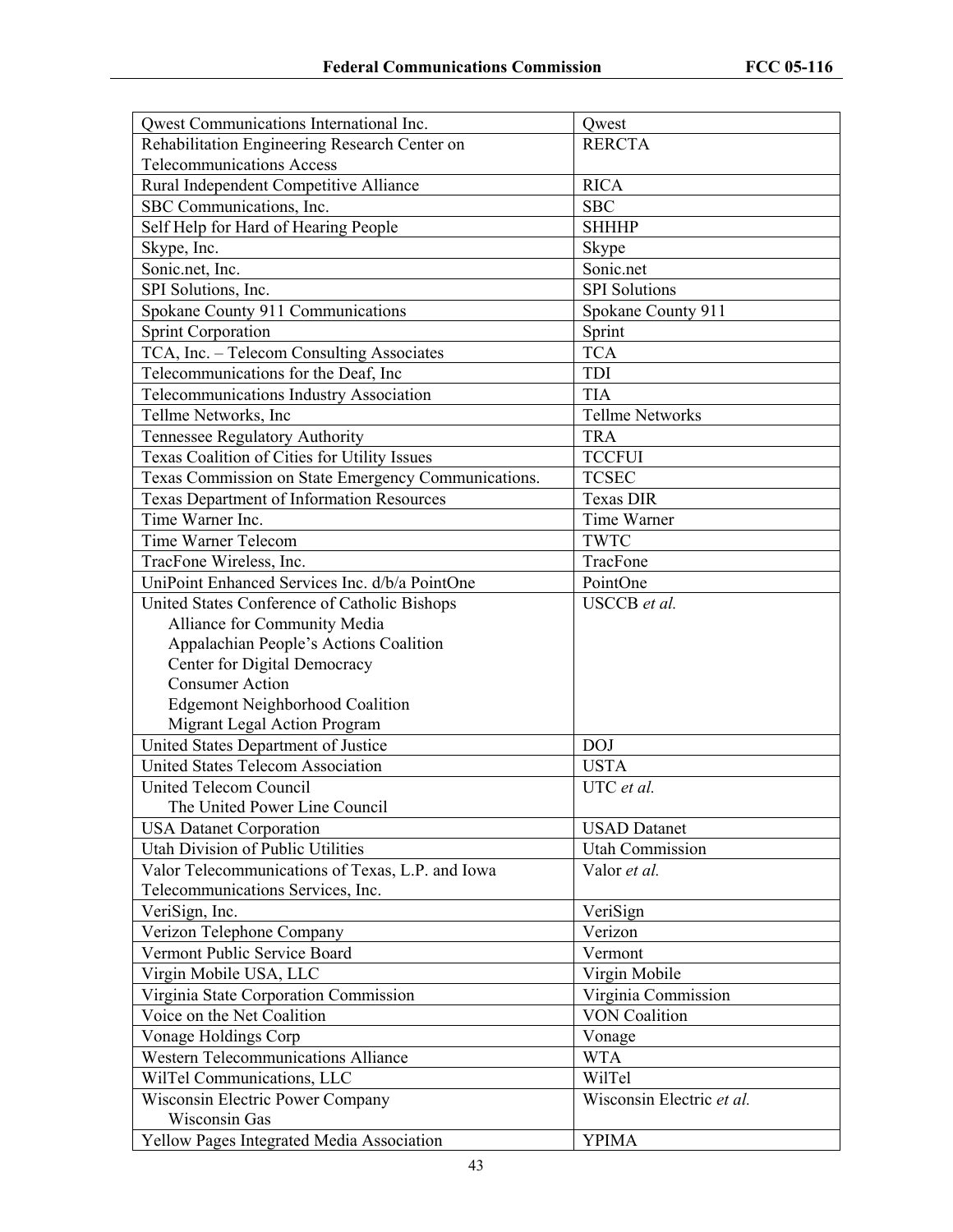| | |
|---|---|
| Qwest Communications International Inc. | Qwest |
| Rehabilitation Engineering Research Center on Telecommunications Access | RERCTA |
| Rural Independent Competitive Alliance | RICA |
| SBC Communications, Inc. | SBC |
| Self Help for Hard of Hearing People | SHHHP |
| Skype, Inc. | Skype |
| Sonic.net, Inc. | Sonic.net |
| SPI Solutions, Inc. | SPI Solutions |
| Spokane County 911 Communications | Spokane County 911 |
| Sprint Corporation | Sprint |
| TCA, Inc. – Telecom Consulting Associates | TCA |
| Telecommunications for the Deaf, Inc | TDI |
| Telecommunications Industry Association | TIA |
| Tellme Networks, Inc | Tellme Networks |
| Tennessee Regulatory Authority | TRA |
| Texas Coalition of Cities for Utility Issues | TCCFUI |
| Texas Commission on State Emergency Communications. | TCSEC |
| Texas Department of Information Resources | Texas DIR |
| Time Warner Inc. | Time Warner |
| Time Warner Telecom | TWTC |
| TracFone Wireless, Inc. | TracFone |
| UniPoint Enhanced Services Inc. d/b/a PointOne | PointOne |
| United States Conference of Catholic Bishops<br>Alliance for Community Media<br>Appalachian People's Actions Coalition<br>Center for Digital Democracy<br>Consumer Action<br>Edgemont Neighborhood Coalition<br>Migrant Legal Action Program | USCCB *et al.* |
| United States Department of Justice | DOJ |
| United States Telecom Association | USTA |
| United Telecom Council<br>The United Power Line Council | UTC *et al.* |
| USA Datanet Corporation | USAD Datanet |
| Utah Division of Public Utilities | Utah Commission |
| Valor Telecommunications of Texas, L.P. and Iowa Telecommunications Services, Inc. | Valor *et al.* |
| VeriSign, Inc. | VeriSign |
| Verizon Telephone Company | Verizon |
| Vermont Public Service Board | Vermont |
| Virgin Mobile USA, LLC | Virgin Mobile |
| Virginia State Corporation Commission | Virginia Commission |
| Voice on the Net Coalition | VON Coalition |
| Vonage Holdings Corp | Vonage |
| Western Telecommunications Alliance | WTA |
| WilTel Communications, LLC | WilTel |
| Wisconsin Electric Power Company<br>Wisconsin Gas | Wisconsin Electric *et al.* |
| Yellow Pages Integrated Media Association | YPIMA |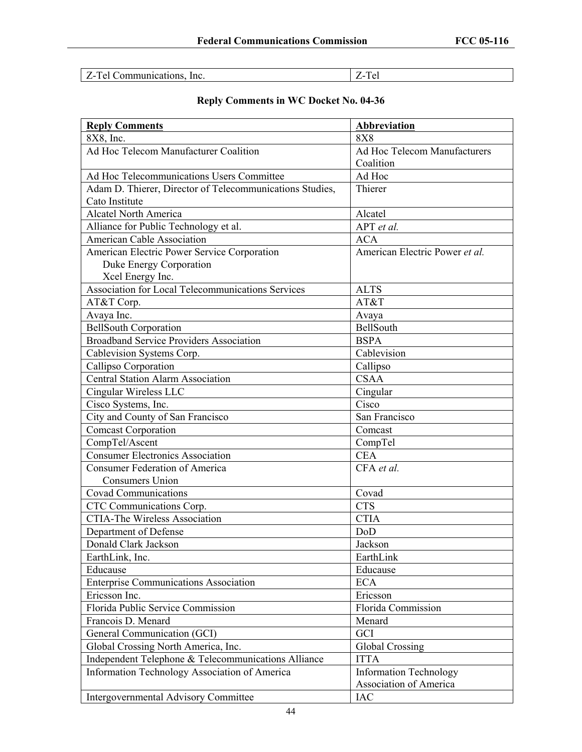| Z-Tel Communications, Inc. | Z-Tel |
|---|---|

**Reply Comments in WC Docket No. 04-36**

| **Reply Comments** | **Abbreviation** |
|---|---|
| 8X8, Inc. | 8X8 |
| Ad Hoc Telecom Manufacturer Coalition | Ad Hoc Telecom Manufacturers Coalition |
| Ad Hoc Telecommunications Users Committee | Ad Hoc |
| Adam D. Thierer, Director of Telecommunications Studies, Cato Institute | Thierer |
| Alcatel North America | Alcatel |
| Alliance for Public Technology et al. | APT *et al.* |
| American Cable Association | ACA |
| American Electric Power Service Corporation<br>Duke Energy Corporation<br>Xcel Energy Inc. | American Electric Power *et al.* |
| Association for Local Telecommunications Services | ALTS |
| AT&T Corp. | AT&T |
| Avaya Inc. | Avaya |
| BellSouth Corporation | BellSouth |
| Broadband Service Providers Association | BSPA |
| Cablevision Systems Corp. | Cablevision |
| Callipso Corporation | Callipso |
| Central Station Alarm Association | CSAA |
| Cingular Wireless LLC | Cingular |
| Cisco Systems, Inc. | Cisco |
| City and County of San Francisco | San Francisco |
| Comcast Corporation | Comcast |
| CompTel/Ascent | CompTel |
| Consumer Electronics Association | CEA |
| Consumer Federation of America<br>Consumers Union | CFA *et al.* |
| Covad Communications | Covad |
| CTC Communications Corp. | CTS |
| CTIA-The Wireless Association | CTIA |
| Department of Defense | DoD |
| Donald Clark Jackson | Jackson |
| EarthLink, Inc. | EarthLink |
| Educause | Educause |
| Enterprise Communications Association | ECA |
| Ericsson Inc. | Ericsson |
| Florida Public Service Commission | Florida Commission |
| Francois D. Menard | Menard |
| General Communication (GCI) | GCI |
| Global Crossing North America, Inc. | Global Crossing |
| Independent Telephone & Telecommunications Alliance | ITTA |
| Information Technology Association of America | Information Technology Association of America |
| Intergovernmental Advisory Committee | IAC |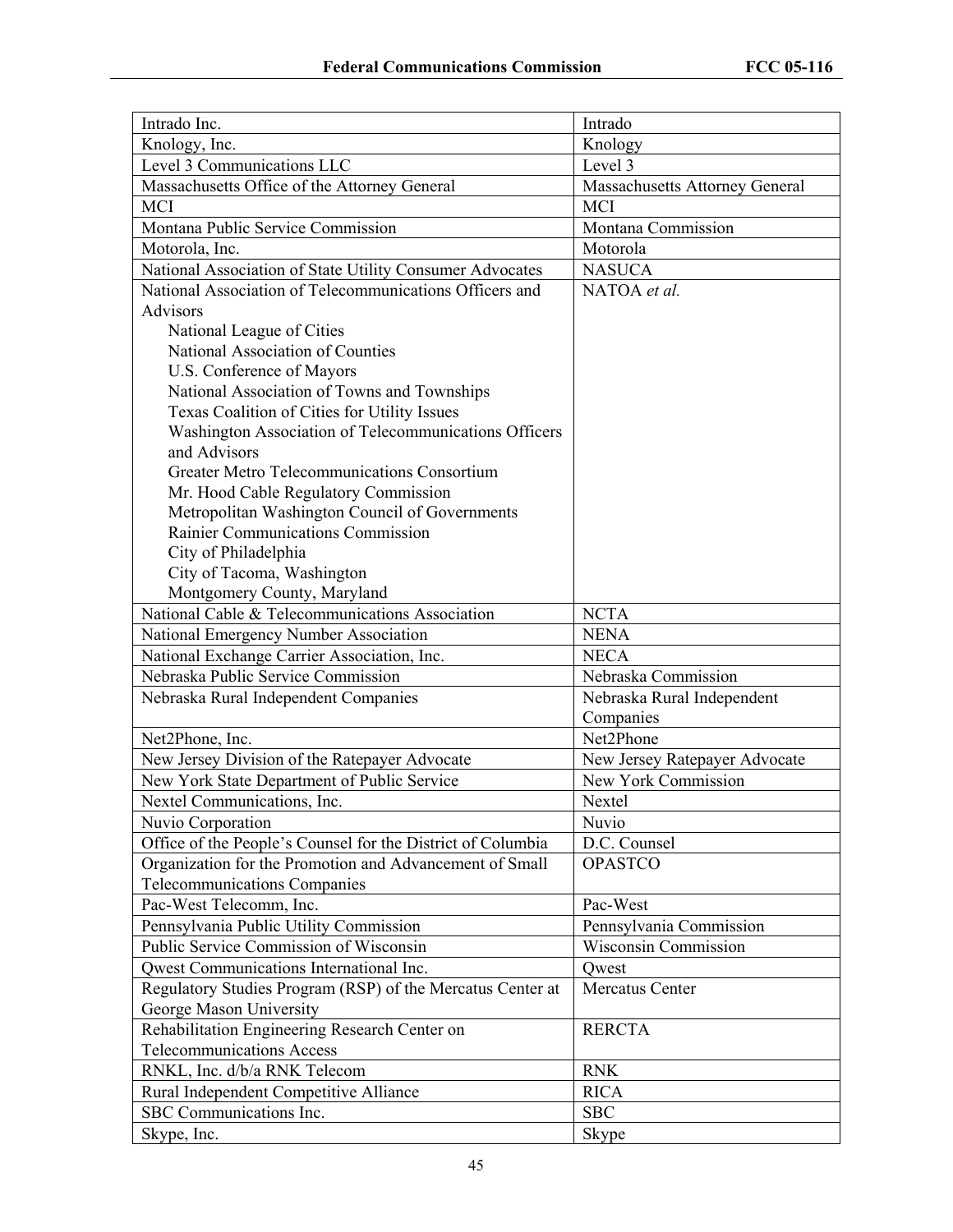| | |
|---|---|
| Intrado Inc. | Intrado |
| Knology, Inc. | Knology |
| Level 3 Communications LLC | Level 3 |
| Massachusetts Office of the Attorney General | Massachusetts Attorney General |
| MCI | MCI |
| Montana Public Service Commission | Montana Commission |
| Motorola, Inc. | Motorola |
| National Association of State Utility Consumer Advocates | NASUCA |
| National Association of Telecommunications Officers and Advisors<br>National League of Cities<br>National Association of Counties<br>U.S. Conference of Mayors<br>National Association of Towns and Townships<br>Texas Coalition of Cities for Utility Issues<br>Washington Association of Telecommunications Officers and Advisors<br>Greater Metro Telecommunications Consortium<br>Mr. Hood Cable Regulatory Commission<br>Metropolitan Washington Council of Governments<br>Rainier Communications Commission<br>City of Philadelphia<br>City of Tacoma, Washington<br>Montgomery County, Maryland | NATOA *et al.* |
| National Cable & Telecommunications Association | NCTA |
| National Emergency Number Association | NENA |
| National Exchange Carrier Association, Inc. | NECA |
| Nebraska Public Service Commission | Nebraska Commission |
| Nebraska Rural Independent Companies | Nebraska Rural Independent Companies |
| Net2Phone, Inc. | Net2Phone |
| New Jersey Division of the Ratepayer Advocate | New Jersey Ratepayer Advocate |
| New York State Department of Public Service | New York Commission |
| Nextel Communications, Inc. | Nextel |
| Nuvio Corporation | Nuvio |
| Office of the People's Counsel for the District of Columbia | D.C. Counsel |
| Organization for the Promotion and Advancement of Small Telecommunications Companies | OPASTCO |
| Pac-West Telecomm, Inc. | Pac-West |
| Pennsylvania Public Utility Commission | Pennsylvania Commission |
| Public Service Commission of Wisconsin | Wisconsin Commission |
| Qwest Communications International Inc. | Qwest |
| Regulatory Studies Program (RSP) of the Mercatus Center at George Mason University | Mercatus Center |
| Rehabilitation Engineering Research Center on Telecommunications Access | RERCTA |
| RNKL, Inc. d/b/a RNK Telecom | RNK |
| Rural Independent Competitive Alliance | RICA |
| SBC Communications Inc. | SBC |
| Skype, Inc. | Skype |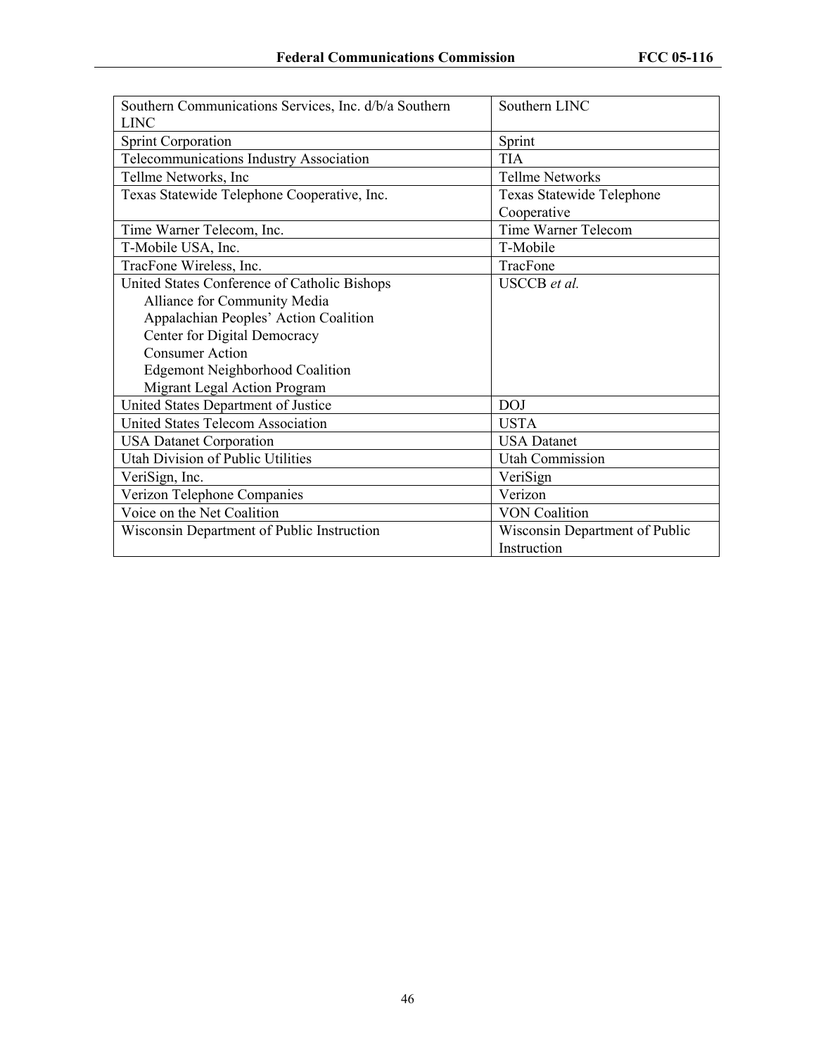| | |
|---|---|
| Southern Communications Services, Inc. d/b/a Southern LINC | Southern LINC |
| Sprint Corporation | Sprint |
| Telecommunications Industry Association | TIA |
| Tellme Networks, Inc | Tellme Networks |
| Texas Statewide Telephone Cooperative, Inc. | Texas Statewide Telephone Cooperative |
| Time Warner Telecom, Inc. | Time Warner Telecom |
| T-Mobile USA, Inc. | T-Mobile |
| TracFone Wireless, Inc. | TracFone |
| United States Conference of Catholic Bishops<br>Alliance for Community Media<br>Appalachian Peoples' Action Coalition<br>Center for Digital Democracy<br>Consumer Action<br>Edgemont Neighborhood Coalition<br>Migrant Legal Action Program | USCCB *et al.* |
| United States Department of Justice | DOJ |
| United States Telecom Association | USTA |
| USA Datanet Corporation | USA Datanet |
| Utah Division of Public Utilities | Utah Commission |
| VeriSign, Inc. | VeriSign |
| Verizon Telephone Companies | Verizon |
| Voice on the Net Coalition | VON Coalition |
| Wisconsin Department of Public Instruction | Wisconsin Department of Public Instruction |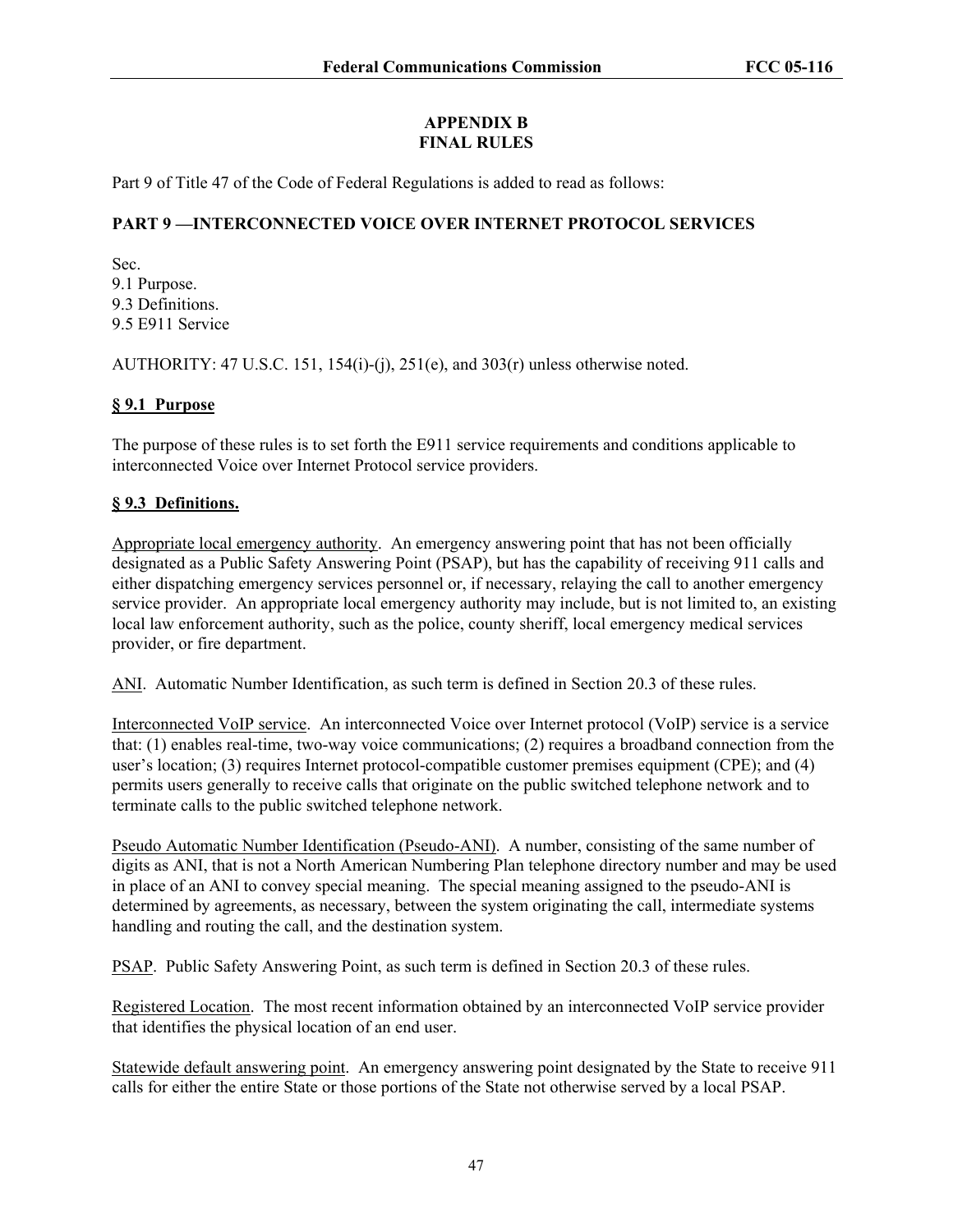## APPENDIX B
## FINAL RULES

Part 9 of Title 47 of the Code of Federal Regulations is added to read as follows:

### PART 9 —INTERCONNECTED VOICE OVER INTERNET PROTOCOL SERVICES

Sec.
9.1 Purpose.
9.3 Definitions.
9.5 E911 Service

AUTHORITY: 47 U.S.C. 151, 154(i)-(j), 251(e), and 303(r) unless otherwise noted.

### § 9.1 Purpose

The purpose of these rules is to set forth the E911 service requirements and conditions applicable to interconnected Voice over Internet Protocol service providers.

### § 9.3 Definitions.

Appropriate local emergency authority. An emergency answering point that has not been officially designated as a Public Safety Answering Point (PSAP), but has the capability of receiving 911 calls and either dispatching emergency services personnel or, if necessary, relaying the call to another emergency service provider. An appropriate local emergency authority may include, but is not limited to, an existing local law enforcement authority, such as the police, county sheriff, local emergency medical services provider, or fire department.

ANI. Automatic Number Identification, as such term is defined in Section 20.3 of these rules.

Interconnected VoIP service. An interconnected Voice over Internet protocol (VoIP) service is a service that: (1) enables real-time, two-way voice communications; (2) requires a broadband connection from the user's location; (3) requires Internet protocol-compatible customer premises equipment (CPE); and (4) permits users generally to receive calls that originate on the public switched telephone network and to terminate calls to the public switched telephone network.

Pseudo Automatic Number Identification (Pseudo-ANI). A number, consisting of the same number of digits as ANI, that is not a North American Numbering Plan telephone directory number and may be used in place of an ANI to convey special meaning. The special meaning assigned to the pseudo-ANI is determined by agreements, as necessary, between the system originating the call, intermediate systems handling and routing the call, and the destination system.

PSAP. Public Safety Answering Point, as such term is defined in Section 20.3 of these rules.

Registered Location. The most recent information obtained by an interconnected VoIP service provider that identifies the physical location of an end user.

Statewide default answering point. An emergency answering point designated by the State to receive 911 calls for either the entire State or those portions of the State not otherwise served by a local PSAP.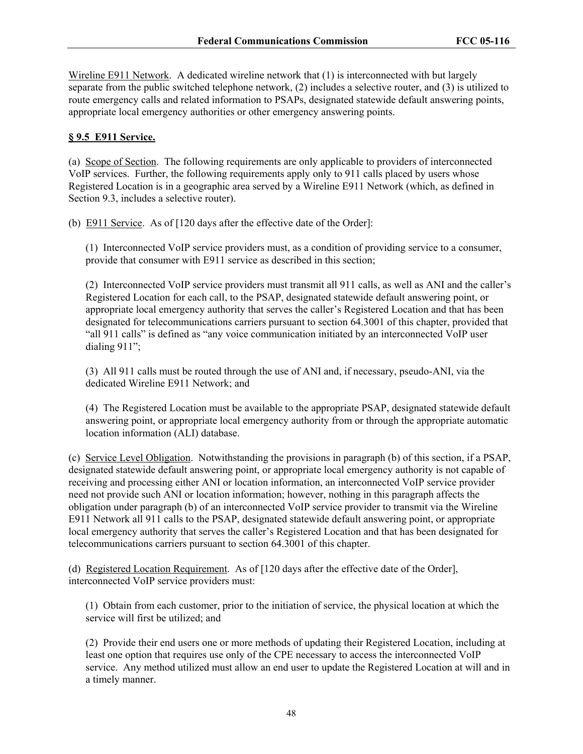<u>Wireline E911 Network</u>. A dedicated wireline network that (1) is interconnected with but largely separate from the public switched telephone network, (2) includes a selective router, and (3) is utilized to route emergency calls and related information to PSAPs, designated statewide default answering points, appropriate local emergency authorities or other emergency answering points.

**§ 9.5 E911 Service.**

(a) <u>Scope of Section</u>. The following requirements are only applicable to providers of interconnected VoIP services. Further, the following requirements apply only to 911 calls placed by users whose Registered Location is in a geographic area served by a Wireline E911 Network (which, as defined in Section 9.3, includes a selective router).

(b) <u>E911 Service</u>. As of [120 days after the effective date of the Order]:

> (1) Interconnected VoIP service providers must, as a condition of providing service to a consumer, provide that consumer with E911 service as described in this section;
>
> (2) Interconnected VoIP service providers must transmit all 911 calls, as well as ANI and the caller's Registered Location for each call, to the PSAP, designated statewide default answering point, or appropriate local emergency authority that serves the caller's Registered Location and that has been designated for telecommunications carriers pursuant to section 64.3001 of this chapter, provided that "all 911 calls" is defined as "any voice communication initiated by an interconnected VoIP user dialing 911";
>
> (3) All 911 calls must be routed through the use of ANI and, if necessary, pseudo-ANI, via the dedicated Wireline E911 Network; and
>
> (4) The Registered Location must be available to the appropriate PSAP, designated statewide default answering point, or appropriate local emergency authority from or through the appropriate automatic location information (ALI) database.

(c) <u>Service Level Obligation</u>. Notwithstanding the provisions in paragraph (b) of this section, if a PSAP, designated statewide default answering point, or appropriate local emergency authority is not capable of receiving and processing either ANI or location information, an interconnected VoIP service provider need not provide such ANI or location information; however, nothing in this paragraph affects the obligation under paragraph (b) of an interconnected VoIP service provider to transmit via the Wireline E911 Network all 911 calls to the PSAP, designated statewide default answering point, or appropriate local emergency authority that serves the caller's Registered Location and that has been designated for telecommunications carriers pursuant to section 64.3001 of this chapter.

(d) <u>Registered Location Requirement</u>. As of [120 days after the effective date of the Order], interconnected VoIP service providers must:

> (1) Obtain from each customer, prior to the initiation of service, the physical location at which the service will first be utilized; and
>
> (2) Provide their end users one or more methods of updating their Registered Location, including at least one option that requires use only of the CPE necessary to access the interconnected VoIP service. Any method utilized must allow an end user to update the Registered Location at will and in a timely manner.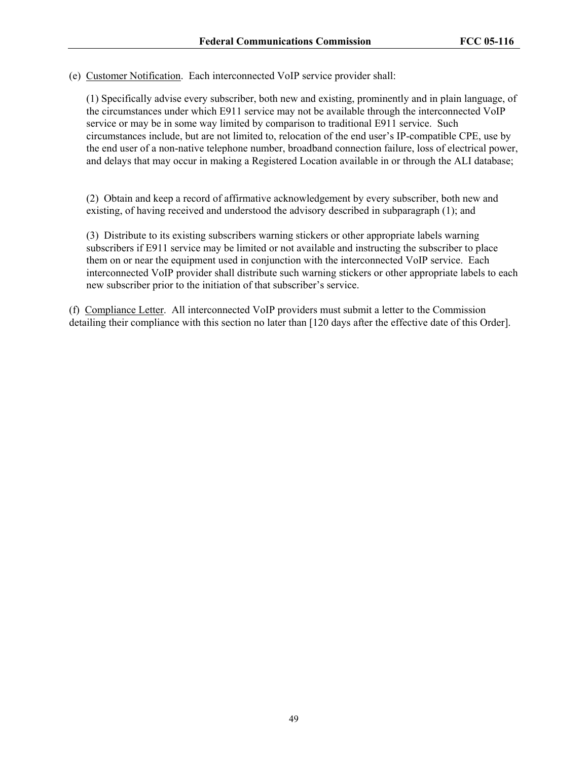(e) <u>Customer Notification</u>. Each interconnected VoIP service provider shall:

(1) Specifically advise every subscriber, both new and existing, prominently and in plain language, of the circumstances under which E911 service may not be available through the interconnected VoIP service or may be in some way limited by comparison to traditional E911 service. Such circumstances include, but are not limited to, relocation of the end user's IP-compatible CPE, use by the end user of a non-native telephone number, broadband connection failure, loss of electrical power, and delays that may occur in making a Registered Location available in or through the ALI database;

(2) Obtain and keep a record of affirmative acknowledgement by every subscriber, both new and existing, of having received and understood the advisory described in subparagraph (1); and

(3) Distribute to its existing subscribers warning stickers or other appropriate labels warning subscribers if E911 service may be limited or not available and instructing the subscriber to place them on or near the equipment used in conjunction with the interconnected VoIP service. Each interconnected VoIP provider shall distribute such warning stickers or other appropriate labels to each new subscriber prior to the initiation of that subscriber's service.

(f) <u>Compliance Letter</u>. All interconnected VoIP providers must submit a letter to the Commission detailing their compliance with this section no later than [120 days after the effective date of this Order].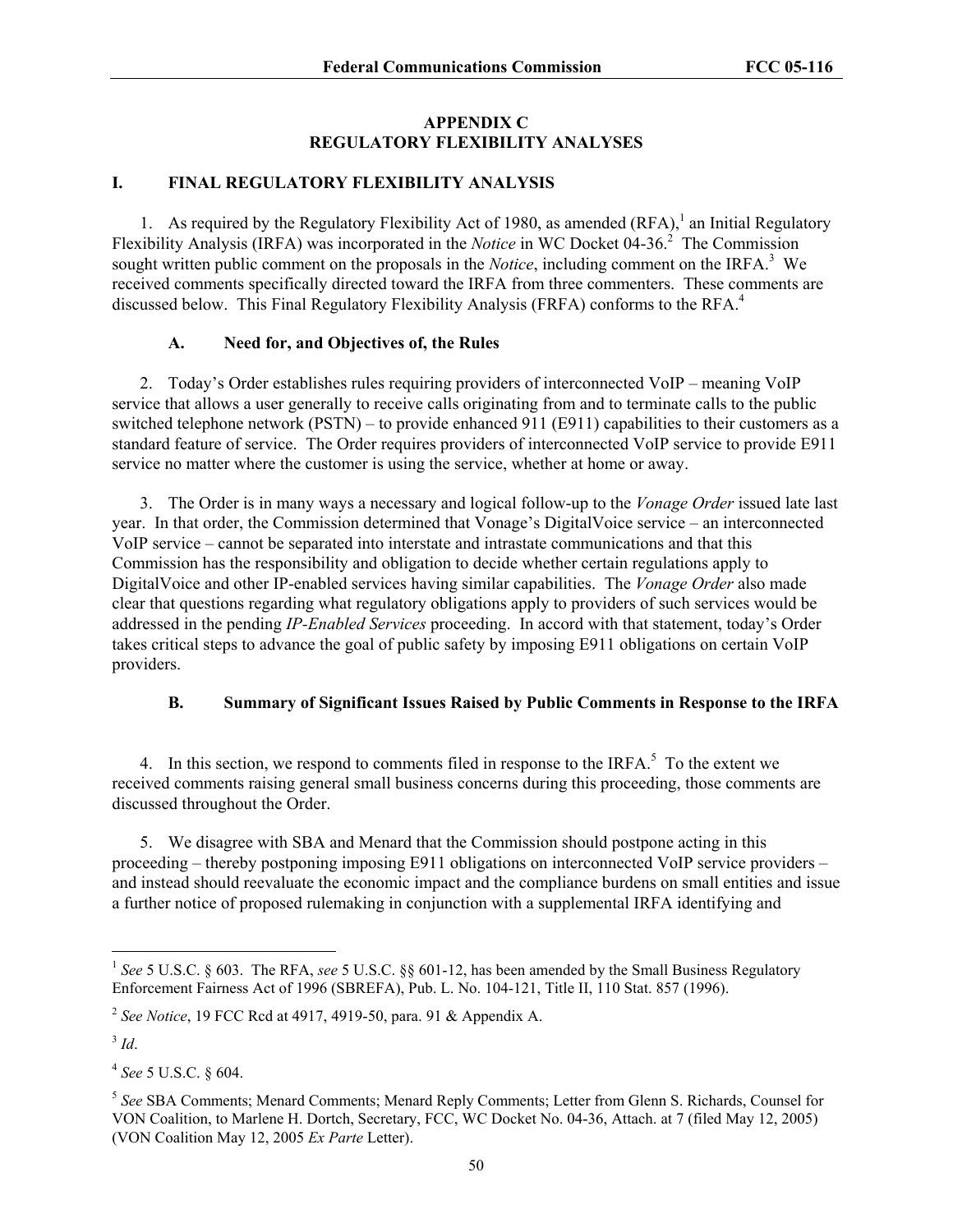## APPENDIX C
## REGULATORY FLEXIBILITY ANALYSES

### I. FINAL REGULATORY FLEXIBILITY ANALYSIS

1. As required by the Regulatory Flexibility Act of 1980, as amended (RFA),[1] an Initial Regulatory Flexibility Analysis (IRFA) was incorporated in the *Notice* in WC Docket 04-36.[2] The Commission sought written public comment on the proposals in the *Notice*, including comment on the IRFA.[3] We received comments specifically directed toward the IRFA from three commenters. These comments are discussed below. This Final Regulatory Flexibility Analysis (FRFA) conforms to the RFA.[4]

#### A. Need for, and Objectives of, the Rules

2. Today's Order establishes rules requiring providers of interconnected VoIP – meaning VoIP service that allows a user generally to receive calls originating from and to terminate calls to the public switched telephone network (PSTN) – to provide enhanced 911 (E911) capabilities to their customers as a standard feature of service. The Order requires providers of interconnected VoIP service to provide E911 service no matter where the customer is using the service, whether at home or away.

3. The Order is in many ways a necessary and logical follow-up to the *Vonage Order* issued late last year. In that order, the Commission determined that Vonage's DigitalVoice service – an interconnected VoIP service – cannot be separated into interstate and intrastate communications and that this Commission has the responsibility and obligation to decide whether certain regulations apply to DigitalVoice and other IP-enabled services having similar capabilities. The *Vonage Order* also made clear that questions regarding what regulatory obligations apply to providers of such services would be addressed in the pending *IP-Enabled Services* proceeding. In accord with that statement, today's Order takes critical steps to advance the goal of public safety by imposing E911 obligations on certain VoIP providers.

#### B. Summary of Significant Issues Raised by Public Comments in Response to the IRFA

4. In this section, we respond to comments filed in response to the IRFA.[5] To the extent we received comments raising general small business concerns during this proceeding, those comments are discussed throughout the Order.

5. We disagree with SBA and Menard that the Commission should postpone acting in this proceeding – thereby postponing imposing E911 obligations on interconnected VoIP service providers – and instead should reevaluate the economic impact and the compliance burdens on small entities and issue a further notice of proposed rulemaking in conjunction with a supplemental IRFA identifying and

---

[1] *See* 5 U.S.C. § 603. The RFA, *see* 5 U.S.C. §§ 601-12, has been amended by the Small Business Regulatory Enforcement Fairness Act of 1996 (SBREFA), Pub. L. No. 104-121, Title II, 110 Stat. 857 (1996).

[2] *See Notice*, 19 FCC Rcd at 4917, 4919-50, para. 91 & Appendix A.

[3] *Id*.

[4] *See* 5 U.S.C. § 604.

[5] *See* SBA Comments; Menard Comments; Menard Reply Comments; Letter from Glenn S. Richards, Counsel for VON Coalition, to Marlene H. Dortch, Secretary, FCC, WC Docket No. 04-36, Attach. at 7 (filed May 12, 2005) (VON Coalition May 12, 2005 *Ex Parte* Letter).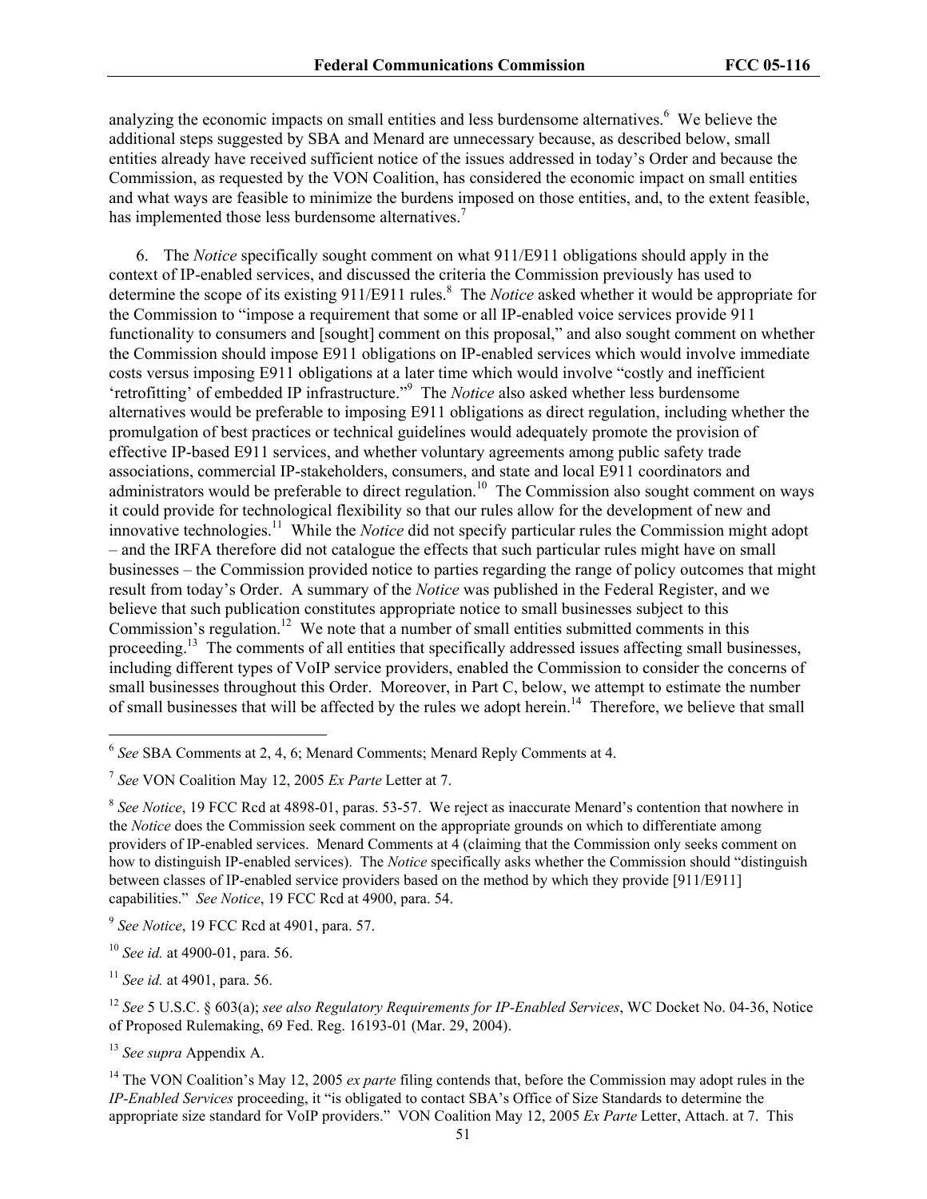analyzing the economic impacts on small entities and less burdensome alternatives.[6] We believe the additional steps suggested by SBA and Menard are unnecessary because, as described below, small entities already have received sufficient notice of the issues addressed in today's Order and because the Commission, as requested by the VON Coalition, has considered the economic impact on small entities and what ways are feasible to minimize the burdens imposed on those entities, and, to the extent feasible, has implemented those less burdensome alternatives.[7]

6. The *Notice* specifically sought comment on what 911/E911 obligations should apply in the context of IP-enabled services, and discussed the criteria the Commission previously has used to determine the scope of its existing 911/E911 rules.[8] The *Notice* asked whether it would be appropriate for the Commission to "impose a requirement that some or all IP-enabled voice services provide 911 functionality to consumers and [sought] comment on this proposal," and also sought comment on whether the Commission should impose E911 obligations on IP-enabled services which would involve immediate costs versus imposing E911 obligations at a later time which would involve "costly and inefficient 'retrofitting' of embedded IP infrastructure."[9] The *Notice* also asked whether less burdensome alternatives would be preferable to imposing E911 obligations as direct regulation, including whether the promulgation of best practices or technical guidelines would adequately promote the provision of effective IP-based E911 services, and whether voluntary agreements among public safety trade associations, commercial IP-stakeholders, consumers, and state and local E911 coordinators and administrators would be preferable to direct regulation.[10] The Commission also sought comment on ways it could provide for technological flexibility so that our rules allow for the development of new and innovative technologies.[11] While the *Notice* did not specify particular rules the Commission might adopt – and the IRFA therefore did not catalogue the effects that such particular rules might have on small businesses – the Commission provided notice to parties regarding the range of policy outcomes that might result from today's Order. A summary of the *Notice* was published in the Federal Register, and we believe that such publication constitutes appropriate notice to small businesses subject to this Commission's regulation.[12] We note that a number of small entities submitted comments in this proceeding.[13] The comments of all entities that specifically addressed issues affecting small businesses, including different types of VoIP service providers, enabled the Commission to consider the concerns of small businesses throughout this Order. Moreover, in Part C, below, we attempt to estimate the number of small businesses that will be affected by the rules we adopt herein.[14] Therefore, we believe that small

---

[6] *See* SBA Comments at 2, 4, 6; Menard Comments; Menard Reply Comments at 4.

[7] *See* VON Coalition May 12, 2005 *Ex Parte* Letter at 7.

[8] *See Notice*, 19 FCC Rcd at 4898-01, paras. 53-57. We reject as inaccurate Menard's contention that nowhere in the *Notice* does the Commission seek comment on the appropriate grounds on which to differentiate among providers of IP-enabled services. Menard Comments at 4 (claiming that the Commission only seeks comment on how to distinguish IP-enabled services). The *Notice* specifically asks whether the Commission should "distinguish between classes of IP-enabled service providers based on the method by which they provide [911/E911] capabilities." *See Notice*, 19 FCC Rcd at 4900, para. 54.

[9] *See Notice*, 19 FCC Rcd at 4901, para. 57.

[10] *See id.* at 4900-01, para. 56.

[11] *See id.* at 4901, para. 56.

[12] *See* 5 U.S.C. § 603(a); *see also Regulatory Requirements for IP-Enabled Services*, WC Docket No. 04-36, Notice of Proposed Rulemaking, 69 Fed. Reg. 16193-01 (Mar. 29, 2004).

[13] *See supra* Appendix A.

[14] The VON Coalition's May 12, 2005 *ex parte* filing contends that, before the Commission may adopt rules in the *IP-Enabled Services* proceeding, it "is obligated to contact SBA's Office of Size Standards to determine the appropriate size standard for VoIP providers." VON Coalition May 12, 2005 *Ex Parte* Letter, Attach. at 7. This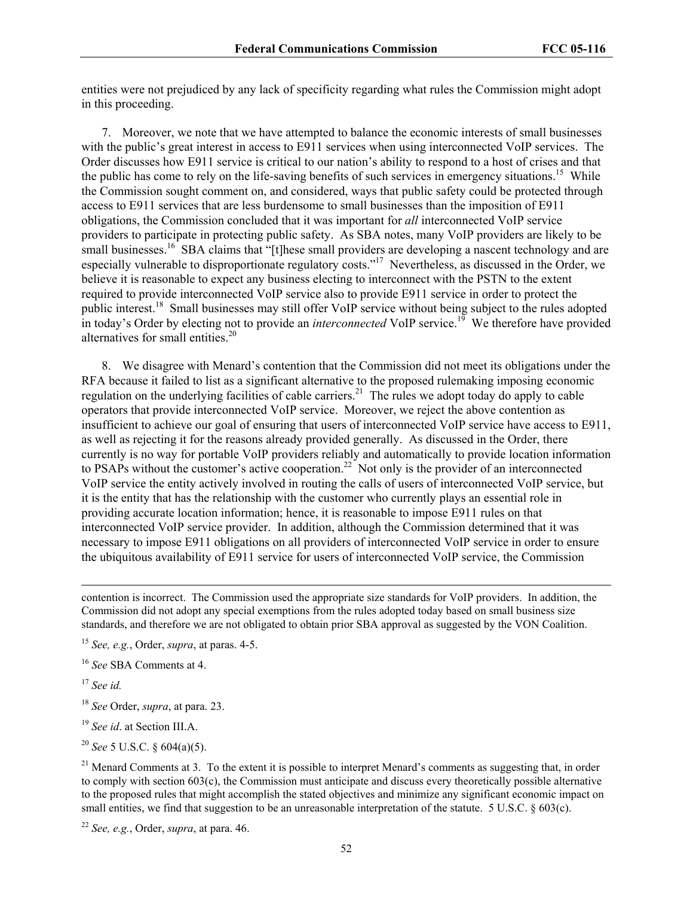entities were not prejudiced by any lack of specificity regarding what rules the Commission might adopt in this proceeding.

7. Moreover, we note that we have attempted to balance the economic interests of small businesses with the public's great interest in access to E911 services when using interconnected VoIP services. The Order discusses how E911 service is critical to our nation's ability to respond to a host of crises and that the public has come to rely on the life-saving benefits of such services in emergency situations.[15] While the Commission sought comment on, and considered, ways that public safety could be protected through access to E911 services that are less burdensome to small businesses than the imposition of E911 obligations, the Commission concluded that it was important for *all* interconnected VoIP service providers to participate in protecting public safety. As SBA notes, many VoIP providers are likely to be small businesses.[16] SBA claims that "[t]hese small providers are developing a nascent technology and are especially vulnerable to disproportionate regulatory costs."[17] Nevertheless, as discussed in the Order, we believe it is reasonable to expect any business electing to interconnect with the PSTN to the extent required to provide interconnected VoIP service also to provide E911 service in order to protect the public interest.[18] Small businesses may still offer VoIP service without being subject to the rules adopted in today's Order by electing not to provide an *interconnected* VoIP service.[19] We therefore have provided alternatives for small entities.[20]

8. We disagree with Menard's contention that the Commission did not meet its obligations under the RFA because it failed to list as a significant alternative to the proposed rulemaking imposing economic regulation on the underlying facilities of cable carriers.[21] The rules we adopt today do apply to cable operators that provide interconnected VoIP service. Moreover, we reject the above contention as insufficient to achieve our goal of ensuring that users of interconnected VoIP service have access to E911, as well as rejecting it for the reasons already provided generally. As discussed in the Order, there currently is no way for portable VoIP providers reliably and automatically to provide location information to PSAPs without the customer's active cooperation.[22] Not only is the provider of an interconnected VoIP service the entity actively involved in routing the calls of users of interconnected VoIP service, but it is the entity that has the relationship with the customer who currently plays an essential role in providing accurate location information; hence, it is reasonable to impose E911 rules on that interconnected VoIP service provider. In addition, although the Commission determined that it was necessary to impose E911 obligations on all providers of interconnected VoIP service in order to ensure the ubiquitous availability of E911 service for users of interconnected VoIP service, the Commission

---

contention is incorrect. The Commission used the appropriate size standards for VoIP providers. In addition, the Commission did not adopt any special exemptions from the rules adopted today based on small business size standards, and therefore we are not obligated to obtain prior SBA approval as suggested by the VON Coalition.

[15] *See, e.g.*, Order, *supra*, at paras. 4-5.

[16] *See* SBA Comments at 4.

[17] *See id.*

[18] *See* Order, *supra*, at para. 23.

[19] *See id*. at Section III.A.

[20] *See* 5 U.S.C. § 604(a)(5).

[21] Menard Comments at 3. To the extent it is possible to interpret Menard's comments as suggesting that, in order to comply with section 603(c), the Commission must anticipate and discuss every theoretically possible alternative to the proposed rules that might accomplish the stated objectives and minimize any significant economic impact on small entities, we find that suggestion to be an unreasonable interpretation of the statute. 5 U.S.C. § 603(c).

[22] *See, e.g.*, Order, *supra*, at para. 46.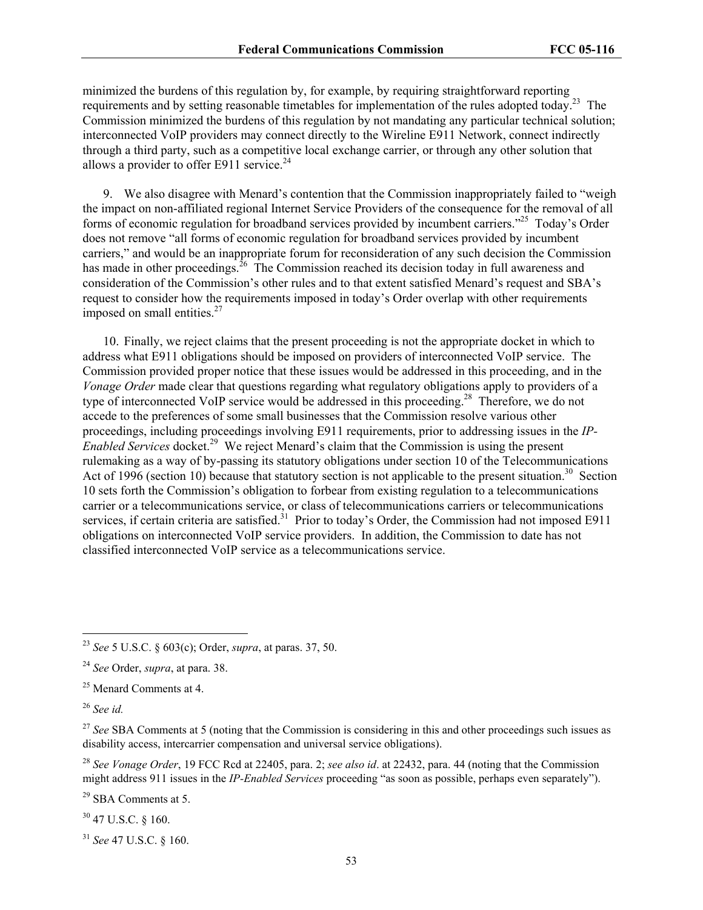minimized the burdens of this regulation by, for example, by requiring straightforward reporting requirements and by setting reasonable timetables for implementation of the rules adopted today.[23] The Commission minimized the burdens of this regulation by not mandating any particular technical solution; interconnected VoIP providers may connect directly to the Wireline E911 Network, connect indirectly through a third party, such as a competitive local exchange carrier, or through any other solution that allows a provider to offer E911 service.[24]

9. We also disagree with Menard's contention that the Commission inappropriately failed to "weigh the impact on non-affiliated regional Internet Service Providers of the consequence for the removal of all forms of economic regulation for broadband services provided by incumbent carriers."[25] Today's Order does not remove "all forms of economic regulation for broadband services provided by incumbent carriers," and would be an inappropriate forum for reconsideration of any such decision the Commission has made in other proceedings.[26] The Commission reached its decision today in full awareness and consideration of the Commission's other rules and to that extent satisfied Menard's request and SBA's request to consider how the requirements imposed in today's Order overlap with other requirements imposed on small entities.[27]

10. Finally, we reject claims that the present proceeding is not the appropriate docket in which to address what E911 obligations should be imposed on providers of interconnected VoIP service. The Commission provided proper notice that these issues would be addressed in this proceeding, and in the *Vonage Order* made clear that questions regarding what regulatory obligations apply to providers of a type of interconnected VoIP service would be addressed in this proceeding.[28] Therefore, we do not accede to the preferences of some small businesses that the Commission resolve various other proceedings, including proceedings involving E911 requirements, prior to addressing issues in the *IP-Enabled Services* docket.[29] We reject Menard's claim that the Commission is using the present rulemaking as a way of by-passing its statutory obligations under section 10 of the Telecommunications Act of 1996 (section 10) because that statutory section is not applicable to the present situation.[30] Section 10 sets forth the Commission's obligation to forbear from existing regulation to a telecommunications carrier or a telecommunications service, or class of telecommunications carriers or telecommunications services, if certain criteria are satisfied.[31] Prior to today's Order, the Commission had not imposed E911 obligations on interconnected VoIP service providers. In addition, the Commission to date has not classified interconnected VoIP service as a telecommunications service.

---

[23] *See* 5 U.S.C. § 603(c); Order, *supra*, at paras. 37, 50.

[24] *See* Order, *supra*, at para. 38.

[25] Menard Comments at 4.

[26] *See id.*

[27] *See* SBA Comments at 5 (noting that the Commission is considering in this and other proceedings such issues as disability access, intercarrier compensation and universal service obligations).

[28] *See Vonage Order*, 19 FCC Rcd at 22405, para. 2; *see also id*. at 22432, para. 44 (noting that the Commission might address 911 issues in the *IP-Enabled Services* proceeding "as soon as possible, perhaps even separately").

[29] SBA Comments at 5.

[30] 47 U.S.C. § 160.

[31] *See* 47 U.S.C. § 160.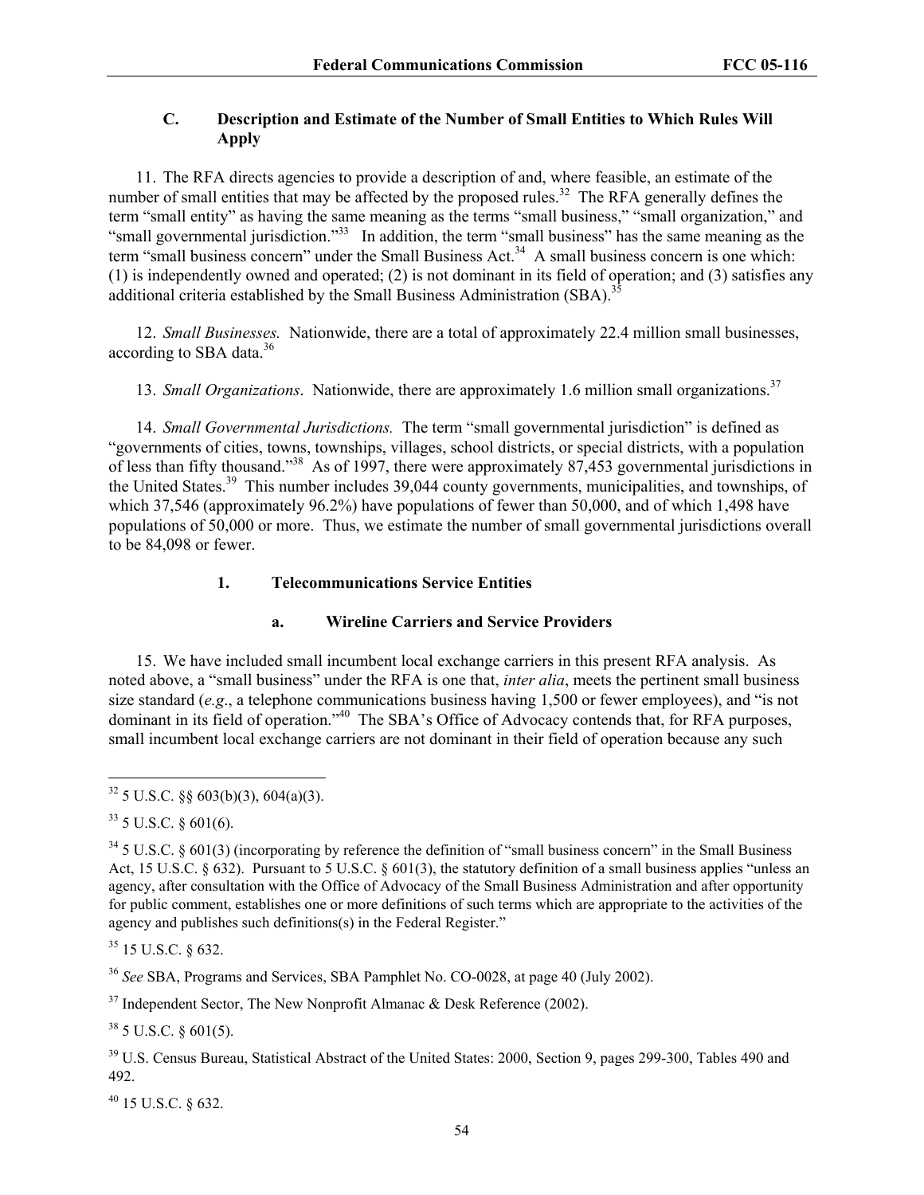### C. Description and Estimate of the Number of Small Entities to Which Rules Will Apply

11. The RFA directs agencies to provide a description of and, where feasible, an estimate of the number of small entities that may be affected by the proposed rules.[32] The RFA generally defines the term "small entity" as having the same meaning as the terms "small business," "small organization," and "small governmental jurisdiction."[33] In addition, the term "small business" has the same meaning as the term "small business concern" under the Small Business Act.[34] A small business concern is one which: (1) is independently owned and operated; (2) is not dominant in its field of operation; and (3) satisfies any additional criteria established by the Small Business Administration (SBA).[35]

12. *Small Businesses.* Nationwide, there are a total of approximately 22.4 million small businesses, according to SBA data.[36]

13. *Small Organizations*. Nationwide, there are approximately 1.6 million small organizations.[37]

14. *Small Governmental Jurisdictions.* The term "small governmental jurisdiction" is defined as "governments of cities, towns, townships, villages, school districts, or special districts, with a population of less than fifty thousand."[38] As of 1997, there were approximately 87,453 governmental jurisdictions in the United States.[39] This number includes 39,044 county governments, municipalities, and townships, of which 37,546 (approximately 96.2%) have populations of fewer than 50,000, and of which 1,498 have populations of 50,000 or more. Thus, we estimate the number of small governmental jurisdictions overall to be 84,098 or fewer.

#### 1. Telecommunications Service Entities

##### a. Wireline Carriers and Service Providers

15. We have included small incumbent local exchange carriers in this present RFA analysis. As noted above, a "small business" under the RFA is one that, *inter alia*, meets the pertinent small business size standard (*e.g*., a telephone communications business having 1,500 or fewer employees), and "is not dominant in its field of operation."[40] The SBA's Office of Advocacy contends that, for RFA purposes, small incumbent local exchange carriers are not dominant in their field of operation because any such

---

[32] 5 U.S.C. §§ 603(b)(3), 604(a)(3).

[33] 5 U.S.C. § 601(6).

[34] 5 U.S.C. § 601(3) (incorporating by reference the definition of "small business concern" in the Small Business Act, 15 U.S.C. § 632). Pursuant to 5 U.S.C. § 601(3), the statutory definition of a small business applies "unless an agency, after consultation with the Office of Advocacy of the Small Business Administration and after opportunity for public comment, establishes one or more definitions of such terms which are appropriate to the activities of the agency and publishes such definitions(s) in the Federal Register."

[35] 15 U.S.C. § 632.

[36] *See* SBA, Programs and Services, SBA Pamphlet No. CO-0028, at page 40 (July 2002).

[37] Independent Sector, The New Nonprofit Almanac & Desk Reference (2002).

[38] 5 U.S.C. § 601(5).

[39] U.S. Census Bureau, Statistical Abstract of the United States: 2000, Section 9, pages 299-300, Tables 490 and 492.

[40] 15 U.S.C. § 632.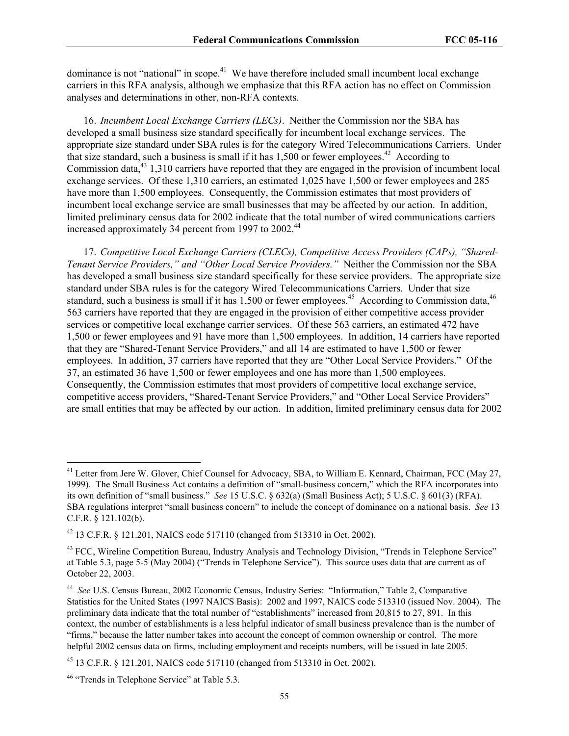dominance is not "national" in scope.[41] We have therefore included small incumbent local exchange carriers in this RFA analysis, although we emphasize that this RFA action has no effect on Commission analyses and determinations in other, non-RFA contexts.

16. *Incumbent Local Exchange Carriers (LECs)*. Neither the Commission nor the SBA has developed a small business size standard specifically for incumbent local exchange services. The appropriate size standard under SBA rules is for the category Wired Telecommunications Carriers. Under that size standard, such a business is small if it has 1,500 or fewer employees.[42] According to Commission data,[43] 1,310 carriers have reported that they are engaged in the provision of incumbent local exchange services. Of these 1,310 carriers, an estimated 1,025 have 1,500 or fewer employees and 285 have more than 1,500 employees. Consequently, the Commission estimates that most providers of incumbent local exchange service are small businesses that may be affected by our action. In addition, limited preliminary census data for 2002 indicate that the total number of wired communications carriers increased approximately 34 percent from 1997 to 2002.[44]

17. *Competitive Local Exchange Carriers (CLECs), Competitive Access Providers (CAPs), "Shared-Tenant Service Providers," and "Other Local Service Providers."* Neither the Commission nor the SBA has developed a small business size standard specifically for these service providers. The appropriate size standard under SBA rules is for the category Wired Telecommunications Carriers. Under that size standard, such a business is small if it has 1,500 or fewer employees.[45] According to Commission data,[46] 563 carriers have reported that they are engaged in the provision of either competitive access provider services or competitive local exchange carrier services. Of these 563 carriers, an estimated 472 have 1,500 or fewer employees and 91 have more than 1,500 employees. In addition, 14 carriers have reported that they are "Shared-Tenant Service Providers," and all 14 are estimated to have 1,500 or fewer employees. In addition, 37 carriers have reported that they are "Other Local Service Providers." Of the 37, an estimated 36 have 1,500 or fewer employees and one has more than 1,500 employees. Consequently, the Commission estimates that most providers of competitive local exchange service, competitive access providers, "Shared-Tenant Service Providers," and "Other Local Service Providers" are small entities that may be affected by our action. In addition, limited preliminary census data for 2002

---

[41] Letter from Jere W. Glover, Chief Counsel for Advocacy, SBA, to William E. Kennard, Chairman, FCC (May 27, 1999). The Small Business Act contains a definition of "small-business concern," which the RFA incorporates into its own definition of "small business." *See* 15 U.S.C. § 632(a) (Small Business Act); 5 U.S.C. § 601(3) (RFA). SBA regulations interpret "small business concern" to include the concept of dominance on a national basis. *See* 13 C.F.R. § 121.102(b).

[42] 13 C.F.R. § 121.201, NAICS code 517110 (changed from 513310 in Oct. 2002).

[43] FCC, Wireline Competition Bureau, Industry Analysis and Technology Division, "Trends in Telephone Service" at Table 5.3, page 5-5 (May 2004) ("Trends in Telephone Service"). This source uses data that are current as of October 22, 2003.

[44] *See* U.S. Census Bureau, 2002 Economic Census, Industry Series: "Information," Table 2, Comparative Statistics for the United States (1997 NAICS Basis): 2002 and 1997, NAICS code 513310 (issued Nov. 2004). The preliminary data indicate that the total number of "establishments" increased from 20,815 to 27, 891. In this context, the number of establishments is a less helpful indicator of small business prevalence than is the number of "firms," because the latter number takes into account the concept of common ownership or control. The more helpful 2002 census data on firms, including employment and receipts numbers, will be issued in late 2005.

[45] 13 C.F.R. § 121.201, NAICS code 517110 (changed from 513310 in Oct. 2002).

[46] "Trends in Telephone Service" at Table 5.3.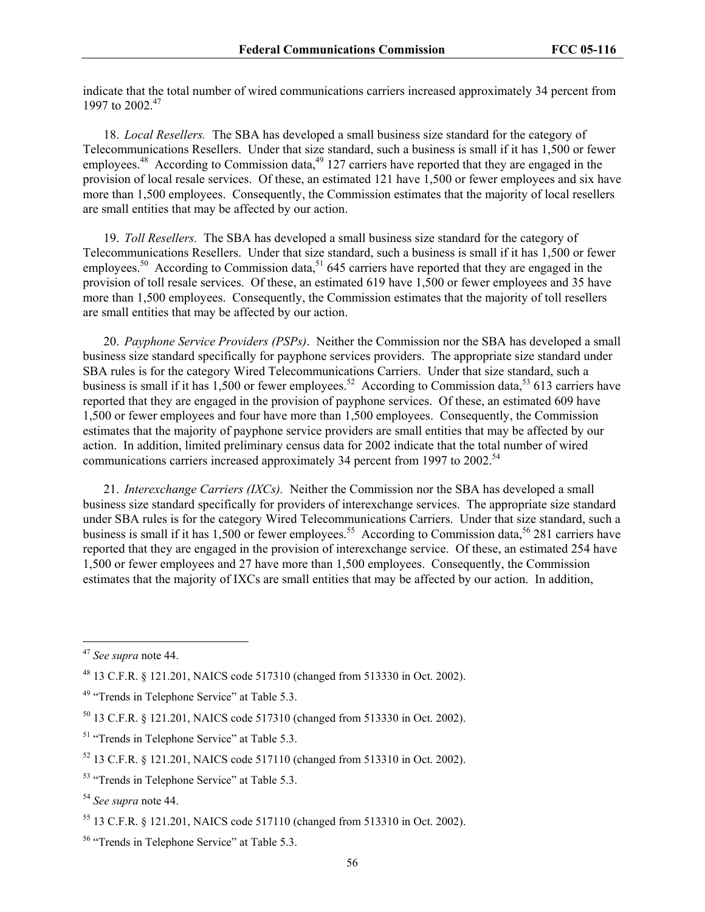indicate that the total number of wired communications carriers increased approximately 34 percent from 1997 to 2002.[47]

18. *Local Resellers.* The SBA has developed a small business size standard for the category of Telecommunications Resellers. Under that size standard, such a business is small if it has 1,500 or fewer employees.[48] According to Commission data,[49] 127 carriers have reported that they are engaged in the provision of local resale services. Of these, an estimated 121 have 1,500 or fewer employees and six have more than 1,500 employees. Consequently, the Commission estimates that the majority of local resellers are small entities that may be affected by our action.

19. *Toll Resellers.* The SBA has developed a small business size standard for the category of Telecommunications Resellers. Under that size standard, such a business is small if it has 1,500 or fewer employees.[50] According to Commission data,[51] 645 carriers have reported that they are engaged in the provision of toll resale services. Of these, an estimated 619 have 1,500 or fewer employees and 35 have more than 1,500 employees. Consequently, the Commission estimates that the majority of toll resellers are small entities that may be affected by our action.

20. *Payphone Service Providers (PSPs)*. Neither the Commission nor the SBA has developed a small business size standard specifically for payphone services providers. The appropriate size standard under SBA rules is for the category Wired Telecommunications Carriers. Under that size standard, such a business is small if it has 1,500 or fewer employees.[52] According to Commission data,[53] 613 carriers have reported that they are engaged in the provision of payphone services. Of these, an estimated 609 have 1,500 or fewer employees and four have more than 1,500 employees. Consequently, the Commission estimates that the majority of payphone service providers are small entities that may be affected by our action. In addition, limited preliminary census data for 2002 indicate that the total number of wired communications carriers increased approximately 34 percent from 1997 to 2002.[54]

21. *Interexchange Carriers (IXCs).* Neither the Commission nor the SBA has developed a small business size standard specifically for providers of interexchange services. The appropriate size standard under SBA rules is for the category Wired Telecommunications Carriers. Under that size standard, such a business is small if it has 1,500 or fewer employees.[55] According to Commission data,[56] 281 carriers have reported that they are engaged in the provision of interexchange service. Of these, an estimated 254 have 1,500 or fewer employees and 27 have more than 1,500 employees. Consequently, the Commission estimates that the majority of IXCs are small entities that may be affected by our action. In addition,

---

[47] *See supra* note 44.

[48] 13 C.F.R. § 121.201, NAICS code 517310 (changed from 513330 in Oct. 2002).

[49] "Trends in Telephone Service" at Table 5.3.

[50] 13 C.F.R. § 121.201, NAICS code 517310 (changed from 513330 in Oct. 2002).

[51] "Trends in Telephone Service" at Table 5.3.

[52] 13 C.F.R. § 121.201, NAICS code 517110 (changed from 513310 in Oct. 2002).

[53] "Trends in Telephone Service" at Table 5.3.

[54] *See supra* note 44.

[55] 13 C.F.R. § 121.201, NAICS code 517110 (changed from 513310 in Oct. 2002).

[56] "Trends in Telephone Service" at Table 5.3.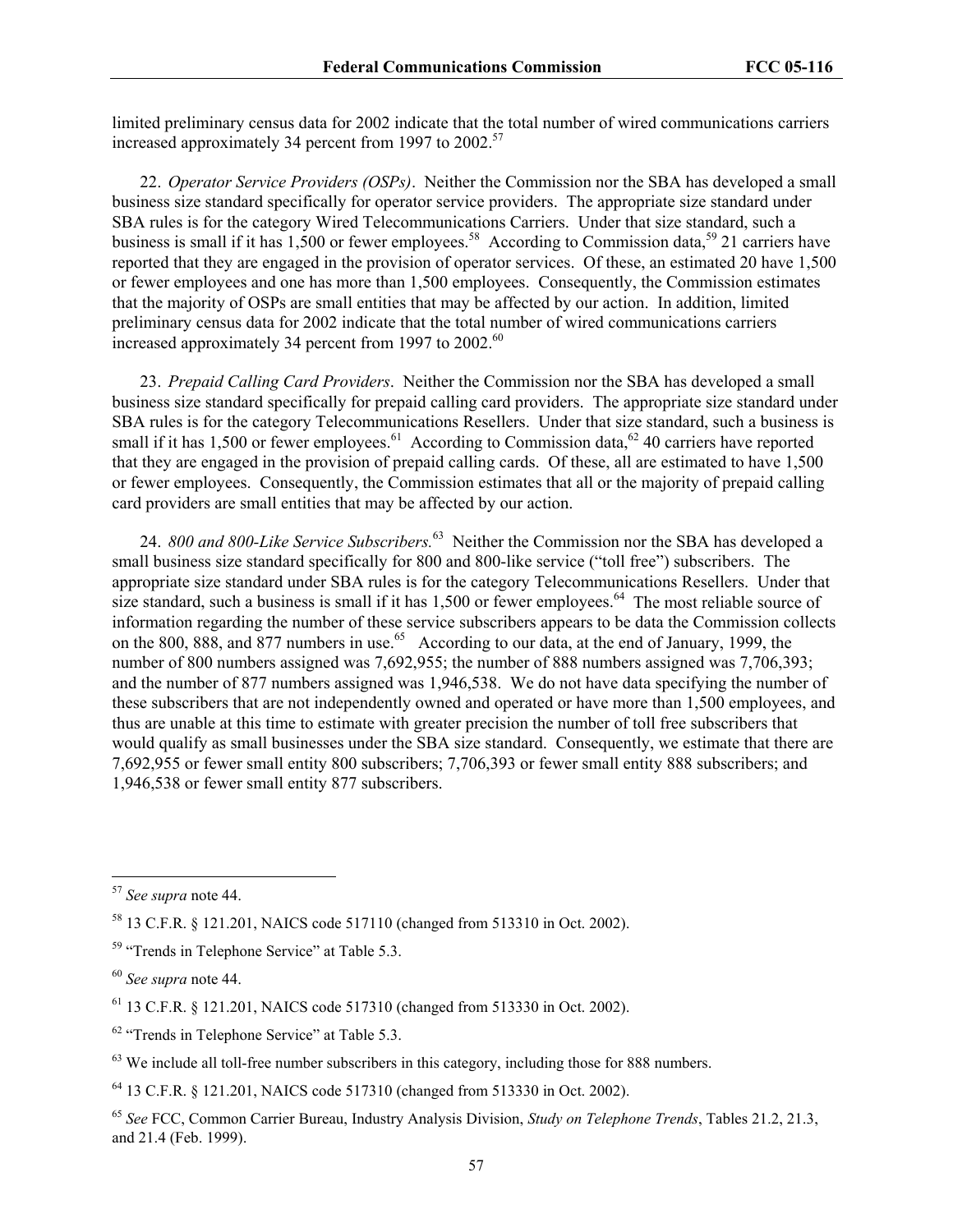limited preliminary census data for 2002 indicate that the total number of wired communications carriers increased approximately 34 percent from 1997 to 2002.[57]

22. *Operator Service Providers (OSPs)*. Neither the Commission nor the SBA has developed a small business size standard specifically for operator service providers. The appropriate size standard under SBA rules is for the category Wired Telecommunications Carriers. Under that size standard, such a business is small if it has 1,500 or fewer employees.[58] According to Commission data,[59] 21 carriers have reported that they are engaged in the provision of operator services. Of these, an estimated 20 have 1,500 or fewer employees and one has more than 1,500 employees. Consequently, the Commission estimates that the majority of OSPs are small entities that may be affected by our action. In addition, limited preliminary census data for 2002 indicate that the total number of wired communications carriers increased approximately 34 percent from 1997 to 2002.[60]

23. *Prepaid Calling Card Providers*. Neither the Commission nor the SBA has developed a small business size standard specifically for prepaid calling card providers. The appropriate size standard under SBA rules is for the category Telecommunications Resellers. Under that size standard, such a business is small if it has 1,500 or fewer employees.[61] According to Commission data,[62] 40 carriers have reported that they are engaged in the provision of prepaid calling cards. Of these, all are estimated to have 1,500 or fewer employees. Consequently, the Commission estimates that all or the majority of prepaid calling card providers are small entities that may be affected by our action.

24. *800 and 800-Like Service Subscribers.*[63] Neither the Commission nor the SBA has developed a small business size standard specifically for 800 and 800-like service ("toll free") subscribers. The appropriate size standard under SBA rules is for the category Telecommunications Resellers. Under that size standard, such a business is small if it has 1,500 or fewer employees.[64] The most reliable source of information regarding the number of these service subscribers appears to be data the Commission collects on the 800, 888, and 877 numbers in use.[65] According to our data, at the end of January, 1999, the number of 800 numbers assigned was 7,692,955; the number of 888 numbers assigned was 7,706,393; and the number of 877 numbers assigned was 1,946,538. We do not have data specifying the number of these subscribers that are not independently owned and operated or have more than 1,500 employees, and thus are unable at this time to estimate with greater precision the number of toll free subscribers that would qualify as small businesses under the SBA size standard. Consequently, we estimate that there are 7,692,955 or fewer small entity 800 subscribers; 7,706,393 or fewer small entity 888 subscribers; and 1,946,538 or fewer small entity 877 subscribers.

---

[57] *See supra* note 44.

[58] 13 C.F.R. § 121.201, NAICS code 517110 (changed from 513310 in Oct. 2002).

[59] "Trends in Telephone Service" at Table 5.3.

[60] *See supra* note 44.

[61] 13 C.F.R. § 121.201, NAICS code 517310 (changed from 513330 in Oct. 2002).

[62] "Trends in Telephone Service" at Table 5.3.

[63] We include all toll-free number subscribers in this category, including those for 888 numbers.

[64] 13 C.F.R. § 121.201, NAICS code 517310 (changed from 513330 in Oct. 2002).

[65] *See* FCC, Common Carrier Bureau, Industry Analysis Division, *Study on Telephone Trends*, Tables 21.2, 21.3, and 21.4 (Feb. 1999).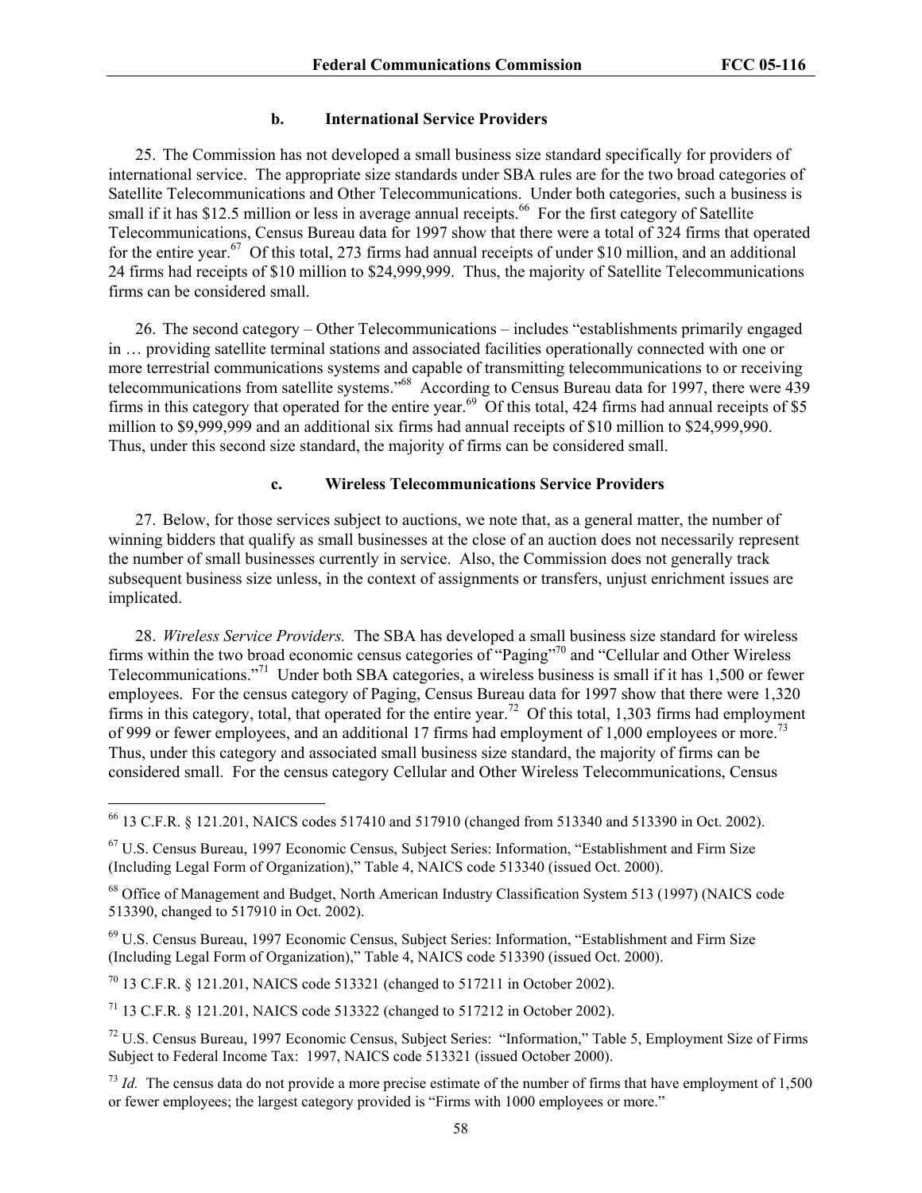### b. International Service Providers

25. The Commission has not developed a small business size standard specifically for providers of international service. The appropriate size standards under SBA rules are for the two broad categories of Satellite Telecommunications and Other Telecommunications. Under both categories, such a business is small if it has $12.5 million or less in average annual receipts.[66] For the first category of Satellite Telecommunications, Census Bureau data for 1997 show that there were a total of 324 firms that operated for the entire year.[67] Of this total, 273 firms had annual receipts of under $10 million, and an additional 24 firms had receipts of $10 million to $24,999,999. Thus, the majority of Satellite Telecommunications firms can be considered small.

26. The second category – Other Telecommunications – includes "establishments primarily engaged in … providing satellite terminal stations and associated facilities operationally connected with one or more terrestrial communications systems and capable of transmitting telecommunications to or receiving telecommunications from satellite systems."[68] According to Census Bureau data for 1997, there were 439 firms in this category that operated for the entire year.[69] Of this total, 424 firms had annual receipts of $5 million to $9,999,999 and an additional six firms had annual receipts of $10 million to $24,999,990. Thus, under this second size standard, the majority of firms can be considered small.

### c. Wireless Telecommunications Service Providers

27. Below, for those services subject to auctions, we note that, as a general matter, the number of winning bidders that qualify as small businesses at the close of an auction does not necessarily represent the number of small businesses currently in service. Also, the Commission does not generally track subsequent business size unless, in the context of assignments or transfers, unjust enrichment issues are implicated.

28. *Wireless Service Providers.* The SBA has developed a small business size standard for wireless firms within the two broad economic census categories of "Paging"[70] and "Cellular and Other Wireless Telecommunications."[71] Under both SBA categories, a wireless business is small if it has 1,500 or fewer employees. For the census category of Paging, Census Bureau data for 1997 show that there were 1,320 firms in this category, total, that operated for the entire year.[72] Of this total, 1,303 firms had employment of 999 or fewer employees, and an additional 17 firms had employment of 1,000 employees or more.[73] Thus, under this category and associated small business size standard, the majority of firms can be considered small. For the census category Cellular and Other Wireless Telecommunications, Census

---

[66] 13 C.F.R. § 121.201, NAICS codes 517410 and 517910 (changed from 513340 and 513390 in Oct. 2002).

[67] U.S. Census Bureau, 1997 Economic Census, Subject Series: Information, "Establishment and Firm Size (Including Legal Form of Organization)," Table 4, NAICS code 513340 (issued Oct. 2000).

[68] Office of Management and Budget, North American Industry Classification System 513 (1997) (NAICS code 513390, changed to 517910 in Oct. 2002).

[69] U.S. Census Bureau, 1997 Economic Census, Subject Series: Information, "Establishment and Firm Size (Including Legal Form of Organization)," Table 4, NAICS code 513390 (issued Oct. 2000).

[70] 13 C.F.R. § 121.201, NAICS code 513321 (changed to 517211 in October 2002).

[71] 13 C.F.R. § 121.201, NAICS code 513322 (changed to 517212 in October 2002).

[72] U.S. Census Bureau, 1997 Economic Census, Subject Series: "Information," Table 5, Employment Size of Firms Subject to Federal Income Tax: 1997, NAICS code 513321 (issued October 2000).

[73] *Id.* The census data do not provide a more precise estimate of the number of firms that have employment of 1,500 or fewer employees; the largest category provided is "Firms with 1000 employees or more."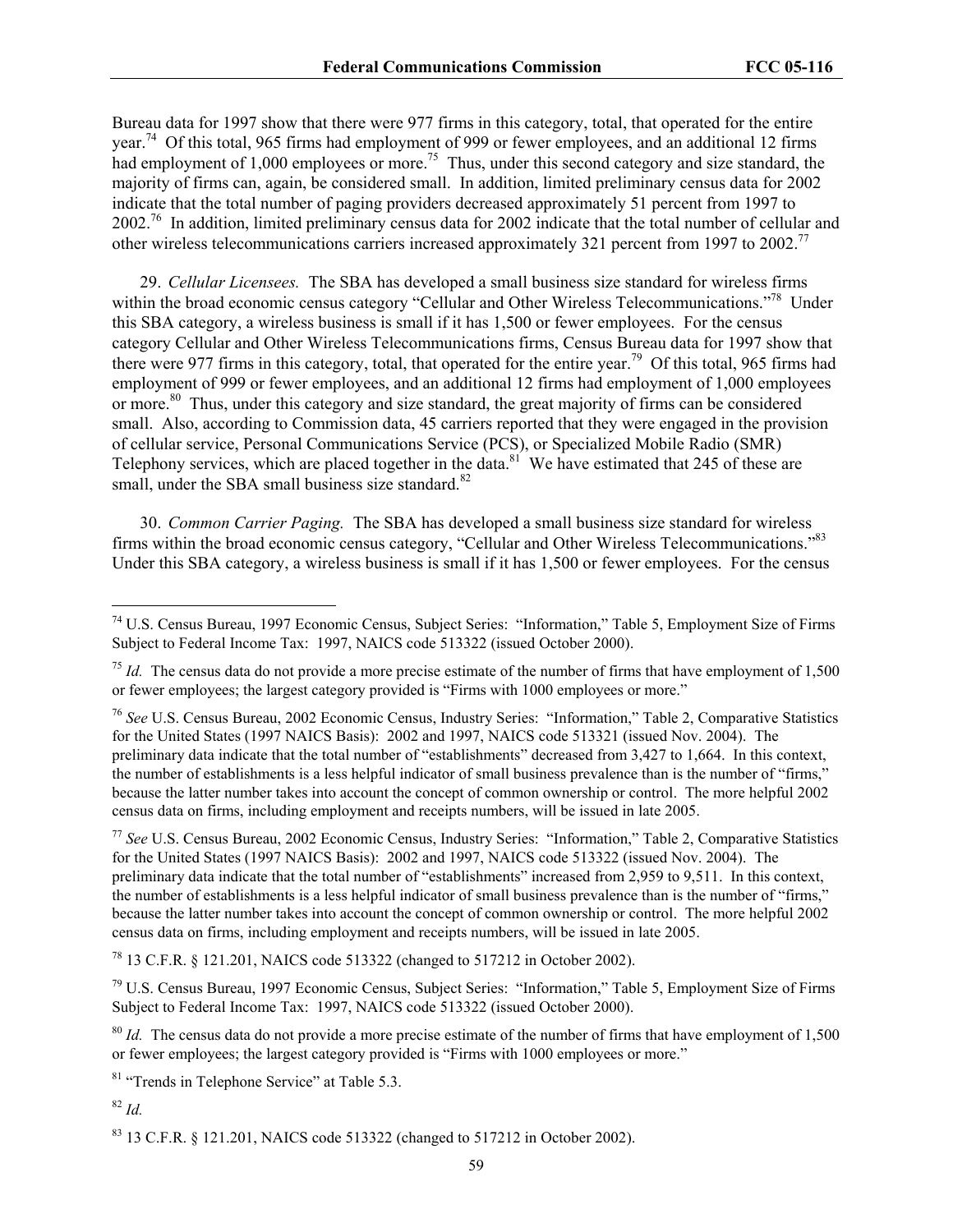Bureau data for 1997 show that there were 977 firms in this category, total, that operated for the entire year.[74] Of this total, 965 firms had employment of 999 or fewer employees, and an additional 12 firms had employment of 1,000 employees or more.[75] Thus, under this second category and size standard, the majority of firms can, again, be considered small. In addition, limited preliminary census data for 2002 indicate that the total number of paging providers decreased approximately 51 percent from 1997 to 2002.[76] In addition, limited preliminary census data for 2002 indicate that the total number of cellular and other wireless telecommunications carriers increased approximately 321 percent from 1997 to 2002.[77]

29. *Cellular Licensees.* The SBA has developed a small business size standard for wireless firms within the broad economic census category "Cellular and Other Wireless Telecommunications."[78] Under this SBA category, a wireless business is small if it has 1,500 or fewer employees. For the census category Cellular and Other Wireless Telecommunications firms, Census Bureau data for 1997 show that there were 977 firms in this category, total, that operated for the entire year.[79] Of this total, 965 firms had employment of 999 or fewer employees, and an additional 12 firms had employment of 1,000 employees or more.[80] Thus, under this category and size standard, the great majority of firms can be considered small. Also, according to Commission data, 45 carriers reported that they were engaged in the provision of cellular service, Personal Communications Service (PCS), or Specialized Mobile Radio (SMR) Telephony services, which are placed together in the data.[81] We have estimated that 245 of these are small, under the SBA small business size standard.[82]

30. *Common Carrier Paging.* The SBA has developed a small business size standard for wireless firms within the broad economic census category, "Cellular and Other Wireless Telecommunications."[83] Under this SBA category, a wireless business is small if it has 1,500 or fewer employees. For the census

---

[74] U.S. Census Bureau, 1997 Economic Census, Subject Series: "Information," Table 5, Employment Size of Firms Subject to Federal Income Tax: 1997, NAICS code 513322 (issued October 2000).

[75] *Id.* The census data do not provide a more precise estimate of the number of firms that have employment of 1,500 or fewer employees; the largest category provided is "Firms with 1000 employees or more."

[76] *See* U.S. Census Bureau, 2002 Economic Census, Industry Series: "Information," Table 2, Comparative Statistics for the United States (1997 NAICS Basis): 2002 and 1997, NAICS code 513321 (issued Nov. 2004). The preliminary data indicate that the total number of "establishments" decreased from 3,427 to 1,664. In this context, the number of establishments is a less helpful indicator of small business prevalence than is the number of "firms," because the latter number takes into account the concept of common ownership or control. The more helpful 2002 census data on firms, including employment and receipts numbers, will be issued in late 2005.

[77] *See* U.S. Census Bureau, 2002 Economic Census, Industry Series: "Information," Table 2, Comparative Statistics for the United States (1997 NAICS Basis): 2002 and 1997, NAICS code 513322 (issued Nov. 2004). The preliminary data indicate that the total number of "establishments" increased from 2,959 to 9,511. In this context, the number of establishments is a less helpful indicator of small business prevalence than is the number of "firms," because the latter number takes into account the concept of common ownership or control. The more helpful 2002 census data on firms, including employment and receipts numbers, will be issued in late 2005.

[78] 13 C.F.R. § 121.201, NAICS code 513322 (changed to 517212 in October 2002).

[79] U.S. Census Bureau, 1997 Economic Census, Subject Series: "Information," Table 5, Employment Size of Firms Subject to Federal Income Tax: 1997, NAICS code 513322 (issued October 2000).

[80] *Id.* The census data do not provide a more precise estimate of the number of firms that have employment of 1,500 or fewer employees; the largest category provided is "Firms with 1000 employees or more."

[81] "Trends in Telephone Service" at Table 5.3.

[82] *Id.*

[83] 13 C.F.R. § 121.201, NAICS code 513322 (changed to 517212 in October 2002).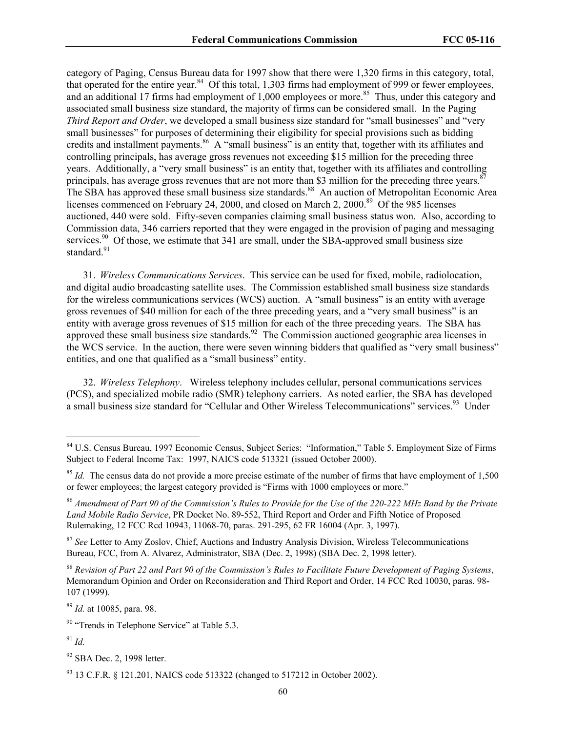category of Paging, Census Bureau data for 1997 show that there were 1,320 firms in this category, total, that operated for the entire year.[84] Of this total, 1,303 firms had employment of 999 or fewer employees, and an additional 17 firms had employment of 1,000 employees or more.[85] Thus, under this category and associated small business size standard, the majority of firms can be considered small. In the Paging *Third Report and Order*, we developed a small business size standard for "small businesses" and "very small businesses" for purposes of determining their eligibility for special provisions such as bidding credits and installment payments.[86] A "small business" is an entity that, together with its affiliates and controlling principals, has average gross revenues not exceeding $15 million for the preceding three years. Additionally, a "very small business" is an entity that, together with its affiliates and controlling principals, has average gross revenues that are not more than $3 million for the preceding three years.[87] The SBA has approved these small business size standards.[88] An auction of Metropolitan Economic Area licenses commenced on February 24, 2000, and closed on March 2, 2000.[89] Of the 985 licenses auctioned, 440 were sold. Fifty-seven companies claiming small business status won. Also, according to Commission data, 346 carriers reported that they were engaged in the provision of paging and messaging services.[90] Of those, we estimate that 341 are small, under the SBA-approved small business size standard.[91]

31. *Wireless Communications Services*. This service can be used for fixed, mobile, radiolocation, and digital audio broadcasting satellite uses. The Commission established small business size standards for the wireless communications services (WCS) auction. A "small business" is an entity with average gross revenues of $40 million for each of the three preceding years, and a "very small business" is an entity with average gross revenues of $15 million for each of the three preceding years. The SBA has approved these small business size standards.[92] The Commission auctioned geographic area licenses in the WCS service. In the auction, there were seven winning bidders that qualified as "very small business" entities, and one that qualified as a "small business" entity.

32. *Wireless Telephony*. Wireless telephony includes cellular, personal communications services (PCS), and specialized mobile radio (SMR) telephony carriers. As noted earlier, the SBA has developed a small business size standard for "Cellular and Other Wireless Telecommunications" services.[93] Under

---

[84] U.S. Census Bureau, 1997 Economic Census, Subject Series: "Information," Table 5, Employment Size of Firms Subject to Federal Income Tax: 1997, NAICS code 513321 (issued October 2000).

[85] *Id.* The census data do not provide a more precise estimate of the number of firms that have employment of 1,500 or fewer employees; the largest category provided is "Firms with 1000 employees or more."

[86] *Amendment of Part 90 of the Commission's Rules to Provide for the Use of the 220-222 MHz Band by the Private Land Mobile Radio Service*, PR Docket No. 89-552, Third Report and Order and Fifth Notice of Proposed Rulemaking, 12 FCC Rcd 10943, 11068-70, paras. 291-295, 62 FR 16004 (Apr. 3, 1997).

[87] *See* Letter to Amy Zoslov, Chief, Auctions and Industry Analysis Division, Wireless Telecommunications Bureau, FCC, from A. Alvarez, Administrator, SBA (Dec. 2, 1998) (SBA Dec. 2, 1998 letter).

[88] *Revision of Part 22 and Part 90 of the Commission's Rules to Facilitate Future Development of Paging Systems*, Memorandum Opinion and Order on Reconsideration and Third Report and Order, 14 FCC Rcd 10030, paras. 98-107 (1999).

[89] *Id.* at 10085, para. 98.

[90] "Trends in Telephone Service" at Table 5.3.

[91] *Id.*

[92] SBA Dec. 2, 1998 letter.

[93] 13 C.F.R. § 121.201, NAICS code 513322 (changed to 517212 in October 2002).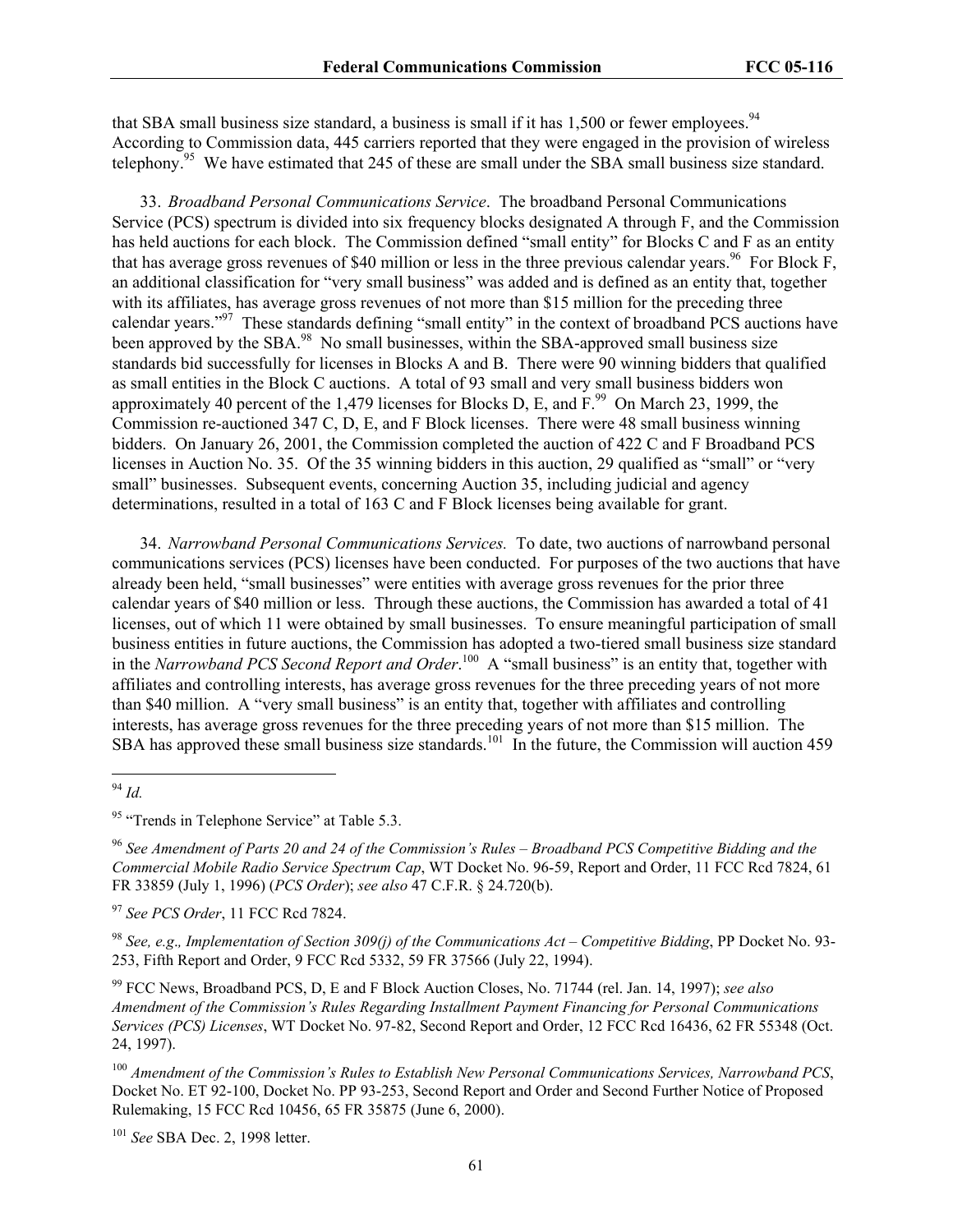that SBA small business size standard, a business is small if it has 1,500 or fewer employees.[94] According to Commission data, 445 carriers reported that they were engaged in the provision of wireless telephony.[95] We have estimated that 245 of these are small under the SBA small business size standard.

33. *Broadband Personal Communications Service*. The broadband Personal Communications Service (PCS) spectrum is divided into six frequency blocks designated A through F, and the Commission has held auctions for each block. The Commission defined "small entity" for Blocks C and F as an entity that has average gross revenues of $40 million or less in the three previous calendar years.[96] For Block F, an additional classification for "very small business" was added and is defined as an entity that, together with its affiliates, has average gross revenues of not more than $15 million for the preceding three calendar years."[97] These standards defining "small entity" in the context of broadband PCS auctions have been approved by the SBA.[98] No small businesses, within the SBA-approved small business size standards bid successfully for licenses in Blocks A and B. There were 90 winning bidders that qualified as small entities in the Block C auctions. A total of 93 small and very small business bidders won approximately 40 percent of the 1,479 licenses for Blocks D, E, and F.[99] On March 23, 1999, the Commission re-auctioned 347 C, D, E, and F Block licenses. There were 48 small business winning bidders. On January 26, 2001, the Commission completed the auction of 422 C and F Broadband PCS licenses in Auction No. 35. Of the 35 winning bidders in this auction, 29 qualified as "small" or "very small" businesses. Subsequent events, concerning Auction 35, including judicial and agency determinations, resulted in a total of 163 C and F Block licenses being available for grant.

34. *Narrowband Personal Communications Services.* To date, two auctions of narrowband personal communications services (PCS) licenses have been conducted. For purposes of the two auctions that have already been held, "small businesses" were entities with average gross revenues for the prior three calendar years of $40 million or less. Through these auctions, the Commission has awarded a total of 41 licenses, out of which 11 were obtained by small businesses. To ensure meaningful participation of small business entities in future auctions, the Commission has adopted a two-tiered small business size standard in the *Narrowband PCS Second Report and Order*.[100] A "small business" is an entity that, together with affiliates and controlling interests, has average gross revenues for the three preceding years of not more than $40 million. A "very small business" is an entity that, together with affiliates and controlling interests, has average gross revenues for the three preceding years of not more than $15 million. The SBA has approved these small business size standards.[101] In the future, the Commission will auction 459

---

[94] *Id.*

[95] "Trends in Telephone Service" at Table 5.3.

[96] *See Amendment of Parts 20 and 24 of the Commission's Rules – Broadband PCS Competitive Bidding and the Commercial Mobile Radio Service Spectrum Cap*, WT Docket No. 96-59, Report and Order, 11 FCC Rcd 7824, 61 FR 33859 (July 1, 1996) (*PCS Order*); *see also* 47 C.F.R. § 24.720(b).

[97] *See PCS Order*, 11 FCC Rcd 7824.

[98] *See, e.g., Implementation of Section 309(j) of the Communications Act – Competitive Bidding*, PP Docket No. 93-253, Fifth Report and Order, 9 FCC Rcd 5332, 59 FR 37566 (July 22, 1994).

[99] FCC News, Broadband PCS, D, E and F Block Auction Closes, No. 71744 (rel. Jan. 14, 1997); *see also Amendment of the Commission's Rules Regarding Installment Payment Financing for Personal Communications Services (PCS) Licenses*, WT Docket No. 97-82, Second Report and Order, 12 FCC Rcd 16436, 62 FR 55348 (Oct. 24, 1997).

[100] *Amendment of the Commission's Rules to Establish New Personal Communications Services, Narrowband PCS*, Docket No. ET 92-100, Docket No. PP 93-253, Second Report and Order and Second Further Notice of Proposed Rulemaking, 15 FCC Rcd 10456, 65 FR 35875 (June 6, 2000).

[101] *See* SBA Dec. 2, 1998 letter.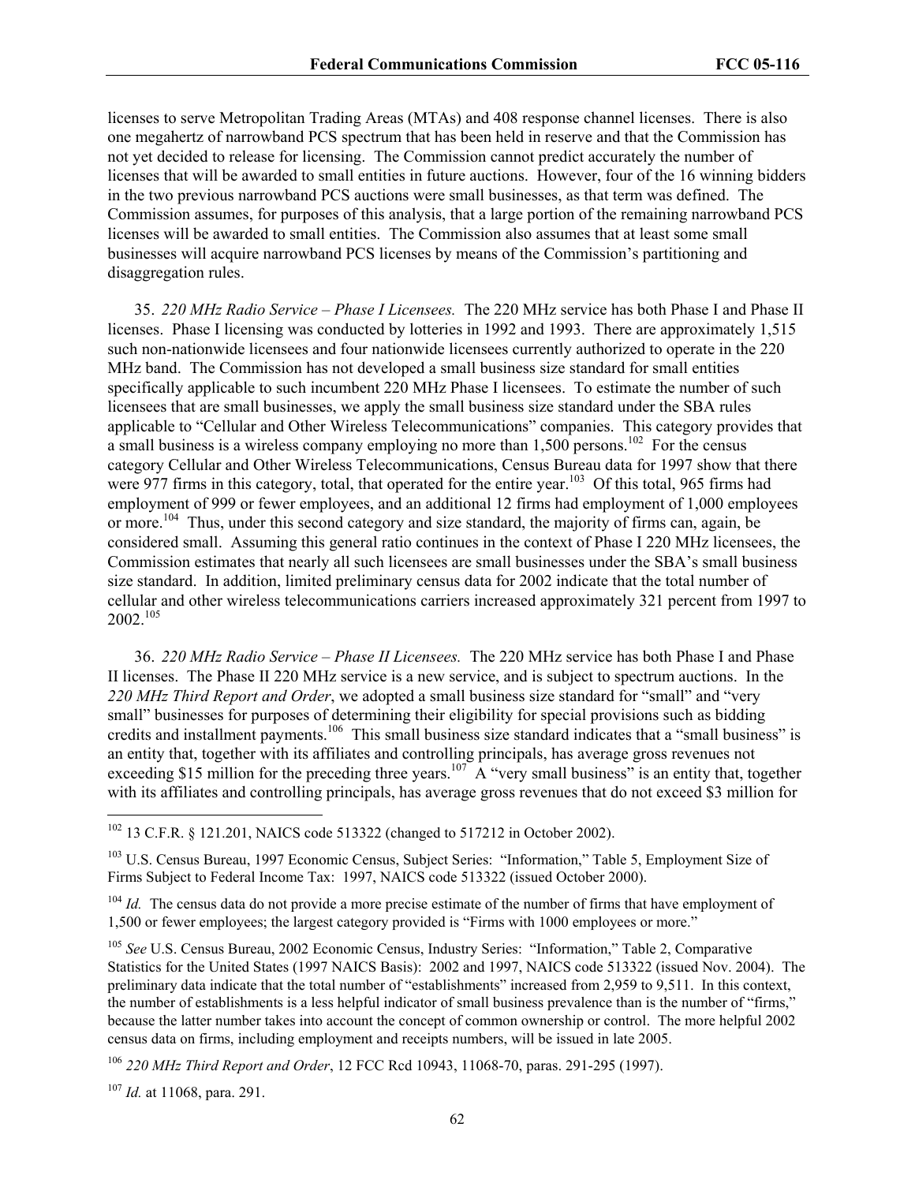licenses to serve Metropolitan Trading Areas (MTAs) and 408 response channel licenses. There is also one megahertz of narrowband PCS spectrum that has been held in reserve and that the Commission has not yet decided to release for licensing. The Commission cannot predict accurately the number of licenses that will be awarded to small entities in future auctions. However, four of the 16 winning bidders in the two previous narrowband PCS auctions were small businesses, as that term was defined. The Commission assumes, for purposes of this analysis, that a large portion of the remaining narrowband PCS licenses will be awarded to small entities. The Commission also assumes that at least some small businesses will acquire narrowband PCS licenses by means of the Commission's partitioning and disaggregation rules.

35. *220 MHz Radio Service – Phase I Licensees.* The 220 MHz service has both Phase I and Phase II licenses. Phase I licensing was conducted by lotteries in 1992 and 1993. There are approximately 1,515 such non-nationwide licensees and four nationwide licensees currently authorized to operate in the 220 MHz band. The Commission has not developed a small business size standard for small entities specifically applicable to such incumbent 220 MHz Phase I licensees. To estimate the number of such licensees that are small businesses, we apply the small business size standard under the SBA rules applicable to "Cellular and Other Wireless Telecommunications" companies. This category provides that a small business is a wireless company employing no more than 1,500 persons.[102] For the census category Cellular and Other Wireless Telecommunications, Census Bureau data for 1997 show that there were 977 firms in this category, total, that operated for the entire year.[103] Of this total, 965 firms had employment of 999 or fewer employees, and an additional 12 firms had employment of 1,000 employees or more.[104] Thus, under this second category and size standard, the majority of firms can, again, be considered small. Assuming this general ratio continues in the context of Phase I 220 MHz licensees, the Commission estimates that nearly all such licensees are small businesses under the SBA's small business size standard. In addition, limited preliminary census data for 2002 indicate that the total number of cellular and other wireless telecommunications carriers increased approximately 321 percent from 1997 to 2002.[105]

36. *220 MHz Radio Service – Phase II Licensees.* The 220 MHz service has both Phase I and Phase II licenses. The Phase II 220 MHz service is a new service, and is subject to spectrum auctions. In the *220 MHz Third Report and Order*, we adopted a small business size standard for "small" and "very small" businesses for purposes of determining their eligibility for special provisions such as bidding credits and installment payments.[106] This small business size standard indicates that a "small business" is an entity that, together with its affiliates and controlling principals, has average gross revenues not exceeding $15 million for the preceding three years.[107] A "very small business" is an entity that, together with its affiliates and controlling principals, has average gross revenues that do not exceed $3 million for

---

[102] 13 C.F.R. § 121.201, NAICS code 513322 (changed to 517212 in October 2002).

[103] U.S. Census Bureau, 1997 Economic Census, Subject Series: "Information," Table 5, Employment Size of Firms Subject to Federal Income Tax: 1997, NAICS code 513322 (issued October 2000).

[104] *Id.* The census data do not provide a more precise estimate of the number of firms that have employment of 1,500 or fewer employees; the largest category provided is "Firms with 1000 employees or more."

[105] *See* U.S. Census Bureau, 2002 Economic Census, Industry Series: "Information," Table 2, Comparative Statistics for the United States (1997 NAICS Basis): 2002 and 1997, NAICS code 513322 (issued Nov. 2004). The preliminary data indicate that the total number of "establishments" increased from 2,959 to 9,511. In this context, the number of establishments is a less helpful indicator of small business prevalence than is the number of "firms," because the latter number takes into account the concept of common ownership or control. The more helpful 2002 census data on firms, including employment and receipts numbers, will be issued in late 2005.

[106] *220 MHz Third Report and Order*, 12 FCC Rcd 10943, 11068-70, paras. 291-295 (1997).

[107] *Id.* at 11068, para. 291.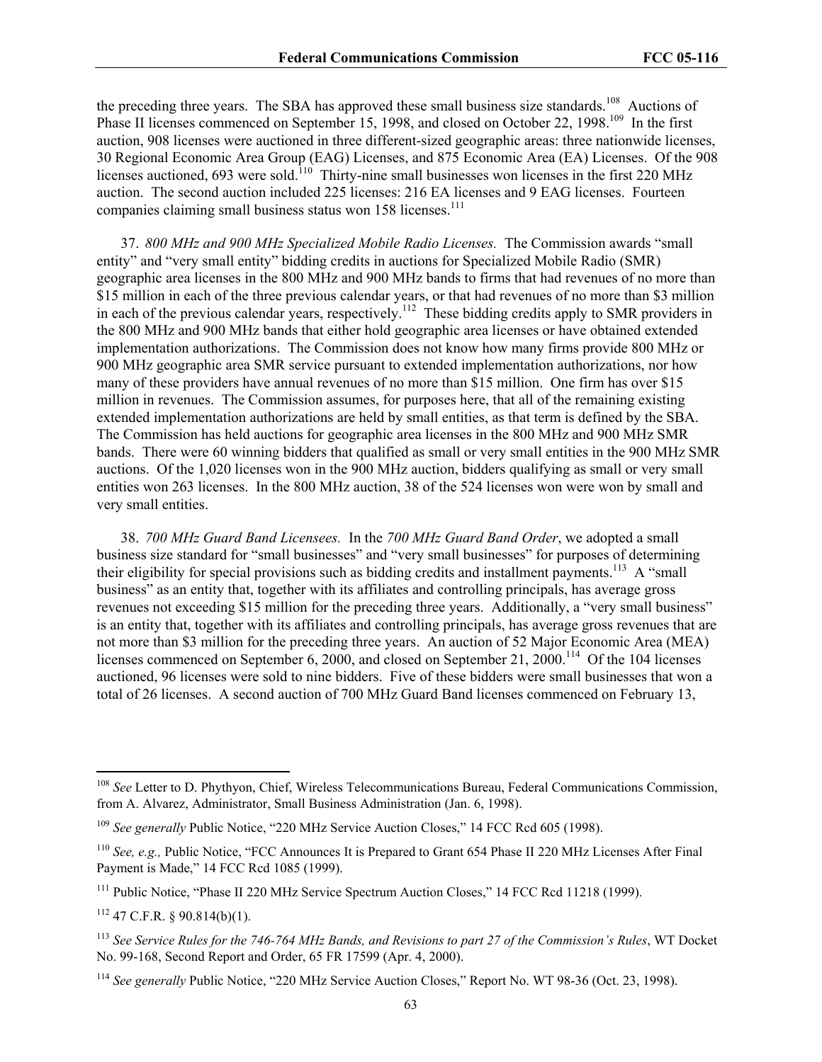the preceding three years. The SBA has approved these small business size standards.[108] Auctions of Phase II licenses commenced on September 15, 1998, and closed on October 22, 1998.[109] In the first auction, 908 licenses were auctioned in three different-sized geographic areas: three nationwide licenses, 30 Regional Economic Area Group (EAG) Licenses, and 875 Economic Area (EA) Licenses. Of the 908 licenses auctioned, 693 were sold.[110] Thirty-nine small businesses won licenses in the first 220 MHz auction. The second auction included 225 licenses: 216 EA licenses and 9 EAG licenses. Fourteen companies claiming small business status won 158 licenses.[111]

37. *800 MHz and 900 MHz Specialized Mobile Radio Licenses.* The Commission awards "small entity" and "very small entity" bidding credits in auctions for Specialized Mobile Radio (SMR) geographic area licenses in the 800 MHz and 900 MHz bands to firms that had revenues of no more than $15 million in each of the three previous calendar years, or that had revenues of no more than $3 million in each of the previous calendar years, respectively.[112] These bidding credits apply to SMR providers in the 800 MHz and 900 MHz bands that either hold geographic area licenses or have obtained extended implementation authorizations. The Commission does not know how many firms provide 800 MHz or 900 MHz geographic area SMR service pursuant to extended implementation authorizations, nor how many of these providers have annual revenues of no more than $15 million. One firm has over $15 million in revenues. The Commission assumes, for purposes here, that all of the remaining existing extended implementation authorizations are held by small entities, as that term is defined by the SBA. The Commission has held auctions for geographic area licenses in the 800 MHz and 900 MHz SMR bands. There were 60 winning bidders that qualified as small or very small entities in the 900 MHz SMR auctions. Of the 1,020 licenses won in the 900 MHz auction, bidders qualifying as small or very small entities won 263 licenses. In the 800 MHz auction, 38 of the 524 licenses won were won by small and very small entities.

38. *700 MHz Guard Band Licensees.* In the *700 MHz Guard Band Order*, we adopted a small business size standard for "small businesses" and "very small businesses" for purposes of determining their eligibility for special provisions such as bidding credits and installment payments.[113] A "small business" as an entity that, together with its affiliates and controlling principals, has average gross revenues not exceeding $15 million for the preceding three years. Additionally, a "very small business" is an entity that, together with its affiliates and controlling principals, has average gross revenues that are not more than $3 million for the preceding three years. An auction of 52 Major Economic Area (MEA) licenses commenced on September 6, 2000, and closed on September 21, 2000.[114] Of the 104 licenses auctioned, 96 licenses were sold to nine bidders. Five of these bidders were small businesses that won a total of 26 licenses. A second auction of 700 MHz Guard Band licenses commenced on February 13,

---

[108] *See* Letter to D. Phythyon, Chief, Wireless Telecommunications Bureau, Federal Communications Commission, from A. Alvarez, Administrator, Small Business Administration (Jan. 6, 1998).

[109] *See generally* Public Notice, "220 MHz Service Auction Closes," 14 FCC Rcd 605 (1998).

[110] *See, e.g.,* Public Notice, "FCC Announces It is Prepared to Grant 654 Phase II 220 MHz Licenses After Final Payment is Made," 14 FCC Rcd 1085 (1999).

[111] Public Notice, "Phase II 220 MHz Service Spectrum Auction Closes," 14 FCC Rcd 11218 (1999).

[112] 47 C.F.R. § 90.814(b)(1).

[113] *See Service Rules for the 746-764 MHz Bands, and Revisions to part 27 of the Commission's Rules*, WT Docket No. 99-168, Second Report and Order, 65 FR 17599 (Apr. 4, 2000).

[114] *See generally* Public Notice, "220 MHz Service Auction Closes," Report No. WT 98-36 (Oct. 23, 1998).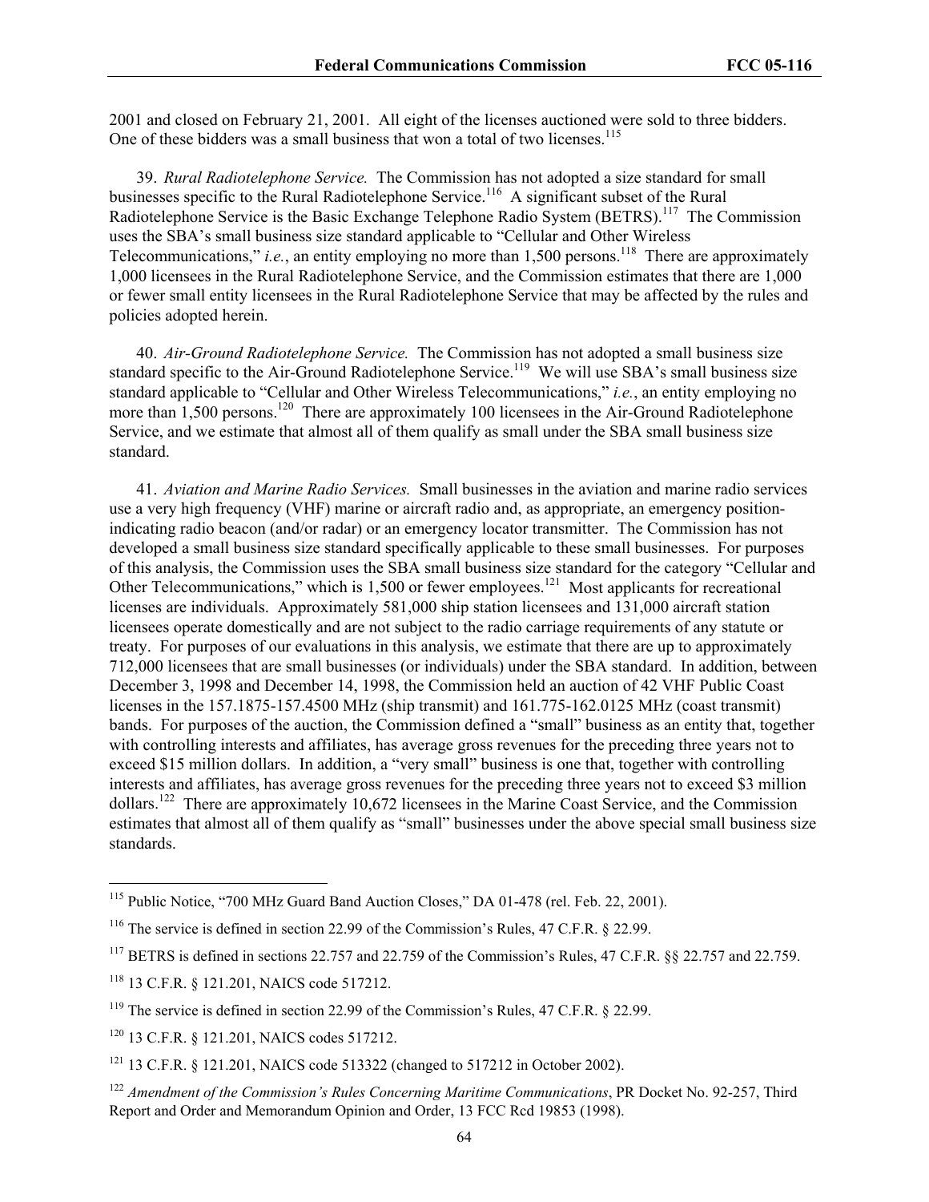2001 and closed on February 21, 2001. All eight of the licenses auctioned were sold to three bidders. One of these bidders was a small business that won a total of two licenses.[115]

39. *Rural Radiotelephone Service.* The Commission has not adopted a size standard for small businesses specific to the Rural Radiotelephone Service.[116] A significant subset of the Rural Radiotelephone Service is the Basic Exchange Telephone Radio System (BETRS).[117] The Commission uses the SBA's small business size standard applicable to "Cellular and Other Wireless Telecommunications," *i.e.*, an entity employing no more than 1,500 persons.[118] There are approximately 1,000 licensees in the Rural Radiotelephone Service, and the Commission estimates that there are 1,000 or fewer small entity licensees in the Rural Radiotelephone Service that may be affected by the rules and policies adopted herein.

40. *Air-Ground Radiotelephone Service.* The Commission has not adopted a small business size standard specific to the Air-Ground Radiotelephone Service.[119] We will use SBA's small business size standard applicable to "Cellular and Other Wireless Telecommunications," *i.e.*, an entity employing no more than 1,500 persons.[120] There are approximately 100 licensees in the Air-Ground Radiotelephone Service, and we estimate that almost all of them qualify as small under the SBA small business size standard.

41. *Aviation and Marine Radio Services.* Small businesses in the aviation and marine radio services use a very high frequency (VHF) marine or aircraft radio and, as appropriate, an emergency position-indicating radio beacon (and/or radar) or an emergency locator transmitter. The Commission has not developed a small business size standard specifically applicable to these small businesses. For purposes of this analysis, the Commission uses the SBA small business size standard for the category "Cellular and Other Telecommunications," which is 1,500 or fewer employees.[121] Most applicants for recreational licenses are individuals. Approximately 581,000 ship station licensees and 131,000 aircraft station licensees operate domestically and are not subject to the radio carriage requirements of any statute or treaty. For purposes of our evaluations in this analysis, we estimate that there are up to approximately 712,000 licensees that are small businesses (or individuals) under the SBA standard. In addition, between December 3, 1998 and December 14, 1998, the Commission held an auction of 42 VHF Public Coast licenses in the 157.1875-157.4500 MHz (ship transmit) and 161.775-162.0125 MHz (coast transmit) bands. For purposes of the auction, the Commission defined a "small" business as an entity that, together with controlling interests and affiliates, has average gross revenues for the preceding three years not to exceed $15 million dollars. In addition, a "very small" business is one that, together with controlling interests and affiliates, has average gross revenues for the preceding three years not to exceed $3 million dollars.[122] There are approximately 10,672 licensees in the Marine Coast Service, and the Commission estimates that almost all of them qualify as "small" businesses under the above special small business size standards.

---

[115] Public Notice, "700 MHz Guard Band Auction Closes," DA 01-478 (rel. Feb. 22, 2001).

[116] The service is defined in section 22.99 of the Commission's Rules, 47 C.F.R. § 22.99.

[117] BETRS is defined in sections 22.757 and 22.759 of the Commission's Rules, 47 C.F.R. §§ 22.757 and 22.759.

[118] 13 C.F.R. § 121.201, NAICS code 517212.

[119] The service is defined in section 22.99 of the Commission's Rules, 47 C.F.R. § 22.99.

[120] 13 C.F.R. § 121.201, NAICS codes 517212.

[121] 13 C.F.R. § 121.201, NAICS code 513322 (changed to 517212 in October 2002).

[122] *Amendment of the Commission's Rules Concerning Maritime Communications*, PR Docket No. 92-257, Third Report and Order and Memorandum Opinion and Order, 13 FCC Rcd 19853 (1998).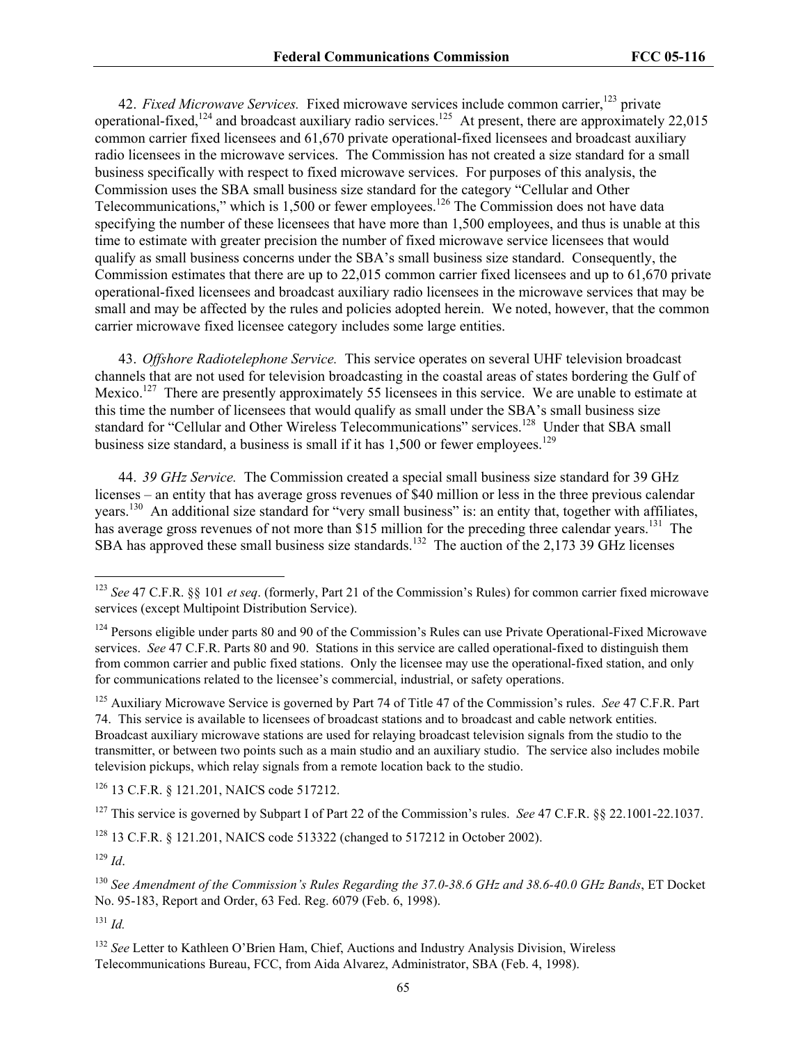42. *Fixed Microwave Services.* Fixed microwave services include common carrier,[123] private operational-fixed,[124] and broadcast auxiliary radio services.[125] At present, there are approximately 22,015 common carrier fixed licensees and 61,670 private operational-fixed licensees and broadcast auxiliary radio licensees in the microwave services. The Commission has not created a size standard for a small business specifically with respect to fixed microwave services. For purposes of this analysis, the Commission uses the SBA small business size standard for the category "Cellular and Other Telecommunications," which is 1,500 or fewer employees.[126] The Commission does not have data specifying the number of these licensees that have more than 1,500 employees, and thus is unable at this time to estimate with greater precision the number of fixed microwave service licensees that would qualify as small business concerns under the SBA's small business size standard. Consequently, the Commission estimates that there are up to 22,015 common carrier fixed licensees and up to 61,670 private operational-fixed licensees and broadcast auxiliary radio licensees in the microwave services that may be small and may be affected by the rules and policies adopted herein. We noted, however, that the common carrier microwave fixed licensee category includes some large entities.

43. *Offshore Radiotelephone Service.* This service operates on several UHF television broadcast channels that are not used for television broadcasting in the coastal areas of states bordering the Gulf of Mexico.[127] There are presently approximately 55 licensees in this service. We are unable to estimate at this time the number of licensees that would qualify as small under the SBA's small business size standard for "Cellular and Other Wireless Telecommunications" services.[128] Under that SBA small business size standard, a business is small if it has 1,500 or fewer employees.[129]

44. *39 GHz Service.* The Commission created a special small business size standard for 39 GHz licenses – an entity that has average gross revenues of $40 million or less in the three previous calendar years.[130] An additional size standard for "very small business" is: an entity that, together with affiliates, has average gross revenues of not more than $15 million for the preceding three calendar years.[131] The SBA has approved these small business size standards.[132] The auction of the 2,173 39 GHz licenses

---

[123] *See* 47 C.F.R. §§ 101 *et seq*. (formerly, Part 21 of the Commission's Rules) for common carrier fixed microwave services (except Multipoint Distribution Service).

[124] Persons eligible under parts 80 and 90 of the Commission's Rules can use Private Operational-Fixed Microwave services. *See* 47 C.F.R. Parts 80 and 90. Stations in this service are called operational-fixed to distinguish them from common carrier and public fixed stations. Only the licensee may use the operational-fixed station, and only for communications related to the licensee's commercial, industrial, or safety operations.

[125] Auxiliary Microwave Service is governed by Part 74 of Title 47 of the Commission's rules. *See* 47 C.F.R. Part 74. This service is available to licensees of broadcast stations and to broadcast and cable network entities. Broadcast auxiliary microwave stations are used for relaying broadcast television signals from the studio to the transmitter, or between two points such as a main studio and an auxiliary studio. The service also includes mobile television pickups, which relay signals from a remote location back to the studio.

[126] 13 C.F.R. § 121.201, NAICS code 517212.

[127] This service is governed by Subpart I of Part 22 of the Commission's rules. *See* 47 C.F.R. §§ 22.1001-22.1037.

[128] 13 C.F.R. § 121.201, NAICS code 513322 (changed to 517212 in October 2002).

[129] *Id*.

[130] *See Amendment of the Commission's Rules Regarding the 37.0-38.6 GHz and 38.6-40.0 GHz Bands*, ET Docket No. 95-183, Report and Order, 63 Fed. Reg. 6079 (Feb. 6, 1998).

[131] *Id.*

[132] *See* Letter to Kathleen O'Brien Ham, Chief, Auctions and Industry Analysis Division, Wireless Telecommunications Bureau, FCC, from Aida Alvarez, Administrator, SBA (Feb. 4, 1998).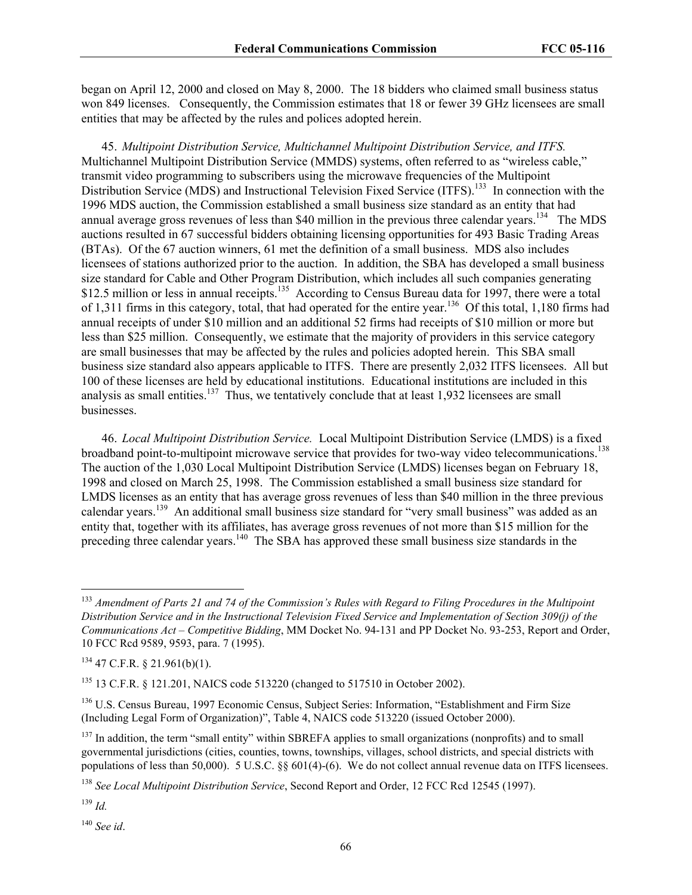began on April 12, 2000 and closed on May 8, 2000. The 18 bidders who claimed small business status won 849 licenses. Consequently, the Commission estimates that 18 or fewer 39 GHz licensees are small entities that may be affected by the rules and polices adopted herein.

45. *Multipoint Distribution Service, Multichannel Multipoint Distribution Service, and ITFS.* Multichannel Multipoint Distribution Service (MMDS) systems, often referred to as "wireless cable," transmit video programming to subscribers using the microwave frequencies of the Multipoint Distribution Service (MDS) and Instructional Television Fixed Service (ITFS).[133] In connection with the 1996 MDS auction, the Commission established a small business size standard as an entity that had annual average gross revenues of less than $40 million in the previous three calendar years.[134] The MDS auctions resulted in 67 successful bidders obtaining licensing opportunities for 493 Basic Trading Areas (BTAs). Of the 67 auction winners, 61 met the definition of a small business. MDS also includes licensees of stations authorized prior to the auction. In addition, the SBA has developed a small business size standard for Cable and Other Program Distribution, which includes all such companies generating $12.5 million or less in annual receipts.[135] According to Census Bureau data for 1997, there were a total of 1,311 firms in this category, total, that had operated for the entire year.[136] Of this total, 1,180 firms had annual receipts of under $10 million and an additional 52 firms had receipts of $10 million or more but less than $25 million. Consequently, we estimate that the majority of providers in this service category are small businesses that may be affected by the rules and policies adopted herein. This SBA small business size standard also appears applicable to ITFS. There are presently 2,032 ITFS licensees. All but 100 of these licenses are held by educational institutions. Educational institutions are included in this analysis as small entities.[137] Thus, we tentatively conclude that at least 1,932 licensees are small businesses.

46. *Local Multipoint Distribution Service.* Local Multipoint Distribution Service (LMDS) is a fixed broadband point-to-multipoint microwave service that provides for two-way video telecommunications.[138] The auction of the 1,030 Local Multipoint Distribution Service (LMDS) licenses began on February 18, 1998 and closed on March 25, 1998. The Commission established a small business size standard for LMDS licenses as an entity that has average gross revenues of less than $40 million in the three previous calendar years.[139] An additional small business size standard for "very small business" was added as an entity that, together with its affiliates, has average gross revenues of not more than $15 million for the preceding three calendar years.[140] The SBA has approved these small business size standards in the

---

[133] *Amendment of Parts 21 and 74 of the Commission's Rules with Regard to Filing Procedures in the Multipoint Distribution Service and in the Instructional Television Fixed Service and Implementation of Section 309(j) of the Communications Act – Competitive Bidding*, MM Docket No. 94-131 and PP Docket No. 93-253, Report and Order, 10 FCC Rcd 9589, 9593, para. 7 (1995).

[134] 47 C.F.R. § 21.961(b)(1).

[135] 13 C.F.R. § 121.201, NAICS code 513220 (changed to 517510 in October 2002).

[136] U.S. Census Bureau, 1997 Economic Census, Subject Series: Information, "Establishment and Firm Size (Including Legal Form of Organization)", Table 4, NAICS code 513220 (issued October 2000).

[137] In addition, the term "small entity" within SBREFA applies to small organizations (nonprofits) and to small governmental jurisdictions (cities, counties, towns, townships, villages, school districts, and special districts with populations of less than 50,000). 5 U.S.C. §§ 601(4)-(6). We do not collect annual revenue data on ITFS licensees.

[138] *See Local Multipoint Distribution Service*, Second Report and Order, 12 FCC Rcd 12545 (1997).

[139] *Id.*

[140] *See id*.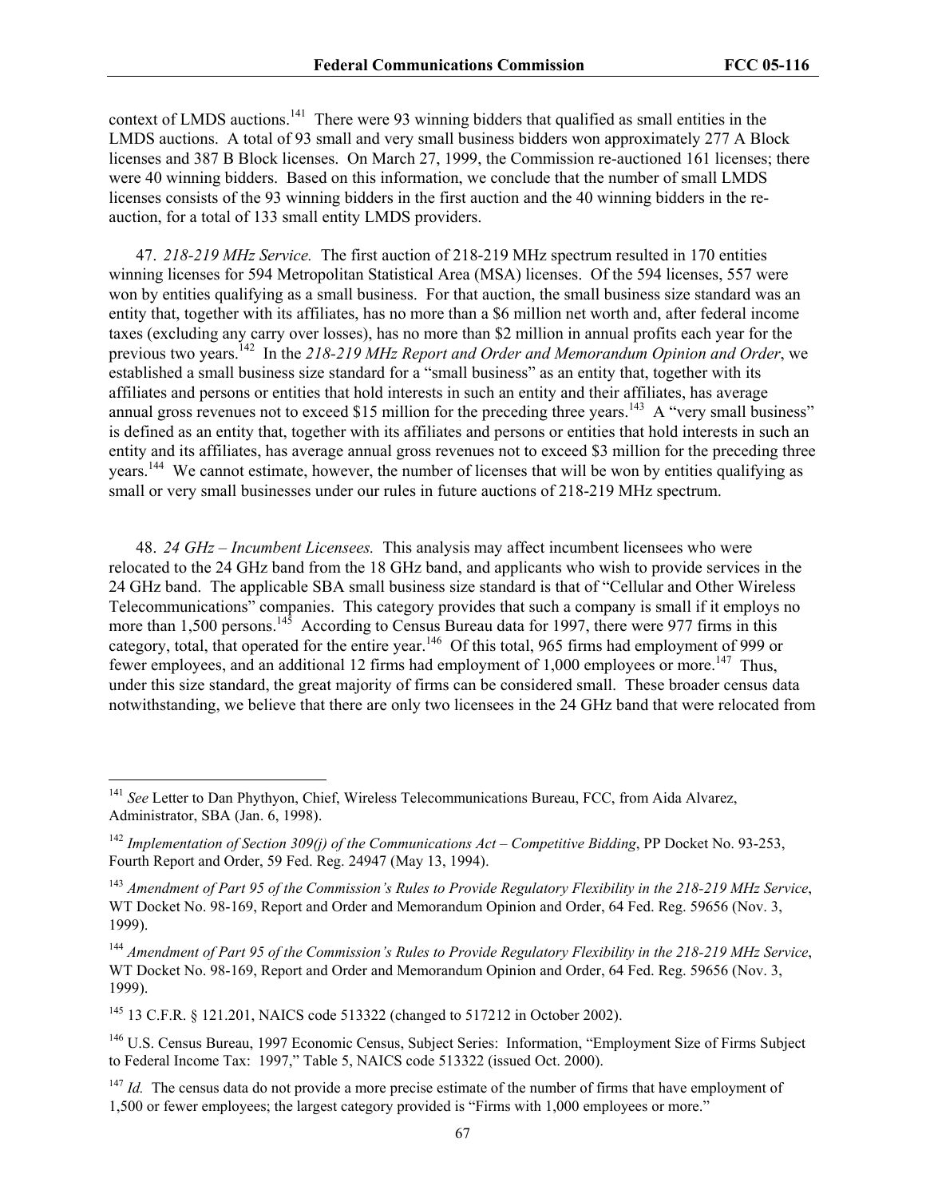context of LMDS auctions.[141] There were 93 winning bidders that qualified as small entities in the LMDS auctions. A total of 93 small and very small business bidders won approximately 277 A Block licenses and 387 B Block licenses. On March 27, 1999, the Commission re-auctioned 161 licenses; there were 40 winning bidders. Based on this information, we conclude that the number of small LMDS licenses consists of the 93 winning bidders in the first auction and the 40 winning bidders in the re-auction, for a total of 133 small entity LMDS providers.

47. *218-219 MHz Service.* The first auction of 218-219 MHz spectrum resulted in 170 entities winning licenses for 594 Metropolitan Statistical Area (MSA) licenses. Of the 594 licenses, 557 were won by entities qualifying as a small business. For that auction, the small business size standard was an entity that, together with its affiliates, has no more than a $6 million net worth and, after federal income taxes (excluding any carry over losses), has no more than $2 million in annual profits each year for the previous two years.[142] In the *218-219 MHz Report and Order and Memorandum Opinion and Order*, we established a small business size standard for a "small business" as an entity that, together with its affiliates and persons or entities that hold interests in such an entity and their affiliates, has average annual gross revenues not to exceed $15 million for the preceding three years.[143] A "very small business" is defined as an entity that, together with its affiliates and persons or entities that hold interests in such an entity and its affiliates, has average annual gross revenues not to exceed $3 million for the preceding three years.[144] We cannot estimate, however, the number of licenses that will be won by entities qualifying as small or very small businesses under our rules in future auctions of 218-219 MHz spectrum.

48. *24 GHz – Incumbent Licensees.* This analysis may affect incumbent licensees who were relocated to the 24 GHz band from the 18 GHz band, and applicants who wish to provide services in the 24 GHz band. The applicable SBA small business size standard is that of "Cellular and Other Wireless Telecommunications" companies. This category provides that such a company is small if it employs no more than 1,500 persons.[145] According to Census Bureau data for 1997, there were 977 firms in this category, total, that operated for the entire year.[146] Of this total, 965 firms had employment of 999 or fewer employees, and an additional 12 firms had employment of 1,000 employees or more.[147] Thus, under this size standard, the great majority of firms can be considered small. These broader census data notwithstanding, we believe that there are only two licensees in the 24 GHz band that were relocated from

---

[141] *See* Letter to Dan Phythyon, Chief, Wireless Telecommunications Bureau, FCC, from Aida Alvarez, Administrator, SBA (Jan. 6, 1998).

[142] *Implementation of Section 309(j) of the Communications Act – Competitive Bidding*, PP Docket No. 93-253, Fourth Report and Order, 59 Fed. Reg. 24947 (May 13, 1994).

[143] *Amendment of Part 95 of the Commission's Rules to Provide Regulatory Flexibility in the 218-219 MHz Service*, WT Docket No. 98-169, Report and Order and Memorandum Opinion and Order, 64 Fed. Reg. 59656 (Nov. 3, 1999).

[144] *Amendment of Part 95 of the Commission's Rules to Provide Regulatory Flexibility in the 218-219 MHz Service*, WT Docket No. 98-169, Report and Order and Memorandum Opinion and Order, 64 Fed. Reg. 59656 (Nov. 3, 1999).

[145] 13 C.F.R. § 121.201, NAICS code 513322 (changed to 517212 in October 2002).

[146] U.S. Census Bureau, 1997 Economic Census, Subject Series: Information, "Employment Size of Firms Subject to Federal Income Tax: 1997," Table 5, NAICS code 513322 (issued Oct. 2000).

[147] *Id.* The census data do not provide a more precise estimate of the number of firms that have employment of 1,500 or fewer employees; the largest category provided is "Firms with 1,000 employees or more."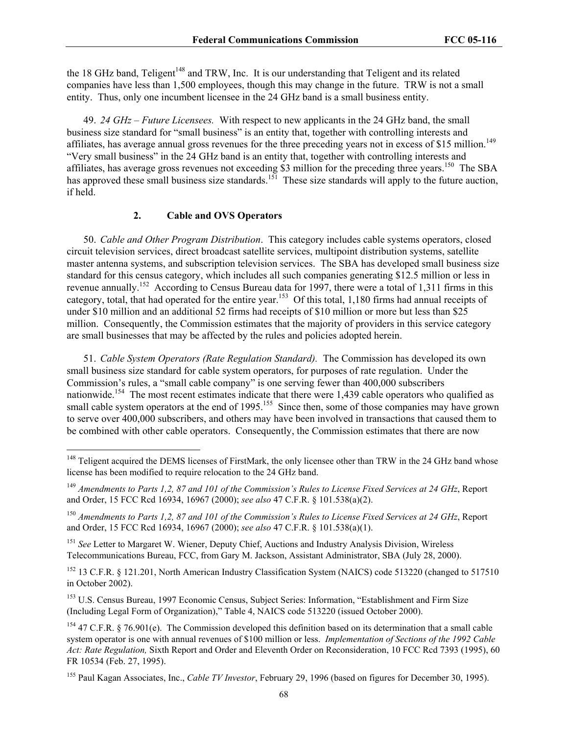the 18 GHz band, Teligent[148] and TRW, Inc. It is our understanding that Teligent and its related companies have less than 1,500 employees, though this may change in the future. TRW is not a small entity. Thus, only one incumbent licensee in the 24 GHz band is a small business entity.

49. *24 GHz – Future Licensees.* With respect to new applicants in the 24 GHz band, the small business size standard for "small business" is an entity that, together with controlling interests and affiliates, has average annual gross revenues for the three preceding years not in excess of $15 million.[149] "Very small business" in the 24 GHz band is an entity that, together with controlling interests and affiliates, has average gross revenues not exceeding $3 million for the preceding three years.[150] The SBA has approved these small business size standards.[151] These size standards will apply to the future auction, if held.

### 2. Cable and OVS Operators

50. *Cable and Other Program Distribution*. This category includes cable systems operators, closed circuit television services, direct broadcast satellite services, multipoint distribution systems, satellite master antenna systems, and subscription television services. The SBA has developed small business size standard for this census category, which includes all such companies generating $12.5 million or less in revenue annually.[152] According to Census Bureau data for 1997, there were a total of 1,311 firms in this category, total, that had operated for the entire year.[153] Of this total, 1,180 firms had annual receipts of under $10 million and an additional 52 firms had receipts of $10 million or more but less than $25 million. Consequently, the Commission estimates that the majority of providers in this service category are small businesses that may be affected by the rules and policies adopted herein.

51. *Cable System Operators (Rate Regulation Standard).* The Commission has developed its own small business size standard for cable system operators, for purposes of rate regulation. Under the Commission's rules, a "small cable company" is one serving fewer than 400,000 subscribers nationwide.[154] The most recent estimates indicate that there were 1,439 cable operators who qualified as small cable system operators at the end of 1995.[155] Since then, some of those companies may have grown to serve over 400,000 subscribers, and others may have been involved in transactions that caused them to be combined with other cable operators. Consequently, the Commission estimates that there are now

---

[148] Teligent acquired the DEMS licenses of FirstMark, the only licensee other than TRW in the 24 GHz band whose license has been modified to require relocation to the 24 GHz band.

[149] *Amendments to Parts 1,2, 87 and 101 of the Commission's Rules to License Fixed Services at 24 GHz*, Report and Order, 15 FCC Rcd 16934, 16967 (2000); *see also* 47 C.F.R. § 101.538(a)(2).

[150] *Amendments to Parts 1,2, 87 and 101 of the Commission's Rules to License Fixed Services at 24 GHz*, Report and Order, 15 FCC Rcd 16934, 16967 (2000); *see also* 47 C.F.R. § 101.538(a)(1).

[151] *See* Letter to Margaret W. Wiener, Deputy Chief, Auctions and Industry Analysis Division, Wireless Telecommunications Bureau, FCC, from Gary M. Jackson, Assistant Administrator, SBA (July 28, 2000).

[152] 13 C.F.R. § 121.201, North American Industry Classification System (NAICS) code 513220 (changed to 517510 in October 2002).

[153] U.S. Census Bureau, 1997 Economic Census, Subject Series: Information, "Establishment and Firm Size (Including Legal Form of Organization)," Table 4, NAICS code 513220 (issued October 2000).

[154] 47 C.F.R. § 76.901(e). The Commission developed this definition based on its determination that a small cable system operator is one with annual revenues of $100 million or less. *Implementation of Sections of the 1992 Cable Act: Rate Regulation,* Sixth Report and Order and Eleventh Order on Reconsideration, 10 FCC Rcd 7393 (1995), 60 FR 10534 (Feb. 27, 1995).

[155] Paul Kagan Associates, Inc., *Cable TV Investor*, February 29, 1996 (based on figures for December 30, 1995).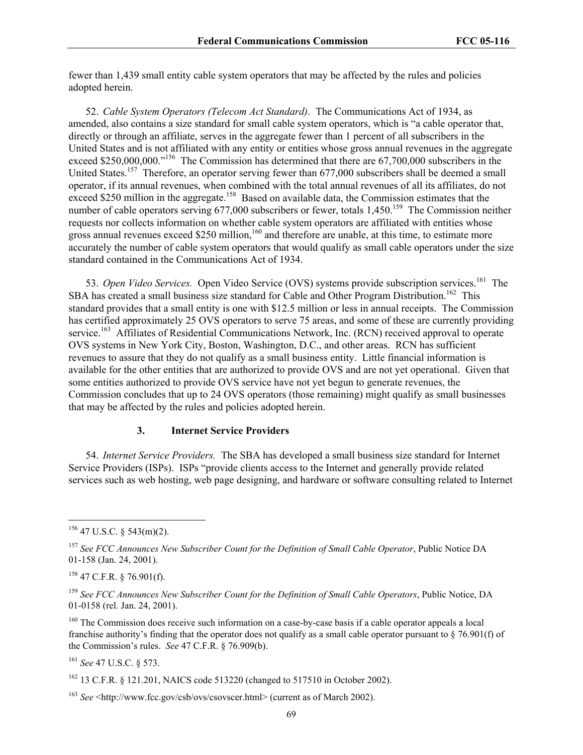fewer than 1,439 small entity cable system operators that may be affected by the rules and policies adopted herein.

52. *Cable System Operators (Telecom Act Standard)*. The Communications Act of 1934, as amended, also contains a size standard for small cable system operators, which is "a cable operator that, directly or through an affiliate, serves in the aggregate fewer than 1 percent of all subscribers in the United States and is not affiliated with any entity or entities whose gross annual revenues in the aggregate exceed $250,000,000."[156] The Commission has determined that there are 67,700,000 subscribers in the United States.[157] Therefore, an operator serving fewer than 677,000 subscribers shall be deemed a small operator, if its annual revenues, when combined with the total annual revenues of all its affiliates, do not exceed $250 million in the aggregate.[158] Based on available data, the Commission estimates that the number of cable operators serving 677,000 subscribers or fewer, totals 1,450.[159] The Commission neither requests nor collects information on whether cable system operators are affiliated with entities whose gross annual revenues exceed $250 million,[160] and therefore are unable, at this time, to estimate more accurately the number of cable system operators that would qualify as small cable operators under the size standard contained in the Communications Act of 1934.

53. *Open Video Services.* Open Video Service (OVS) systems provide subscription services.[161] The SBA has created a small business size standard for Cable and Other Program Distribution.[162] This standard provides that a small entity is one with $12.5 million or less in annual receipts. The Commission has certified approximately 25 OVS operators to serve 75 areas, and some of these are currently providing service.[163] Affiliates of Residential Communications Network, Inc. (RCN) received approval to operate OVS systems in New York City, Boston, Washington, D.C., and other areas. RCN has sufficient revenues to assure that they do not qualify as a small business entity. Little financial information is available for the other entities that are authorized to provide OVS and are not yet operational. Given that some entities authorized to provide OVS service have not yet begun to generate revenues, the Commission concludes that up to 24 OVS operators (those remaining) might qualify as small businesses that may be affected by the rules and policies adopted herein.

### 3. Internet Service Providers

54. *Internet Service Providers.* The SBA has developed a small business size standard for Internet Service Providers (ISPs). ISPs "provide clients access to the Internet and generally provide related services such as web hosting, web page designing, and hardware or software consulting related to Internet

---

[156] 47 U.S.C. § 543(m)(2).

[157] *See FCC Announces New Subscriber Count for the Definition of Small Cable Operator*, Public Notice DA 01-158 (Jan. 24, 2001).

[158] 47 C.F.R. § 76.901(f).

[159] *See FCC Announces New Subscriber Count for the Definition of Small Cable Operators*, Public Notice, DA 01-0158 (rel. Jan. 24, 2001).

[160] The Commission does receive such information on a case-by-case basis if a cable operator appeals a local franchise authority's finding that the operator does not qualify as a small cable operator pursuant to § 76.901(f) of the Commission's rules. *See* 47 C.F.R. § 76.909(b).

[161] *See* 47 U.S.C. § 573.

[162] 13 C.F.R. § 121.201, NAICS code 513220 (changed to 517510 in October 2002).

[163] *See* <http://www.fcc.gov/csb/ovs/csovscer.html> (current as of March 2002).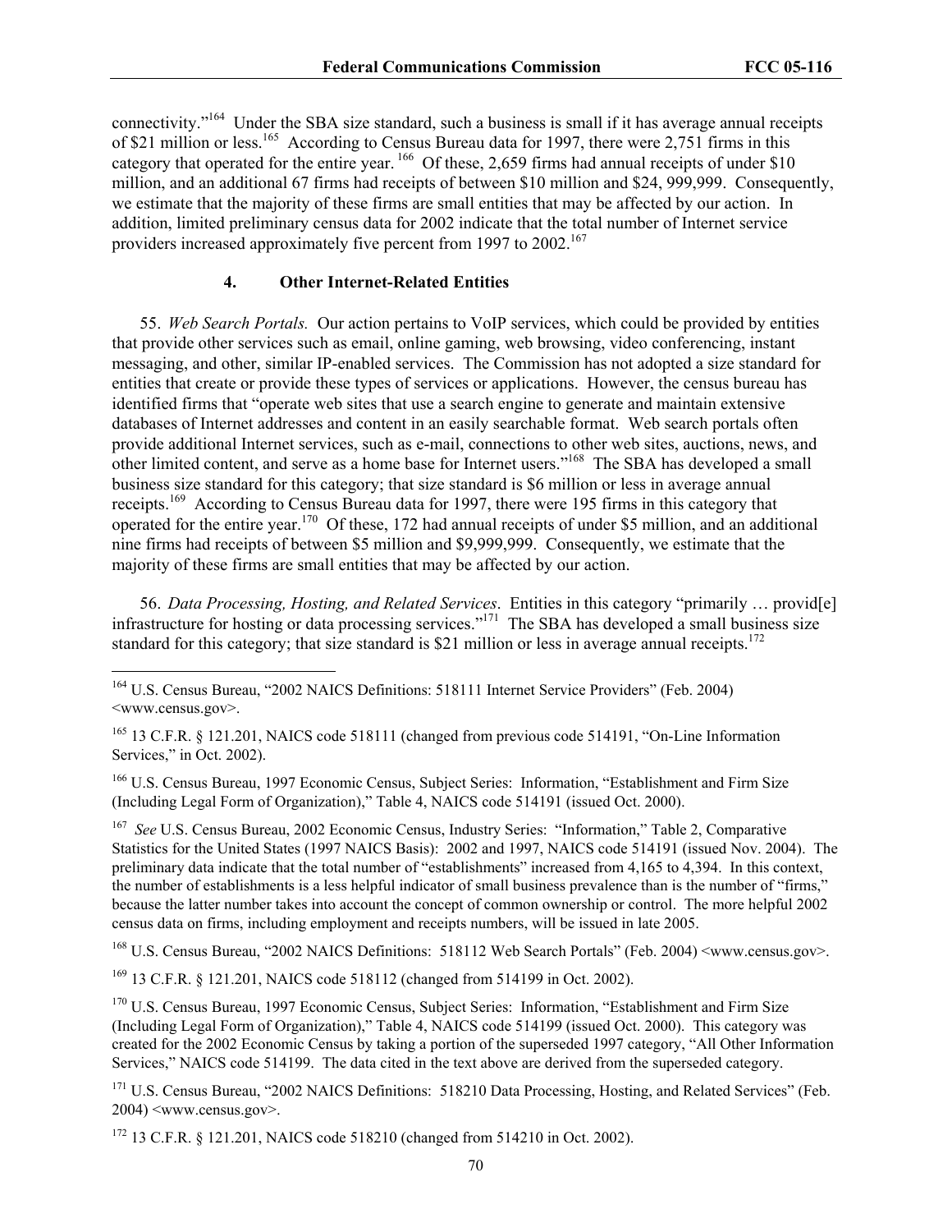connectivity."[164] Under the SBA size standard, such a business is small if it has average annual receipts of $21 million or less.[165] According to Census Bureau data for 1997, there were 2,751 firms in this category that operated for the entire year. [166] Of these, 2,659 firms had annual receipts of under $10 million, and an additional 67 firms had receipts of between $10 million and $24, 999,999. Consequently, we estimate that the majority of these firms are small entities that may be affected by our action. In addition, limited preliminary census data for 2002 indicate that the total number of Internet service providers increased approximately five percent from 1997 to 2002.[167]

### 4. Other Internet-Related Entities

55. *Web Search Portals.* Our action pertains to VoIP services, which could be provided by entities that provide other services such as email, online gaming, web browsing, video conferencing, instant messaging, and other, similar IP-enabled services. The Commission has not adopted a size standard for entities that create or provide these types of services or applications. However, the census bureau has identified firms that "operate web sites that use a search engine to generate and maintain extensive databases of Internet addresses and content in an easily searchable format. Web search portals often provide additional Internet services, such as e-mail, connections to other web sites, auctions, news, and other limited content, and serve as a home base for Internet users."[168] The SBA has developed a small business size standard for this category; that size standard is $6 million or less in average annual receipts.[169] According to Census Bureau data for 1997, there were 195 firms in this category that operated for the entire year.[170] Of these, 172 had annual receipts of under $5 million, and an additional nine firms had receipts of between $5 million and $9,999,999. Consequently, we estimate that the majority of these firms are small entities that may be affected by our action.

56. *Data Processing, Hosting, and Related Services*. Entities in this category "primarily … provid[e] infrastructure for hosting or data processing services."[171] The SBA has developed a small business size standard for this category; that size standard is $21 million or less in average annual receipts.[172]

---

[164] U.S. Census Bureau, "2002 NAICS Definitions: 518111 Internet Service Providers" (Feb. 2004) <www.census.gov>.

[165] 13 C.F.R. § 121.201, NAICS code 518111 (changed from previous code 514191, "On-Line Information Services," in Oct. 2002).

[166] U.S. Census Bureau, 1997 Economic Census, Subject Series: Information, "Establishment and Firm Size (Including Legal Form of Organization)," Table 4, NAICS code 514191 (issued Oct. 2000).

[167] *See* U.S. Census Bureau, 2002 Economic Census, Industry Series: "Information," Table 2, Comparative Statistics for the United States (1997 NAICS Basis): 2002 and 1997, NAICS code 514191 (issued Nov. 2004). The preliminary data indicate that the total number of "establishments" increased from 4,165 to 4,394. In this context, the number of establishments is a less helpful indicator of small business prevalence than is the number of "firms," because the latter number takes into account the concept of common ownership or control. The more helpful 2002 census data on firms, including employment and receipts numbers, will be issued in late 2005.

[168] U.S. Census Bureau, "2002 NAICS Definitions: 518112 Web Search Portals" (Feb. 2004) <www.census.gov>.

[169] 13 C.F.R. § 121.201, NAICS code 518112 (changed from 514199 in Oct. 2002).

[170] U.S. Census Bureau, 1997 Economic Census, Subject Series: Information, "Establishment and Firm Size (Including Legal Form of Organization)," Table 4, NAICS code 514199 (issued Oct. 2000). This category was created for the 2002 Economic Census by taking a portion of the superseded 1997 category, "All Other Information Services," NAICS code 514199. The data cited in the text above are derived from the superseded category.

[171] U.S. Census Bureau, "2002 NAICS Definitions: 518210 Data Processing, Hosting, and Related Services" (Feb. 2004) <www.census.gov>.

[172] 13 C.F.R. § 121.201, NAICS code 518210 (changed from 514210 in Oct. 2002).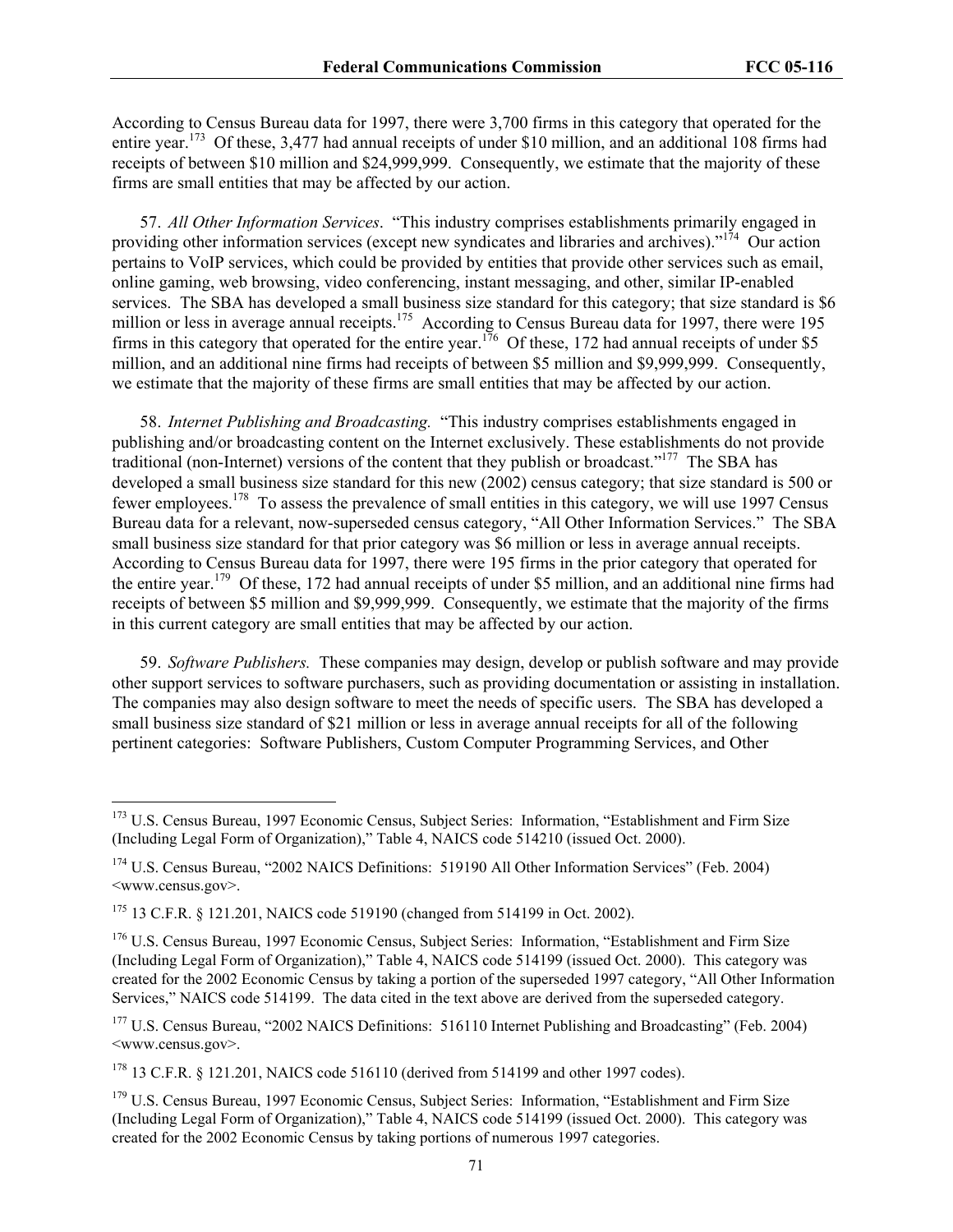According to Census Bureau data for 1997, there were 3,700 firms in this category that operated for the entire year.[173] Of these, 3,477 had annual receipts of under $10 million, and an additional 108 firms had receipts of between $10 million and $24,999,999. Consequently, we estimate that the majority of these firms are small entities that may be affected by our action.

57. *All Other Information Services*. "This industry comprises establishments primarily engaged in providing other information services (except new syndicates and libraries and archives)."[174] Our action pertains to VoIP services, which could be provided by entities that provide other services such as email, online gaming, web browsing, video conferencing, instant messaging, and other, similar IP-enabled services. The SBA has developed a small business size standard for this category; that size standard is $6 million or less in average annual receipts.[175] According to Census Bureau data for 1997, there were 195 firms in this category that operated for the entire year.[176] Of these, 172 had annual receipts of under $5 million, and an additional nine firms had receipts of between $5 million and $9,999,999. Consequently, we estimate that the majority of these firms are small entities that may be affected by our action.

58. *Internet Publishing and Broadcasting.* "This industry comprises establishments engaged in publishing and/or broadcasting content on the Internet exclusively. These establishments do not provide traditional (non-Internet) versions of the content that they publish or broadcast."[177] The SBA has developed a small business size standard for this new (2002) census category; that size standard is 500 or fewer employees.[178] To assess the prevalence of small entities in this category, we will use 1997 Census Bureau data for a relevant, now-superseded census category, "All Other Information Services." The SBA small business size standard for that prior category was $6 million or less in average annual receipts. According to Census Bureau data for 1997, there were 195 firms in the prior category that operated for the entire year.[179] Of these, 172 had annual receipts of under $5 million, and an additional nine firms had receipts of between $5 million and $9,999,999. Consequently, we estimate that the majority of the firms in this current category are small entities that may be affected by our action.

59. *Software Publishers.* These companies may design, develop or publish software and may provide other support services to software purchasers, such as providing documentation or assisting in installation. The companies may also design software to meet the needs of specific users. The SBA has developed a small business size standard of $21 million or less in average annual receipts for all of the following pertinent categories: Software Publishers, Custom Computer Programming Services, and Other

---

[173] U.S. Census Bureau, 1997 Economic Census, Subject Series: Information, "Establishment and Firm Size (Including Legal Form of Organization)," Table 4, NAICS code 514210 (issued Oct. 2000).

[174] U.S. Census Bureau, "2002 NAICS Definitions: 519190 All Other Information Services" (Feb. 2004) <www.census.gov>.

[175] 13 C.F.R. § 121.201, NAICS code 519190 (changed from 514199 in Oct. 2002).

[176] U.S. Census Bureau, 1997 Economic Census, Subject Series: Information, "Establishment and Firm Size (Including Legal Form of Organization)," Table 4, NAICS code 514199 (issued Oct. 2000). This category was created for the 2002 Economic Census by taking a portion of the superseded 1997 category, "All Other Information Services," NAICS code 514199. The data cited in the text above are derived from the superseded category.

[177] U.S. Census Bureau, "2002 NAICS Definitions: 516110 Internet Publishing and Broadcasting" (Feb. 2004) <www.census.gov>.

[178] 13 C.F.R. § 121.201, NAICS code 516110 (derived from 514199 and other 1997 codes).

[179] U.S. Census Bureau, 1997 Economic Census, Subject Series: Information, "Establishment and Firm Size (Including Legal Form of Organization)," Table 4, NAICS code 514199 (issued Oct. 2000). This category was created for the 2002 Economic Census by taking portions of numerous 1997 categories.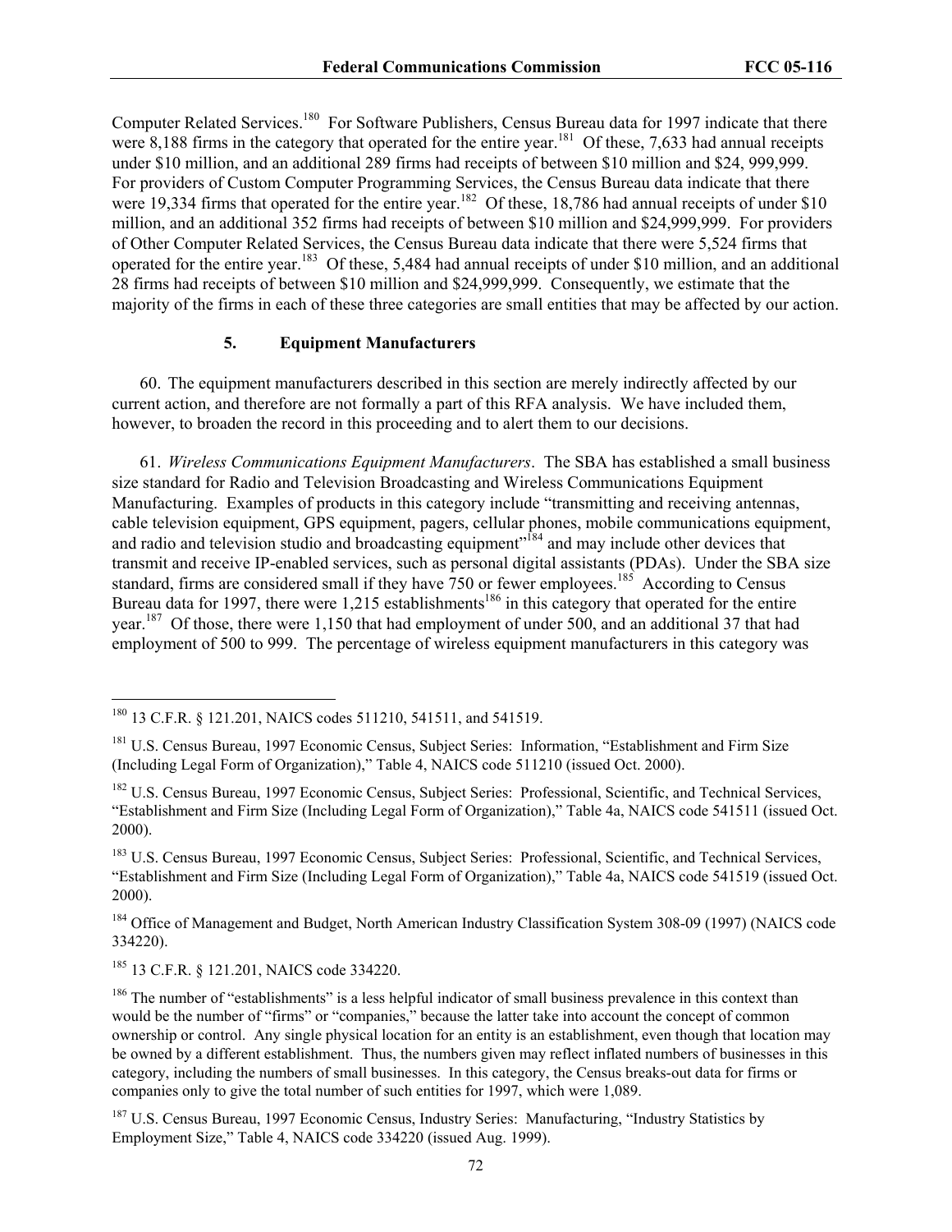Computer Related Services.[180] For Software Publishers, Census Bureau data for 1997 indicate that there were 8,188 firms in the category that operated for the entire year.[181] Of these, 7,633 had annual receipts under $10 million, and an additional 289 firms had receipts of between $10 million and $24, 999,999. For providers of Custom Computer Programming Services, the Census Bureau data indicate that there were 19,334 firms that operated for the entire year.[182] Of these, 18,786 had annual receipts of under $10 million, and an additional 352 firms had receipts of between $10 million and $24,999,999. For providers of Other Computer Related Services, the Census Bureau data indicate that there were 5,524 firms that operated for the entire year.[183] Of these, 5,484 had annual receipts of under $10 million, and an additional 28 firms had receipts of between $10 million and $24,999,999. Consequently, we estimate that the majority of the firms in each of these three categories are small entities that may be affected by our action.

### 5. Equipment Manufacturers

60. The equipment manufacturers described in this section are merely indirectly affected by our current action, and therefore are not formally a part of this RFA analysis. We have included them, however, to broaden the record in this proceeding and to alert them to our decisions.

61. *Wireless Communications Equipment Manufacturers*. The SBA has established a small business size standard for Radio and Television Broadcasting and Wireless Communications Equipment Manufacturing. Examples of products in this category include "transmitting and receiving antennas, cable television equipment, GPS equipment, pagers, cellular phones, mobile communications equipment, and radio and television studio and broadcasting equipment"[184] and may include other devices that transmit and receive IP-enabled services, such as personal digital assistants (PDAs). Under the SBA size standard, firms are considered small if they have 750 or fewer employees.[185] According to Census Bureau data for 1997, there were 1,215 establishments[186] in this category that operated for the entire year.[187] Of those, there were 1,150 that had employment of under 500, and an additional 37 that had employment of 500 to 999. The percentage of wireless equipment manufacturers in this category was

---

[180] 13 C.F.R. § 121.201, NAICS codes 511210, 541511, and 541519.

[181] U.S. Census Bureau, 1997 Economic Census, Subject Series: Information, "Establishment and Firm Size (Including Legal Form of Organization)," Table 4, NAICS code 511210 (issued Oct. 2000).

[182] U.S. Census Bureau, 1997 Economic Census, Subject Series: Professional, Scientific, and Technical Services, "Establishment and Firm Size (Including Legal Form of Organization)," Table 4a, NAICS code 541511 (issued Oct. 2000).

[183] U.S. Census Bureau, 1997 Economic Census, Subject Series: Professional, Scientific, and Technical Services, "Establishment and Firm Size (Including Legal Form of Organization)," Table 4a, NAICS code 541519 (issued Oct. 2000).

[184] Office of Management and Budget, North American Industry Classification System 308-09 (1997) (NAICS code 334220).

[185] 13 C.F.R. § 121.201, NAICS code 334220.

[186] The number of "establishments" is a less helpful indicator of small business prevalence in this context than would be the number of "firms" or "companies," because the latter take into account the concept of common ownership or control. Any single physical location for an entity is an establishment, even though that location may be owned by a different establishment. Thus, the numbers given may reflect inflated numbers of businesses in this category, including the numbers of small businesses. In this category, the Census breaks-out data for firms or companies only to give the total number of such entities for 1997, which were 1,089.

[187] U.S. Census Bureau, 1997 Economic Census, Industry Series: Manufacturing, "Industry Statistics by Employment Size," Table 4, NAICS code 334220 (issued Aug. 1999).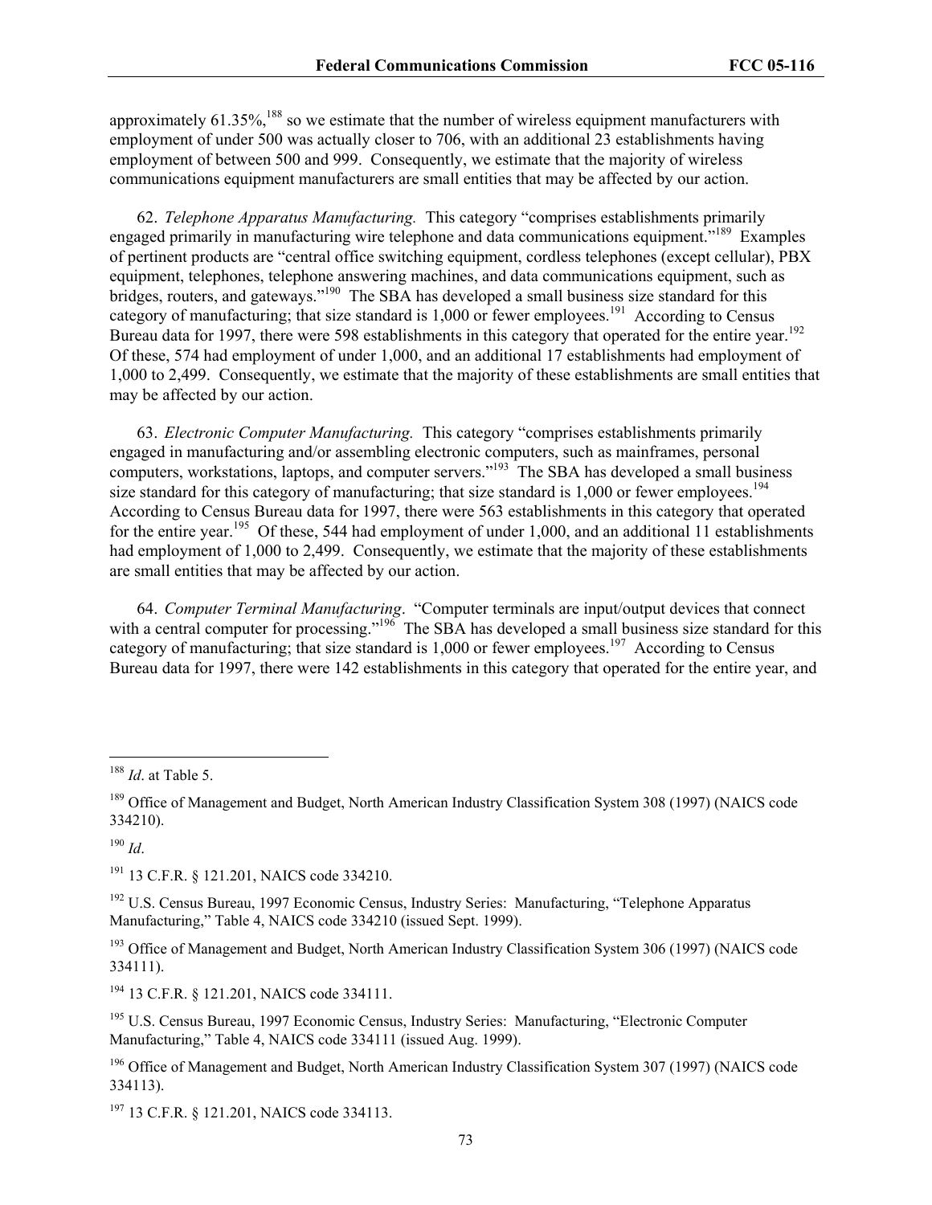approximately 61.35%,[188] so we estimate that the number of wireless equipment manufacturers with employment of under 500 was actually closer to 706, with an additional 23 establishments having employment of between 500 and 999. Consequently, we estimate that the majority of wireless communications equipment manufacturers are small entities that may be affected by our action.

62. *Telephone Apparatus Manufacturing.* This category "comprises establishments primarily engaged primarily in manufacturing wire telephone and data communications equipment."[189] Examples of pertinent products are "central office switching equipment, cordless telephones (except cellular), PBX equipment, telephones, telephone answering machines, and data communications equipment, such as bridges, routers, and gateways."[190] The SBA has developed a small business size standard for this category of manufacturing; that size standard is 1,000 or fewer employees.[191] According to Census Bureau data for 1997, there were 598 establishments in this category that operated for the entire year.[192] Of these, 574 had employment of under 1,000, and an additional 17 establishments had employment of 1,000 to 2,499. Consequently, we estimate that the majority of these establishments are small entities that may be affected by our action.

63. *Electronic Computer Manufacturing.* This category "comprises establishments primarily engaged in manufacturing and/or assembling electronic computers, such as mainframes, personal computers, workstations, laptops, and computer servers."[193] The SBA has developed a small business size standard for this category of manufacturing; that size standard is 1,000 or fewer employees.[194] According to Census Bureau data for 1997, there were 563 establishments in this category that operated for the entire year.[195] Of these, 544 had employment of under 1,000, and an additional 11 establishments had employment of 1,000 to 2,499. Consequently, we estimate that the majority of these establishments are small entities that may be affected by our action.

64. *Computer Terminal Manufacturing*. "Computer terminals are input/output devices that connect with a central computer for processing."[196] The SBA has developed a small business size standard for this category of manufacturing; that size standard is 1,000 or fewer employees.[197] According to Census Bureau data for 1997, there were 142 establishments in this category that operated for the entire year, and

---

[188] *Id*. at Table 5.

[189] Office of Management and Budget, North American Industry Classification System 308 (1997) (NAICS code 334210).

[190] *Id*.

[191] 13 C.F.R. § 121.201, NAICS code 334210.

[192] U.S. Census Bureau, 1997 Economic Census, Industry Series: Manufacturing, "Telephone Apparatus Manufacturing," Table 4, NAICS code 334210 (issued Sept. 1999).

[193] Office of Management and Budget, North American Industry Classification System 306 (1997) (NAICS code 334111).

[194] 13 C.F.R. § 121.201, NAICS code 334111.

[195] U.S. Census Bureau, 1997 Economic Census, Industry Series: Manufacturing, "Electronic Computer Manufacturing," Table 4, NAICS code 334111 (issued Aug. 1999).

[196] Office of Management and Budget, North American Industry Classification System 307 (1997) (NAICS code 334113).

[197] 13 C.F.R. § 121.201, NAICS code 334113.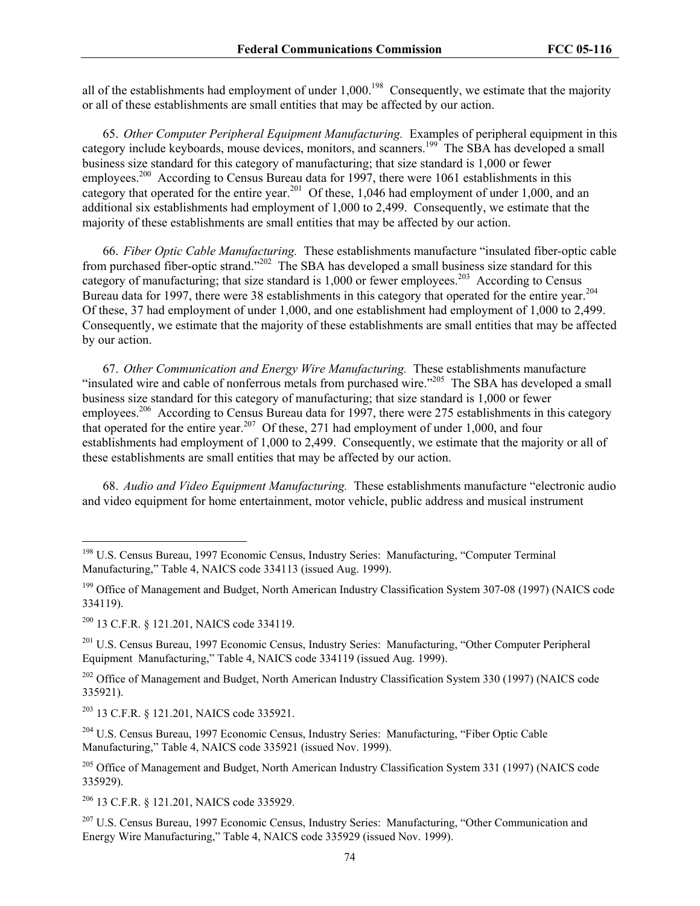all of the establishments had employment of under 1,000.[198] Consequently, we estimate that the majority or all of these establishments are small entities that may be affected by our action.

65. *Other Computer Peripheral Equipment Manufacturing.* Examples of peripheral equipment in this category include keyboards, mouse devices, monitors, and scanners.[199] The SBA has developed a small business size standard for this category of manufacturing; that size standard is 1,000 or fewer employees.[200] According to Census Bureau data for 1997, there were 1061 establishments in this category that operated for the entire year.[201] Of these, 1,046 had employment of under 1,000, and an additional six establishments had employment of 1,000 to 2,499. Consequently, we estimate that the majority of these establishments are small entities that may be affected by our action.

66. *Fiber Optic Cable Manufacturing.* These establishments manufacture "insulated fiber-optic cable from purchased fiber-optic strand."[202] The SBA has developed a small business size standard for this category of manufacturing; that size standard is 1,000 or fewer employees.[203] According to Census Bureau data for 1997, there were 38 establishments in this category that operated for the entire year.[204] Of these, 37 had employment of under 1,000, and one establishment had employment of 1,000 to 2,499. Consequently, we estimate that the majority of these establishments are small entities that may be affected by our action.

67. *Other Communication and Energy Wire Manufacturing.* These establishments manufacture "insulated wire and cable of nonferrous metals from purchased wire."[205] The SBA has developed a small business size standard for this category of manufacturing; that size standard is 1,000 or fewer employees.[206] According to Census Bureau data for 1997, there were 275 establishments in this category that operated for the entire year.[207] Of these, 271 had employment of under 1,000, and four establishments had employment of 1,000 to 2,499. Consequently, we estimate that the majority or all of these establishments are small entities that may be affected by our action.

68. *Audio and Video Equipment Manufacturing.* These establishments manufacture "electronic audio and video equipment for home entertainment, motor vehicle, public address and musical instrument

---

[198] U.S. Census Bureau, 1997 Economic Census, Industry Series: Manufacturing, "Computer Terminal Manufacturing," Table 4, NAICS code 334113 (issued Aug. 1999).

[199] Office of Management and Budget, North American Industry Classification System 307-08 (1997) (NAICS code 334119).

[200] 13 C.F.R. § 121.201, NAICS code 334119.

[201] U.S. Census Bureau, 1997 Economic Census, Industry Series: Manufacturing, "Other Computer Peripheral Equipment Manufacturing," Table 4, NAICS code 334119 (issued Aug. 1999).

[202] Office of Management and Budget, North American Industry Classification System 330 (1997) (NAICS code 335921).

[203] 13 C.F.R. § 121.201, NAICS code 335921.

[204] U.S. Census Bureau, 1997 Economic Census, Industry Series: Manufacturing, "Fiber Optic Cable Manufacturing," Table 4, NAICS code 335921 (issued Nov. 1999).

[205] Office of Management and Budget, North American Industry Classification System 331 (1997) (NAICS code 335929).

[206] 13 C.F.R. § 121.201, NAICS code 335929.

[207] U.S. Census Bureau, 1997 Economic Census, Industry Series: Manufacturing, "Other Communication and Energy Wire Manufacturing," Table 4, NAICS code 335929 (issued Nov. 1999).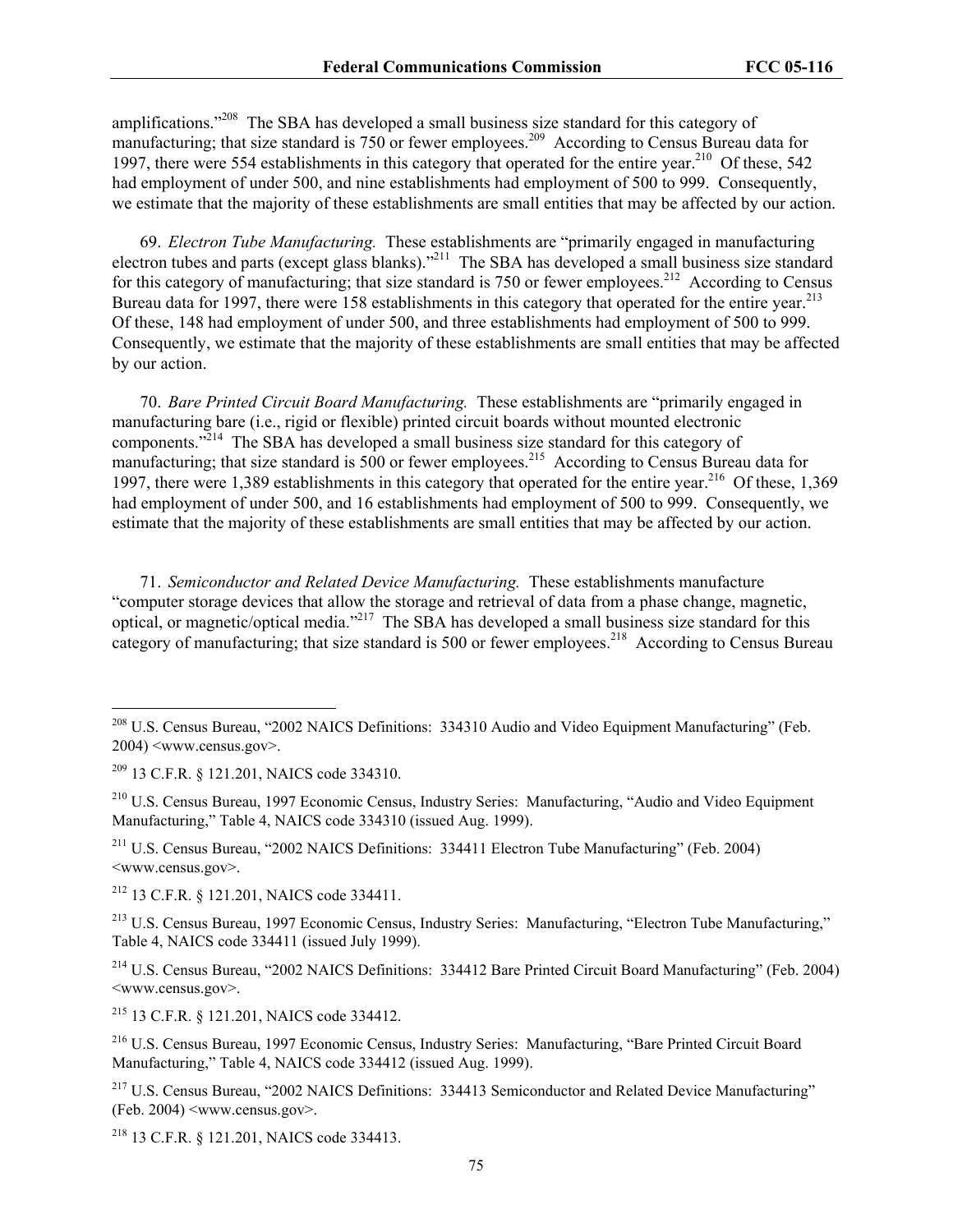amplifications."[208] The SBA has developed a small business size standard for this category of manufacturing; that size standard is 750 or fewer employees.[209] According to Census Bureau data for 1997, there were 554 establishments in this category that operated for the entire year.[210] Of these, 542 had employment of under 500, and nine establishments had employment of 500 to 999. Consequently, we estimate that the majority of these establishments are small entities that may be affected by our action.

69. *Electron Tube Manufacturing.* These establishments are "primarily engaged in manufacturing electron tubes and parts (except glass blanks)."[211] The SBA has developed a small business size standard for this category of manufacturing; that size standard is 750 or fewer employees.[212] According to Census Bureau data for 1997, there were 158 establishments in this category that operated for the entire year.[213] Of these, 148 had employment of under 500, and three establishments had employment of 500 to 999. Consequently, we estimate that the majority of these establishments are small entities that may be affected by our action.

70. *Bare Printed Circuit Board Manufacturing.* These establishments are "primarily engaged in manufacturing bare (i.e., rigid or flexible) printed circuit boards without mounted electronic components."[214] The SBA has developed a small business size standard for this category of manufacturing; that size standard is 500 or fewer employees.[215] According to Census Bureau data for 1997, there were 1,389 establishments in this category that operated for the entire year.[216] Of these, 1,369 had employment of under 500, and 16 establishments had employment of 500 to 999. Consequently, we estimate that the majority of these establishments are small entities that may be affected by our action.

71. *Semiconductor and Related Device Manufacturing.* These establishments manufacture "computer storage devices that allow the storage and retrieval of data from a phase change, magnetic, optical, or magnetic/optical media."[217] The SBA has developed a small business size standard for this category of manufacturing; that size standard is 500 or fewer employees.[218] According to Census Bureau

---

[208] U.S. Census Bureau, "2002 NAICS Definitions: 334310 Audio and Video Equipment Manufacturing" (Feb. 2004) <www.census.gov>.

[209] 13 C.F.R. § 121.201, NAICS code 334310.

[210] U.S. Census Bureau, 1997 Economic Census, Industry Series: Manufacturing, "Audio and Video Equipment Manufacturing," Table 4, NAICS code 334310 (issued Aug. 1999).

[211] U.S. Census Bureau, "2002 NAICS Definitions: 334411 Electron Tube Manufacturing" (Feb. 2004) <www.census.gov>.

[212] 13 C.F.R. § 121.201, NAICS code 334411.

[213] U.S. Census Bureau, 1997 Economic Census, Industry Series: Manufacturing, "Electron Tube Manufacturing," Table 4, NAICS code 334411 (issued July 1999).

[214] U.S. Census Bureau, "2002 NAICS Definitions: 334412 Bare Printed Circuit Board Manufacturing" (Feb. 2004) <www.census.gov>.

[215] 13 C.F.R. § 121.201, NAICS code 334412.

[216] U.S. Census Bureau, 1997 Economic Census, Industry Series: Manufacturing, "Bare Printed Circuit Board Manufacturing," Table 4, NAICS code 334412 (issued Aug. 1999).

[217] U.S. Census Bureau, "2002 NAICS Definitions: 334413 Semiconductor and Related Device Manufacturing" (Feb. 2004) <www.census.gov>.

[218] 13 C.F.R. § 121.201, NAICS code 334413.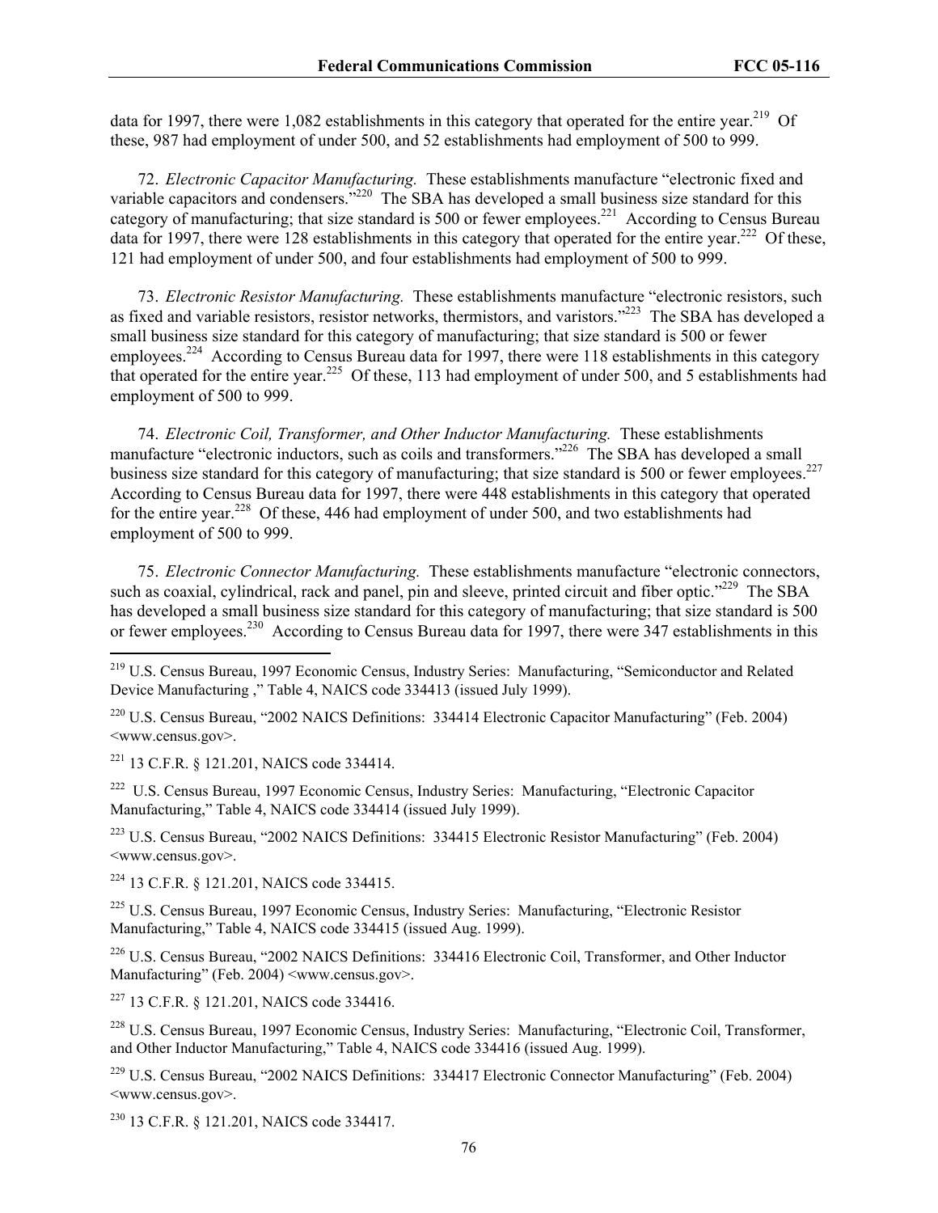data for 1997, there were 1,082 establishments in this category that operated for the entire year.[219] Of these, 987 had employment of under 500, and 52 establishments had employment of 500 to 999.

72. *Electronic Capacitor Manufacturing.* These establishments manufacture "electronic fixed and variable capacitors and condensers."[220] The SBA has developed a small business size standard for this category of manufacturing; that size standard is 500 or fewer employees.[221] According to Census Bureau data for 1997, there were 128 establishments in this category that operated for the entire year.[222] Of these, 121 had employment of under 500, and four establishments had employment of 500 to 999.

73. *Electronic Resistor Manufacturing.* These establishments manufacture "electronic resistors, such as fixed and variable resistors, resistor networks, thermistors, and varistors."[223] The SBA has developed a small business size standard for this category of manufacturing; that size standard is 500 or fewer employees.[224] According to Census Bureau data for 1997, there were 118 establishments in this category that operated for the entire year.[225] Of these, 113 had employment of under 500, and 5 establishments had employment of 500 to 999.

74. *Electronic Coil, Transformer, and Other Inductor Manufacturing.* These establishments manufacture "electronic inductors, such as coils and transformers."[226] The SBA has developed a small business size standard for this category of manufacturing; that size standard is 500 or fewer employees.[227] According to Census Bureau data for 1997, there were 448 establishments in this category that operated for the entire year.[228] Of these, 446 had employment of under 500, and two establishments had employment of 500 to 999.

75. *Electronic Connector Manufacturing.* These establishments manufacture "electronic connectors, such as coaxial, cylindrical, rack and panel, pin and sleeve, printed circuit and fiber optic."[229] The SBA has developed a small business size standard for this category of manufacturing; that size standard is 500 or fewer employees.[230] According to Census Bureau data for 1997, there were 347 establishments in this

---

[219] U.S. Census Bureau, 1997 Economic Census, Industry Series: Manufacturing, "Semiconductor and Related Device Manufacturing ," Table 4, NAICS code 334413 (issued July 1999).

[220] U.S. Census Bureau, "2002 NAICS Definitions: 334414 Electronic Capacitor Manufacturing" (Feb. 2004) <www.census.gov>.

[221] 13 C.F.R. § 121.201, NAICS code 334414.

[222] U.S. Census Bureau, 1997 Economic Census, Industry Series: Manufacturing, "Electronic Capacitor Manufacturing," Table 4, NAICS code 334414 (issued July 1999).

[223] U.S. Census Bureau, "2002 NAICS Definitions: 334415 Electronic Resistor Manufacturing" (Feb. 2004) <www.census.gov>.

[224] 13 C.F.R. § 121.201, NAICS code 334415.

[225] U.S. Census Bureau, 1997 Economic Census, Industry Series: Manufacturing, "Electronic Resistor Manufacturing," Table 4, NAICS code 334415 (issued Aug. 1999).

[226] U.S. Census Bureau, "2002 NAICS Definitions: 334416 Electronic Coil, Transformer, and Other Inductor Manufacturing" (Feb. 2004) <www.census.gov>.

[227] 13 C.F.R. § 121.201, NAICS code 334416.

[228] U.S. Census Bureau, 1997 Economic Census, Industry Series: Manufacturing, "Electronic Coil, Transformer, and Other Inductor Manufacturing," Table 4, NAICS code 334416 (issued Aug. 1999).

[229] U.S. Census Bureau, "2002 NAICS Definitions: 334417 Electronic Connector Manufacturing" (Feb. 2004) <www.census.gov>.

[230] 13 C.F.R. § 121.201, NAICS code 334417.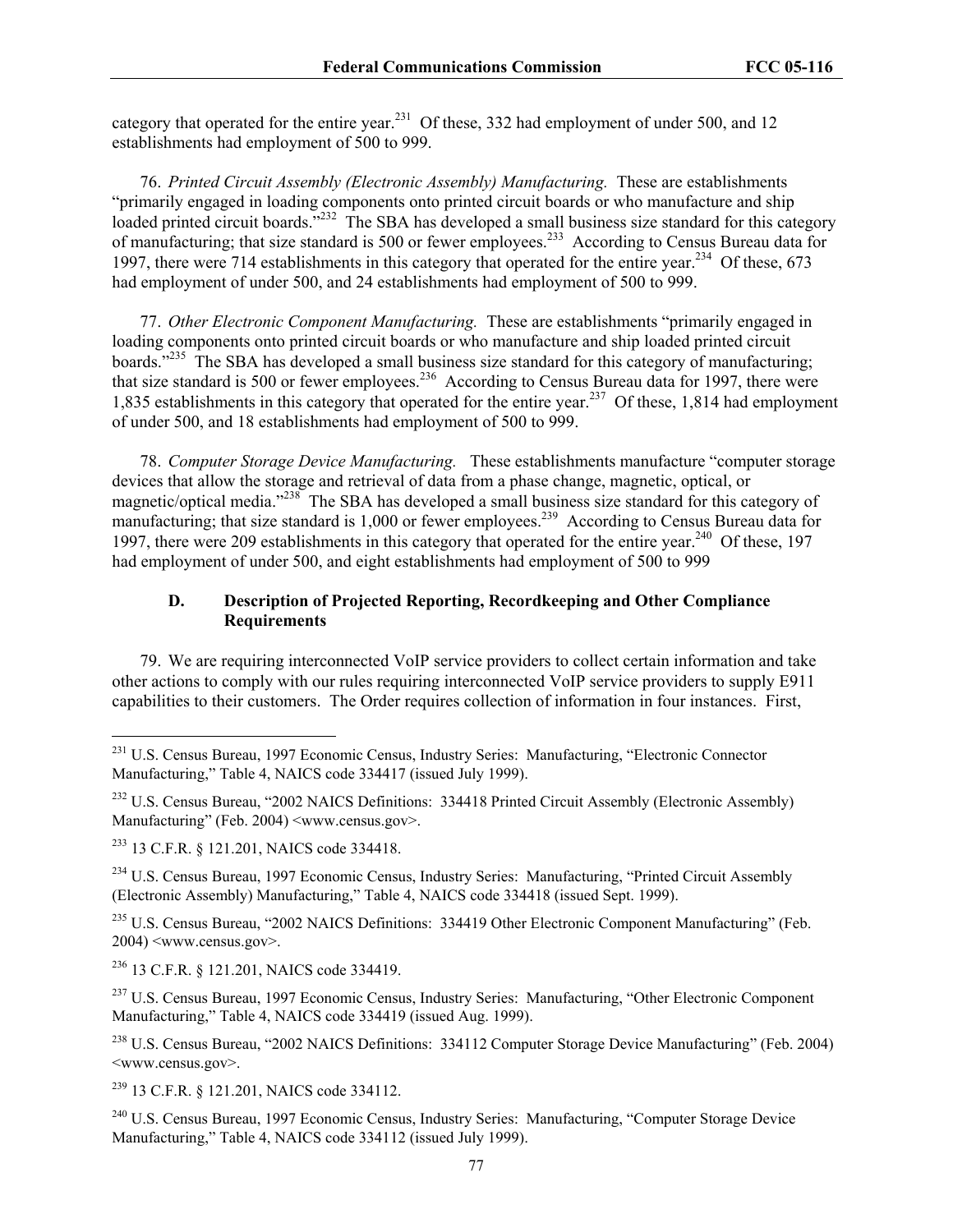category that operated for the entire year.[231] Of these, 332 had employment of under 500, and 12 establishments had employment of 500 to 999.

76. *Printed Circuit Assembly (Electronic Assembly) Manufacturing.* These are establishments "primarily engaged in loading components onto printed circuit boards or who manufacture and ship loaded printed circuit boards."[232] The SBA has developed a small business size standard for this category of manufacturing; that size standard is 500 or fewer employees.[233] According to Census Bureau data for 1997, there were 714 establishments in this category that operated for the entire year.[234] Of these, 673 had employment of under 500, and 24 establishments had employment of 500 to 999.

77. *Other Electronic Component Manufacturing.* These are establishments "primarily engaged in loading components onto printed circuit boards or who manufacture and ship loaded printed circuit boards."[235] The SBA has developed a small business size standard for this category of manufacturing; that size standard is 500 or fewer employees.[236] According to Census Bureau data for 1997, there were 1,835 establishments in this category that operated for the entire year.[237] Of these, 1,814 had employment of under 500, and 18 establishments had employment of 500 to 999.

78. *Computer Storage Device Manufacturing.* These establishments manufacture "computer storage devices that allow the storage and retrieval of data from a phase change, magnetic, optical, or magnetic/optical media."[238] The SBA has developed a small business size standard for this category of manufacturing; that size standard is 1,000 or fewer employees.[239] According to Census Bureau data for 1997, there were 209 establishments in this category that operated for the entire year.[240] Of these, 197 had employment of under 500, and eight establishments had employment of 500 to 999

### D. Description of Projected Reporting, Recordkeeping and Other Compliance Requirements

79. We are requiring interconnected VoIP service providers to collect certain information and take other actions to comply with our rules requiring interconnected VoIP service providers to supply E911 capabilities to their customers. The Order requires collection of information in four instances. First,

---

[231] U.S. Census Bureau, 1997 Economic Census, Industry Series: Manufacturing, "Electronic Connector Manufacturing," Table 4, NAICS code 334417 (issued July 1999).

[232] U.S. Census Bureau, "2002 NAICS Definitions: 334418 Printed Circuit Assembly (Electronic Assembly) Manufacturing" (Feb. 2004) <www.census.gov>.

[233] 13 C.F.R. § 121.201, NAICS code 334418.

[234] U.S. Census Bureau, 1997 Economic Census, Industry Series: Manufacturing, "Printed Circuit Assembly (Electronic Assembly) Manufacturing," Table 4, NAICS code 334418 (issued Sept. 1999).

[235] U.S. Census Bureau, "2002 NAICS Definitions: 334419 Other Electronic Component Manufacturing" (Feb. 2004) <www.census.gov>.

[236] 13 C.F.R. § 121.201, NAICS code 334419.

[237] U.S. Census Bureau, 1997 Economic Census, Industry Series: Manufacturing, "Other Electronic Component Manufacturing," Table 4, NAICS code 334419 (issued Aug. 1999).

[238] U.S. Census Bureau, "2002 NAICS Definitions: 334112 Computer Storage Device Manufacturing" (Feb. 2004) <www.census.gov>.

[239] 13 C.F.R. § 121.201, NAICS code 334112.

[240] U.S. Census Bureau, 1997 Economic Census, Industry Series: Manufacturing, "Computer Storage Device Manufacturing," Table 4, NAICS code 334112 (issued July 1999).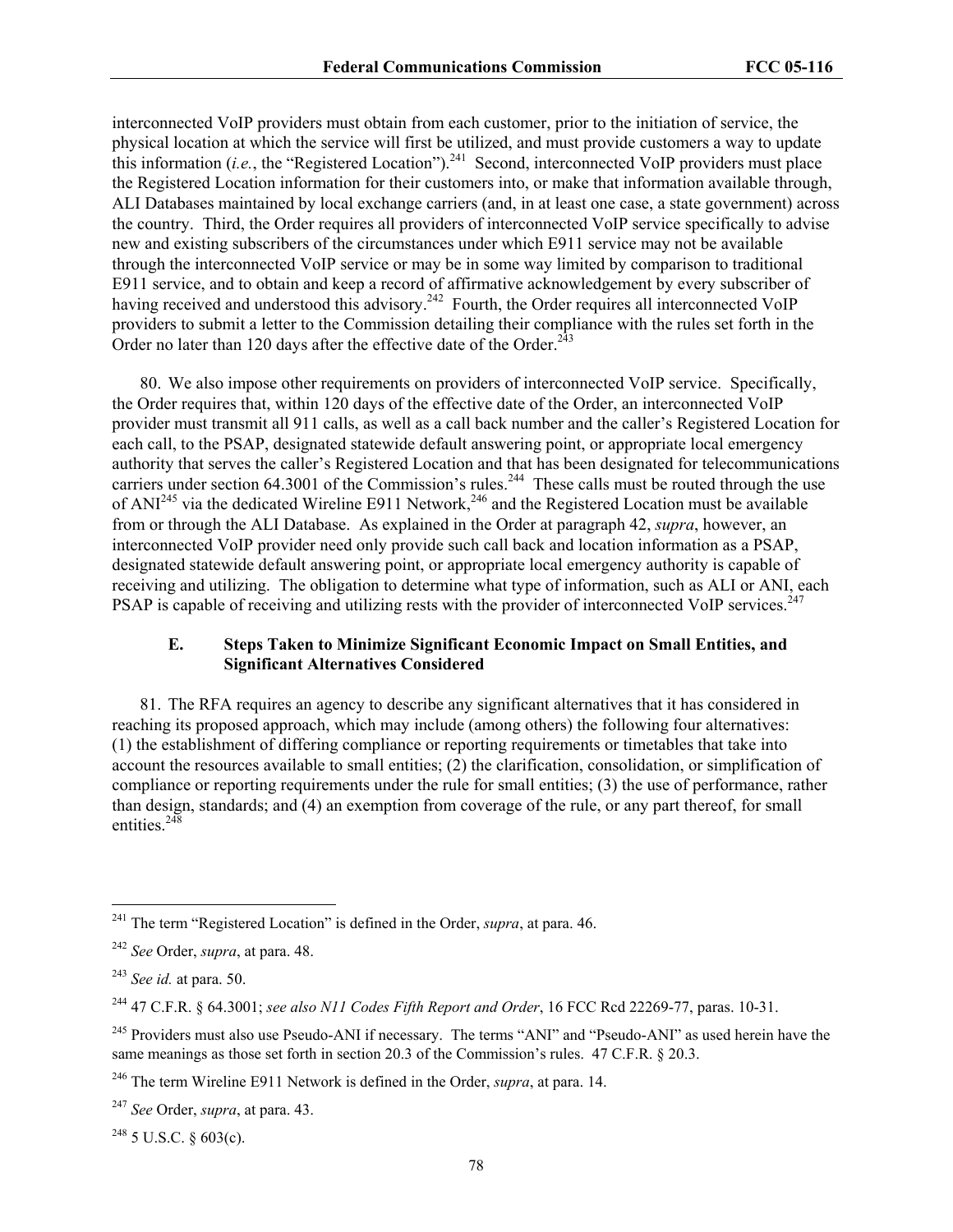interconnected VoIP providers must obtain from each customer, prior to the initiation of service, the physical location at which the service will first be utilized, and must provide customers a way to update this information (*i.e.*, the "Registered Location").[241] Second, interconnected VoIP providers must place the Registered Location information for their customers into, or make that information available through, ALI Databases maintained by local exchange carriers (and, in at least one case, a state government) across the country. Third, the Order requires all providers of interconnected VoIP service specifically to advise new and existing subscribers of the circumstances under which E911 service may not be available through the interconnected VoIP service or may be in some way limited by comparison to traditional E911 service, and to obtain and keep a record of affirmative acknowledgement by every subscriber of having received and understood this advisory.[242] Fourth, the Order requires all interconnected VoIP providers to submit a letter to the Commission detailing their compliance with the rules set forth in the Order no later than 120 days after the effective date of the Order.[243]

80. We also impose other requirements on providers of interconnected VoIP service. Specifically, the Order requires that, within 120 days of the effective date of the Order, an interconnected VoIP provider must transmit all 911 calls, as well as a call back number and the caller's Registered Location for each call, to the PSAP, designated statewide default answering point, or appropriate local emergency authority that serves the caller's Registered Location and that has been designated for telecommunications carriers under section 64.3001 of the Commission's rules.[244] These calls must be routed through the use of ANI[245] via the dedicated Wireline E911 Network,[246] and the Registered Location must be available from or through the ALI Database. As explained in the Order at paragraph 42, *supra*, however, an interconnected VoIP provider need only provide such call back and location information as a PSAP, designated statewide default answering point, or appropriate local emergency authority is capable of receiving and utilizing. The obligation to determine what type of information, such as ALI or ANI, each PSAP is capable of receiving and utilizing rests with the provider of interconnected VoIP services.[247]

### E. Steps Taken to Minimize Significant Economic Impact on Small Entities, and Significant Alternatives Considered

81. The RFA requires an agency to describe any significant alternatives that it has considered in reaching its proposed approach, which may include (among others) the following four alternatives: (1) the establishment of differing compliance or reporting requirements or timetables that take into account the resources available to small entities; (2) the clarification, consolidation, or simplification of compliance or reporting requirements under the rule for small entities; (3) the use of performance, rather than design, standards; and (4) an exemption from coverage of the rule, or any part thereof, for small entities.[248]

---

[241] The term "Registered Location" is defined in the Order, *supra*, at para. 46.

[242] *See* Order, *supra*, at para. 48.

[243] *See id.* at para. 50.

[244] 47 C.F.R. § 64.3001; *see also N11 Codes Fifth Report and Order*, 16 FCC Rcd 22269-77, paras. 10-31.

[245] Providers must also use Pseudo-ANI if necessary. The terms "ANI" and "Pseudo-ANI" as used herein have the same meanings as those set forth in section 20.3 of the Commission's rules. 47 C.F.R. § 20.3.

[246] The term Wireline E911 Network is defined in the Order, *supra*, at para. 14.

[247] *See* Order, *supra*, at para. 43.

[248] 5 U.S.C. § 603(c).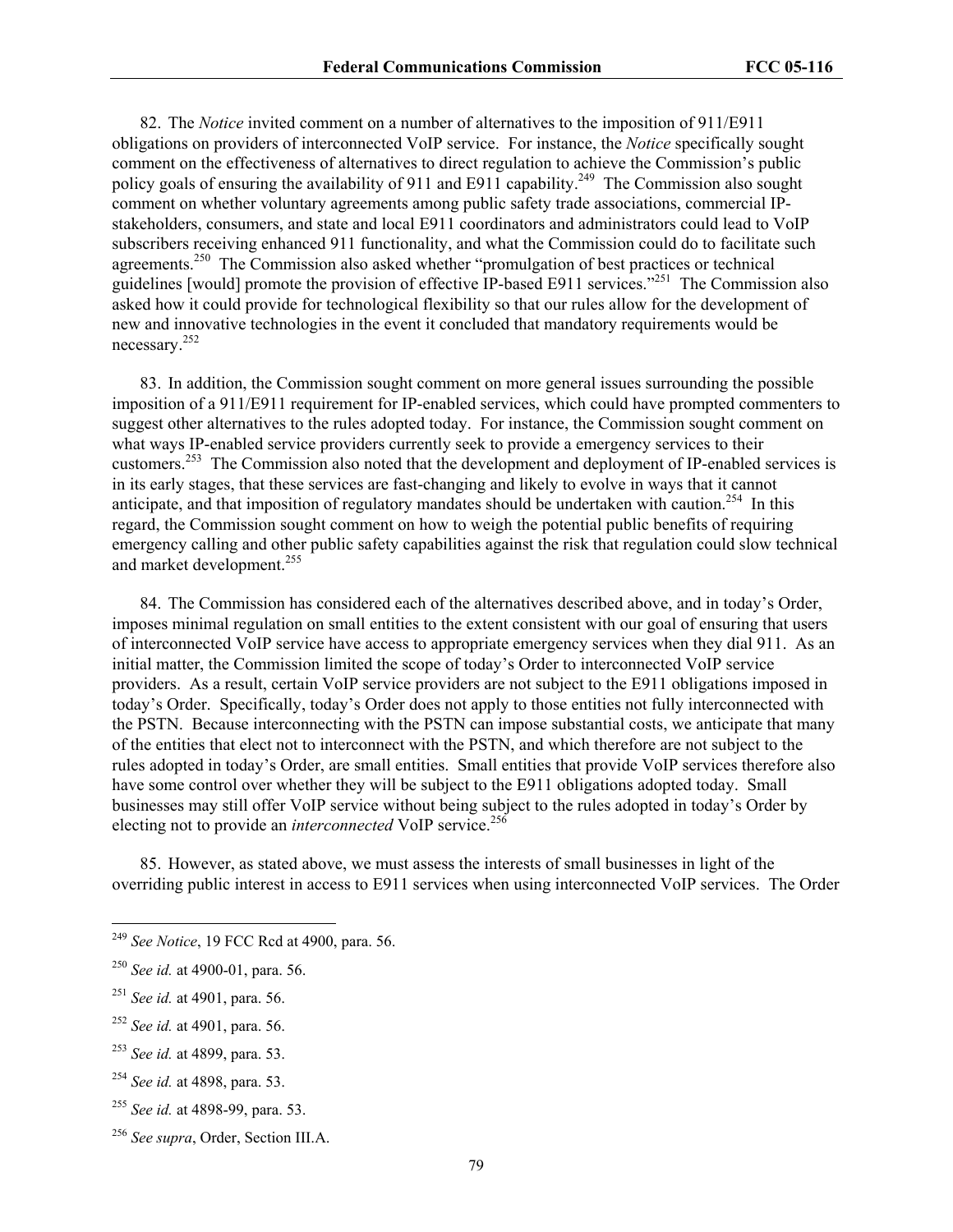82. The *Notice* invited comment on a number of alternatives to the imposition of 911/E911 obligations on providers of interconnected VoIP service. For instance, the *Notice* specifically sought comment on the effectiveness of alternatives to direct regulation to achieve the Commission's public policy goals of ensuring the availability of 911 and E911 capability.[249] The Commission also sought comment on whether voluntary agreements among public safety trade associations, commercial IP-stakeholders, consumers, and state and local E911 coordinators and administrators could lead to VoIP subscribers receiving enhanced 911 functionality, and what the Commission could do to facilitate such agreements.[250] The Commission also asked whether "promulgation of best practices or technical guidelines [would] promote the provision of effective IP-based E911 services."[251] The Commission also asked how it could provide for technological flexibility so that our rules allow for the development of new and innovative technologies in the event it concluded that mandatory requirements would be necessary.[252]

83. In addition, the Commission sought comment on more general issues surrounding the possible imposition of a 911/E911 requirement for IP-enabled services, which could have prompted commenters to suggest other alternatives to the rules adopted today. For instance, the Commission sought comment on what ways IP-enabled service providers currently seek to provide a emergency services to their customers.[253] The Commission also noted that the development and deployment of IP-enabled services is in its early stages, that these services are fast-changing and likely to evolve in ways that it cannot anticipate, and that imposition of regulatory mandates should be undertaken with caution.[254] In this regard, the Commission sought comment on how to weigh the potential public benefits of requiring emergency calling and other public safety capabilities against the risk that regulation could slow technical and market development.[255]

84. The Commission has considered each of the alternatives described above, and in today's Order, imposes minimal regulation on small entities to the extent consistent with our goal of ensuring that users of interconnected VoIP service have access to appropriate emergency services when they dial 911. As an initial matter, the Commission limited the scope of today's Order to interconnected VoIP service providers. As a result, certain VoIP service providers are not subject to the E911 obligations imposed in today's Order. Specifically, today's Order does not apply to those entities not fully interconnected with the PSTN. Because interconnecting with the PSTN can impose substantial costs, we anticipate that many of the entities that elect not to interconnect with the PSTN, and which therefore are not subject to the rules adopted in today's Order, are small entities. Small entities that provide VoIP services therefore also have some control over whether they will be subject to the E911 obligations adopted today. Small businesses may still offer VoIP service without being subject to the rules adopted in today's Order by electing not to provide an *interconnected* VoIP service.[256]

85. However, as stated above, we must assess the interests of small businesses in light of the overriding public interest in access to E911 services when using interconnected VoIP services. The Order

---

[249] *See Notice*, 19 FCC Rcd at 4900, para. 56.

[250] *See id.* at 4900-01, para. 56.

[251] *See id.* at 4901, para. 56.

[252] *See id.* at 4901, para. 56.

[253] *See id.* at 4899, para. 53.

[254] *See id.* at 4898, para. 53.

[255] *See id.* at 4898-99, para. 53.

[256] *See supra*, Order, Section III.A.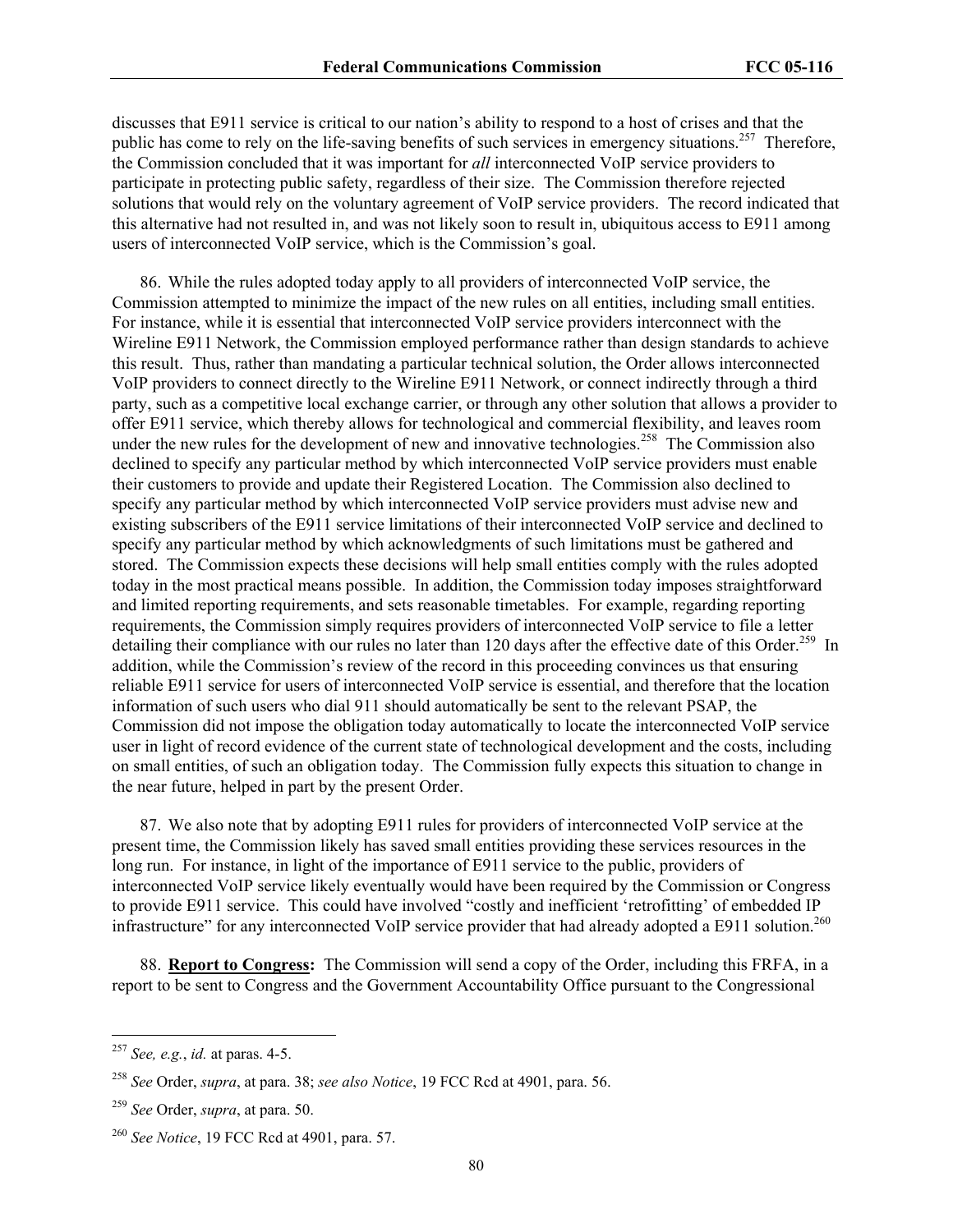discusses that E911 service is critical to our nation's ability to respond to a host of crises and that the public has come to rely on the life-saving benefits of such services in emergency situations.[257] Therefore, the Commission concluded that it was important for *all* interconnected VoIP service providers to participate in protecting public safety, regardless of their size. The Commission therefore rejected solutions that would rely on the voluntary agreement of VoIP service providers. The record indicated that this alternative had not resulted in, and was not likely soon to result in, ubiquitous access to E911 among users of interconnected VoIP service, which is the Commission's goal.

86. While the rules adopted today apply to all providers of interconnected VoIP service, the Commission attempted to minimize the impact of the new rules on all entities, including small entities. For instance, while it is essential that interconnected VoIP service providers interconnect with the Wireline E911 Network, the Commission employed performance rather than design standards to achieve this result. Thus, rather than mandating a particular technical solution, the Order allows interconnected VoIP providers to connect directly to the Wireline E911 Network, or connect indirectly through a third party, such as a competitive local exchange carrier, or through any other solution that allows a provider to offer E911 service, which thereby allows for technological and commercial flexibility, and leaves room under the new rules for the development of new and innovative technologies.[258] The Commission also declined to specify any particular method by which interconnected VoIP service providers must enable their customers to provide and update their Registered Location. The Commission also declined to specify any particular method by which interconnected VoIP service providers must advise new and existing subscribers of the E911 service limitations of their interconnected VoIP service and declined to specify any particular method by which acknowledgments of such limitations must be gathered and stored. The Commission expects these decisions will help small entities comply with the rules adopted today in the most practical means possible. In addition, the Commission today imposes straightforward and limited reporting requirements, and sets reasonable timetables. For example, regarding reporting requirements, the Commission simply requires providers of interconnected VoIP service to file a letter detailing their compliance with our rules no later than 120 days after the effective date of this Order.[259] In addition, while the Commission's review of the record in this proceeding convinces us that ensuring reliable E911 service for users of interconnected VoIP service is essential, and therefore that the location information of such users who dial 911 should automatically be sent to the relevant PSAP, the Commission did not impose the obligation today automatically to locate the interconnected VoIP service user in light of record evidence of the current state of technological development and the costs, including on small entities, of such an obligation today. The Commission fully expects this situation to change in the near future, helped in part by the present Order.

87. We also note that by adopting E911 rules for providers of interconnected VoIP service at the present time, the Commission likely has saved small entities providing these services resources in the long run. For instance, in light of the importance of E911 service to the public, providers of interconnected VoIP service likely eventually would have been required by the Commission or Congress to provide E911 service. This could have involved "costly and inefficient 'retrofitting' of embedded IP infrastructure" for any interconnected VoIP service provider that had already adopted a E911 solution.[260]

88. **Report to Congress:** The Commission will send a copy of the Order, including this FRFA, in a report to be sent to Congress and the Government Accountability Office pursuant to the Congressional

---

[257] *See, e.g.*, *id.* at paras. 4-5.

[258] *See* Order, *supra*, at para. 38; *see also Notice*, 19 FCC Rcd at 4901, para. 56.

[259] *See* Order, *supra*, at para. 50.

[260] *See Notice*, 19 FCC Rcd at 4901, para. 57.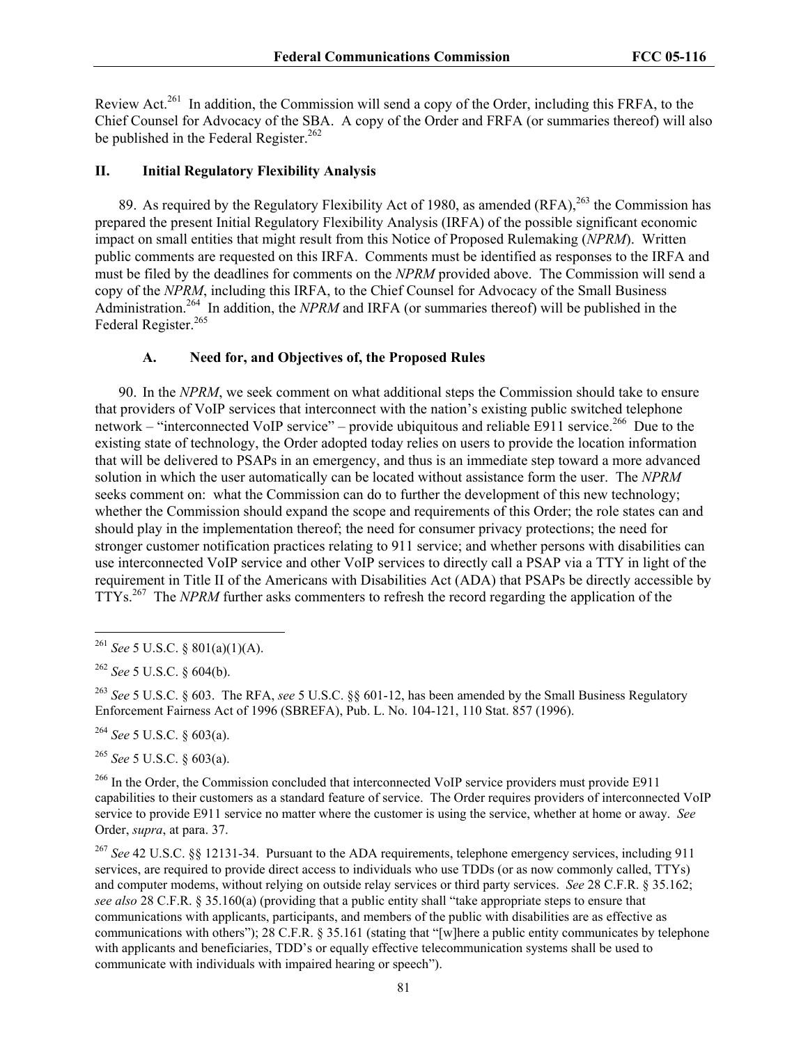Review Act.[261] In addition, the Commission will send a copy of the Order, including this FRFA, to the Chief Counsel for Advocacy of the SBA. A copy of the Order and FRFA (or summaries thereof) will also be published in the Federal Register.[262]

## II. Initial Regulatory Flexibility Analysis

89. As required by the Regulatory Flexibility Act of 1980, as amended (RFA),[263] the Commission has prepared the present Initial Regulatory Flexibility Analysis (IRFA) of the possible significant economic impact on small entities that might result from this Notice of Proposed Rulemaking (*NPRM*). Written public comments are requested on this IRFA. Comments must be identified as responses to the IRFA and must be filed by the deadlines for comments on the *NPRM* provided above. The Commission will send a copy of the *NPRM*, including this IRFA, to the Chief Counsel for Advocacy of the Small Business Administration.[264] In addition, the *NPRM* and IRFA (or summaries thereof) will be published in the Federal Register.[265]

### A. Need for, and Objectives of, the Proposed Rules

90. In the *NPRM*, we seek comment on what additional steps the Commission should take to ensure that providers of VoIP services that interconnect with the nation's existing public switched telephone network – "interconnected VoIP service" – provide ubiquitous and reliable E911 service.[266] Due to the existing state of technology, the Order adopted today relies on users to provide the location information that will be delivered to PSAPs in an emergency, and thus is an immediate step toward a more advanced solution in which the user automatically can be located without assistance form the user. The *NPRM* seeks comment on: what the Commission can do to further the development of this new technology; whether the Commission should expand the scope and requirements of this Order; the role states can and should play in the implementation thereof; the need for consumer privacy protections; the need for stronger customer notification practices relating to 911 service; and whether persons with disabilities can use interconnected VoIP service and other VoIP services to directly call a PSAP via a TTY in light of the requirement in Title II of the Americans with Disabilities Act (ADA) that PSAPs be directly accessible by TTYs.[267] The *NPRM* further asks commenters to refresh the record regarding the application of the

---

[261] *See* 5 U.S.C. § 801(a)(1)(A).

[262] *See* 5 U.S.C. § 604(b).

[263] *See* 5 U.S.C. § 603. The RFA, *see* 5 U.S.C. §§ 601-12, has been amended by the Small Business Regulatory Enforcement Fairness Act of 1996 (SBREFA), Pub. L. No. 104-121, 110 Stat. 857 (1996).

[264] *See* 5 U.S.C. § 603(a).

[265] *See* 5 U.S.C. § 603(a).

[266] In the Order, the Commission concluded that interconnected VoIP service providers must provide E911 capabilities to their customers as a standard feature of service. The Order requires providers of interconnected VoIP service to provide E911 service no matter where the customer is using the service, whether at home or away. *See* Order, *supra*, at para. 37.

[267] *See* 42 U.S.C. §§ 12131-34. Pursuant to the ADA requirements, telephone emergency services, including 911 services, are required to provide direct access to individuals who use TDDs (or as now commonly called, TTYs) and computer modems, without relying on outside relay services or third party services. *See* 28 C.F.R. § 35.162; *see also* 28 C.F.R. § 35.160(a) (providing that a public entity shall "take appropriate steps to ensure that communications with applicants, participants, and members of the public with disabilities are as effective as communications with others"); 28 C.F.R. § 35.161 (stating that "[w]here a public entity communicates by telephone with applicants and beneficiaries, TDD's or equally effective telecommunication systems shall be used to communicate with individuals with impaired hearing or speech").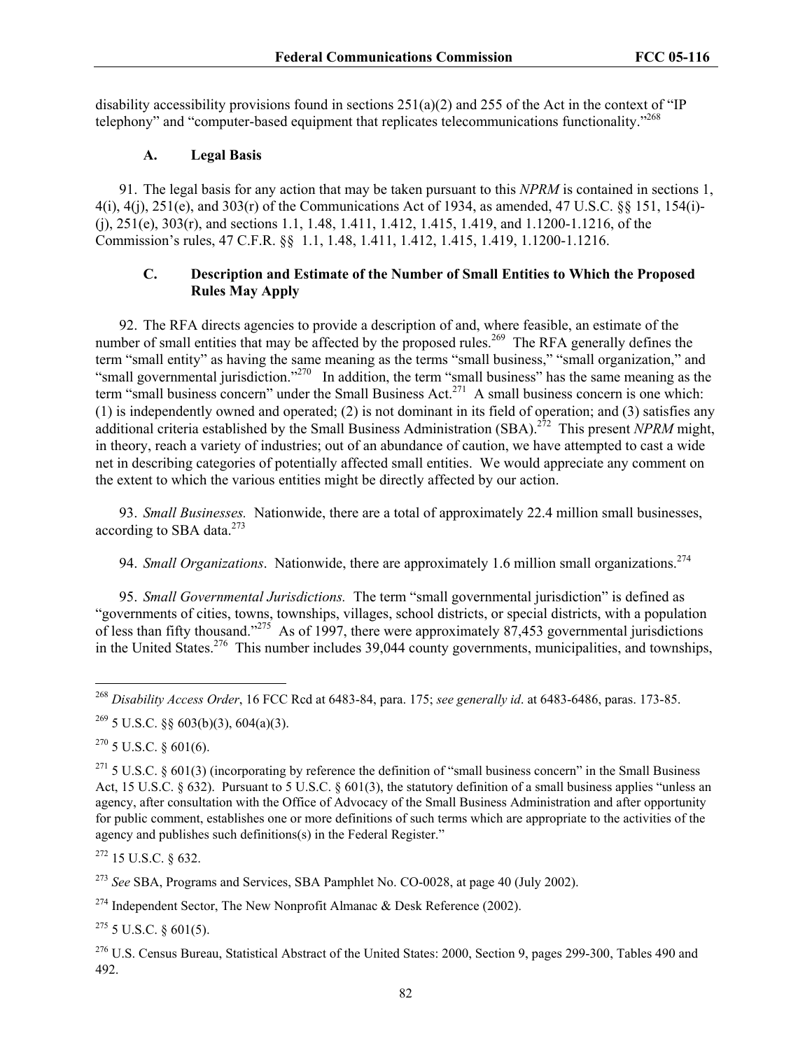disability accessibility provisions found in sections 251(a)(2) and 255 of the Act in the context of "IP telephony" and "computer-based equipment that replicates telecommunications functionality."[268]

### A. Legal Basis

91. The legal basis for any action that may be taken pursuant to this *NPRM* is contained in sections 1, 4(i), 4(j), 251(e), and 303(r) of the Communications Act of 1934, as amended, 47 U.S.C. §§ 151, 154(i)-(j), 251(e), 303(r), and sections 1.1, 1.48, 1.411, 1.412, 1.415, 1.419, and 1.1200-1.1216, of the Commission's rules, 47 C.F.R. §§ 1.1, 1.48, 1.411, 1.412, 1.415, 1.419, 1.1200-1.1216.

### C. Description and Estimate of the Number of Small Entities to Which the Proposed Rules May Apply

92. The RFA directs agencies to provide a description of and, where feasible, an estimate of the number of small entities that may be affected by the proposed rules.[269] The RFA generally defines the term "small entity" as having the same meaning as the terms "small business," "small organization," and "small governmental jurisdiction."[270] In addition, the term "small business" has the same meaning as the term "small business concern" under the Small Business Act.[271] A small business concern is one which: (1) is independently owned and operated; (2) is not dominant in its field of operation; and (3) satisfies any additional criteria established by the Small Business Administration (SBA).[272] This present *NPRM* might, in theory, reach a variety of industries; out of an abundance of caution, we have attempted to cast a wide net in describing categories of potentially affected small entities. We would appreciate any comment on the extent to which the various entities might be directly affected by our action.

93. *Small Businesses.* Nationwide, there are a total of approximately 22.4 million small businesses, according to SBA data.[273]

94. *Small Organizations*. Nationwide, there are approximately 1.6 million small organizations.[274]

95. *Small Governmental Jurisdictions.* The term "small governmental jurisdiction" is defined as "governments of cities, towns, townships, villages, school districts, or special districts, with a population of less than fifty thousand."[275] As of 1997, there were approximately 87,453 governmental jurisdictions in the United States.[276] This number includes 39,044 county governments, municipalities, and townships,

---

[268] *Disability Access Order*, 16 FCC Rcd at 6483-84, para. 175; *see generally id*. at 6483-6486, paras. 173-85.

[269] 5 U.S.C. §§ 603(b)(3), 604(a)(3).

[270] 5 U.S.C. § 601(6).

[271] 5 U.S.C. § 601(3) (incorporating by reference the definition of "small business concern" in the Small Business Act, 15 U.S.C. § 632). Pursuant to 5 U.S.C. § 601(3), the statutory definition of a small business applies "unless an agency, after consultation with the Office of Advocacy of the Small Business Administration and after opportunity for public comment, establishes one or more definitions of such terms which are appropriate to the activities of the agency and publishes such definitions(s) in the Federal Register."

[272] 15 U.S.C. § 632.

[273] *See* SBA, Programs and Services, SBA Pamphlet No. CO-0028, at page 40 (July 2002).

[274] Independent Sector, The New Nonprofit Almanac & Desk Reference (2002).

[275] 5 U.S.C. § 601(5).

[276] U.S. Census Bureau, Statistical Abstract of the United States: 2000, Section 9, pages 299-300, Tables 490 and 492.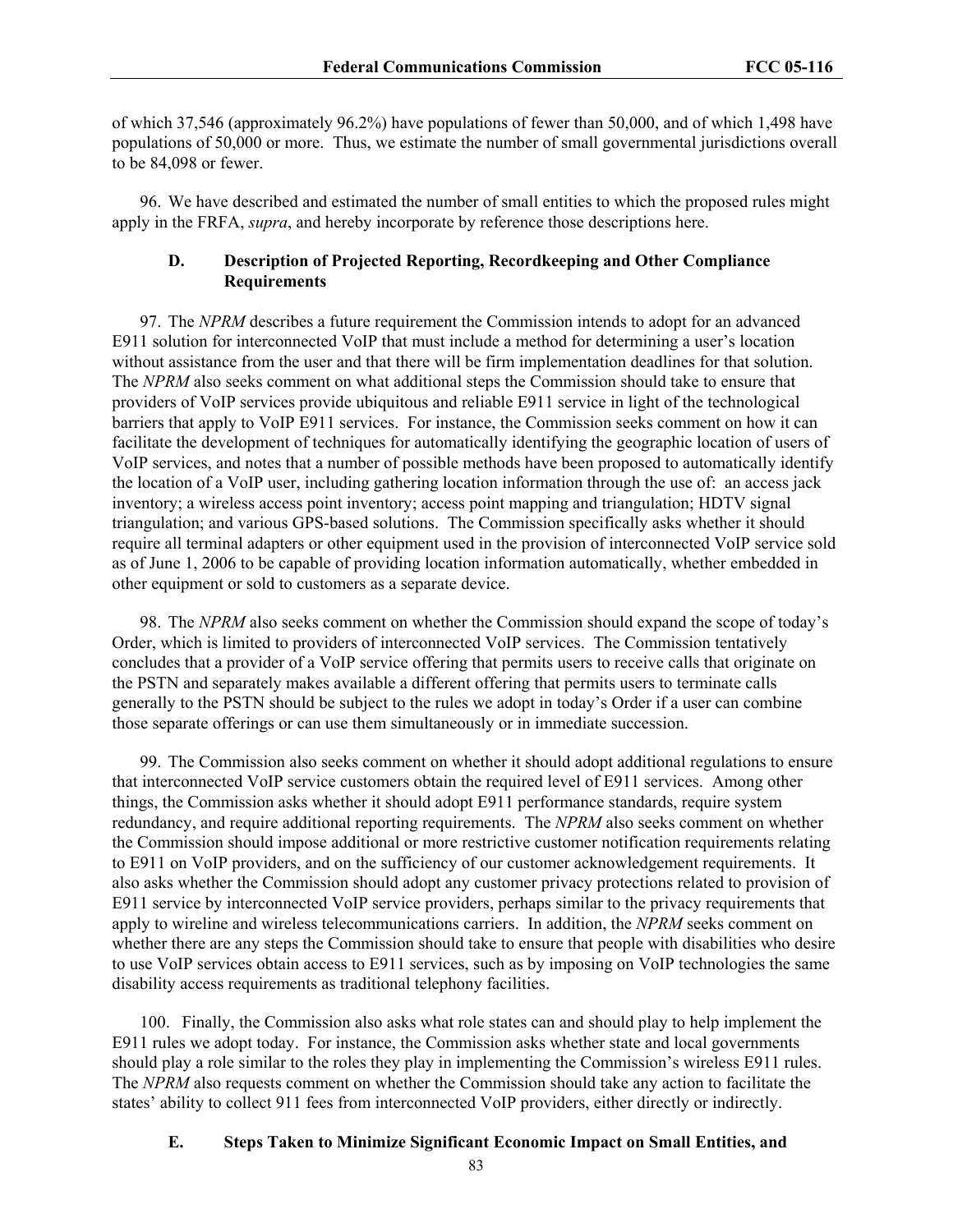of which 37,546 (approximately 96.2%) have populations of fewer than 50,000, and of which 1,498 have populations of 50,000 or more. Thus, we estimate the number of small governmental jurisdictions overall to be 84,098 or fewer.

96. We have described and estimated the number of small entities to which the proposed rules might apply in the FRFA, *supra*, and hereby incorporate by reference those descriptions here.

### D. Description of Projected Reporting, Recordkeeping and Other Compliance Requirements

97. The *NPRM* describes a future requirement the Commission intends to adopt for an advanced E911 solution for interconnected VoIP that must include a method for determining a user's location without assistance from the user and that there will be firm implementation deadlines for that solution. The *NPRM* also seeks comment on what additional steps the Commission should take to ensure that providers of VoIP services provide ubiquitous and reliable E911 service in light of the technological barriers that apply to VoIP E911 services. For instance, the Commission seeks comment on how it can facilitate the development of techniques for automatically identifying the geographic location of users of VoIP services, and notes that a number of possible methods have been proposed to automatically identify the location of a VoIP user, including gathering location information through the use of: an access jack inventory; a wireless access point inventory; access point mapping and triangulation; HDTV signal triangulation; and various GPS-based solutions. The Commission specifically asks whether it should require all terminal adapters or other equipment used in the provision of interconnected VoIP service sold as of June 1, 2006 to be capable of providing location information automatically, whether embedded in other equipment or sold to customers as a separate device.

98. The *NPRM* also seeks comment on whether the Commission should expand the scope of today's Order, which is limited to providers of interconnected VoIP services. The Commission tentatively concludes that a provider of a VoIP service offering that permits users to receive calls that originate on the PSTN and separately makes available a different offering that permits users to terminate calls generally to the PSTN should be subject to the rules we adopt in today's Order if a user can combine those separate offerings or can use them simultaneously or in immediate succession.

99. The Commission also seeks comment on whether it should adopt additional regulations to ensure that interconnected VoIP service customers obtain the required level of E911 services. Among other things, the Commission asks whether it should adopt E911 performance standards, require system redundancy, and require additional reporting requirements. The *NPRM* also seeks comment on whether the Commission should impose additional or more restrictive customer notification requirements relating to E911 on VoIP providers, and on the sufficiency of our customer acknowledgement requirements. It also asks whether the Commission should adopt any customer privacy protections related to provision of E911 service by interconnected VoIP service providers, perhaps similar to the privacy requirements that apply to wireline and wireless telecommunications carriers. In addition, the *NPRM* seeks comment on whether there are any steps the Commission should take to ensure that people with disabilities who desire to use VoIP services obtain access to E911 services, such as by imposing on VoIP technologies the same disability access requirements as traditional telephony facilities.

100. Finally, the Commission also asks what role states can and should play to help implement the E911 rules we adopt today. For instance, the Commission asks whether state and local governments should play a role similar to the roles they play in implementing the Commission's wireless E911 rules. The *NPRM* also requests comment on whether the Commission should take any action to facilitate the states' ability to collect 911 fees from interconnected VoIP providers, either directly or indirectly.

### E. Steps Taken to Minimize Significant Economic Impact on Small Entities, and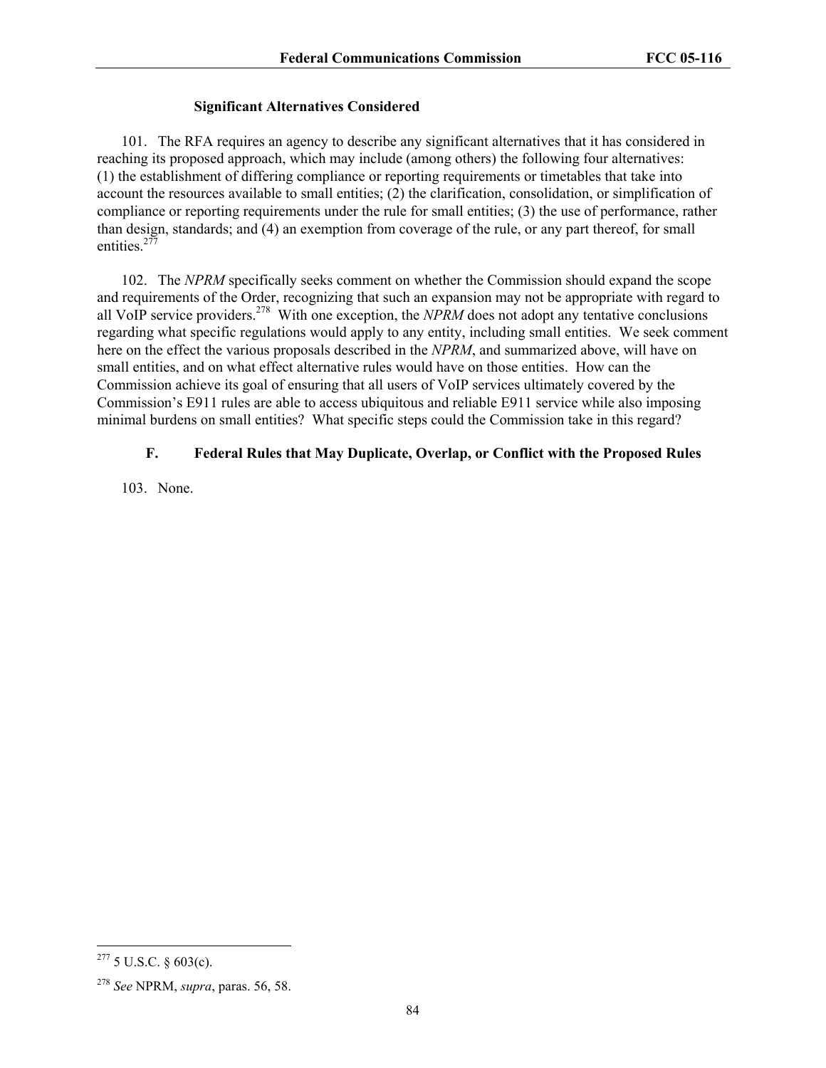**Significant Alternatives Considered**

101. The RFA requires an agency to describe any significant alternatives that it has considered in reaching its proposed approach, which may include (among others) the following four alternatives: (1) the establishment of differing compliance or reporting requirements or timetables that take into account the resources available to small entities; (2) the clarification, consolidation, or simplification of compliance or reporting requirements under the rule for small entities; (3) the use of performance, rather than design, standards; and (4) an exemption from coverage of the rule, or any part thereof, for small entities.[277]

102. The *NPRM* specifically seeks comment on whether the Commission should expand the scope and requirements of the Order, recognizing that such an expansion may not be appropriate with regard to all VoIP service providers.[278] With one exception, the *NPRM* does not adopt any tentative conclusions regarding what specific regulations would apply to any entity, including small entities. We seek comment here on the effect the various proposals described in the *NPRM*, and summarized above, will have on small entities, and on what effect alternative rules would have on those entities. How can the Commission achieve its goal of ensuring that all users of VoIP services ultimately covered by the Commission's E911 rules are able to access ubiquitous and reliable E911 service while also imposing minimal burdens on small entities? What specific steps could the Commission take in this regard?

### F. Federal Rules that May Duplicate, Overlap, or Conflict with the Proposed Rules

103. None.

---

[277] 5 U.S.C. § 603(c).

[278] *See* NPRM, *supra*, paras. 56, 58.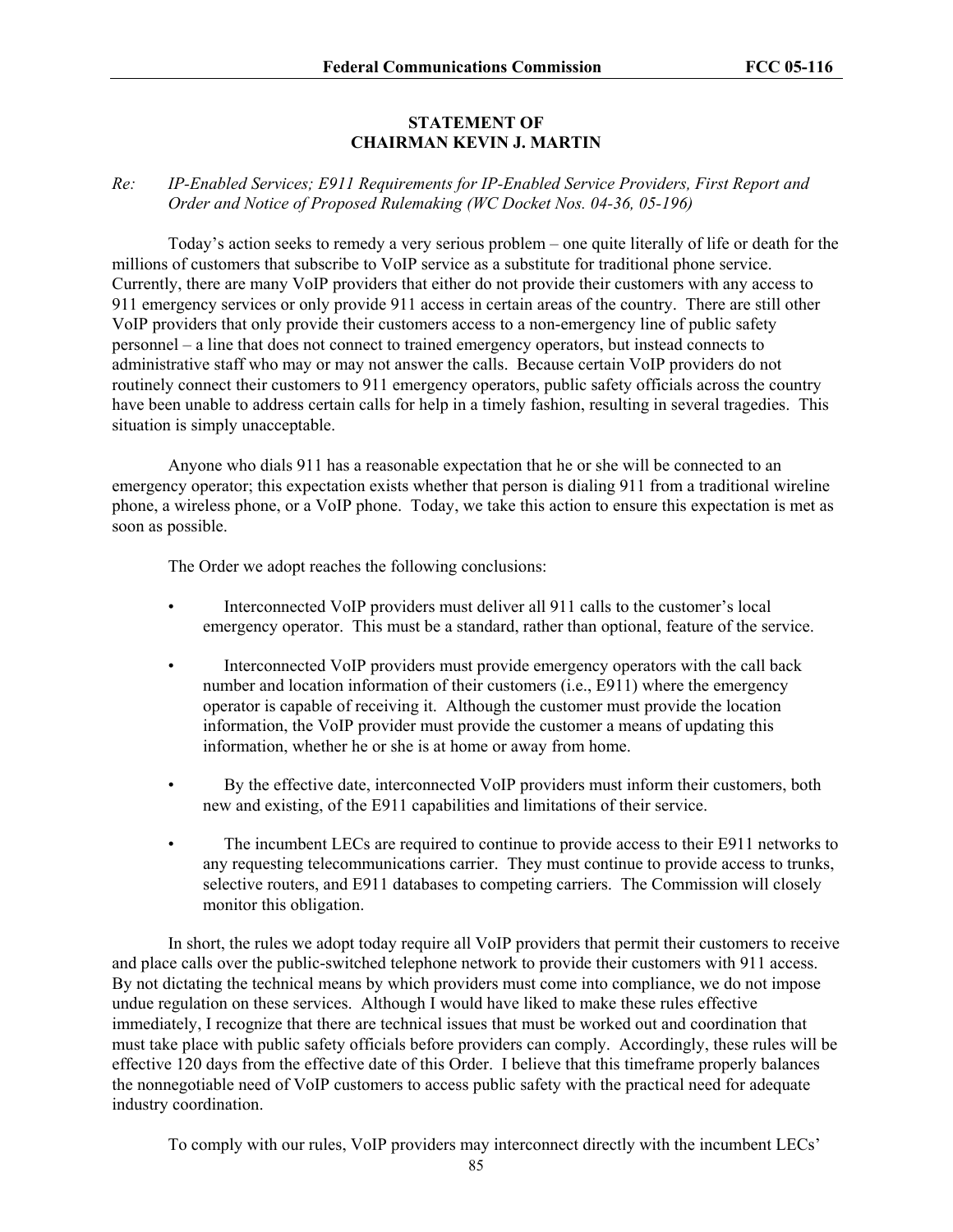**STATEMENT OF**
**CHAIRMAN KEVIN J. MARTIN**

*Re: IP-Enabled Services; E911 Requirements for IP-Enabled Service Providers, First Report and Order and Notice of Proposed Rulemaking (WC Docket Nos. 04-36, 05-196)*

Today's action seeks to remedy a very serious problem – one quite literally of life or death for the millions of customers that subscribe to VoIP service as a substitute for traditional phone service. Currently, there are many VoIP providers that either do not provide their customers with any access to 911 emergency services or only provide 911 access in certain areas of the country. There are still other VoIP providers that only provide their customers access to a non-emergency line of public safety personnel – a line that does not connect to trained emergency operators, but instead connects to administrative staff who may or may not answer the calls. Because certain VoIP providers do not routinely connect their customers to 911 emergency operators, public safety officials across the country have been unable to address certain calls for help in a timely fashion, resulting in several tragedies. This situation is simply unacceptable.

Anyone who dials 911 has a reasonable expectation that he or she will be connected to an emergency operator; this expectation exists whether that person is dialing 911 from a traditional wireline phone, a wireless phone, or a VoIP phone. Today, we take this action to ensure this expectation is met as soon as possible.

The Order we adopt reaches the following conclusions:

- Interconnected VoIP providers must deliver all 911 calls to the customer's local emergency operator. This must be a standard, rather than optional, feature of the service.
- Interconnected VoIP providers must provide emergency operators with the call back number and location information of their customers (i.e., E911) where the emergency operator is capable of receiving it. Although the customer must provide the location information, the VoIP provider must provide the customer a means of updating this information, whether he or she is at home or away from home.
- By the effective date, interconnected VoIP providers must inform their customers, both new and existing, of the E911 capabilities and limitations of their service.
- The incumbent LECs are required to continue to provide access to their E911 networks to any requesting telecommunications carrier. They must continue to provide access to trunks, selective routers, and E911 databases to competing carriers. The Commission will closely monitor this obligation.

In short, the rules we adopt today require all VoIP providers that permit their customers to receive and place calls over the public-switched telephone network to provide their customers with 911 access. By not dictating the technical means by which providers must come into compliance, we do not impose undue regulation on these services. Although I would have liked to make these rules effective immediately, I recognize that there are technical issues that must be worked out and coordination that must take place with public safety officials before providers can comply. Accordingly, these rules will be effective 120 days from the effective date of this Order. I believe that this timeframe properly balances the nonnegotiable need of VoIP customers to access public safety with the practical need for adequate industry coordination.

To comply with our rules, VoIP providers may interconnect directly with the incumbent LECs'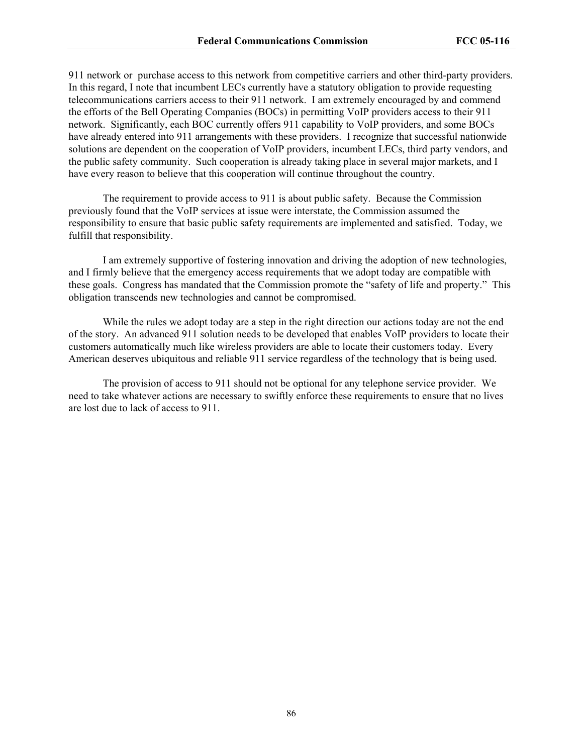911 network or purchase access to this network from competitive carriers and other third-party providers. In this regard, I note that incumbent LECs currently have a statutory obligation to provide requesting telecommunications carriers access to their 911 network. I am extremely encouraged by and commend the efforts of the Bell Operating Companies (BOCs) in permitting VoIP providers access to their 911 network. Significantly, each BOC currently offers 911 capability to VoIP providers, and some BOCs have already entered into 911 arrangements with these providers. I recognize that successful nationwide solutions are dependent on the cooperation of VoIP providers, incumbent LECs, third party vendors, and the public safety community. Such cooperation is already taking place in several major markets, and I have every reason to believe that this cooperation will continue throughout the country.

The requirement to provide access to 911 is about public safety. Because the Commission previously found that the VoIP services at issue were interstate, the Commission assumed the responsibility to ensure that basic public safety requirements are implemented and satisfied. Today, we fulfill that responsibility.

I am extremely supportive of fostering innovation and driving the adoption of new technologies, and I firmly believe that the emergency access requirements that we adopt today are compatible with these goals. Congress has mandated that the Commission promote the "safety of life and property." This obligation transcends new technologies and cannot be compromised.

While the rules we adopt today are a step in the right direction our actions today are not the end of the story. An advanced 911 solution needs to be developed that enables VoIP providers to locate their customers automatically much like wireless providers are able to locate their customers today. Every American deserves ubiquitous and reliable 911 service regardless of the technology that is being used.

The provision of access to 911 should not be optional for any telephone service provider. We need to take whatever actions are necessary to swiftly enforce these requirements to ensure that no lives are lost due to lack of access to 911.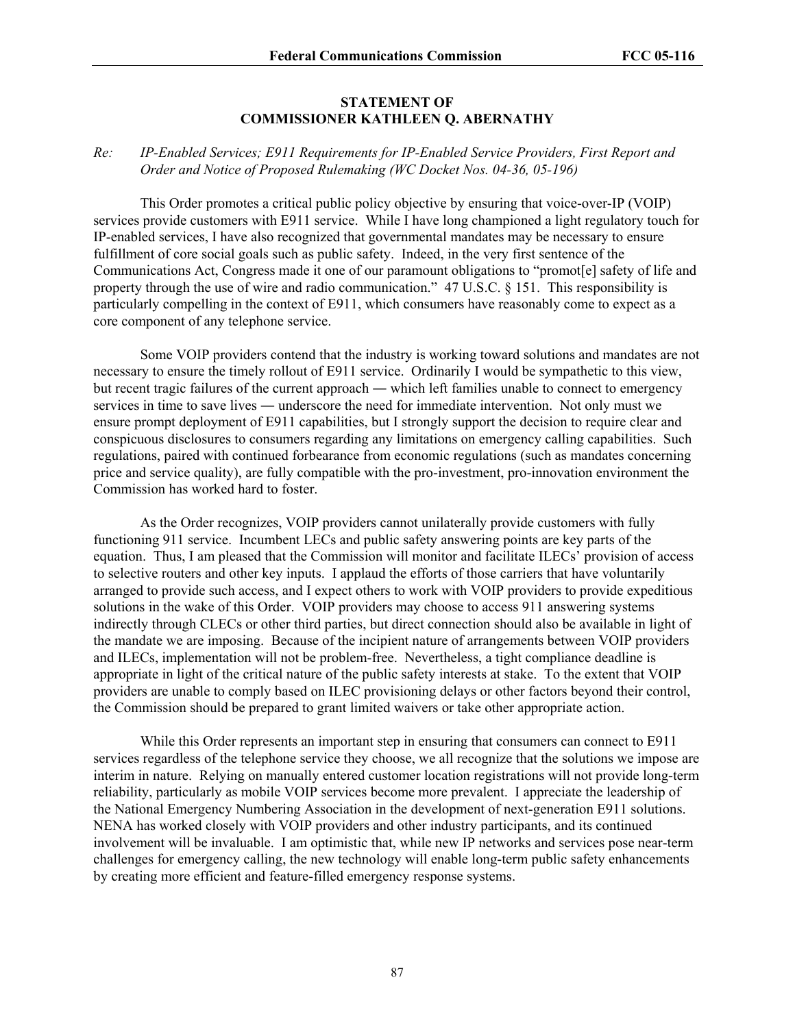**STATEMENT OF**
**COMMISSIONER KATHLEEN Q. ABERNATHY**

*Re: IP-Enabled Services; E911 Requirements for IP-Enabled Service Providers, First Report and Order and Notice of Proposed Rulemaking (WC Docket Nos. 04-36, 05-196)*

This Order promotes a critical public policy objective by ensuring that voice-over-IP (VOIP) services provide customers with E911 service. While I have long championed a light regulatory touch for IP-enabled services, I have also recognized that governmental mandates may be necessary to ensure fulfillment of core social goals such as public safety. Indeed, in the very first sentence of the Communications Act, Congress made it one of our paramount obligations to "promot[e] safety of life and property through the use of wire and radio communication." 47 U.S.C. § 151. This responsibility is particularly compelling in the context of E911, which consumers have reasonably come to expect as a core component of any telephone service.

Some VOIP providers contend that the industry is working toward solutions and mandates are not necessary to ensure the timely rollout of E911 service. Ordinarily I would be sympathetic to this view, but recent tragic failures of the current approach ― which left families unable to connect to emergency services in time to save lives ― underscore the need for immediate intervention. Not only must we ensure prompt deployment of E911 capabilities, but I strongly support the decision to require clear and conspicuous disclosures to consumers regarding any limitations on emergency calling capabilities. Such regulations, paired with continued forbearance from economic regulations (such as mandates concerning price and service quality), are fully compatible with the pro-investment, pro-innovation environment the Commission has worked hard to foster.

As the Order recognizes, VOIP providers cannot unilaterally provide customers with fully functioning 911 service. Incumbent LECs and public safety answering points are key parts of the equation. Thus, I am pleased that the Commission will monitor and facilitate ILECs' provision of access to selective routers and other key inputs. I applaud the efforts of those carriers that have voluntarily arranged to provide such access, and I expect others to work with VOIP providers to provide expeditious solutions in the wake of this Order. VOIP providers may choose to access 911 answering systems indirectly through CLECs or other third parties, but direct connection should also be available in light of the mandate we are imposing. Because of the incipient nature of arrangements between VOIP providers and ILECs, implementation will not be problem-free. Nevertheless, a tight compliance deadline is appropriate in light of the critical nature of the public safety interests at stake. To the extent that VOIP providers are unable to comply based on ILEC provisioning delays or other factors beyond their control, the Commission should be prepared to grant limited waivers or take other appropriate action.

While this Order represents an important step in ensuring that consumers can connect to E911 services regardless of the telephone service they choose, we all recognize that the solutions we impose are interim in nature. Relying on manually entered customer location registrations will not provide long-term reliability, particularly as mobile VOIP services become more prevalent. I appreciate the leadership of the National Emergency Numbering Association in the development of next-generation E911 solutions. NENA has worked closely with VOIP providers and other industry participants, and its continued involvement will be invaluable. I am optimistic that, while new IP networks and services pose near-term challenges for emergency calling, the new technology will enable long-term public safety enhancements by creating more efficient and feature-filled emergency response systems.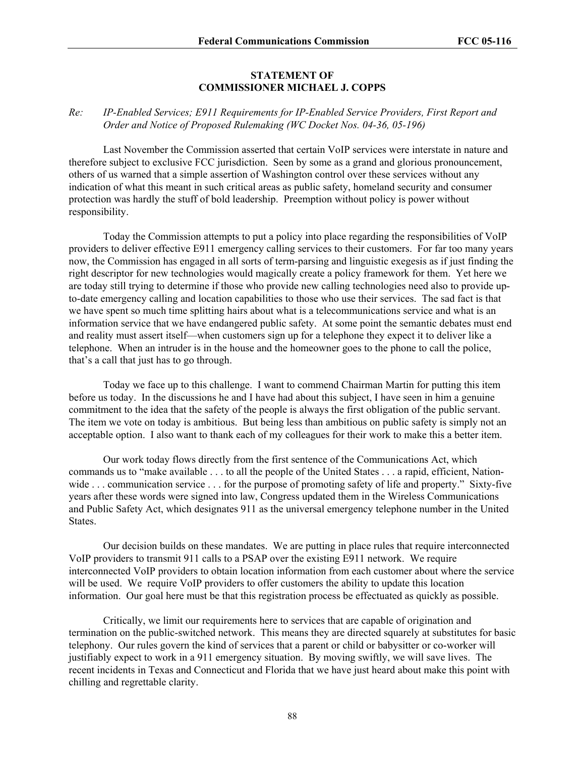## STATEMENT OF
## COMMISSIONER MICHAEL J. COPPS

*Re: IP-Enabled Services; E911 Requirements for IP-Enabled Service Providers, First Report and Order and Notice of Proposed Rulemaking (WC Docket Nos. 04-36, 05-196)*

Last November the Commission asserted that certain VoIP services were interstate in nature and therefore subject to exclusive FCC jurisdiction. Seen by some as a grand and glorious pronouncement, others of us warned that a simple assertion of Washington control over these services without any indication of what this meant in such critical areas as public safety, homeland security and consumer protection was hardly the stuff of bold leadership. Preemption without policy is power without responsibility.

Today the Commission attempts to put a policy into place regarding the responsibilities of VoIP providers to deliver effective E911 emergency calling services to their customers. For far too many years now, the Commission has engaged in all sorts of term-parsing and linguistic exegesis as if just finding the right descriptor for new technologies would magically create a policy framework for them. Yet here we are today still trying to determine if those who provide new calling technologies need also to provide up-to-date emergency calling and location capabilities to those who use their services. The sad fact is that we have spent so much time splitting hairs about what is a telecommunications service and what is an information service that we have endangered public safety. At some point the semantic debates must end and reality must assert itself—when customers sign up for a telephone they expect it to deliver like a telephone. When an intruder is in the house and the homeowner goes to the phone to call the police, that's a call that just has to go through.

Today we face up to this challenge. I want to commend Chairman Martin for putting this item before us today. In the discussions he and I have had about this subject, I have seen in him a genuine commitment to the idea that the safety of the people is always the first obligation of the public servant. The item we vote on today is ambitious. But being less than ambitious on public safety is simply not an acceptable option. I also want to thank each of my colleagues for their work to make this a better item.

Our work today flows directly from the first sentence of the Communications Act, which commands us to "make available . . . to all the people of the United States . . . a rapid, efficient, Nation-wide . . . communication service . . . for the purpose of promoting safety of life and property." Sixty-five years after these words were signed into law, Congress updated them in the Wireless Communications and Public Safety Act, which designates 911 as the universal emergency telephone number in the United States.

Our decision builds on these mandates. We are putting in place rules that require interconnected VoIP providers to transmit 911 calls to a PSAP over the existing E911 network. We require interconnected VoIP providers to obtain location information from each customer about where the service will be used. We require VoIP providers to offer customers the ability to update this location information. Our goal here must be that this registration process be effectuated as quickly as possible.

Critically, we limit our requirements here to services that are capable of origination and termination on the public-switched network. This means they are directed squarely at substitutes for basic telephony. Our rules govern the kind of services that a parent or child or babysitter or co-worker will justifiably expect to work in a 911 emergency situation. By moving swiftly, we will save lives. The recent incidents in Texas and Connecticut and Florida that we have just heard about make this point with chilling and regrettable clarity.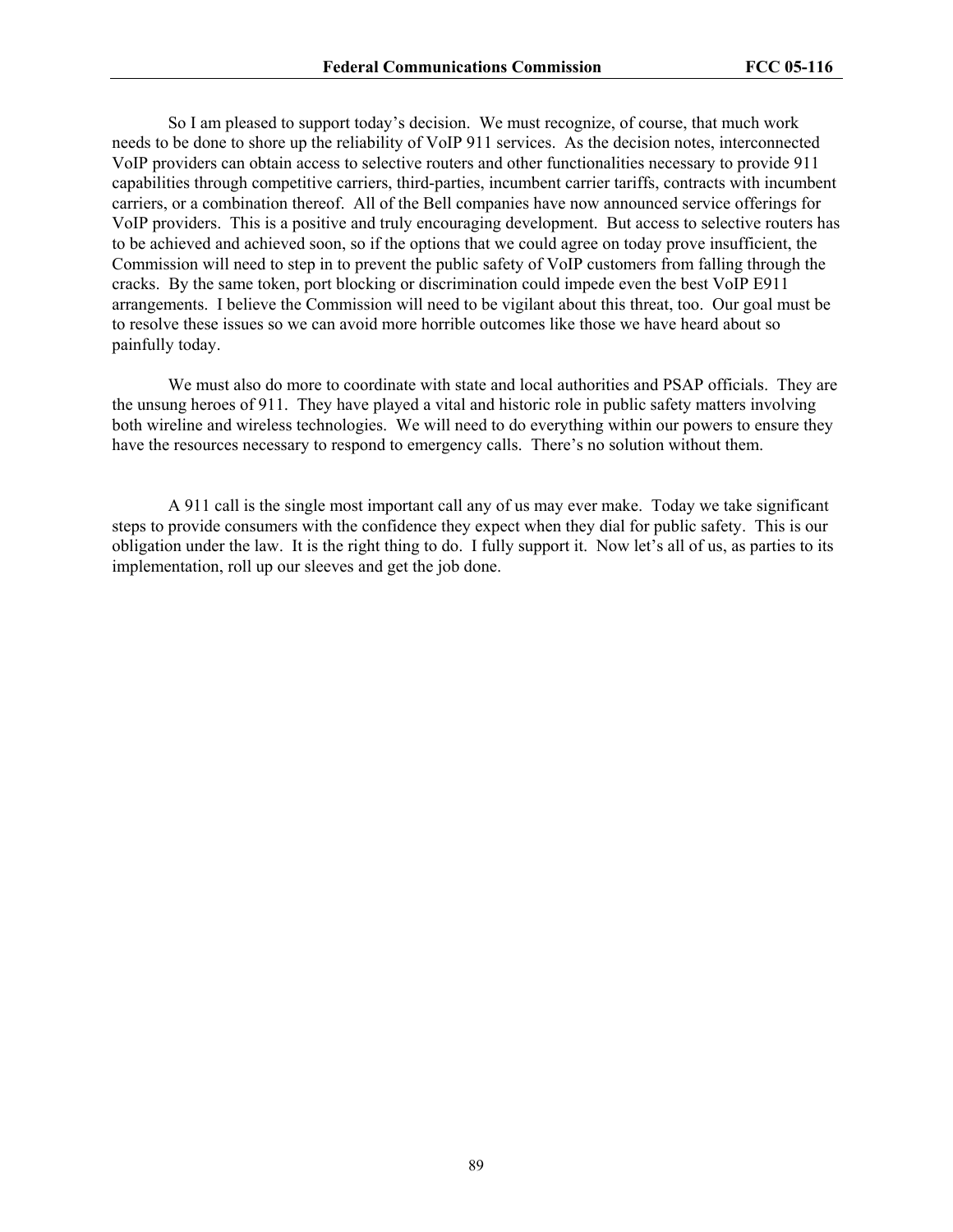So I am pleased to support today's decision. We must recognize, of course, that much work needs to be done to shore up the reliability of VoIP 911 services. As the decision notes, interconnected VoIP providers can obtain access to selective routers and other functionalities necessary to provide 911 capabilities through competitive carriers, third-parties, incumbent carrier tariffs, contracts with incumbent carriers, or a combination thereof. All of the Bell companies have now announced service offerings for VoIP providers. This is a positive and truly encouraging development. But access to selective routers has to be achieved and achieved soon, so if the options that we could agree on today prove insufficient, the Commission will need to step in to prevent the public safety of VoIP customers from falling through the cracks. By the same token, port blocking or discrimination could impede even the best VoIP E911 arrangements. I believe the Commission will need to be vigilant about this threat, too. Our goal must be to resolve these issues so we can avoid more horrible outcomes like those we have heard about so painfully today.

We must also do more to coordinate with state and local authorities and PSAP officials. They are the unsung heroes of 911. They have played a vital and historic role in public safety matters involving both wireline and wireless technologies. We will need to do everything within our powers to ensure they have the resources necessary to respond to emergency calls. There's no solution without them.

A 911 call is the single most important call any of us may ever make. Today we take significant steps to provide consumers with the confidence they expect when they dial for public safety. This is our obligation under the law. It is the right thing to do. I fully support it. Now let's all of us, as parties to its implementation, roll up our sleeves and get the job done.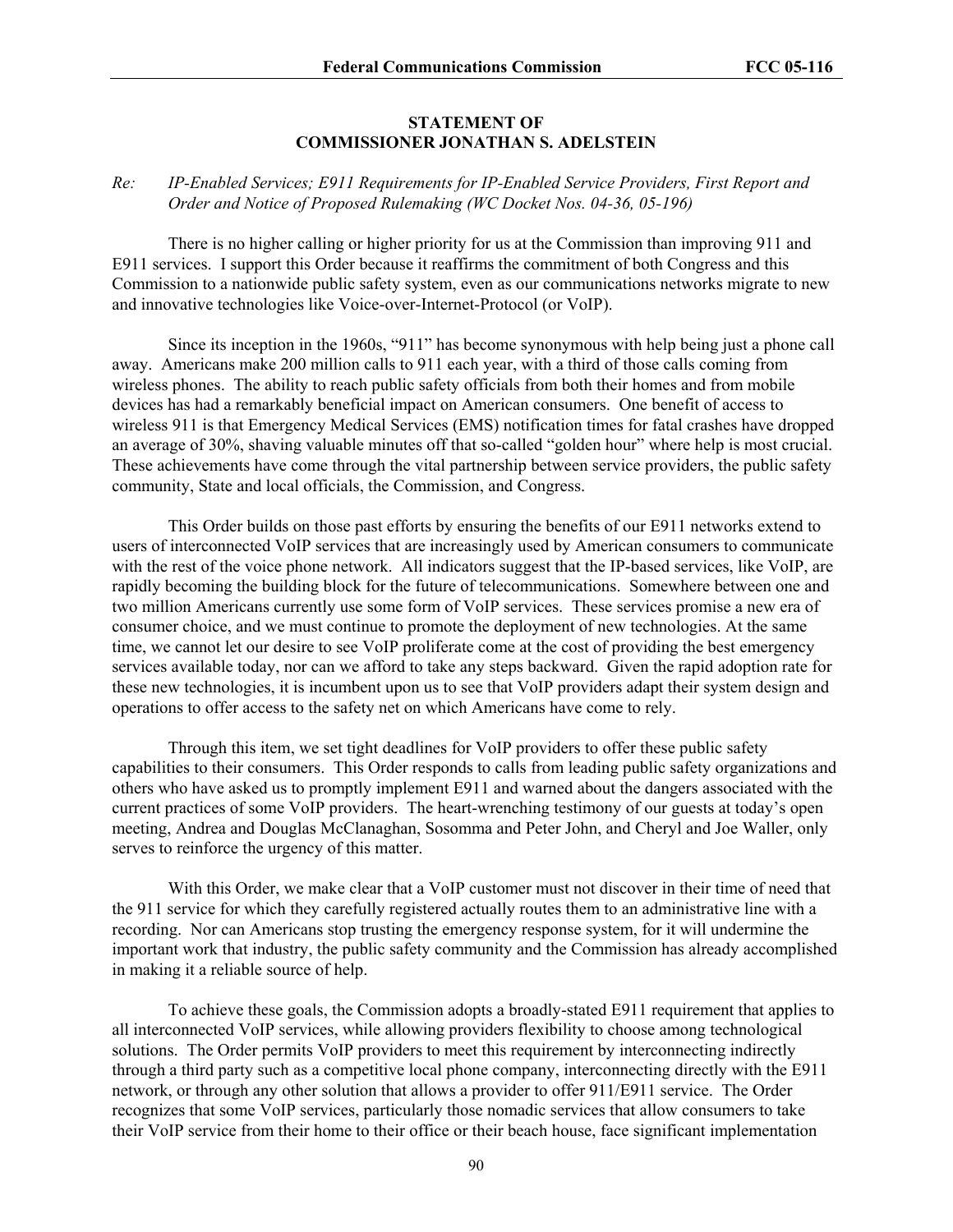**STATEMENT OF**
**COMMISSIONER JONATHAN S. ADELSTEIN**

*Re: IP-Enabled Services; E911 Requirements for IP-Enabled Service Providers, First Report and Order and Notice of Proposed Rulemaking (WC Docket Nos. 04-36, 05-196)*

There is no higher calling or higher priority for us at the Commission than improving 911 and E911 services. I support this Order because it reaffirms the commitment of both Congress and this Commission to a nationwide public safety system, even as our communications networks migrate to new and innovative technologies like Voice-over-Internet-Protocol (or VoIP).

Since its inception in the 1960s, "911" has become synonymous with help being just a phone call away. Americans make 200 million calls to 911 each year, with a third of those calls coming from wireless phones. The ability to reach public safety officials from both their homes and from mobile devices has had a remarkably beneficial impact on American consumers. One benefit of access to wireless 911 is that Emergency Medical Services (EMS) notification times for fatal crashes have dropped an average of 30%, shaving valuable minutes off that so-called "golden hour" where help is most crucial. These achievements have come through the vital partnership between service providers, the public safety community, State and local officials, the Commission, and Congress.

This Order builds on those past efforts by ensuring the benefits of our E911 networks extend to users of interconnected VoIP services that are increasingly used by American consumers to communicate with the rest of the voice phone network. All indicators suggest that the IP-based services, like VoIP, are rapidly becoming the building block for the future of telecommunications. Somewhere between one and two million Americans currently use some form of VoIP services. These services promise a new era of consumer choice, and we must continue to promote the deployment of new technologies. At the same time, we cannot let our desire to see VoIP proliferate come at the cost of providing the best emergency services available today, nor can we afford to take any steps backward. Given the rapid adoption rate for these new technologies, it is incumbent upon us to see that VoIP providers adapt their system design and operations to offer access to the safety net on which Americans have come to rely.

Through this item, we set tight deadlines for VoIP providers to offer these public safety capabilities to their consumers. This Order responds to calls from leading public safety organizations and others who have asked us to promptly implement E911 and warned about the dangers associated with the current practices of some VoIP providers. The heart-wrenching testimony of our guests at today's open meeting, Andrea and Douglas McClanaghan, Sosomma and Peter John, and Cheryl and Joe Waller, only serves to reinforce the urgency of this matter.

With this Order, we make clear that a VoIP customer must not discover in their time of need that the 911 service for which they carefully registered actually routes them to an administrative line with a recording. Nor can Americans stop trusting the emergency response system, for it will undermine the important work that industry, the public safety community and the Commission has already accomplished in making it a reliable source of help.

To achieve these goals, the Commission adopts a broadly-stated E911 requirement that applies to all interconnected VoIP services, while allowing providers flexibility to choose among technological solutions. The Order permits VoIP providers to meet this requirement by interconnecting indirectly through a third party such as a competitive local phone company, interconnecting directly with the E911 network, or through any other solution that allows a provider to offer 911/E911 service. The Order recognizes that some VoIP services, particularly those nomadic services that allow consumers to take their VoIP service from their home to their office or their beach house, face significant implementation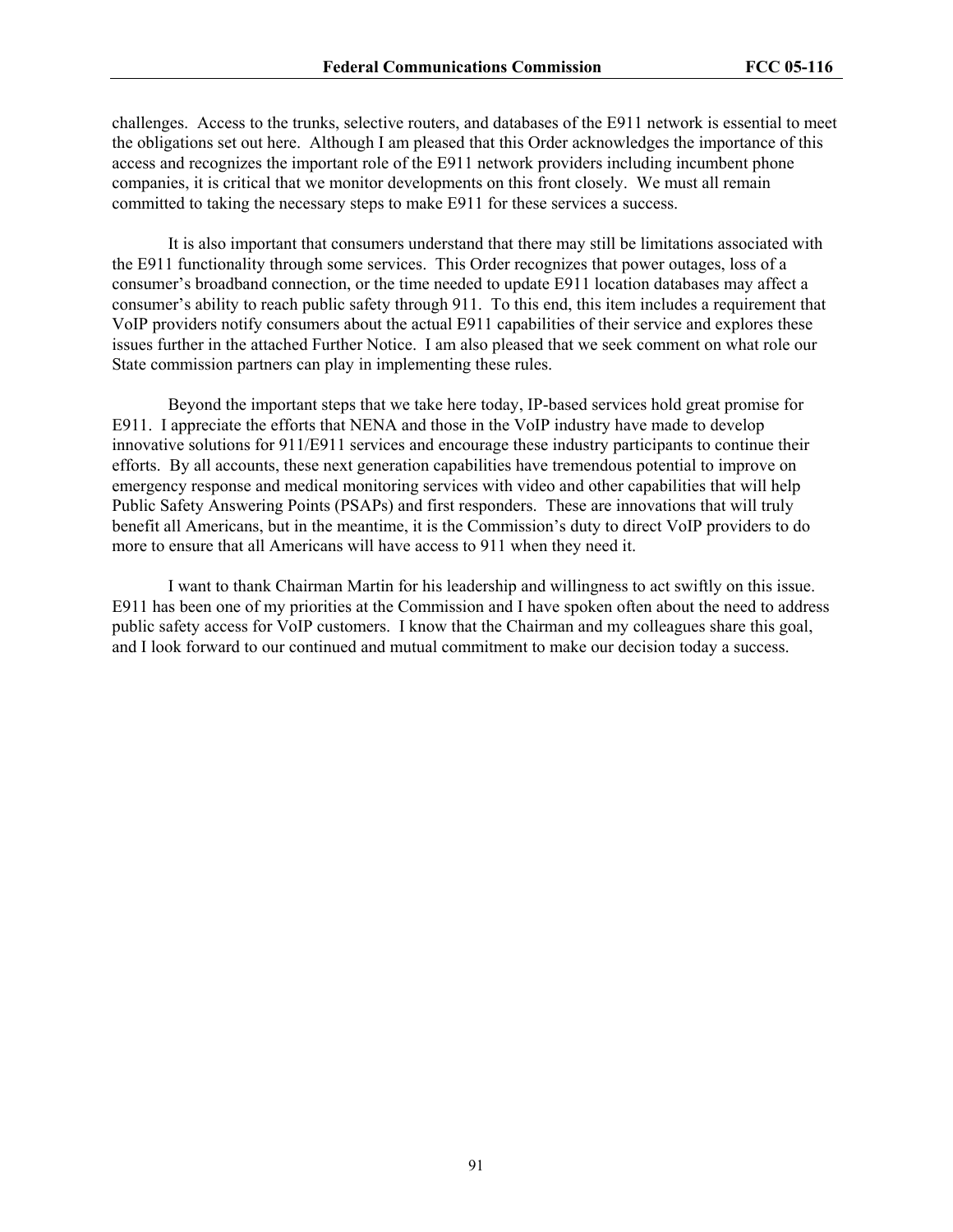challenges. Access to the trunks, selective routers, and databases of the E911 network is essential to meet the obligations set out here. Although I am pleased that this Order acknowledges the importance of this access and recognizes the important role of the E911 network providers including incumbent phone companies, it is critical that we monitor developments on this front closely. We must all remain committed to taking the necessary steps to make E911 for these services a success.

It is also important that consumers understand that there may still be limitations associated with the E911 functionality through some services. This Order recognizes that power outages, loss of a consumer's broadband connection, or the time needed to update E911 location databases may affect a consumer's ability to reach public safety through 911. To this end, this item includes a requirement that VoIP providers notify consumers about the actual E911 capabilities of their service and explores these issues further in the attached Further Notice. I am also pleased that we seek comment on what role our State commission partners can play in implementing these rules.

Beyond the important steps that we take here today, IP-based services hold great promise for E911. I appreciate the efforts that NENA and those in the VoIP industry have made to develop innovative solutions for 911/E911 services and encourage these industry participants to continue their efforts. By all accounts, these next generation capabilities have tremendous potential to improve on emergency response and medical monitoring services with video and other capabilities that will help Public Safety Answering Points (PSAPs) and first responders. These are innovations that will truly benefit all Americans, but in the meantime, it is the Commission's duty to direct VoIP providers to do more to ensure that all Americans will have access to 911 when they need it.

I want to thank Chairman Martin for his leadership and willingness to act swiftly on this issue. E911 has been one of my priorities at the Commission and I have spoken often about the need to address public safety access for VoIP customers. I know that the Chairman and my colleagues share this goal, and I look forward to our continued and mutual commitment to make our decision today a success.